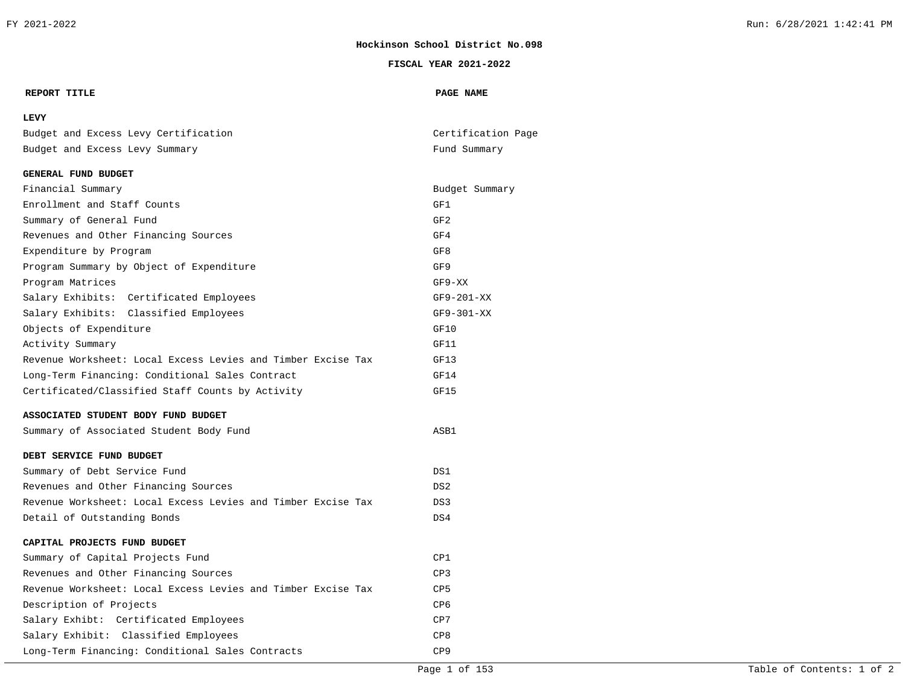# Hockinson School District No.098

## FISCAL YEAR 2021-2022

| REPORT TITLE | PAGE NAME |
|---|---|
| **LEVY** | |
| Budget and Excess Levy Certification | Certification Page |
| Budget and Excess Levy Summary | Fund Summary |
| **GENERAL FUND BUDGET** | |
| Financial Summary | Budget Summary |
| Enrollment and Staff Counts | GF1 |
| Summary of General Fund | GF2 |
| Revenues and Other Financing Sources | GF4 |
| Expenditure by Program | GF8 |
| Program Summary by Object of Expenditure | GF9 |
| Program Matrices | GF9-XX |
| Salary Exhibits: Certificated Employees | GF9-201-XX |
| Salary Exhibits: Classified Employees | GF9-301-XX |
| Objects of Expenditure | GF10 |
| Activity Summary | GF11 |
| Revenue Worksheet: Local Excess Levies and Timber Excise Tax | GF13 |
| Long-Term Financing: Conditional Sales Contract | GF14 |
| Certificated/Classified Staff Counts by Activity | GF15 |
| **ASSOCIATED STUDENT BODY FUND BUDGET** | |
| Summary of Associated Student Body Fund | ASB1 |
| **DEBT SERVICE FUND BUDGET** | |
| Summary of Debt Service Fund | DS1 |
| Revenues and Other Financing Sources | DS2 |
| Revenue Worksheet: Local Excess Levies and Timber Excise Tax | DS3 |
| Detail of Outstanding Bonds | DS4 |
| **CAPITAL PROJECTS FUND BUDGET** | |
| Summary of Capital Projects Fund | CP1 |
| Revenues and Other Financing Sources | CP3 |
| Revenue Worksheet: Local Excess Levies and Timber Excise Tax | CP5 |
| Description of Projects | CP6 |
| Salary Exhibt: Certificated Employees | CP7 |
| Salary Exhibit: Classified Employees | CP8 |
| Long-Term Financing: Conditional Sales Contracts | CP9 |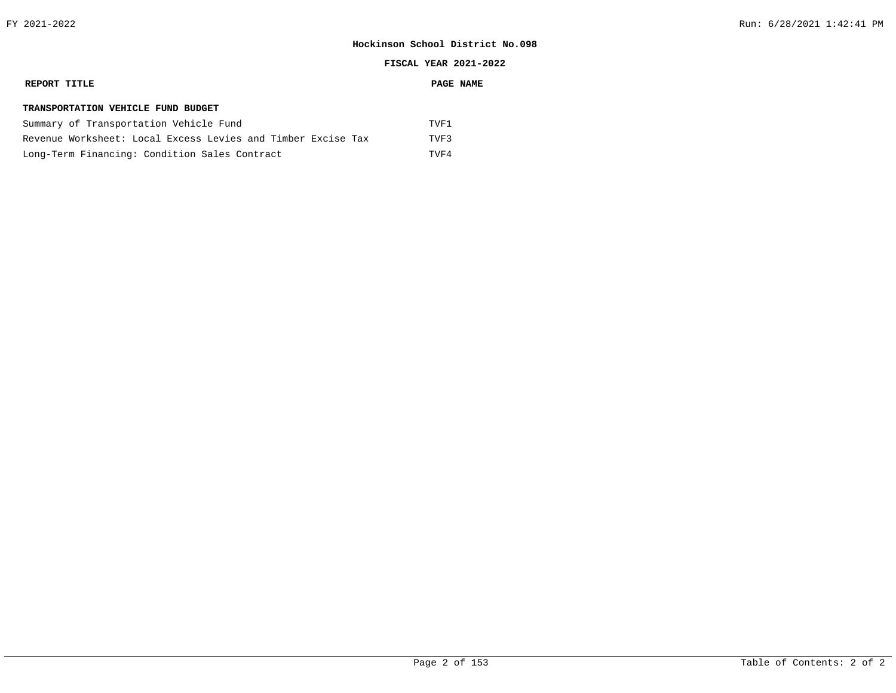**Hockinson School District No.098**

**FISCAL YEAR 2021-2022**

| REPORT TITLE | PAGE NAME |
|---|---|
| **TRANSPORTATION VEHICLE FUND BUDGET** | |
| Summary of Transportation Vehicle Fund | TVF1 |
| Revenue Worksheet: Local Excess Levies and Timber Excise Tax | TVF3 |
| Long-Term Financing: Condition Sales Contract | TVF4 |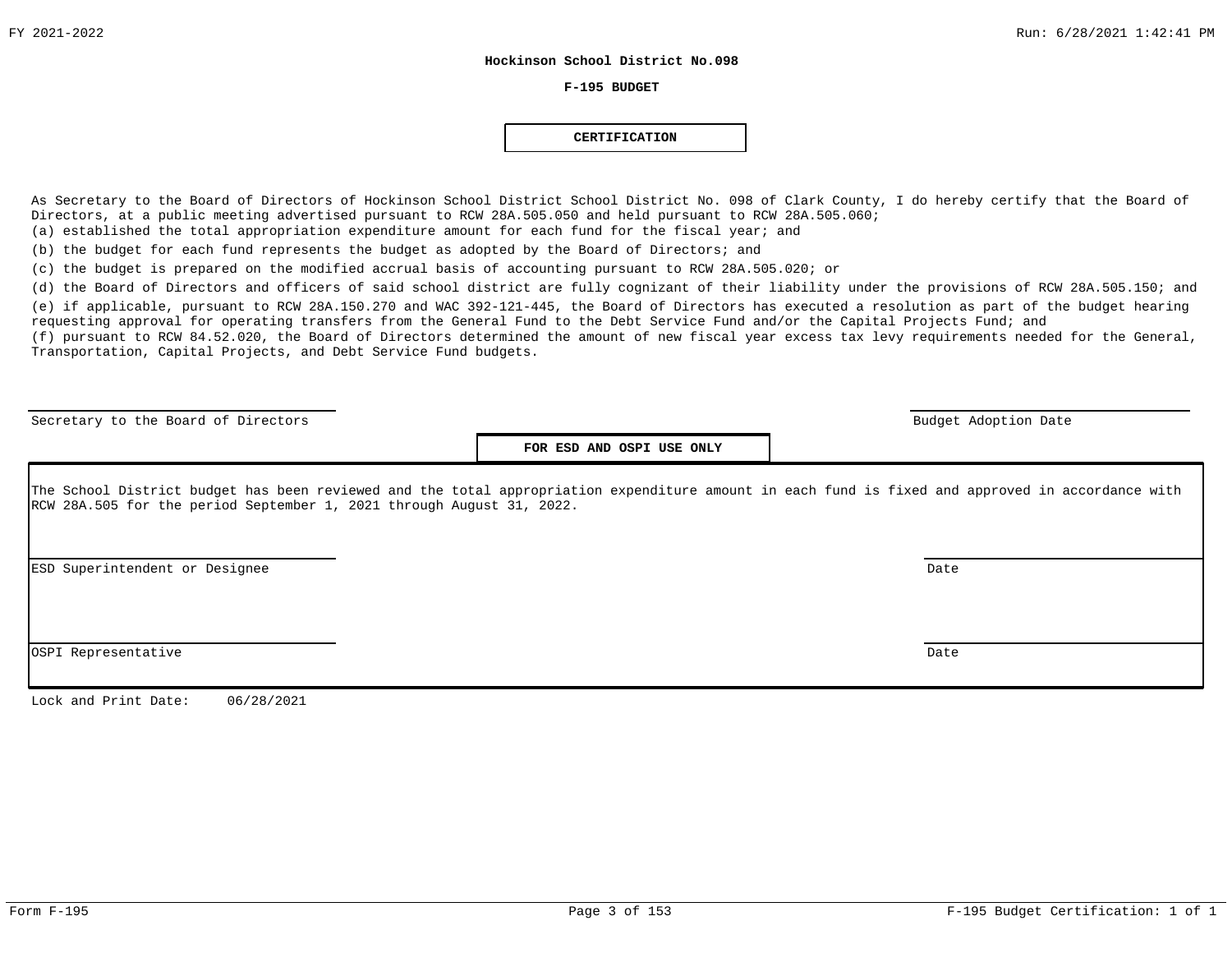**Hockinson School District No.098**

**F-195 BUDGET**

## CERTIFICATION

As Secretary to the Board of Directors of Hockinson School District School District No. 098 of Clark County, I do hereby certify that the Board of Directors, at a public meeting advertised pursuant to RCW 28A.505.050 and held pursuant to RCW 28A.505.060;

(a) established the total appropriation expenditure amount for each fund for the fiscal year; and

(b) the budget for each fund represents the budget as adopted by the Board of Directors; and

(c) the budget is prepared on the modified accrual basis of accounting pursuant to RCW 28A.505.020; or

(d) the Board of Directors and officers of said school district are fully cognizant of their liability under the provisions of RCW 28A.505.150; and

(e) if applicable, pursuant to RCW 28A.150.270 and WAC 392-121-445, the Board of Directors has executed a resolution as part of the budget hearing requesting approval for operating transfers from the General Fund to the Debt Service Fund and/or the Capital Projects Fund; and

(f) pursuant to RCW 84.52.020, the Board of Directors determined the amount of new fiscal year excess tax levy requirements needed for the General, Transportation, Capital Projects, and Debt Service Fund budgets.

\_\_\_\_\_\_\_\_\_\_\_\_\_\_\_\_\_\_\_\_\_\_\_\_\_\_\_\_\_\_ 
Secretary to the Board of Directors

\_\_\_\_\_\_\_\_\_\_\_\_\_\_\_\_\_\_\_\_\_\_\_\_\_\_\_\_\_\_ 
Budget Adoption Date

### FOR ESD AND OSPI USE ONLY

The School District budget has been reviewed and the total appropriation expenditure amount in each fund is fixed and approved in accordance with RCW 28A.505 for the period September 1, 2021 through August 31, 2022.

\_\_\_\_\_\_\_\_\_\_\_\_\_\_\_\_\_\_\_\_\_\_\_\_\_\_\_\_\_\_ 
ESD Superintendent or Designee

\_\_\_\_\_\_\_\_\_\_\_\_\_\_\_\_\_\_\_\_\_\_\_\_\_\_\_\_\_\_ 
Date

\_\_\_\_\_\_\_\_\_\_\_\_\_\_\_\_\_\_\_\_\_\_\_\_\_\_\_\_\_\_ 
OSPI Representative

\_\_\_\_\_\_\_\_\_\_\_\_\_\_\_\_\_\_\_\_\_\_\_\_\_\_\_\_\_\_ 
Date

Lock and Print Date: 06/28/2021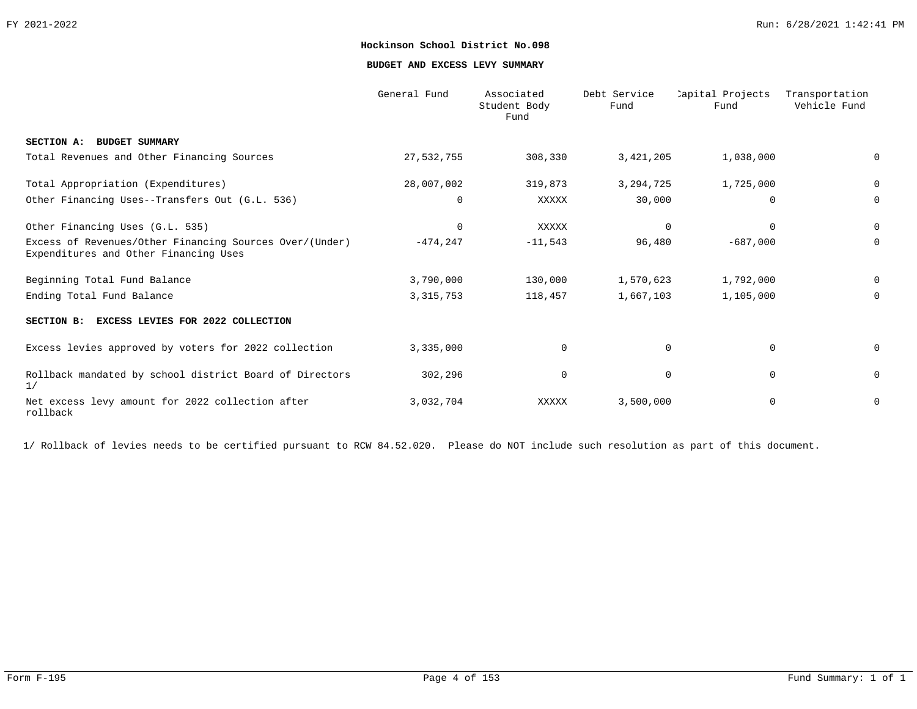**Hockinson School District No.098**

**BUDGET AND EXCESS LEVY SUMMARY**

| | General Fund | Associated Student Body Fund | Debt Service Fund | Capital Projects Fund | Transportation Vehicle Fund |
|---|---|---|---|---|---|
| **SECTION A: BUDGET SUMMARY** | | | | | |
| Total Revenues and Other Financing Sources | 27,532,755 | 308,330 | 3,421,205 | 1,038,000 | 0 |
| Total Appropriation (Expenditures) | 28,007,002 | 319,873 | 3,294,725 | 1,725,000 | 0 |
| Other Financing Uses--Transfers Out (G.L. 536) | 0 | XXXXX | 30,000 | 0 | 0 |
| Other Financing Uses (G.L. 535) | 0 | XXXXX | 0 | 0 | 0 |
| Excess of Revenues/Other Financing Sources Over/(Under) Expenditures and Other Financing Uses | -474,247 | -11,543 | 96,480 | -687,000 | 0 |
| Beginning Total Fund Balance | 3,790,000 | 130,000 | 1,570,623 | 1,792,000 | 0 |
| Ending Total Fund Balance | 3,315,753 | 118,457 | 1,667,103 | 1,105,000 | 0 |
| **SECTION B: EXCESS LEVIES FOR 2022 COLLECTION** | | | | | |
| Excess levies approved by voters for 2022 collection | 3,335,000 | 0 | 0 | 0 | 0 |
| Rollback mandated by school district Board of Directors 1/ | 302,296 | 0 | 0 | 0 | 0 |
| Net excess levy amount for 2022 collection after rollback | 3,032,704 | XXXXX | 3,500,000 | 0 | 0 |

1/ Rollback of levies needs to be certified pursuant to RCW 84.52.020. Please do NOT include such resolution as part of this document.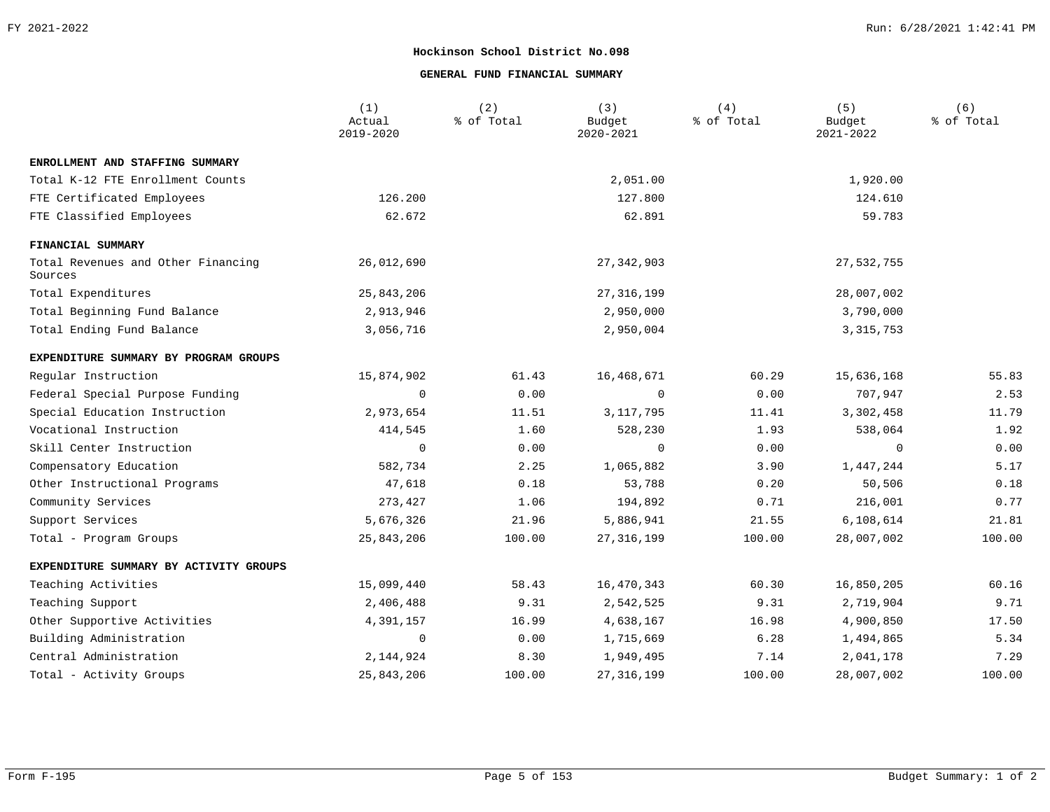# Hockinson School District No.098

## GENERAL FUND FINANCIAL SUMMARY

| | (1) Actual 2019-2020 | (2) % of Total | (3) Budget 2020-2021 | (4) % of Total | (5) Budget 2021-2022 | (6) % of Total |
|---|---|---|---|---|---|---|
| **ENROLLMENT AND STAFFING SUMMARY** | | | | | | |
| Total K-12 FTE Enrollment Counts | | | 2,051.00 | | 1,920.00 | |
| FTE Certificated Employees | 126.200 | | 127.800 | | 124.610 | |
| FTE Classified Employees | 62.672 | | 62.891 | | 59.783 | |
| **FINANCIAL SUMMARY** | | | | | | |
| Total Revenues and Other Financing Sources | 26,012,690 | | 27,342,903 | | 27,532,755 | |
| Total Expenditures | 25,843,206 | | 27,316,199 | | 28,007,002 | |
| Total Beginning Fund Balance | 2,913,946 | | 2,950,000 | | 3,790,000 | |
| Total Ending Fund Balance | 3,056,716 | | 2,950,004 | | 3,315,753 | |
| **EXPENDITURE SUMMARY BY PROGRAM GROUPS** | | | | | | |
| Regular Instruction | 15,874,902 | 61.43 | 16,468,671 | 60.29 | 15,636,168 | 55.83 |
| Federal Special Purpose Funding | 0 | 0.00 | 0 | 0.00 | 707,947 | 2.53 |
| Special Education Instruction | 2,973,654 | 11.51 | 3,117,795 | 11.41 | 3,302,458 | 11.79 |
| Vocational Instruction | 414,545 | 1.60 | 528,230 | 1.93 | 538,064 | 1.92 |
| Skill Center Instruction | 0 | 0.00 | 0 | 0.00 | 0 | 0.00 |
| Compensatory Education | 582,734 | 2.25 | 1,065,882 | 3.90 | 1,447,244 | 5.17 |
| Other Instructional Programs | 47,618 | 0.18 | 53,788 | 0.20 | 50,506 | 0.18 |
| Community Services | 273,427 | 1.06 | 194,892 | 0.71 | 216,001 | 0.77 |
| Support Services | 5,676,326 | 21.96 | 5,886,941 | 21.55 | 6,108,614 | 21.81 |
| Total - Program Groups | 25,843,206 | 100.00 | 27,316,199 | 100.00 | 28,007,002 | 100.00 |
| **EXPENDITURE SUMMARY BY ACTIVITY GROUPS** | | | | | | |
| Teaching Activities | 15,099,440 | 58.43 | 16,470,343 | 60.30 | 16,850,205 | 60.16 |
| Teaching Support | 2,406,488 | 9.31 | 2,542,525 | 9.31 | 2,719,904 | 9.71 |
| Other Supportive Activities | 4,391,157 | 16.99 | 4,638,167 | 16.98 | 4,900,850 | 17.50 |
| Building Administration | 0 | 0.00 | 1,715,669 | 6.28 | 1,494,865 | 5.34 |
| Central Administration | 2,144,924 | 8.30 | 1,949,495 | 7.14 | 2,041,178 | 7.29 |
| Total - Activity Groups | 25,843,206 | 100.00 | 27,316,199 | 100.00 | 28,007,002 | 100.00 |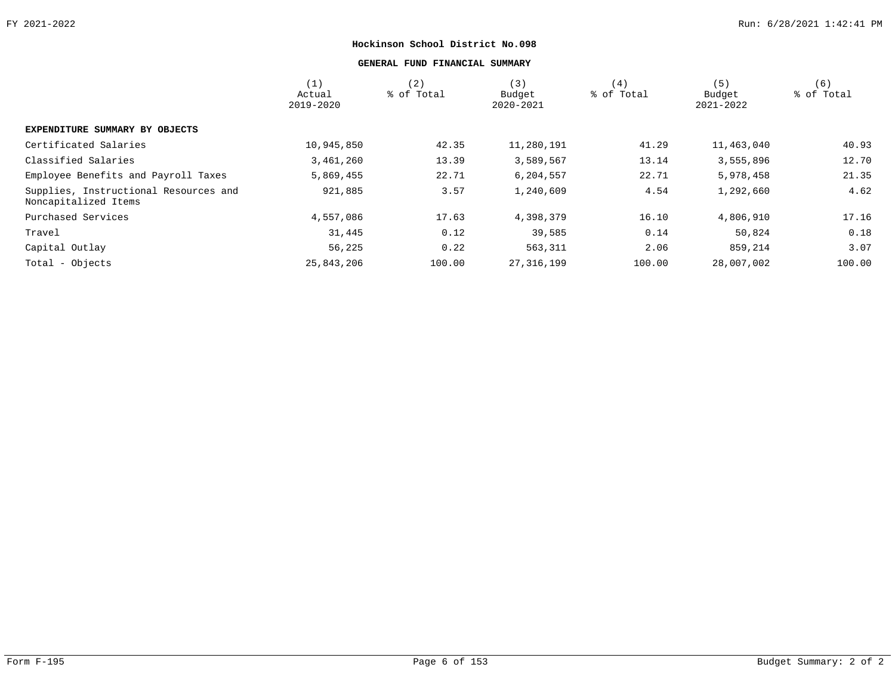## Hockinson School District No.098

### GENERAL FUND FINANCIAL SUMMARY

| | (1) Actual 2019-2020 | (2) % of Total | (3) Budget 2020-2021 | (4) % of Total | (5) Budget 2021-2022 | (6) % of Total |
|---|---|---|---|---|---|---|
| **EXPENDITURE SUMMARY BY OBJECTS** | | | | | | |
| Certificated Salaries | 10,945,850 | 42.35 | 11,280,191 | 41.29 | 11,463,040 | 40.93 |
| Classified Salaries | 3,461,260 | 13.39 | 3,589,567 | 13.14 | 3,555,896 | 12.70 |
| Employee Benefits and Payroll Taxes | 5,869,455 | 22.71 | 6,204,557 | 22.71 | 5,978,458 | 21.35 |
| Supplies, Instructional Resources and Noncapitalized Items | 921,885 | 3.57 | 1,240,609 | 4.54 | 1,292,660 | 4.62 |
| Purchased Services | 4,557,086 | 17.63 | 4,398,379 | 16.10 | 4,806,910 | 17.16 |
| Travel | 31,445 | 0.12 | 39,585 | 0.14 | 50,824 | 0.18 |
| Capital Outlay | 56,225 | 0.22 | 563,311 | 2.06 | 859,214 | 3.07 |
| Total - Objects | 25,843,206 | 100.00 | 27,316,199 | 100.00 | 28,007,002 | 100.00 |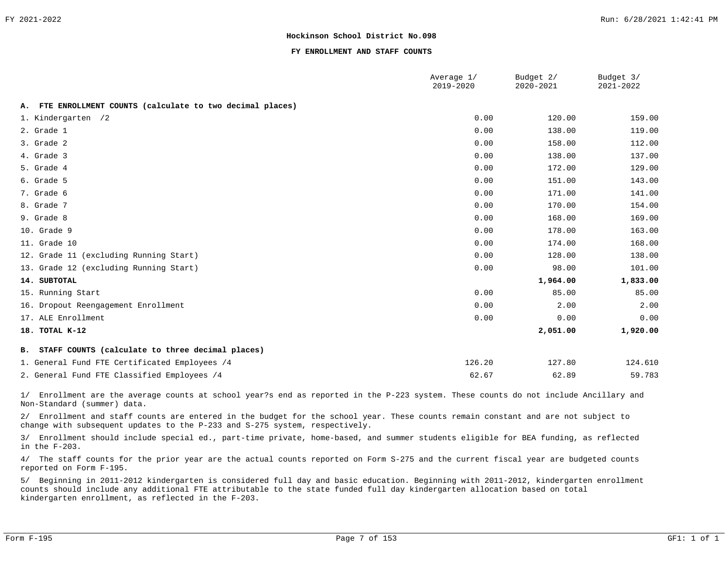**Hockinson School District No.098**

**FY ENROLLMENT AND STAFF COUNTS**

| | Average 1/ 2019-2020 | Budget 2/ 2020-2021 | Budget 3/ 2021-2022 |
|---|---|---|---|
| **A. FTE ENROLLMENT COUNTS (calculate to two decimal places)** | | | |
| 1. Kindergarten /2 | 0.00 | 120.00 | 159.00 |
| 2. Grade 1 | 0.00 | 138.00 | 119.00 |
| 3. Grade 2 | 0.00 | 158.00 | 112.00 |
| 4. Grade 3 | 0.00 | 138.00 | 137.00 |
| 5. Grade 4 | 0.00 | 172.00 | 129.00 |
| 6. Grade 5 | 0.00 | 151.00 | 143.00 |
| 7. Grade 6 | 0.00 | 171.00 | 141.00 |
| 8. Grade 7 | 0.00 | 170.00 | 154.00 |
| 9. Grade 8 | 0.00 | 168.00 | 169.00 |
| 10. Grade 9 | 0.00 | 178.00 | 163.00 |
| 11. Grade 10 | 0.00 | 174.00 | 168.00 |
| 12. Grade 11 (excluding Running Start) | 0.00 | 128.00 | 138.00 |
| 13. Grade 12 (excluding Running Start) | 0.00 | 98.00 | 101.00 |
| **14. SUBTOTAL** | | **1,964.00** | **1,833.00** |
| 15. Running Start | 0.00 | 85.00 | 85.00 |
| 16. Dropout Reengagement Enrollment | 0.00 | 2.00 | 2.00 |
| 17. ALE Enrollment | 0.00 | 0.00 | 0.00 |
| **18. TOTAL K-12** | | **2,051.00** | **1,920.00** |
| **B. STAFF COUNTS (calculate to three decimal places)** | | | |
| 1. General Fund FTE Certificated Employees /4 | 126.20 | 127.80 | 124.610 |
| 2. General Fund FTE Classified Employees /4 | 62.67 | 62.89 | 59.783 |

1/ Enrollment are the average counts at school year?s end as reported in the P-223 system. These counts do not include Ancillary and Non-Standard (summer) data.

2/ Enrollment and staff counts are entered in the budget for the school year. These counts remain constant and are not subject to change with subsequent updates to the P-233 and S-275 system, respectively.

3/ Enrollment should include special ed., part-time private, home-based, and summer students eligible for BEA funding, as reflected in the F-203.

4/ The staff counts for the prior year are the actual counts reported on Form S-275 and the current fiscal year are budgeted counts reported on Form F-195.

5/ Beginning in 2011-2012 kindergarten is considered full day and basic education. Beginning with 2011-2012, kindergarten enrollment counts should include any additional FTE attributable to the state funded full day kindergarten allocation based on total kindergarten enrollment, as reflected in the F-203.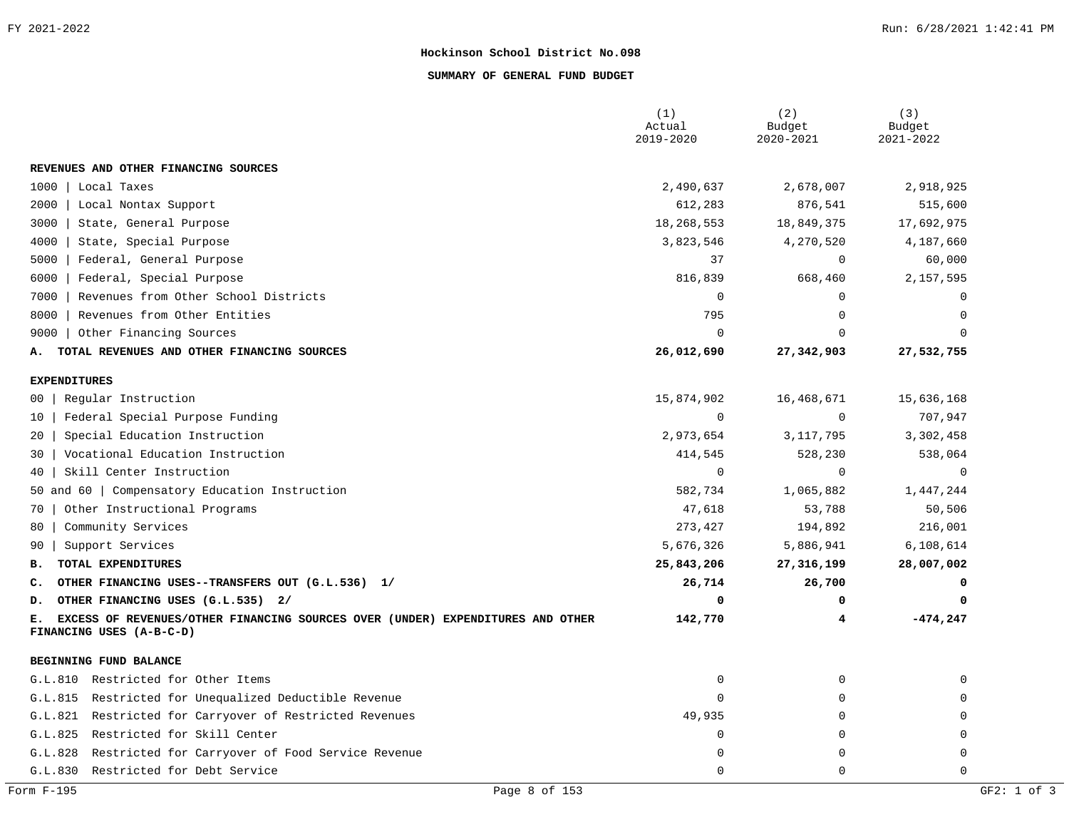# Hockinson School District No.098

## SUMMARY OF GENERAL FUND BUDGET

| | (1) Actual 2019-2020 | (2) Budget 2020-2021 | (3) Budget 2021-2022 |
|---|---|---|---|
| **REVENUES AND OTHER FINANCING SOURCES** | | | |
| 1000 \| Local Taxes | 2,490,637 | 2,678,007 | 2,918,925 |
| 2000 \| Local Nontax Support | 612,283 | 876,541 | 515,600 |
| 3000 \| State, General Purpose | 18,268,553 | 18,849,375 | 17,692,975 |
| 4000 \| State, Special Purpose | 3,823,546 | 4,270,520 | 4,187,660 |
| 5000 \| Federal, General Purpose | 37 | 0 | 60,000 |
| 6000 \| Federal, Special Purpose | 816,839 | 668,460 | 2,157,595 |
| 7000 \| Revenues from Other School Districts | 0 | 0 | 0 |
| 8000 \| Revenues from Other Entities | 795 | 0 | 0 |
| 9000 \| Other Financing Sources | 0 | 0 | 0 |
| **A. TOTAL REVENUES AND OTHER FINANCING SOURCES** | **26,012,690** | **27,342,903** | **27,532,755** |
| **EXPENDITURES** | | | |
| 00 \| Regular Instruction | 15,874,902 | 16,468,671 | 15,636,168 |
| 10 \| Federal Special Purpose Funding | 0 | 0 | 707,947 |
| 20 \| Special Education Instruction | 2,973,654 | 3,117,795 | 3,302,458 |
| 30 \| Vocational Education Instruction | 414,545 | 528,230 | 538,064 |
| 40 \| Skill Center Instruction | 0 | 0 | 0 |
| 50 and 60 \| Compensatory Education Instruction | 582,734 | 1,065,882 | 1,447,244 |
| 70 \| Other Instructional Programs | 47,618 | 53,788 | 50,506 |
| 80 \| Community Services | 273,427 | 194,892 | 216,001 |
| 90 \| Support Services | 5,676,326 | 5,886,941 | 6,108,614 |
| **B. TOTAL EXPENDITURES** | **25,843,206** | **27,316,199** | **28,007,002** |
| **C. OTHER FINANCING USES--TRANSFERS OUT (G.L.536) 1/** | **26,714** | **26,700** | **0** |
| **D. OTHER FINANCING USES (G.L.535) 2/** | **0** | **0** | **0** |
| **E. EXCESS OF REVENUES/OTHER FINANCING SOURCES OVER (UNDER) EXPENDITURES AND OTHER FINANCING USES (A-B-C-D)** | **142,770** | **4** | **-474,247** |
| **BEGINNING FUND BALANCE** | | | |
| G.L.810 Restricted for Other Items | 0 | 0 | 0 |
| G.L.815 Restricted for Unequalized Deductible Revenue | 0 | 0 | 0 |
| G.L.821 Restricted for Carryover of Restricted Revenues | 49,935 | 0 | 0 |
| G.L.825 Restricted for Skill Center | 0 | 0 | 0 |
| G.L.828 Restricted for Carryover of Food Service Revenue | 0 | 0 | 0 |
| G.L.830 Restricted for Debt Service | 0 | 0 | 0 |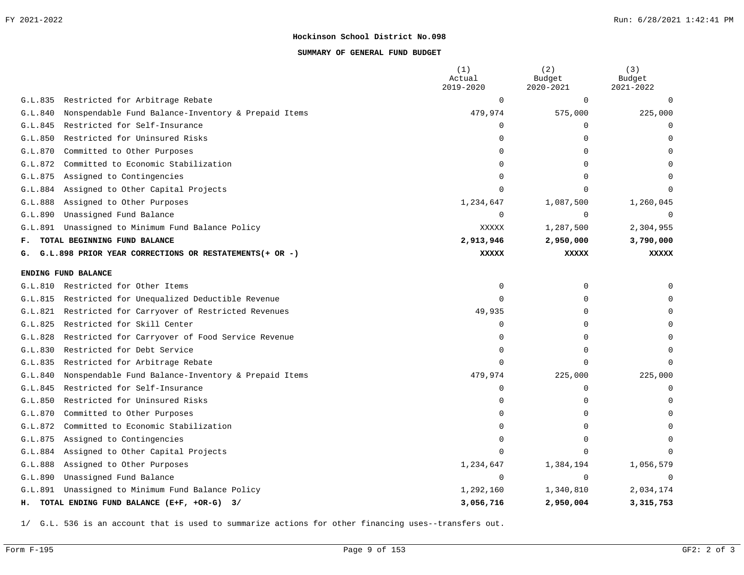**Hockinson School District No.098**

**SUMMARY OF GENERAL FUND BUDGET**

| | (1) Actual 2019-2020 | (2) Budget 2020-2021 | (3) Budget 2021-2022 |
|---|---|---|---|
| G.L.835 Restricted for Arbitrage Rebate | 0 | 0 | 0 |
| G.L.840 Nonspendable Fund Balance-Inventory & Prepaid Items | 479,974 | 575,000 | 225,000 |
| G.L.845 Restricted for Self-Insurance | 0 | 0 | 0 |
| G.L.850 Restricted for Uninsured Risks | 0 | 0 | 0 |
| G.L.870 Committed to Other Purposes | 0 | 0 | 0 |
| G.L.872 Committed to Economic Stabilization | 0 | 0 | 0 |
| G.L.875 Assigned to Contingencies | 0 | 0 | 0 |
| G.L.884 Assigned to Other Capital Projects | 0 | 0 | 0 |
| G.L.888 Assigned to Other Purposes | 1,234,647 | 1,087,500 | 1,260,045 |
| G.L.890 Unassigned Fund Balance | 0 | 0 | 0 |
| G.L.891 Unassigned to Minimum Fund Balance Policy | XXXXX | 1,287,500 | 2,304,955 |
| **F. TOTAL BEGINNING FUND BALANCE** | **2,913,946** | **2,950,000** | **3,790,000** |
| **G. G.L.898 PRIOR YEAR CORRECTIONS OR RESTATEMENTS(+ OR -)** | **XXXXX** | **XXXXX** | **XXXXX** |
| **ENDING FUND BALANCE** | | | |
| G.L.810 Restricted for Other Items | 0 | 0 | 0 |
| G.L.815 Restricted for Unequalized Deductible Revenue | 0 | 0 | 0 |
| G.L.821 Restricted for Carryover of Restricted Revenues | 49,935 | 0 | 0 |
| G.L.825 Restricted for Skill Center | 0 | 0 | 0 |
| G.L.828 Restricted for Carryover of Food Service Revenue | 0 | 0 | 0 |
| G.L.830 Restricted for Debt Service | 0 | 0 | 0 |
| G.L.835 Restricted for Arbitrage Rebate | 0 | 0 | 0 |
| G.L.840 Nonspendable Fund Balance-Inventory & Prepaid Items | 479,974 | 225,000 | 225,000 |
| G.L.845 Restricted for Self-Insurance | 0 | 0 | 0 |
| G.L.850 Restricted for Uninsured Risks | 0 | 0 | 0 |
| G.L.870 Committed to Other Purposes | 0 | 0 | 0 |
| G.L.872 Committed to Economic Stabilization | 0 | 0 | 0 |
| G.L.875 Assigned to Contingencies | 0 | 0 | 0 |
| G.L.884 Assigned to Other Capital Projects | 0 | 0 | 0 |
| G.L.888 Assigned to Other Purposes | 1,234,647 | 1,384,194 | 1,056,579 |
| G.L.890 Unassigned Fund Balance | 0 | 0 | 0 |
| G.L.891 Unassigned to Minimum Fund Balance Policy | 1,292,160 | 1,340,810 | 2,034,174 |
| **H. TOTAL ENDING FUND BALANCE (E+F, +OR-G) 3/** | **3,056,716** | **2,950,004** | **3,315,753** |

1/ G.L. 536 is an account that is used to summarize actions for other financing uses--transfers out.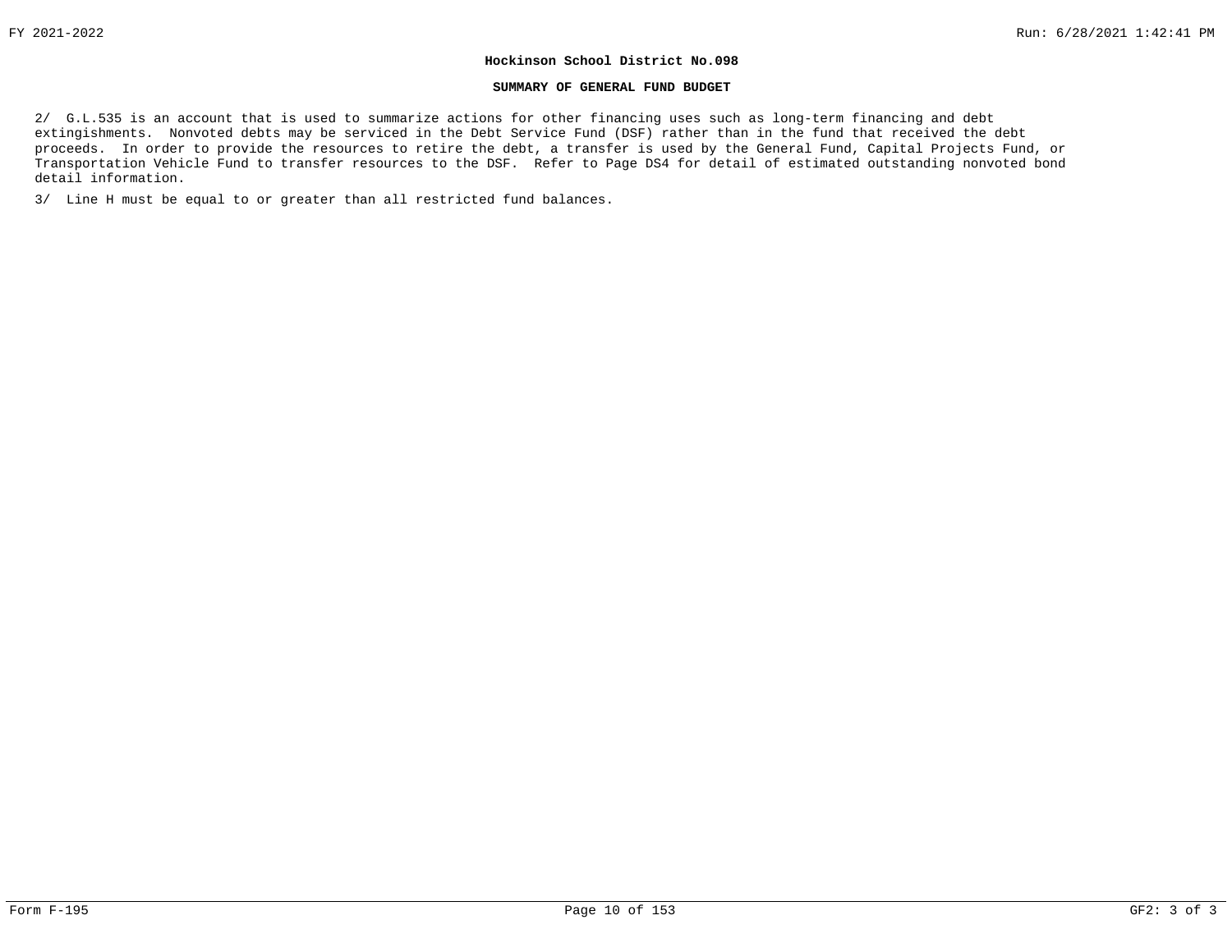**Hockinson School District No.098**

**SUMMARY OF GENERAL FUND BUDGET**

2/ G.L.535 is an account that is used to summarize actions for other financing uses such as long-term financing and debt extingishments. Nonvoted debts may be serviced in the Debt Service Fund (DSF) rather than in the fund that received the debt proceeds. In order to provide the resources to retire the debt, a transfer is used by the General Fund, Capital Projects Fund, or Transportation Vehicle Fund to transfer resources to the DSF. Refer to Page DS4 for detail of estimated outstanding nonvoted bond detail information.

3/ Line H must be equal to or greater than all restricted fund balances.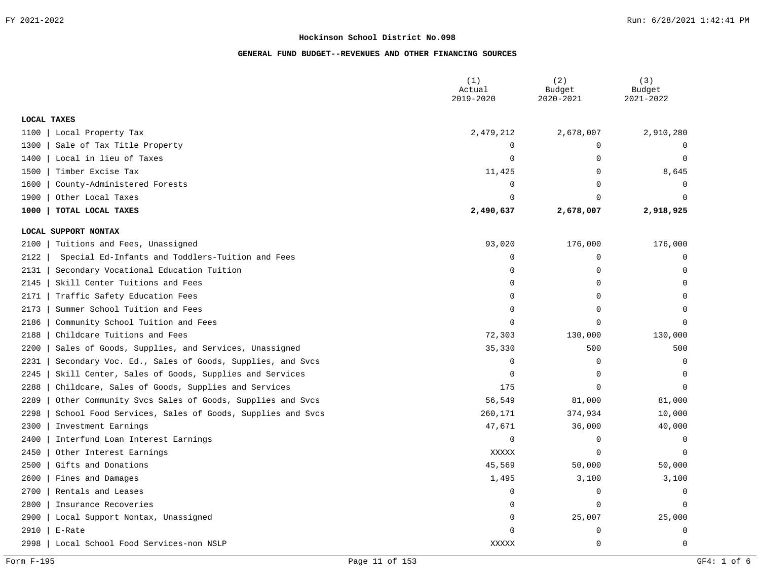**Hockinson School District No.098**

**GENERAL FUND BUDGET--REVENUES AND OTHER FINANCING SOURCES**

| | (1) Actual 2019-2020 | (2) Budget 2020-2021 | (3) Budget 2021-2022 |
|---|---|---|---|
| **LOCAL TAXES** | | | |
| 1100 \| Local Property Tax | 2,479,212 | 2,678,007 | 2,910,280 |
| 1300 \| Sale of Tax Title Property | 0 | 0 | 0 |
| 1400 \| Local in lieu of Taxes | 0 | 0 | 0 |
| 1500 \| Timber Excise Tax | 11,425 | 0 | 8,645 |
| 1600 \| County-Administered Forests | 0 | 0 | 0 |
| 1900 \| Other Local Taxes | 0 | 0 | 0 |
| **1000 \| TOTAL LOCAL TAXES** | **2,490,637** | **2,678,007** | **2,918,925** |
| **LOCAL SUPPORT NONTAX** | | | |
| 2100 \| Tuitions and Fees, Unassigned | 93,020 | 176,000 | 176,000 |
| 2122 \| Special Ed-Infants and Toddlers-Tuition and Fees | 0 | 0 | 0 |
| 2131 \| Secondary Vocational Education Tuition | 0 | 0 | 0 |
| 2145 \| Skill Center Tuitions and Fees | 0 | 0 | 0 |
| 2171 \| Traffic Safety Education Fees | 0 | 0 | 0 |
| 2173 \| Summer School Tuition and Fees | 0 | 0 | 0 |
| 2186 \| Community School Tuition and Fees | 0 | 0 | 0 |
| 2188 \| Childcare Tuitions and Fees | 72,303 | 130,000 | 130,000 |
| 2200 \| Sales of Goods, Supplies, and Services, Unassigned | 35,330 | 500 | 500 |
| 2231 \| Secondary Voc. Ed., Sales of Goods, Supplies, and Svcs | 0 | 0 | 0 |
| 2245 \| Skill Center, Sales of Goods, Supplies and Services | 0 | 0 | 0 |
| 2288 \| Childcare, Sales of Goods, Supplies and Services | 175 | 0 | 0 |
| 2289 \| Other Community Svcs Sales of Goods, Supplies and Svcs | 56,549 | 81,000 | 81,000 |
| 2298 \| School Food Services, Sales of Goods, Supplies and Svcs | 260,171 | 374,934 | 10,000 |
| 2300 \| Investment Earnings | 47,671 | 36,000 | 40,000 |
| 2400 \| Interfund Loan Interest Earnings | 0 | 0 | 0 |
| 2450 \| Other Interest Earnings | XXXXX | 0 | 0 |
| 2500 \| Gifts and Donations | 45,569 | 50,000 | 50,000 |
| 2600 \| Fines and Damages | 1,495 | 3,100 | 3,100 |
| 2700 \| Rentals and Leases | 0 | 0 | 0 |
| 2800 \| Insurance Recoveries | 0 | 0 | 0 |
| 2900 \| Local Support Nontax, Unassigned | 0 | 25,007 | 25,000 |
| 2910 \| E-Rate | 0 | 0 | 0 |
| 2998 \| Local School Food Services-non NSLP | XXXXX | 0 | 0 |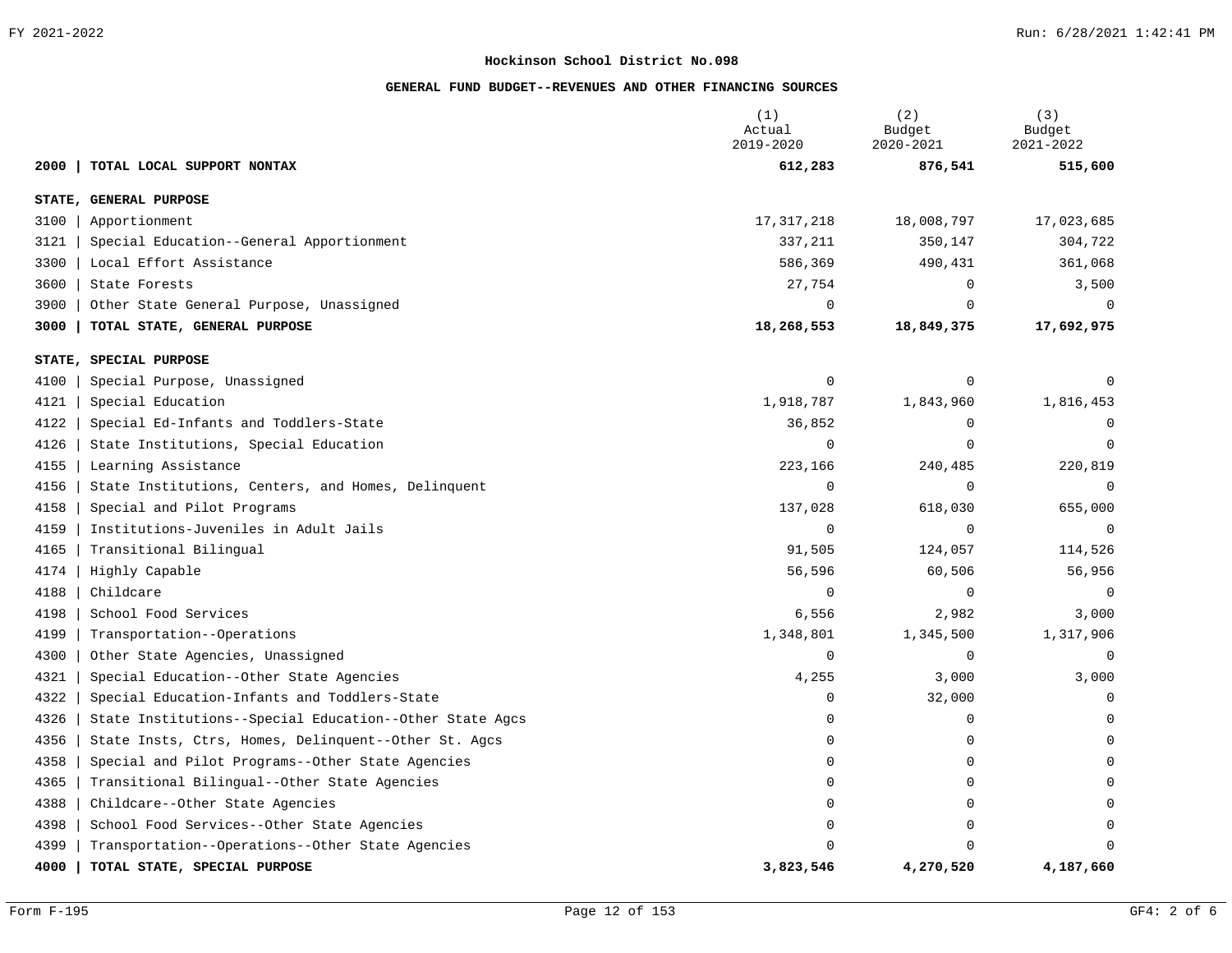## Hockinson School District No.098

### GENERAL FUND BUDGET--REVENUES AND OTHER FINANCING SOURCES

| | | (1) Actual 2019-2020 | (2) Budget 2020-2021 | (3) Budget 2021-2022 |
|---|---|---|---|---|
| **2000** | **TOTAL LOCAL SUPPORT NONTAX** | **612,283** | **876,541** | **515,600** |
| | **STATE, GENERAL PURPOSE** | | | |
| 3100 | Apportionment | 17,317,218 | 18,008,797 | 17,023,685 |
| 3121 | Special Education--General Apportionment | 337,211 | 350,147 | 304,722 |
| 3300 | Local Effort Assistance | 586,369 | 490,431 | 361,068 |
| 3600 | State Forests | 27,754 | 0 | 3,500 |
| 3900 | Other State General Purpose, Unassigned | 0 | 0 | 0 |
| **3000** | **TOTAL STATE, GENERAL PURPOSE** | **18,268,553** | **18,849,375** | **17,692,975** |
| | **STATE, SPECIAL PURPOSE** | | | |
| 4100 | Special Purpose, Unassigned | 0 | 0 | 0 |
| 4121 | Special Education | 1,918,787 | 1,843,960 | 1,816,453 |
| 4122 | Special Ed-Infants and Toddlers-State | 36,852 | 0 | 0 |
| 4126 | State Institutions, Special Education | 0 | 0 | 0 |
| 4155 | Learning Assistance | 223,166 | 240,485 | 220,819 |
| 4156 | State Institutions, Centers, and Homes, Delinquent | 0 | 0 | 0 |
| 4158 | Special and Pilot Programs | 137,028 | 618,030 | 655,000 |
| 4159 | Institutions-Juveniles in Adult Jails | 0 | 0 | 0 |
| 4165 | Transitional Bilingual | 91,505 | 124,057 | 114,526 |
| 4174 | Highly Capable | 56,596 | 60,506 | 56,956 |
| 4188 | Childcare | 0 | 0 | 0 |
| 4198 | School Food Services | 6,556 | 2,982 | 3,000 |
| 4199 | Transportation--Operations | 1,348,801 | 1,345,500 | 1,317,906 |
| 4300 | Other State Agencies, Unassigned | 0 | 0 | 0 |
| 4321 | Special Education--Other State Agencies | 4,255 | 3,000 | 3,000 |
| 4322 | Special Education-Infants and Toddlers-State | 0 | 32,000 | 0 |
| 4326 | State Institutions--Special Education--Other State Agcs | 0 | 0 | 0 |
| 4356 | State Insts, Ctrs, Homes, Delinquent--Other St. Agcs | 0 | 0 | 0 |
| 4358 | Special and Pilot Programs--Other State Agencies | 0 | 0 | 0 |
| 4365 | Transitional Bilingual--Other State Agencies | 0 | 0 | 0 |
| 4388 | Childcare--Other State Agencies | 0 | 0 | 0 |
| 4398 | School Food Services--Other State Agencies | 0 | 0 | 0 |
| 4399 | Transportation--Operations--Other State Agencies | 0 | 0 | 0 |
| **4000** | **TOTAL STATE, SPECIAL PURPOSE** | **3,823,546** | **4,270,520** | **4,187,660** |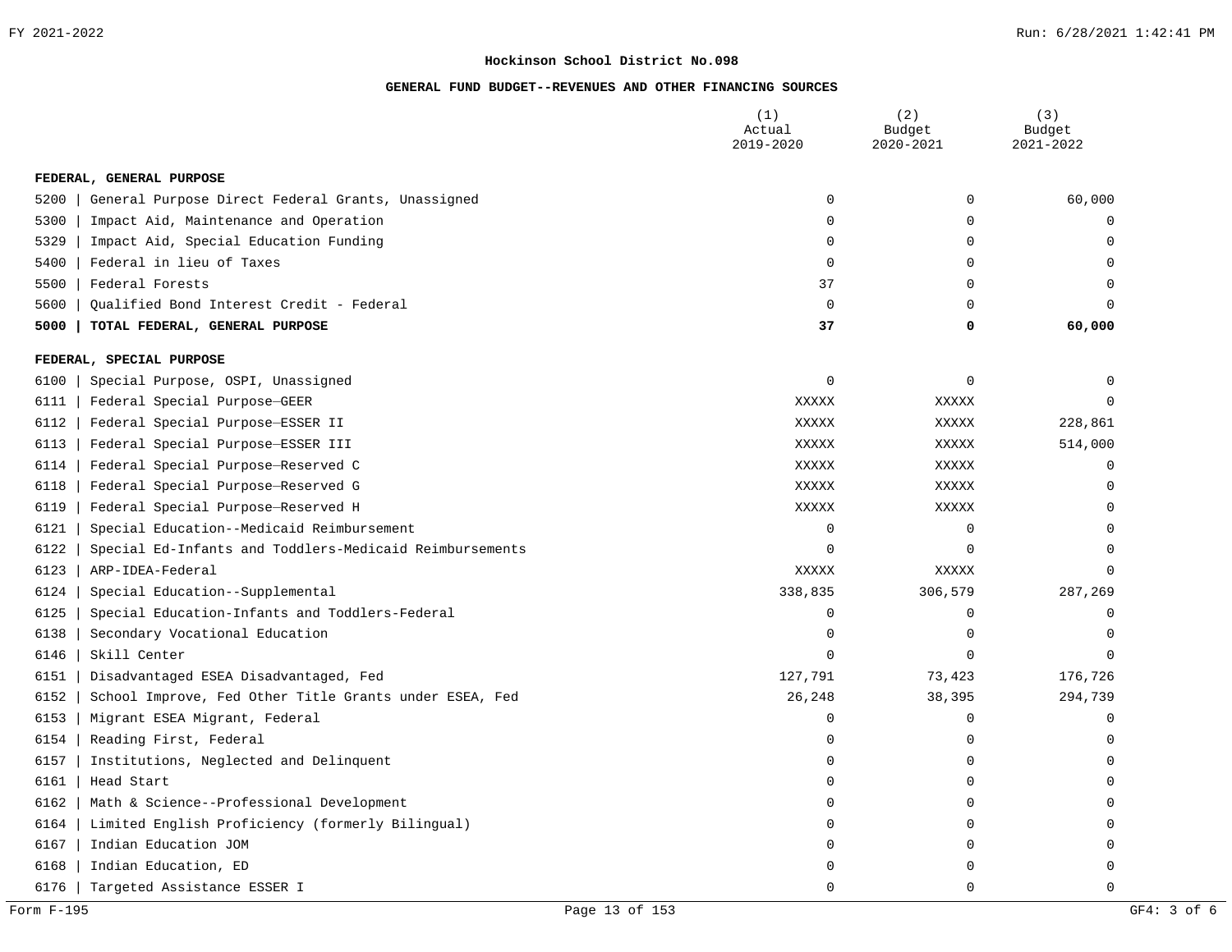**Hockinson School District No.098**

**GENERAL FUND BUDGET--REVENUES AND OTHER FINANCING SOURCES**

| | (1) Actual 2019-2020 | (2) Budget 2020-2021 | (3) Budget 2021-2022 |
|---|---|---|---|
| **FEDERAL, GENERAL PURPOSE** | | | |
| 5200 \| General Purpose Direct Federal Grants, Unassigned | 0 | 0 | 60,000 |
| 5300 \| Impact Aid, Maintenance and Operation | 0 | 0 | 0 |
| 5329 \| Impact Aid, Special Education Funding | 0 | 0 | 0 |
| 5400 \| Federal in lieu of Taxes | 0 | 0 | 0 |
| 5500 \| Federal Forests | 37 | 0 | 0 |
| 5600 \| Qualified Bond Interest Credit - Federal | 0 | 0 | 0 |
| **5000 \| TOTAL FEDERAL, GENERAL PURPOSE** | **37** | **0** | **60,000** |
| **FEDERAL, SPECIAL PURPOSE** | | | |
| 6100 \| Special Purpose, OSPI, Unassigned | 0 | 0 | 0 |
| 6111 \| Federal Special Purpose—GEER | XXXXX | XXXXX | 0 |
| 6112 \| Federal Special Purpose—ESSER II | XXXXX | XXXXX | 228,861 |
| 6113 \| Federal Special Purpose—ESSER III | XXXXX | XXXXX | 514,000 |
| 6114 \| Federal Special Purpose—Reserved C | XXXXX | XXXXX | 0 |
| 6118 \| Federal Special Purpose—Reserved G | XXXXX | XXXXX | 0 |
| 6119 \| Federal Special Purpose—Reserved H | XXXXX | XXXXX | 0 |
| 6121 \| Special Education--Medicaid Reimbursement | 0 | 0 | 0 |
| 6122 \| Special Ed-Infants and Toddlers-Medicaid Reimbursements | 0 | 0 | 0 |
| 6123 \| ARP-IDEA-Federal | XXXXX | XXXXX | 0 |
| 6124 \| Special Education--Supplemental | 338,835 | 306,579 | 287,269 |
| 6125 \| Special Education-Infants and Toddlers-Federal | 0 | 0 | 0 |
| 6138 \| Secondary Vocational Education | 0 | 0 | 0 |
| 6146 \| Skill Center | 0 | 0 | 0 |
| 6151 \| Disadvantaged ESEA Disadvantaged, Fed | 127,791 | 73,423 | 176,726 |
| 6152 \| School Improve, Fed Other Title Grants under ESEA, Fed | 26,248 | 38,395 | 294,739 |
| 6153 \| Migrant ESEA Migrant, Federal | 0 | 0 | 0 |
| 6154 \| Reading First, Federal | 0 | 0 | 0 |
| 6157 \| Institutions, Neglected and Delinquent | 0 | 0 | 0 |
| 6161 \| Head Start | 0 | 0 | 0 |
| 6162 \| Math & Science--Professional Development | 0 | 0 | 0 |
| 6164 \| Limited English Proficiency (formerly Bilingual) | 0 | 0 | 0 |
| 6167 \| Indian Education JOM | 0 | 0 | 0 |
| 6168 \| Indian Education, ED | 0 | 0 | 0 |
| 6176 \| Targeted Assistance ESSER I | 0 | 0 | 0 |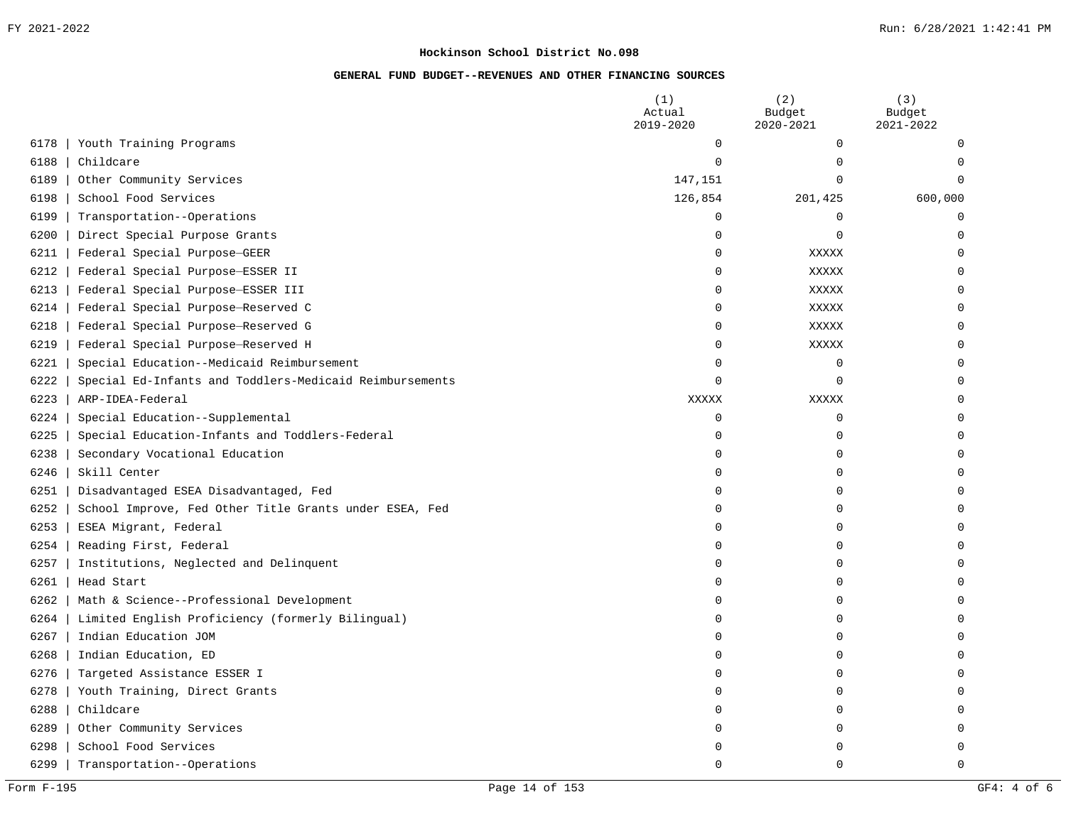## Hockinson School District No.098

### GENERAL FUND BUDGET--REVENUES AND OTHER FINANCING SOURCES

| | | (1) Actual 2019-2020 | (2) Budget 2020-2021 | (3) Budget 2021-2022 |
|---|---|---|---|---|
| 6178 | Youth Training Programs | 0 | 0 | 0 |
| 6188 | Childcare | 0 | 0 | 0 |
| 6189 | Other Community Services | 147,151 | 0 | 0 |
| 6198 | School Food Services | 126,854 | 201,425 | 600,000 |
| 6199 | Transportation--Operations | 0 | 0 | 0 |
| 6200 | Direct Special Purpose Grants | 0 | 0 | 0 |
| 6211 | Federal Special Purpose—GEER | 0 | XXXXX | 0 |
| 6212 | Federal Special Purpose—ESSER II | 0 | XXXXX | 0 |
| 6213 | Federal Special Purpose—ESSER III | 0 | XXXXX | 0 |
| 6214 | Federal Special Purpose—Reserved C | 0 | XXXXX | 0 |
| 6218 | Federal Special Purpose—Reserved G | 0 | XXXXX | 0 |
| 6219 | Federal Special Purpose—Reserved H | 0 | XXXXX | 0 |
| 6221 | Special Education--Medicaid Reimbursement | 0 | 0 | 0 |
| 6222 | Special Ed-Infants and Toddlers-Medicaid Reimbursements | 0 | 0 | 0 |
| 6223 | ARP-IDEA-Federal | XXXXX | XXXXX | 0 |
| 6224 | Special Education--Supplemental | 0 | 0 | 0 |
| 6225 | Special Education-Infants and Toddlers-Federal | 0 | 0 | 0 |
| 6238 | Secondary Vocational Education | 0 | 0 | 0 |
| 6246 | Skill Center | 0 | 0 | 0 |
| 6251 | Disadvantaged ESEA Disadvantaged, Fed | 0 | 0 | 0 |
| 6252 | School Improve, Fed Other Title Grants under ESEA, Fed | 0 | 0 | 0 |
| 6253 | ESEA Migrant, Federal | 0 | 0 | 0 |
| 6254 | Reading First, Federal | 0 | 0 | 0 |
| 6257 | Institutions, Neglected and Delinquent | 0 | 0 | 0 |
| 6261 | Head Start | 0 | 0 | 0 |
| 6262 | Math & Science--Professional Development | 0 | 0 | 0 |
| 6264 | Limited English Proficiency (formerly Bilingual) | 0 | 0 | 0 |
| 6267 | Indian Education JOM | 0 | 0 | 0 |
| 6268 | Indian Education, ED | 0 | 0 | 0 |
| 6276 | Targeted Assistance ESSER I | 0 | 0 | 0 |
| 6278 | Youth Training, Direct Grants | 0 | 0 | 0 |
| 6288 | Childcare | 0 | 0 | 0 |
| 6289 | Other Community Services | 0 | 0 | 0 |
| 6298 | School Food Services | 0 | 0 | 0 |
| 6299 | Transportation--Operations | 0 | 0 | 0 |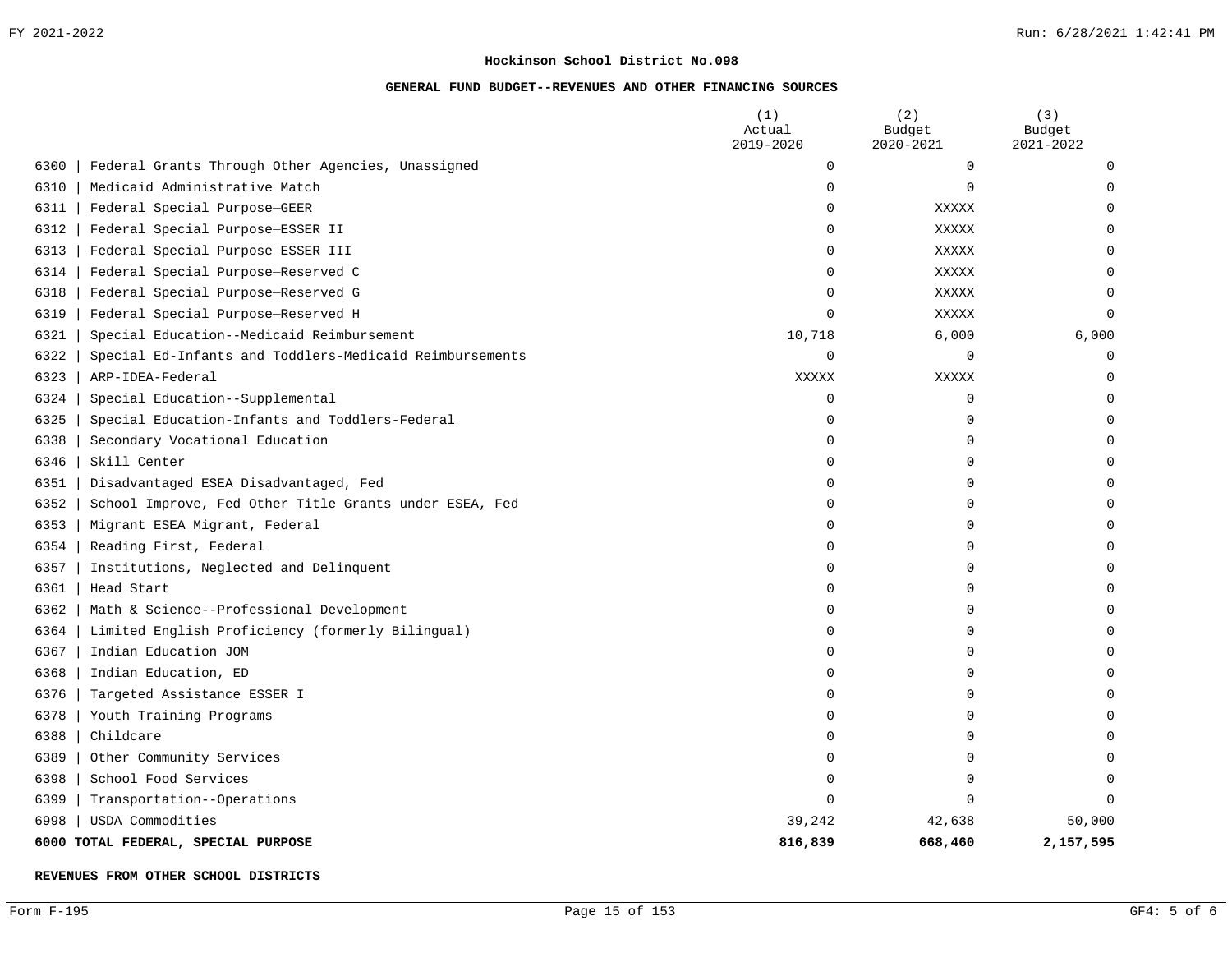**Hockinson School District No.098**

**GENERAL FUND BUDGET--REVENUES AND OTHER FINANCING SOURCES**

| | | (1) Actual 2019-2020 | (2) Budget 2020-2021 | (3) Budget 2021-2022 |
|---|---|---|---|---|
| 6300 | Federal Grants Through Other Agencies, Unassigned | 0 | 0 | 0 |
| 6310 | Medicaid Administrative Match | 0 | 0 | 0 |
| 6311 | Federal Special Purpose—GEER | 0 | XXXXX | 0 |
| 6312 | Federal Special Purpose—ESSER II | 0 | XXXXX | 0 |
| 6313 | Federal Special Purpose—ESSER III | 0 | XXXXX | 0 |
| 6314 | Federal Special Purpose—Reserved C | 0 | XXXXX | 0 |
| 6318 | Federal Special Purpose—Reserved G | 0 | XXXXX | 0 |
| 6319 | Federal Special Purpose—Reserved H | 0 | XXXXX | 0 |
| 6321 | Special Education--Medicaid Reimbursement | 10,718 | 6,000 | 6,000 |
| 6322 | Special Ed-Infants and Toddlers-Medicaid Reimbursements | 0 | 0 | 0 |
| 6323 | ARP-IDEA-Federal | XXXXX | XXXXX | 0 |
| 6324 | Special Education--Supplemental | 0 | 0 | 0 |
| 6325 | Special Education-Infants and Toddlers-Federal | 0 | 0 | 0 |
| 6338 | Secondary Vocational Education | 0 | 0 | 0 |
| 6346 | Skill Center | 0 | 0 | 0 |
| 6351 | Disadvantaged ESEA Disadvantaged, Fed | 0 | 0 | 0 |
| 6352 | School Improve, Fed Other Title Grants under ESEA, Fed | 0 | 0 | 0 |
| 6353 | Migrant ESEA Migrant, Federal | 0 | 0 | 0 |
| 6354 | Reading First, Federal | 0 | 0 | 0 |
| 6357 | Institutions, Neglected and Delinquent | 0 | 0 | 0 |
| 6361 | Head Start | 0 | 0 | 0 |
| 6362 | Math & Science--Professional Development | 0 | 0 | 0 |
| 6364 | Limited English Proficiency (formerly Bilingual) | 0 | 0 | 0 |
| 6367 | Indian Education JOM | 0 | 0 | 0 |
| 6368 | Indian Education, ED | 0 | 0 | 0 |
| 6376 | Targeted Assistance ESSER I | 0 | 0 | 0 |
| 6378 | Youth Training Programs | 0 | 0 | 0 |
| 6388 | Childcare | 0 | 0 | 0 |
| 6389 | Other Community Services | 0 | 0 | 0 |
| 6398 | School Food Services | 0 | 0 | 0 |
| 6399 | Transportation--Operations | 0 | 0 | 0 |
| 6998 | USDA Commodities | 39,242 | 42,638 | 50,000 |
| **6000** | **TOTAL FEDERAL, SPECIAL PURPOSE** | **816,839** | **668,460** | **2,157,595** |

**REVENUES FROM OTHER SCHOOL DISTRICTS**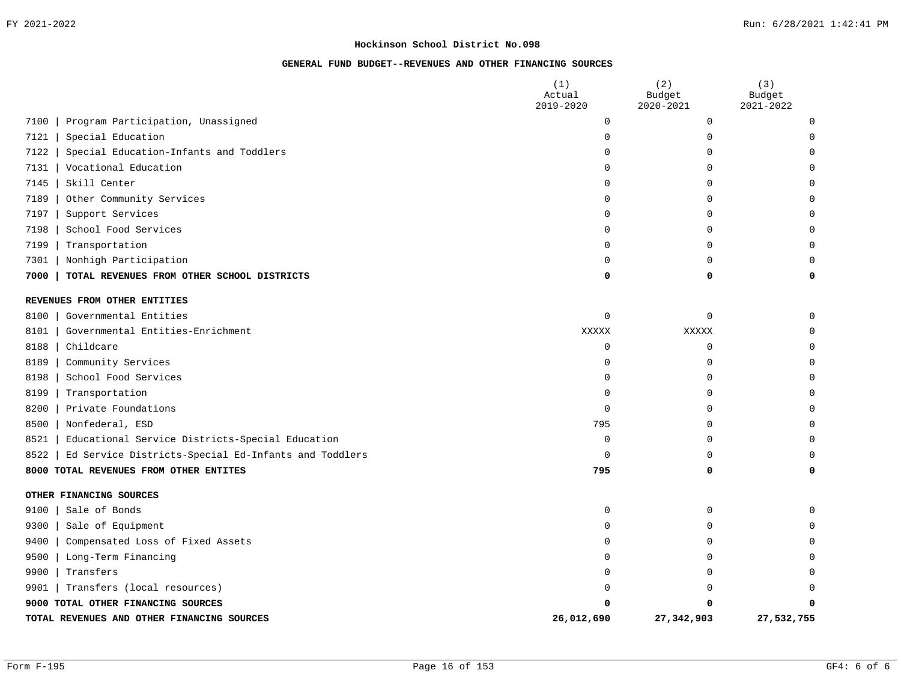**Hockinson School District No.098**

**GENERAL FUND BUDGET--REVENUES AND OTHER FINANCING SOURCES**

| | (1) Actual 2019-2020 | (2) Budget 2020-2021 | (3) Budget 2021-2022 |
|---|---|---|---|
| 7100 \| Program Participation, Unassigned | 0 | 0 | 0 |
| 7121 \| Special Education | 0 | 0 | 0 |
| 7122 \| Special Education-Infants and Toddlers | 0 | 0 | 0 |
| 7131 \| Vocational Education | 0 | 0 | 0 |
| 7145 \| Skill Center | 0 | 0 | 0 |
| 7189 \| Other Community Services | 0 | 0 | 0 |
| 7197 \| Support Services | 0 | 0 | 0 |
| 7198 \| School Food Services | 0 | 0 | 0 |
| 7199 \| Transportation | 0 | 0 | 0 |
| 7301 \| Nonhigh Participation | 0 | 0 | 0 |
| **7000 \| TOTAL REVENUES FROM OTHER SCHOOL DISTRICTS** | **0** | **0** | **0** |
| **REVENUES FROM OTHER ENTITIES** | | | |
| 8100 \| Governmental Entities | 0 | 0 | 0 |
| 8101 \| Governmental Entities-Enrichment | XXXXX | XXXXX | 0 |
| 8188 \| Childcare | 0 | 0 | 0 |
| 8189 \| Community Services | 0 | 0 | 0 |
| 8198 \| School Food Services | 0 | 0 | 0 |
| 8199 \| Transportation | 0 | 0 | 0 |
| 8200 \| Private Foundations | 0 | 0 | 0 |
| 8500 \| Nonfederal, ESD | 795 | 0 | 0 |
| 8521 \| Educational Service Districts-Special Education | 0 | 0 | 0 |
| 8522 \| Ed Service Districts-Special Ed-Infants and Toddlers | 0 | 0 | 0 |
| **8000 TOTAL REVENUES FROM OTHER ENTITES** | **795** | **0** | **0** |
| **OTHER FINANCING SOURCES** | | | |
| 9100 \| Sale of Bonds | 0 | 0 | 0 |
| 9300 \| Sale of Equipment | 0 | 0 | 0 |
| 9400 \| Compensated Loss of Fixed Assets | 0 | 0 | 0 |
| 9500 \| Long-Term Financing | 0 | 0 | 0 |
| 9900 \| Transfers | 0 | 0 | 0 |
| 9901 \| Transfers (local resources) | 0 | 0 | 0 |
| **9000 TOTAL OTHER FINANCING SOURCES** | **0** | **0** | **0** |
| **TOTAL REVENUES AND OTHER FINANCING SOURCES** | **26,012,690** | **27,342,903** | **27,532,755** |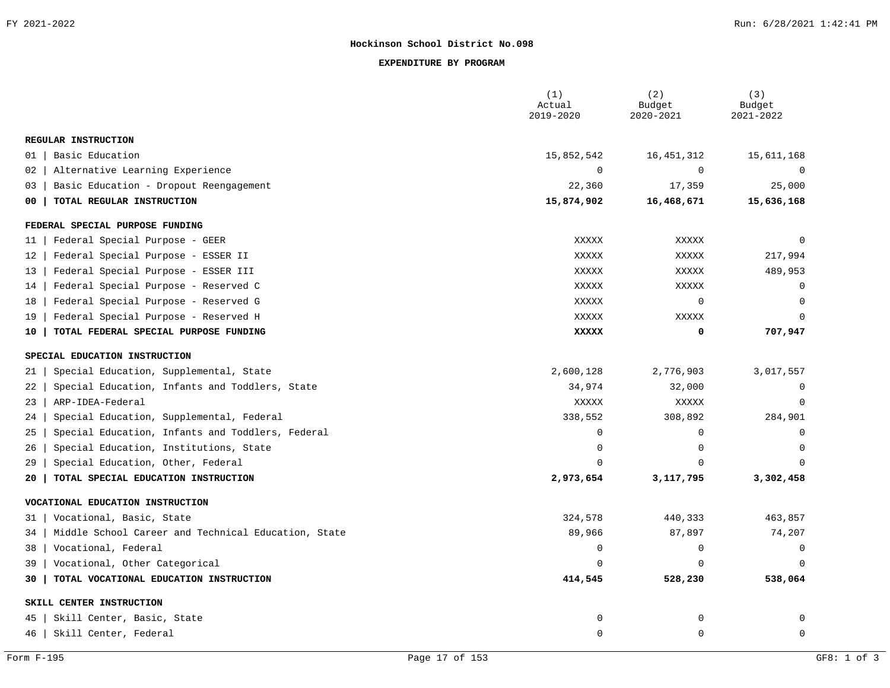**Hockinson School District No.098**

**EXPENDITURE BY PROGRAM**

| | (1) Actual 2019-2020 | (2) Budget 2020-2021 | (3) Budget 2021-2022 |
|---|---|---|---|
| **REGULAR INSTRUCTION** | | | |
| 01 \| Basic Education | 15,852,542 | 16,451,312 | 15,611,168 |
| 02 \| Alternative Learning Experience | 0 | 0 | 0 |
| 03 \| Basic Education - Dropout Reengagement | 22,360 | 17,359 | 25,000 |
| **00 \| TOTAL REGULAR INSTRUCTION** | **15,874,902** | **16,468,671** | **15,636,168** |
| **FEDERAL SPECIAL PURPOSE FUNDING** | | | |
| 11 \| Federal Special Purpose - GEER | XXXXX | XXXXX | 0 |
| 12 \| Federal Special Purpose - ESSER II | XXXXX | XXXXX | 217,994 |
| 13 \| Federal Special Purpose - ESSER III | XXXXX | XXXXX | 489,953 |
| 14 \| Federal Special Purpose - Reserved C | XXXXX | XXXXX | 0 |
| 18 \| Federal Special Purpose - Reserved G | XXXXX | 0 | 0 |
| 19 \| Federal Special Purpose - Reserved H | XXXXX | XXXXX | 0 |
| **10 \| TOTAL FEDERAL SPECIAL PURPOSE FUNDING** | **XXXXX** | **0** | **707,947** |
| **SPECIAL EDUCATION INSTRUCTION** | | | |
| 21 \| Special Education, Supplemental, State | 2,600,128 | 2,776,903 | 3,017,557 |
| 22 \| Special Education, Infants and Toddlers, State | 34,974 | 32,000 | 0 |
| 23 \| ARP-IDEA-Federal | XXXXX | XXXXX | 0 |
| 24 \| Special Education, Supplemental, Federal | 338,552 | 308,892 | 284,901 |
| 25 \| Special Education, Infants and Toddlers, Federal | 0 | 0 | 0 |
| 26 \| Special Education, Institutions, State | 0 | 0 | 0 |
| 29 \| Special Education, Other, Federal | 0 | 0 | 0 |
| **20 \| TOTAL SPECIAL EDUCATION INSTRUCTION** | **2,973,654** | **3,117,795** | **3,302,458** |
| **VOCATIONAL EDUCATION INSTRUCTION** | | | |
| 31 \| Vocational, Basic, State | 324,578 | 440,333 | 463,857 |
| 34 \| Middle School Career and Technical Education, State | 89,966 | 87,897 | 74,207 |
| 38 \| Vocational, Federal | 0 | 0 | 0 |
| 39 \| Vocational, Other Categorical | 0 | 0 | 0 |
| **30 \| TOTAL VOCATIONAL EDUCATION INSTRUCTION** | **414,545** | **528,230** | **538,064** |
| **SKILL CENTER INSTRUCTION** | | | |
| 45 \| Skill Center, Basic, State | 0 | 0 | 0 |
| 46 \| Skill Center, Federal | 0 | 0 | 0 |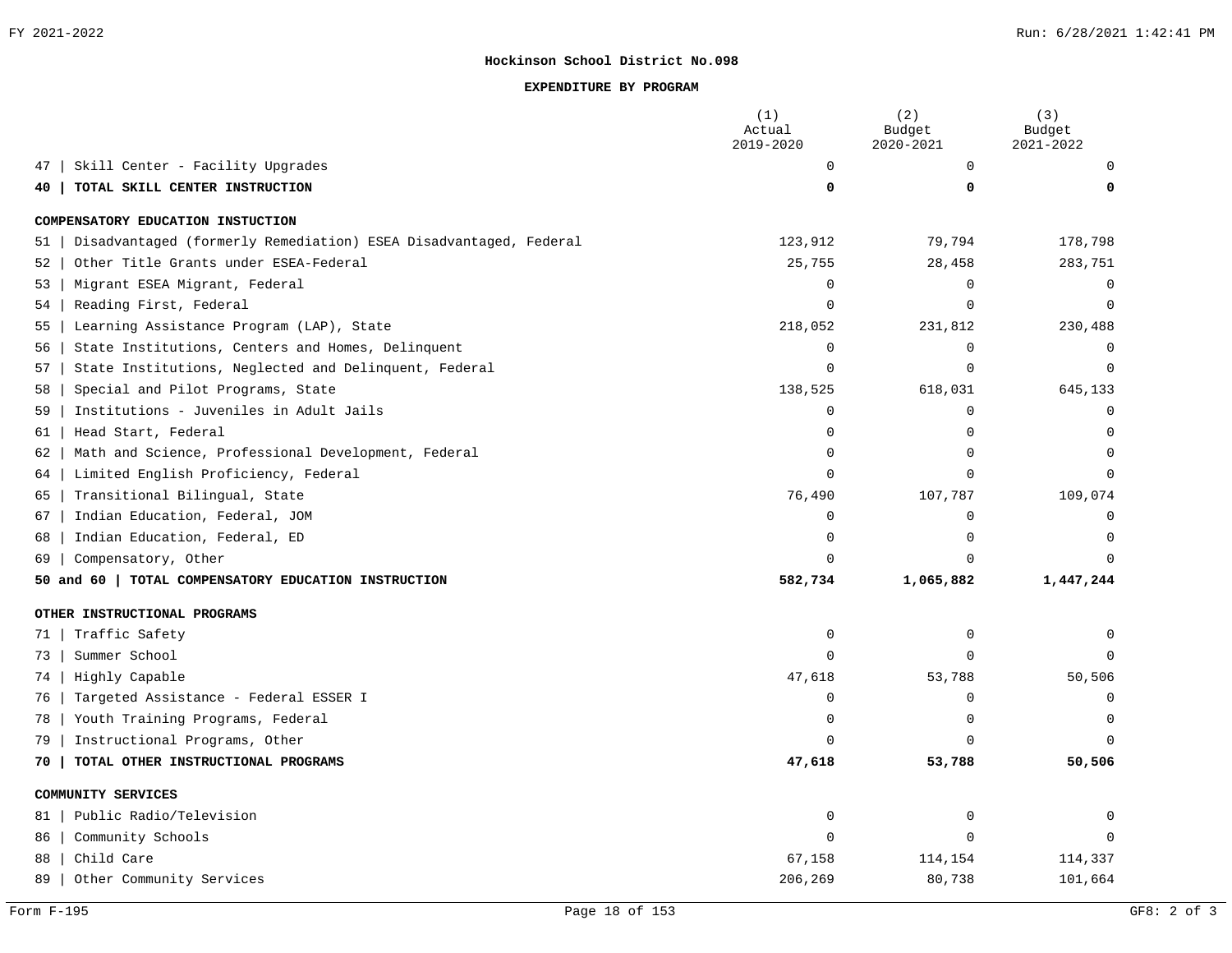**Hockinson School District No.098**

**EXPENDITURE BY PROGRAM**

| | (1) Actual 2019-2020 | (2) Budget 2020-2021 | (3) Budget 2021-2022 |
|---|---|---|---|
| 47 \| Skill Center - Facility Upgrades | 0 | 0 | 0 |
| **40 \| TOTAL SKILL CENTER INSTRUCTION** | **0** | **0** | **0** |
| **COMPENSATORY EDUCATION INSTUCTION** | | | |
| 51 \| Disadvantaged (formerly Remediation) ESEA Disadvantaged, Federal | 123,912 | 79,794 | 178,798 |
| 52 \| Other Title Grants under ESEA-Federal | 25,755 | 28,458 | 283,751 |
| 53 \| Migrant ESEA Migrant, Federal | 0 | 0 | 0 |
| 54 \| Reading First, Federal | 0 | 0 | 0 |
| 55 \| Learning Assistance Program (LAP), State | 218,052 | 231,812 | 230,488 |
| 56 \| State Institutions, Centers and Homes, Delinquent | 0 | 0 | 0 |
| 57 \| State Institutions, Neglected and Delinquent, Federal | 0 | 0 | 0 |
| 58 \| Special and Pilot Programs, State | 138,525 | 618,031 | 645,133 |
| 59 \| Institutions - Juveniles in Adult Jails | 0 | 0 | 0 |
| 61 \| Head Start, Federal | 0 | 0 | 0 |
| 62 \| Math and Science, Professional Development, Federal | 0 | 0 | 0 |
| 64 \| Limited English Proficiency, Federal | 0 | 0 | 0 |
| 65 \| Transitional Bilingual, State | 76,490 | 107,787 | 109,074 |
| 67 \| Indian Education, Federal, JOM | 0 | 0 | 0 |
| 68 \| Indian Education, Federal, ED | 0 | 0 | 0 |
| 69 \| Compensatory, Other | 0 | 0 | 0 |
| **50 and 60 \| TOTAL COMPENSATORY EDUCATION INSTRUCTION** | **582,734** | **1,065,882** | **1,447,244** |
| **OTHER INSTRUCTIONAL PROGRAMS** | | | |
| 71 \| Traffic Safety | 0 | 0 | 0 |
| 73 \| Summer School | 0 | 0 | 0 |
| 74 \| Highly Capable | 47,618 | 53,788 | 50,506 |
| 76 \| Targeted Assistance - Federal ESSER I | 0 | 0 | 0 |
| 78 \| Youth Training Programs, Federal | 0 | 0 | 0 |
| 79 \| Instructional Programs, Other | 0 | 0 | 0 |
| **70 \| TOTAL OTHER INSTRUCTIONAL PROGRAMS** | **47,618** | **53,788** | **50,506** |
| **COMMUNITY SERVICES** | | | |
| 81 \| Public Radio/Television | 0 | 0 | 0 |
| 86 \| Community Schools | 0 | 0 | 0 |
| 88 \| Child Care | 67,158 | 114,154 | 114,337 |
| 89 \| Other Community Services | 206,269 | 80,738 | 101,664 |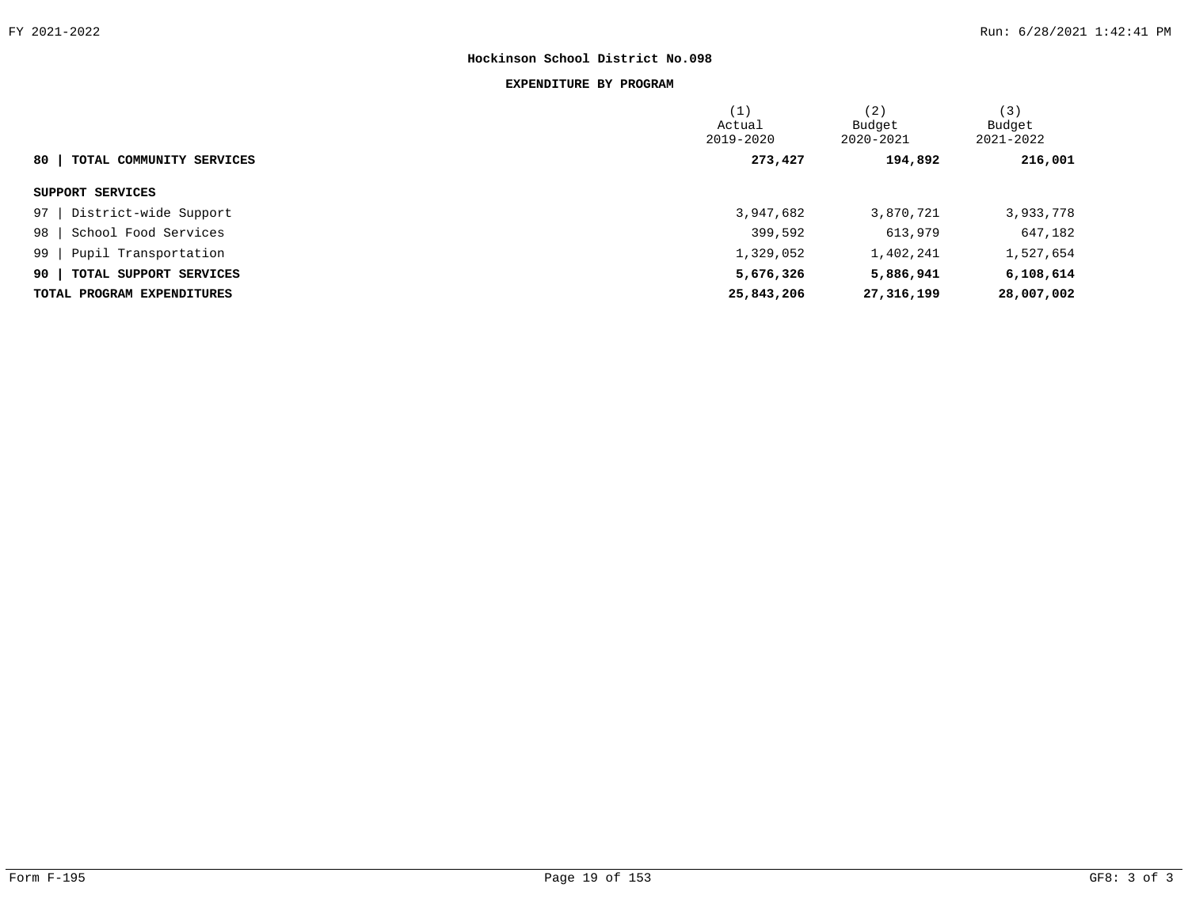**Hockinson School District No.098**

**EXPENDITURE BY PROGRAM**

| | (1) Actual 2019-2020 | (2) Budget 2020-2021 | (3) Budget 2021-2022 |
|---|---|---|---|
| **80 \| TOTAL COMMUNITY SERVICES** | **273,427** | **194,892** | **216,001** |
| **SUPPORT SERVICES** | | | |
| 97 \| District-wide Support | 3,947,682 | 3,870,721 | 3,933,778 |
| 98 \| School Food Services | 399,592 | 613,979 | 647,182 |
| 99 \| Pupil Transportation | 1,329,052 | 1,402,241 | 1,527,654 |
| **90 \| TOTAL SUPPORT SERVICES** | **5,676,326** | **5,886,941** | **6,108,614** |
| **TOTAL PROGRAM EXPENDITURES** | **25,843,206** | **27,316,199** | **28,007,002** |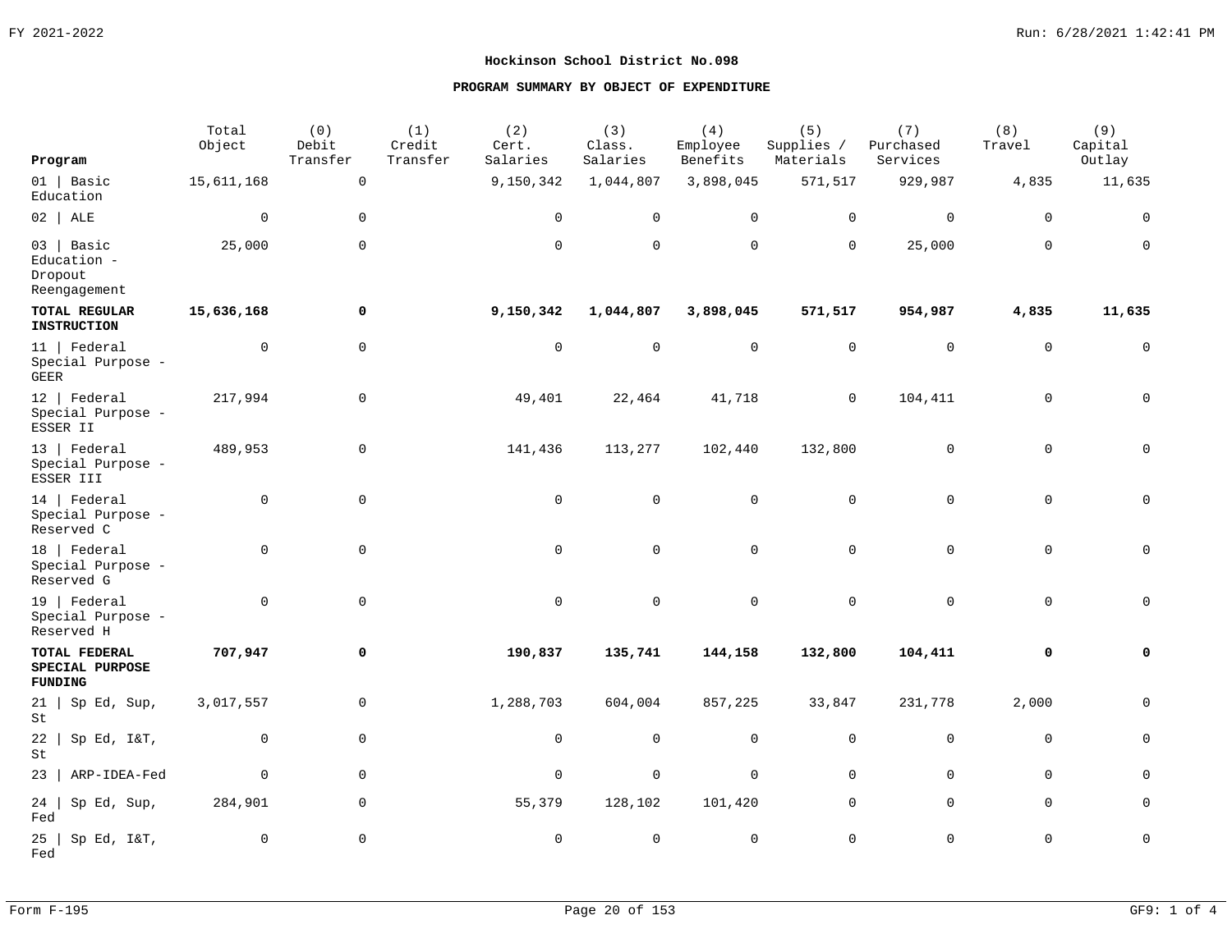**Hockinson School District No.098**

**PROGRAM SUMMARY BY OBJECT OF EXPENDITURE**

| Program | Total Object | (0) Debit Transfer | (1) Credit Transfer | (2) Cert. Salaries | (3) Class. Salaries | (4) Employee Benefits | (5) Supplies / Materials | (7) Purchased Services | (8) Travel | (9) Capital Outlay |
|---|---|---|---|---|---|---|---|---|---|---|
| 01 \| Basic Education | 15,611,168 | 0 | | 9,150,342 | 1,044,807 | 3,898,045 | 571,517 | 929,987 | 4,835 | 11,635 |
| 02 \| ALE | 0 | 0 | | 0 | 0 | 0 | 0 | 0 | 0 | 0 |
| 03 \| Basic Education - Dropout Reengagement | 25,000 | 0 | | 0 | 0 | 0 | 0 | 25,000 | 0 | 0 |
| **TOTAL REGULAR INSTRUCTION** | **15,636,168** | **0** | | **9,150,342** | **1,044,807** | **3,898,045** | **571,517** | **954,987** | **4,835** | **11,635** |
| 11 \| Federal Special Purpose - GEER | 0 | 0 | | 0 | 0 | 0 | 0 | 0 | 0 | 0 |
| 12 \| Federal Special Purpose - ESSER II | 217,994 | 0 | | 49,401 | 22,464 | 41,718 | 0 | 104,411 | 0 | 0 |
| 13 \| Federal Special Purpose - ESSER III | 489,953 | 0 | | 141,436 | 113,277 | 102,440 | 132,800 | 0 | 0 | 0 |
| 14 \| Federal Special Purpose - Reserved C | 0 | 0 | | 0 | 0 | 0 | 0 | 0 | 0 | 0 |
| 18 \| Federal Special Purpose - Reserved G | 0 | 0 | | 0 | 0 | 0 | 0 | 0 | 0 | 0 |
| 19 \| Federal Special Purpose - Reserved H | 0 | 0 | | 0 | 0 | 0 | 0 | 0 | 0 | 0 |
| **TOTAL FEDERAL SPECIAL PURPOSE FUNDING** | **707,947** | **0** | | **190,837** | **135,741** | **144,158** | **132,800** | **104,411** | **0** | **0** |
| 21 \| Sp Ed, Sup, St | 3,017,557 | 0 | | 1,288,703 | 604,004 | 857,225 | 33,847 | 231,778 | 2,000 | 0 |
| 22 \| Sp Ed, I&T, St | 0 | 0 | | 0 | 0 | 0 | 0 | 0 | 0 | 0 |
| 23 \| ARP-IDEA-Fed | 0 | 0 | | 0 | 0 | 0 | 0 | 0 | 0 | 0 |
| 24 \| Sp Ed, Sup, Fed | 284,901 | 0 | | 55,379 | 128,102 | 101,420 | 0 | 0 | 0 | 0 |
| 25 \| Sp Ed, I&T, Fed | 0 | 0 | | 0 | 0 | 0 | 0 | 0 | 0 | 0 |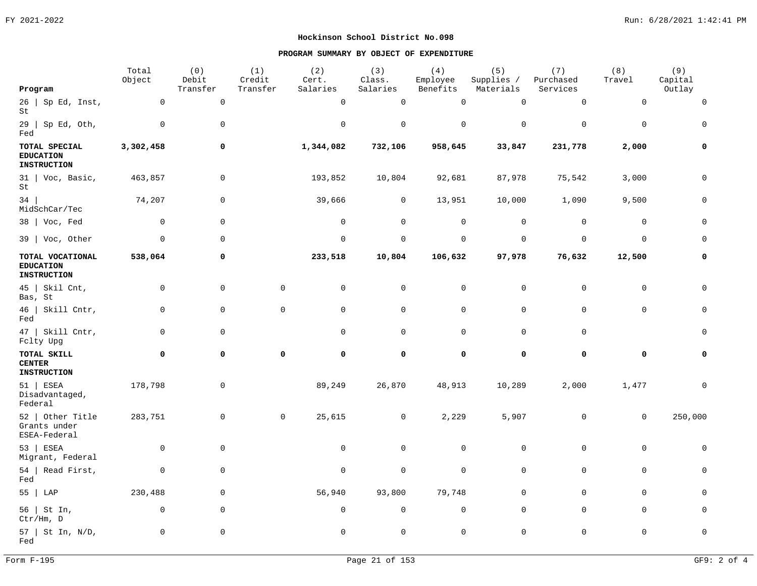**Hockinson School District No.098**

**PROGRAM SUMMARY BY OBJECT OF EXPENDITURE**

| Program | Total Object | (0) Debit Transfer | (1) Credit Transfer | (2) Cert. Salaries | (3) Class. Salaries | (4) Employee Benefits | (5) Supplies / Materials | (7) Purchased Services | (8) Travel | (9) Capital Outlay |
|---|---|---|---|---|---|---|---|---|---|---|
| 26 \| Sp Ed, Inst, St | 0 | 0 | | 0 | 0 | 0 | 0 | 0 | 0 | 0 |
| 29 \| Sp Ed, Oth, Fed | 0 | 0 | | 0 | 0 | 0 | 0 | 0 | 0 | 0 |
| **TOTAL SPECIAL EDUCATION INSTRUCTION** | **3,302,458** | **0** | | **1,344,082** | **732,106** | **958,645** | **33,847** | **231,778** | **2,000** | **0** |
| 31 \| Voc, Basic, St | 463,857 | 0 | | 193,852 | 10,804 | 92,681 | 87,978 | 75,542 | 3,000 | 0 |
| 34 \| MidSchCar/Tec | 74,207 | 0 | | 39,666 | 0 | 13,951 | 10,000 | 1,090 | 9,500 | 0 |
| 38 \| Voc, Fed | 0 | 0 | | 0 | 0 | 0 | 0 | 0 | 0 | 0 |
| 39 \| Voc, Other | 0 | 0 | | 0 | 0 | 0 | 0 | 0 | 0 | 0 |
| **TOTAL VOCATIONAL EDUCATION INSTRUCTION** | **538,064** | **0** | | **233,518** | **10,804** | **106,632** | **97,978** | **76,632** | **12,500** | **0** |
| 45 \| Skil Cnt, Bas, St | 0 | 0 | 0 | 0 | 0 | 0 | 0 | 0 | 0 | 0 |
| 46 \| Skill Cntr, Fed | 0 | 0 | 0 | 0 | 0 | 0 | 0 | 0 | 0 | 0 |
| 47 \| Skill Cntr, Fclty Upg | 0 | 0 | | 0 | 0 | 0 | 0 | 0 | | 0 |
| **TOTAL SKILL CENTER INSTRUCTION** | **0** | **0** | **0** | **0** | **0** | **0** | **0** | **0** | **0** | **0** |
| 51 \| ESEA Disadvantaged, Federal | 178,798 | 0 | | 89,249 | 26,870 | 48,913 | 10,289 | 2,000 | 1,477 | 0 |
| 52 \| Other Title Grants under ESEA-Federal | 283,751 | 0 | 0 | 25,615 | 0 | 2,229 | 5,907 | 0 | 0 | 250,000 |
| 53 \| ESEA Migrant, Federal | 0 | 0 | | 0 | 0 | 0 | 0 | 0 | 0 | 0 |
| 54 \| Read First, Fed | 0 | 0 | | 0 | 0 | 0 | 0 | 0 | 0 | 0 |
| 55 \| LAP | 230,488 | 0 | | 56,940 | 93,800 | 79,748 | 0 | 0 | 0 | 0 |
| 56 \| St In, Ctr/Hm, D | 0 | 0 | | 0 | 0 | 0 | 0 | 0 | 0 | 0 |
| 57 \| St In, N/D, Fed | 0 | 0 | | 0 | 0 | 0 | 0 | 0 | 0 | 0 |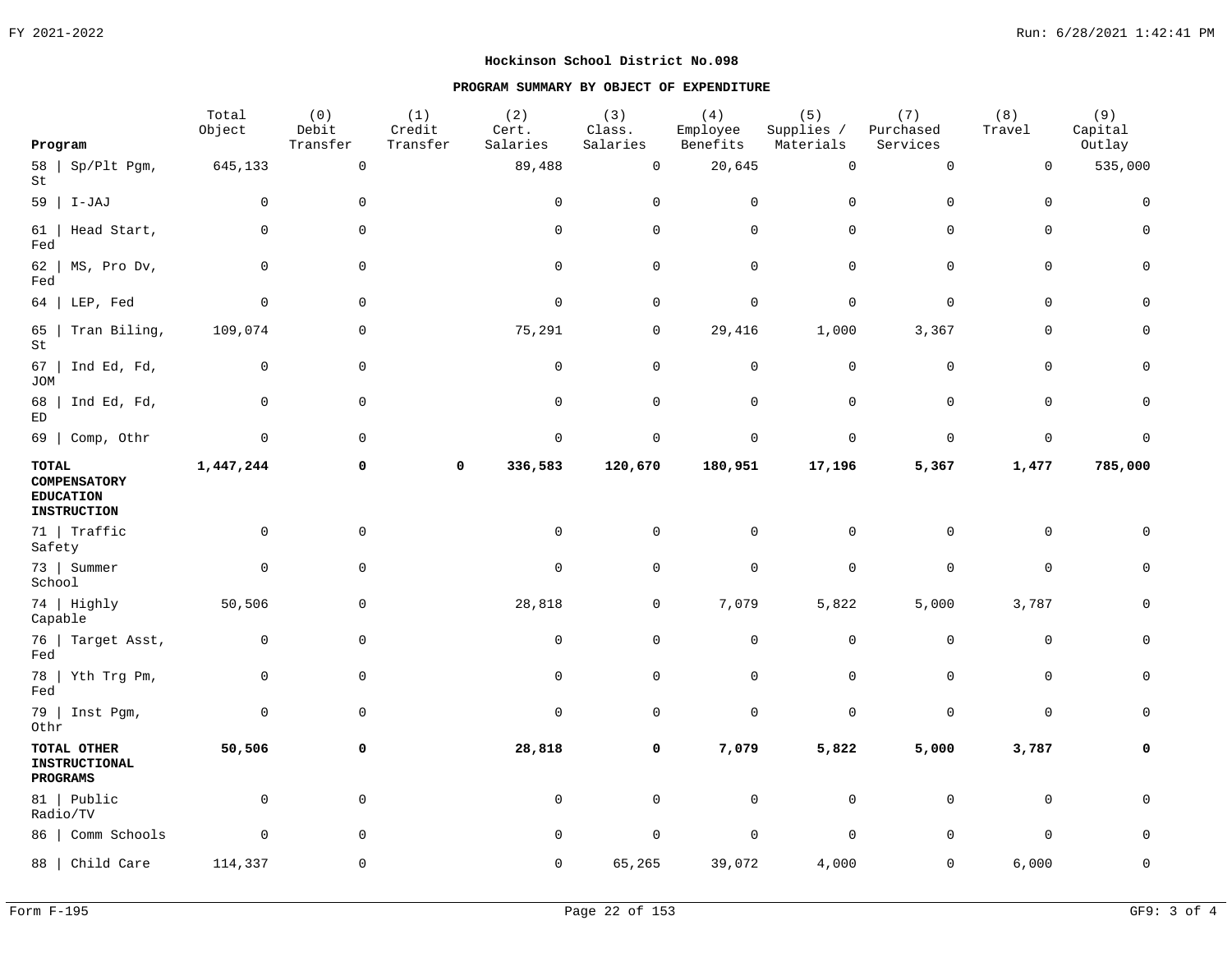**Hockinson School District No.098**

**PROGRAM SUMMARY BY OBJECT OF EXPENDITURE**

| Program | Total Object | (0) Debit Transfer | (1) Credit Transfer | (2) Cert. Salaries | (3) Class. Salaries | (4) Employee Benefits | (5) Supplies / Materials | (7) Purchased Services | (8) Travel | (9) Capital Outlay |
|---|---|---|---|---|---|---|---|---|---|---|
| 58 \| Sp/Plt Pgm, St | 645,133 | 0 | | 89,488 | 0 | 20,645 | 0 | 0 | 0 | 535,000 |
| 59 \| I-JAJ | 0 | 0 | | 0 | 0 | 0 | 0 | 0 | 0 | 0 |
| 61 \| Head Start, Fed | 0 | 0 | | 0 | 0 | 0 | 0 | 0 | 0 | 0 |
| 62 \| MS, Pro Dv, Fed | 0 | 0 | | 0 | 0 | 0 | 0 | 0 | 0 | 0 |
| 64 \| LEP, Fed | 0 | 0 | | 0 | 0 | 0 | 0 | 0 | 0 | 0 |
| 65 \| Tran Biling, St | 109,074 | 0 | | 75,291 | 0 | 29,416 | 1,000 | 3,367 | 0 | 0 |
| 67 \| Ind Ed, Fd, JOM | 0 | 0 | | 0 | 0 | 0 | 0 | 0 | 0 | 0 |
| 68 \| Ind Ed, Fd, ED | 0 | 0 | | 0 | 0 | 0 | 0 | 0 | 0 | 0 |
| 69 \| Comp, Othr | 0 | 0 | | 0 | 0 | 0 | 0 | 0 | 0 | 0 |
| **TOTAL COMPENSATORY EDUCATION INSTRUCTION** | **1,447,244** | **0** | **0** | **336,583** | **120,670** | **180,951** | **17,196** | **5,367** | **1,477** | **785,000** |
| 71 \| Traffic Safety | 0 | 0 | | 0 | 0 | 0 | 0 | 0 | 0 | 0 |
| 73 \| Summer School | 0 | 0 | | 0 | 0 | 0 | 0 | 0 | 0 | 0 |
| 74 \| Highly Capable | 50,506 | 0 | | 28,818 | 0 | 7,079 | 5,822 | 5,000 | 3,787 | 0 |
| 76 \| Target Asst, Fed | 0 | 0 | | 0 | 0 | 0 | 0 | 0 | 0 | 0 |
| 78 \| Yth Trg Pm, Fed | 0 | 0 | | 0 | 0 | 0 | 0 | 0 | 0 | 0 |
| 79 \| Inst Pgm, Othr | 0 | 0 | | 0 | 0 | 0 | 0 | 0 | 0 | 0 |
| **TOTAL OTHER INSTRUCTIONAL PROGRAMS** | **50,506** | **0** | | **28,818** | **0** | **7,079** | **5,822** | **5,000** | **3,787** | **0** |
| 81 \| Public Radio/TV | 0 | 0 | | 0 | 0 | 0 | 0 | 0 | 0 | 0 |
| 86 \| Comm Schools | 0 | 0 | | 0 | 0 | 0 | 0 | 0 | 0 | 0 |
| 88 \| Child Care | 114,337 | 0 | | 0 | 65,265 | 39,072 | 4,000 | 0 | 6,000 | 0 |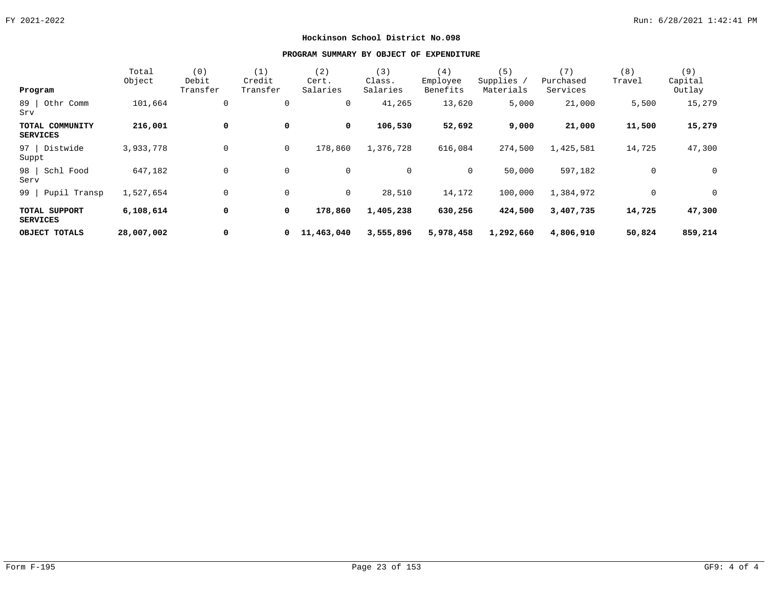# Hockinson School District No.098

## PROGRAM SUMMARY BY OBJECT OF EXPENDITURE

| Program | Total Object | (0) Debit Transfer | (1) Credit Transfer | (2) Cert. Salaries | (3) Class. Salaries | (4) Employee Benefits | (5) Supplies / Materials | (7) Purchased Services | (8) Travel | (9) Capital Outlay |
|---|---|---|---|---|---|---|---|---|---|---|
| 89 \| Othr Comm Srv | 101,664 | 0 | 0 | 0 | 41,265 | 13,620 | 5,000 | 21,000 | 5,500 | 15,279 |
| **TOTAL COMMUNITY SERVICES** | **216,001** | **0** | **0** | **0** | **106,530** | **52,692** | **9,000** | **21,000** | **11,500** | **15,279** |
| 97 \| Distwide Suppt | 3,933,778 | 0 | 0 | 178,860 | 1,376,728 | 616,084 | 274,500 | 1,425,581 | 14,725 | 47,300 |
| 98 \| Schl Food Serv | 647,182 | 0 | 0 | 0 | 0 | 0 | 50,000 | 597,182 | 0 | 0 |
| 99 \| Pupil Transp | 1,527,654 | 0 | 0 | 0 | 28,510 | 14,172 | 100,000 | 1,384,972 | 0 | 0 |
| **TOTAL SUPPORT SERVICES** | **6,108,614** | **0** | **0** | **178,860** | **1,405,238** | **630,256** | **424,500** | **3,407,735** | **14,725** | **47,300** |
| **OBJECT TOTALS** | **28,007,002** | **0** | **0** | **11,463,040** | **3,555,896** | **5,978,458** | **1,292,660** | **4,806,910** | **50,824** | **859,214** |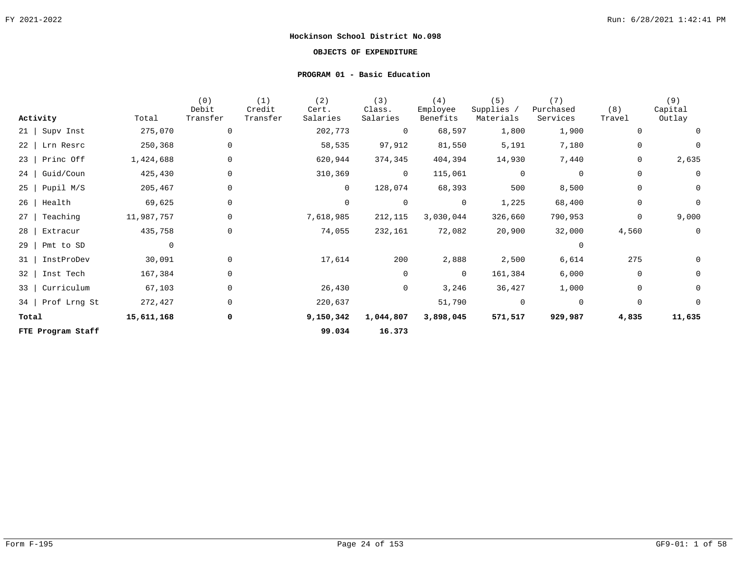**Hockinson School District No.098**

**OBJECTS OF EXPENDITURE**

**PROGRAM 01 - Basic Education**

| Activity | Total | (0) Debit Transfer | (1) Credit Transfer | (2) Cert. Salaries | (3) Class. Salaries | (4) Employee Benefits | (5) Supplies / Materials | (7) Purchased Services | (8) Travel | (9) Capital Outlay |
|---|---|---|---|---|---|---|---|---|---|---|
| 21 \| Supv Inst | 275,070 | 0 | | 202,773 | 0 | 68,597 | 1,800 | 1,900 | 0 | 0 |
| 22 \| Lrn Resrc | 250,368 | 0 | | 58,535 | 97,912 | 81,550 | 5,191 | 7,180 | 0 | 0 |
| 23 \| Princ Off | 1,424,688 | 0 | | 620,944 | 374,345 | 404,394 | 14,930 | 7,440 | 0 | 2,635 |
| 24 \| Guid/Coun | 425,430 | 0 | | 310,369 | 0 | 115,061 | 0 | 0 | 0 | 0 |
| 25 \| Pupil M/S | 205,467 | 0 | | 0 | 128,074 | 68,393 | 500 | 8,500 | 0 | 0 |
| 26 \| Health | 69,625 | 0 | | 0 | 0 | 0 | 1,225 | 68,400 | 0 | 0 |
| 27 \| Teaching | 11,987,757 | 0 | | 7,618,985 | 212,115 | 3,030,044 | 326,660 | 790,953 | 0 | 9,000 |
| 28 \| Extracur | 435,758 | 0 | | 74,055 | 232,161 | 72,082 | 20,900 | 32,000 | 4,560 | 0 |
| 29 \| Pmt to SD | 0 | | | | | | | 0 | | |
| 31 \| InstProDev | 30,091 | 0 | | 17,614 | 200 | 2,888 | 2,500 | 6,614 | 275 | 0 |
| 32 \| Inst Tech | 167,384 | 0 | | | 0 | 0 | 161,384 | 6,000 | 0 | 0 |
| 33 \| Curriculum | 67,103 | 0 | | 26,430 | 0 | 3,246 | 36,427 | 1,000 | 0 | 0 |
| 34 \| Prof Lrng St | 272,427 | 0 | | 220,637 | | 51,790 | 0 | 0 | 0 | 0 |
| **Total** | **15,611,168** | **0** | | **9,150,342** | **1,044,807** | **3,898,045** | **571,517** | **929,987** | **4,835** | **11,635** |
| **FTE Program Staff** | | | | **99.034** | **16.373** | | | | | |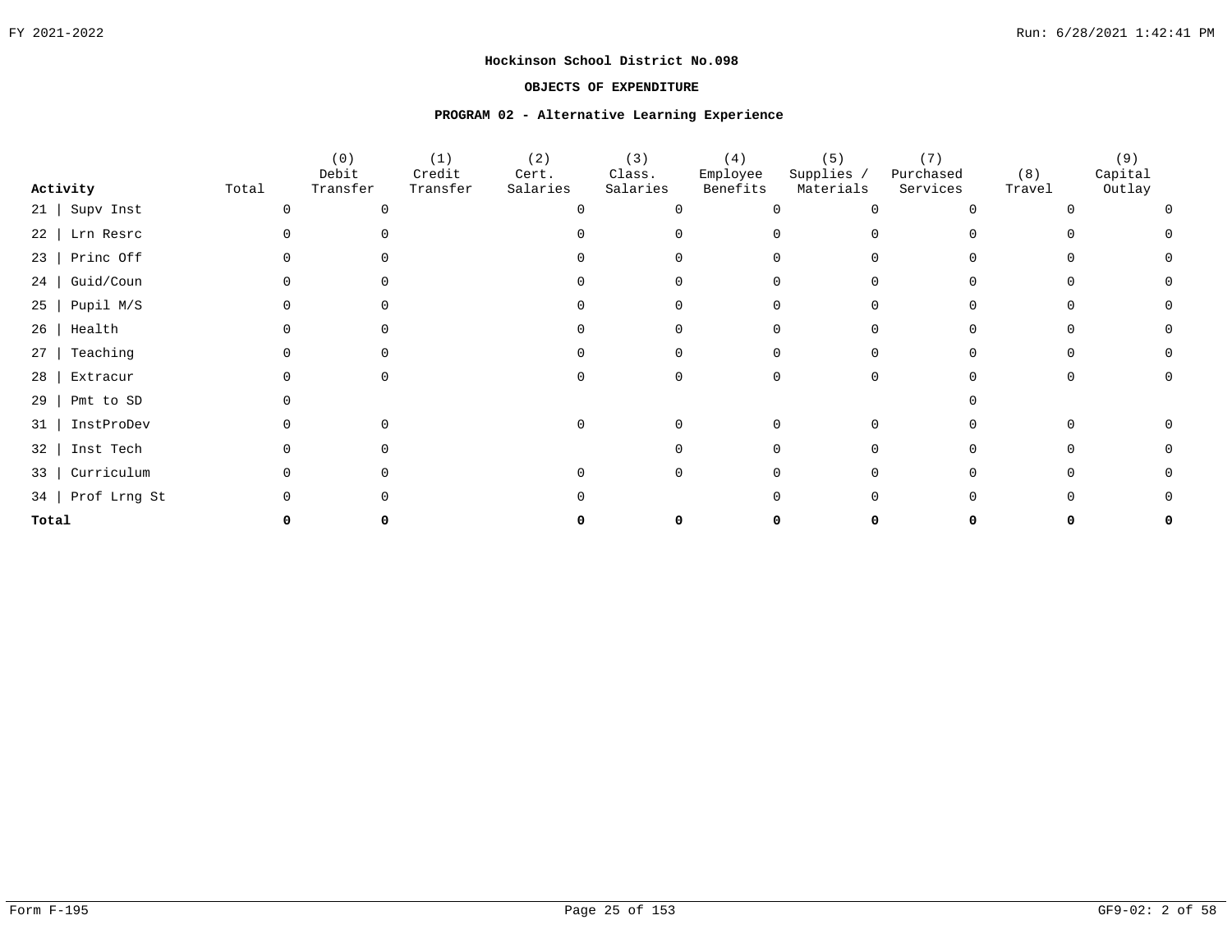**Hockinson School District No.098**

**OBJECTS OF EXPENDITURE**

**PROGRAM 02 - Alternative Learning Experience**

| Activity | Total | (0) Debit Transfer | (1) Credit Transfer | (2) Cert. Salaries | (3) Class. Salaries | (4) Employee Benefits | (5) Supplies / Materials | (7) Purchased Services | (8) Travel | (9) Capital Outlay |
|---|---|---|---|---|---|---|---|---|---|---|
| 21 \| Supv Inst | 0 | 0 | | 0 | 0 | 0 | 0 | 0 | 0 | 0 |
| 22 \| Lrn Resrc | 0 | 0 | | 0 | 0 | 0 | 0 | 0 | 0 | 0 |
| 23 \| Princ Off | 0 | 0 | | 0 | 0 | 0 | 0 | 0 | 0 | 0 |
| 24 \| Guid/Coun | 0 | 0 | | 0 | 0 | 0 | 0 | 0 | 0 | 0 |
| 25 \| Pupil M/S | 0 | 0 | | 0 | 0 | 0 | 0 | 0 | 0 | 0 |
| 26 \| Health | 0 | 0 | | 0 | 0 | 0 | 0 | 0 | 0 | 0 |
| 27 \| Teaching | 0 | 0 | | 0 | 0 | 0 | 0 | 0 | 0 | 0 |
| 28 \| Extracur | 0 | 0 | | 0 | 0 | 0 | 0 | 0 | 0 | 0 |
| 29 \| Pmt to SD | 0 | | | | | | | 0 | | |
| 31 \| InstProDev | 0 | 0 | | 0 | 0 | 0 | 0 | 0 | 0 | 0 |
| 32 \| Inst Tech | 0 | 0 | | | 0 | 0 | 0 | 0 | 0 | 0 |
| 33 \| Curriculum | 0 | 0 | | 0 | 0 | 0 | 0 | 0 | 0 | 0 |
| 34 \| Prof Lrng St | 0 | 0 | | 0 | | 0 | 0 | 0 | 0 | 0 |
| **Total** | **0** | **0** | | **0** | **0** | **0** | **0** | **0** | **0** | **0** |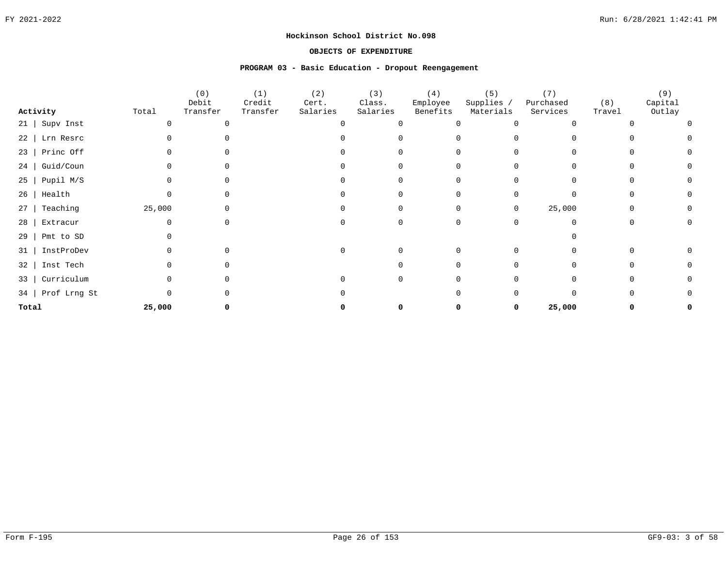# Hockinson School District No.098

## OBJECTS OF EXPENDITURE

### PROGRAM 03 - Basic Education - Dropout Reengagement

| Activity | Total | (0) Debit Transfer | (1) Credit Transfer | (2) Cert. Salaries | (3) Class. Salaries | (4) Employee Benefits | (5) Supplies / Materials | (7) Purchased Services | (8) Travel | (9) Capital Outlay |
|---|---|---|---|---|---|---|---|---|---|---|
| 21 \| Supv Inst | 0 | 0 | | 0 | 0 | 0 | 0 | 0 | 0 | 0 |
| 22 \| Lrn Resrc | 0 | 0 | | 0 | 0 | 0 | 0 | 0 | 0 | 0 |
| 23 \| Princ Off | 0 | 0 | | 0 | 0 | 0 | 0 | 0 | 0 | 0 |
| 24 \| Guid/Coun | 0 | 0 | | 0 | 0 | 0 | 0 | 0 | 0 | 0 |
| 25 \| Pupil M/S | 0 | 0 | | 0 | 0 | 0 | 0 | 0 | 0 | 0 |
| 26 \| Health | 0 | 0 | | 0 | 0 | 0 | 0 | 0 | 0 | 0 |
| 27 \| Teaching | 25,000 | 0 | | 0 | 0 | 0 | 0 | 25,000 | 0 | 0 |
| 28 \| Extracur | 0 | 0 | | 0 | 0 | 0 | 0 | 0 | 0 | 0 |
| 29 \| Pmt to SD | 0 | | | | | | | 0 | | |
| 31 \| InstProDev | 0 | 0 | | 0 | 0 | 0 | 0 | 0 | 0 | 0 |
| 32 \| Inst Tech | 0 | 0 | | | 0 | 0 | 0 | 0 | 0 | 0 |
| 33 \| Curriculum | 0 | 0 | | 0 | 0 | 0 | 0 | 0 | 0 | 0 |
| 34 \| Prof Lrng St | 0 | 0 | | 0 | | 0 | 0 | 0 | 0 | 0 |
| **Total** | **25,000** | **0** | | **0** | **0** | **0** | **0** | **25,000** | **0** | **0** |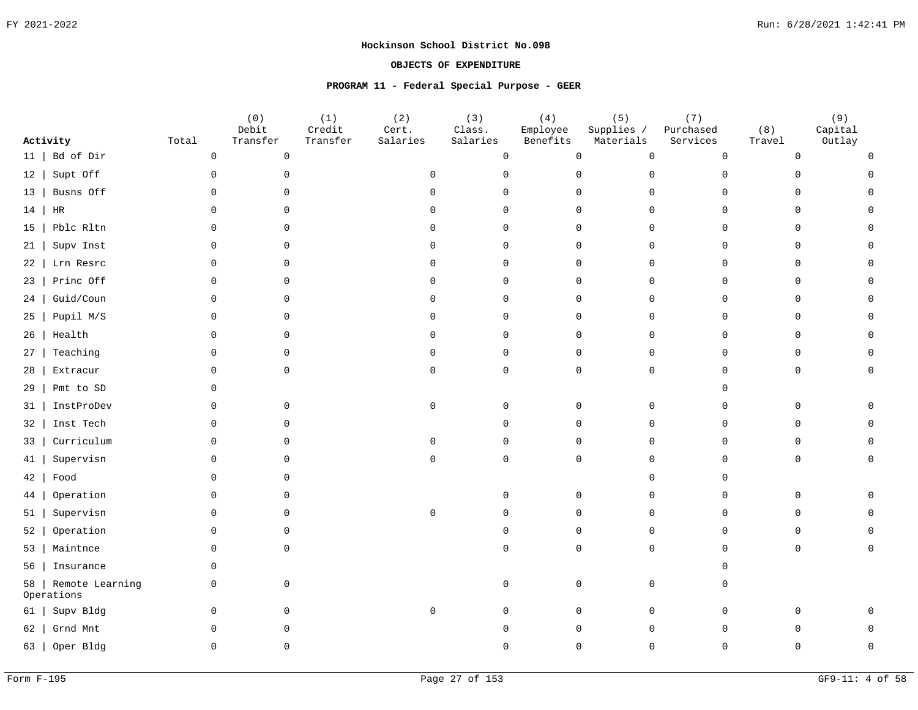# Hockinson School District No.098

## OBJECTS OF EXPENDITURE

### PROGRAM 11 - Federal Special Purpose - GEER

FY 2021-2022

| Activity | Total | (0) Debit Transfer | (1) Credit Transfer | (2) Cert. Salaries | (3) Class. Salaries | (4) Employee Benefits | (5) Supplies / Materials | (7) Purchased Services | (8) Travel | (9) Capital Outlay |
|---|---|---|---|---|---|---|---|---|---|---|
| 11 \| Bd of Dir | 0 | 0 | | | 0 | 0 | 0 | 0 | 0 | 0 |
| 12 \| Supt Off | 0 | 0 | | 0 | 0 | 0 | 0 | 0 | 0 | 0 |
| 13 \| Busns Off | 0 | 0 | | 0 | 0 | 0 | 0 | 0 | 0 | 0 |
| 14 \| HR | 0 | 0 | | 0 | 0 | 0 | 0 | 0 | 0 | 0 |
| 15 \| Pblc Rltn | 0 | 0 | | 0 | 0 | 0 | 0 | 0 | 0 | 0 |
| 21 \| Supv Inst | 0 | 0 | | 0 | 0 | 0 | 0 | 0 | 0 | 0 |
| 22 \| Lrn Resrc | 0 | 0 | | 0 | 0 | 0 | 0 | 0 | 0 | 0 |
| 23 \| Princ Off | 0 | 0 | | 0 | 0 | 0 | 0 | 0 | 0 | 0 |
| 24 \| Guid/Coun | 0 | 0 | | 0 | 0 | 0 | 0 | 0 | 0 | 0 |
| 25 \| Pupil M/S | 0 | 0 | | 0 | 0 | 0 | 0 | 0 | 0 | 0 |
| 26 \| Health | 0 | 0 | | 0 | 0 | 0 | 0 | 0 | 0 | 0 |
| 27 \| Teaching | 0 | 0 | | 0 | 0 | 0 | 0 | 0 | 0 | 0 |
| 28 \| Extracur | 0 | 0 | | 0 | 0 | 0 | 0 | 0 | 0 | 0 |
| 29 \| Pmt to SD | 0 | | | | | | | 0 | | |
| 31 \| InstProDev | 0 | 0 | | 0 | 0 | 0 | 0 | 0 | 0 | 0 |
| 32 \| Inst Tech | 0 | 0 | | | 0 | 0 | 0 | 0 | 0 | 0 |
| 33 \| Curriculum | 0 | 0 | | 0 | 0 | 0 | 0 | 0 | 0 | 0 |
| 41 \| Supervisn | 0 | 0 | | 0 | 0 | 0 | 0 | 0 | 0 | 0 |
| 42 \| Food | 0 | 0 | | | | | 0 | 0 | | |
| 44 \| Operation | 0 | 0 | | | 0 | 0 | 0 | 0 | 0 | 0 |
| 51 \| Supervisn | 0 | 0 | | 0 | 0 | 0 | 0 | 0 | 0 | 0 |
| 52 \| Operation | 0 | 0 | | | 0 | 0 | 0 | 0 | 0 | 0 |
| 53 \| Maintnce | 0 | 0 | | | 0 | 0 | 0 | 0 | 0 | 0 |
| 56 \| Insurance | 0 | | | | | | | 0 | | |
| 58 \| Remote Learning Operations | 0 | 0 | | | 0 | 0 | 0 | 0 | | |
| 61 \| Supv Bldg | 0 | 0 | | 0 | 0 | 0 | 0 | 0 | 0 | 0 |
| 62 \| Grnd Mnt | 0 | 0 | | | 0 | 0 | 0 | 0 | 0 | 0 |
| 63 \| Oper Bldg | 0 | 0 | | | 0 | 0 | 0 | 0 | 0 | 0 |

Form F-195

GF9-11: 4 of 58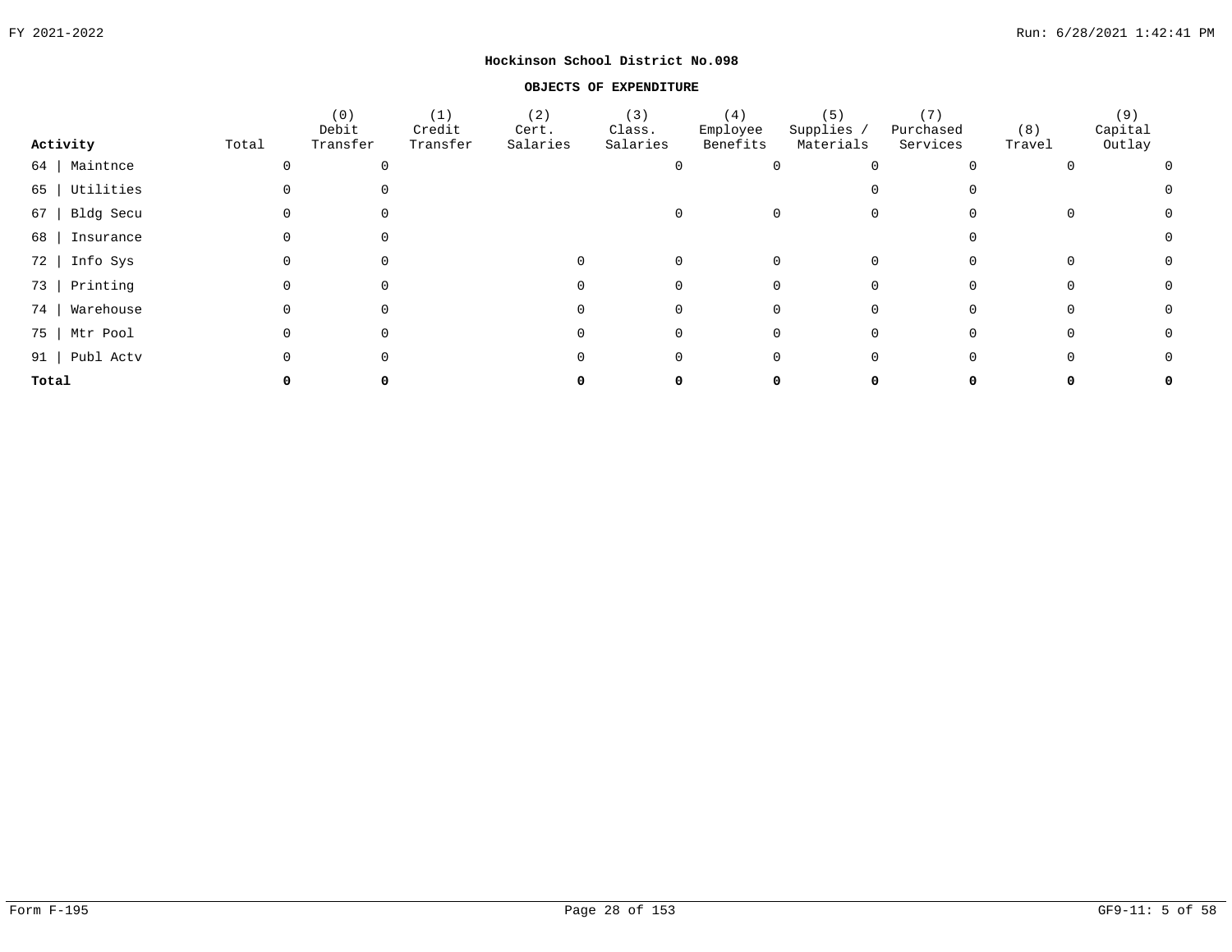**Hockinson School District No.098**

**OBJECTS OF EXPENDITURE**

| Activity | Total | (0) Debit Transfer | (1) Credit Transfer | (2) Cert. Salaries | (3) Class. Salaries | (4) Employee Benefits | (5) Supplies / Materials | (7) Purchased Services | (8) Travel | (9) Capital Outlay |
|---|---|---|---|---|---|---|---|---|---|---|
| 64 \| Maintnce | 0 | 0 | | | 0 | 0 | 0 | 0 | 0 | 0 |
| 65 \| Utilities | 0 | 0 | | | | | 0 | 0 | | 0 |
| 67 \| Bldg Secu | 0 | 0 | | | 0 | 0 | 0 | 0 | 0 | 0 |
| 68 \| Insurance | 0 | 0 | | | | | | 0 | | 0 |
| 72 \| Info Sys | 0 | 0 | | 0 | 0 | 0 | 0 | 0 | 0 | 0 |
| 73 \| Printing | 0 | 0 | | 0 | 0 | 0 | 0 | 0 | 0 | 0 |
| 74 \| Warehouse | 0 | 0 | | 0 | 0 | 0 | 0 | 0 | 0 | 0 |
| 75 \| Mtr Pool | 0 | 0 | | 0 | 0 | 0 | 0 | 0 | 0 | 0 |
| 91 \| Publ Actv | 0 | 0 | | 0 | 0 | 0 | 0 | 0 | 0 | 0 |
| **Total** | **0** | **0** | | **0** | **0** | **0** | **0** | **0** | **0** | **0** |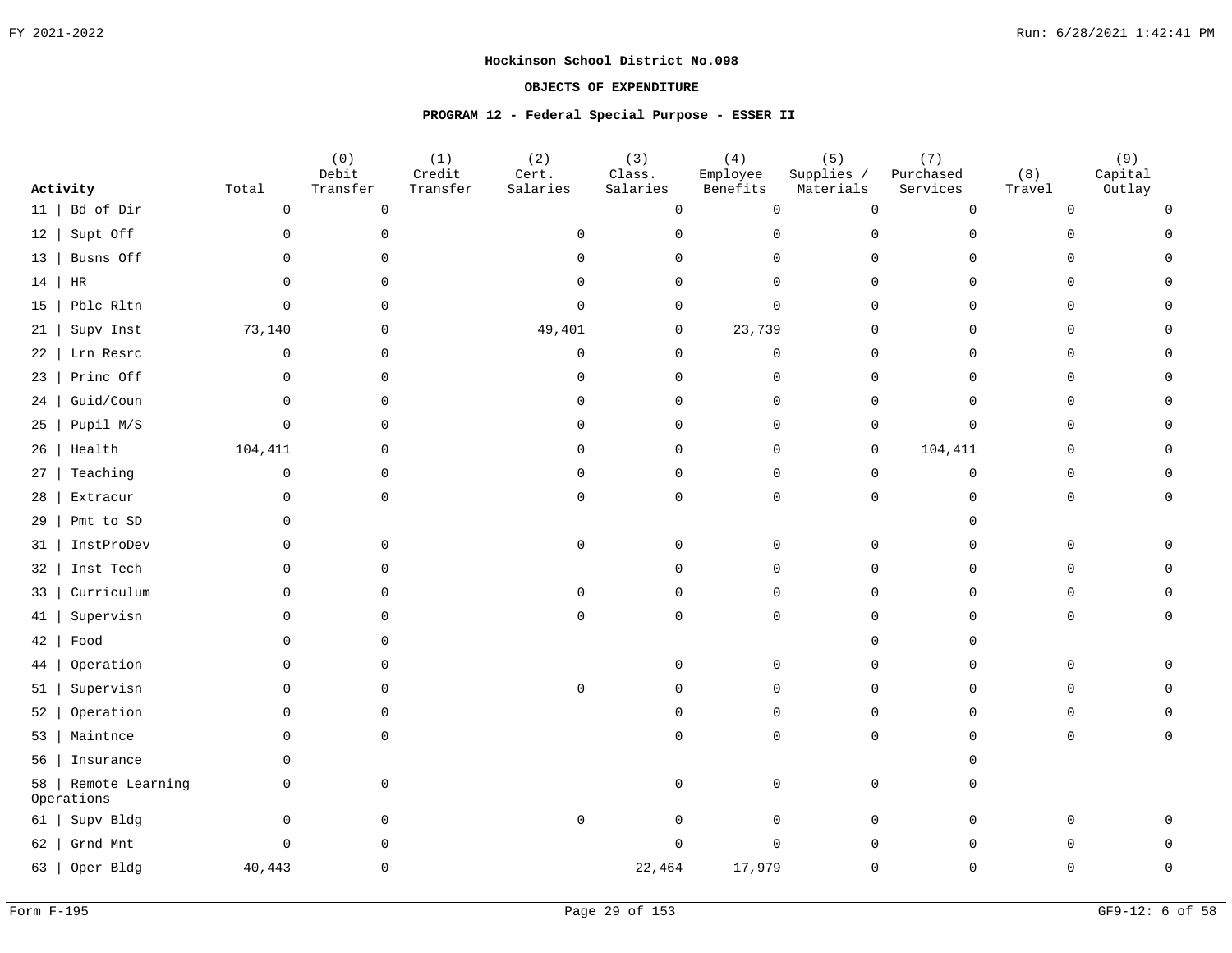**Hockinson School District No.098**

**OBJECTS OF EXPENDITURE**

**PROGRAM 12 - Federal Special Purpose - ESSER II**

| Activity | Total | (0) Debit Transfer | (1) Credit Transfer | (2) Cert. Salaries | (3) Class. Salaries | (4) Employee Benefits | (5) Supplies / Materials | (7) Purchased Services | (8) Travel | (9) Capital Outlay |
|---|---|---|---|---|---|---|---|---|---|---|
| 11 \| Bd of Dir | 0 | 0 | | | 0 | 0 | 0 | 0 | 0 | 0 |
| 12 \| Supt Off | 0 | 0 | | 0 | 0 | 0 | 0 | 0 | 0 | 0 |
| 13 \| Busns Off | 0 | 0 | | 0 | 0 | 0 | 0 | 0 | 0 | 0 |
| 14 \| HR | 0 | 0 | | 0 | 0 | 0 | 0 | 0 | 0 | 0 |
| 15 \| Pblc Rltn | 0 | 0 | | 0 | 0 | 0 | 0 | 0 | 0 | 0 |
| 21 \| Supv Inst | 73,140 | 0 | | 49,401 | 0 | 23,739 | 0 | 0 | 0 | 0 |
| 22 \| Lrn Resrc | 0 | 0 | | 0 | 0 | 0 | 0 | 0 | 0 | 0 |
| 23 \| Princ Off | 0 | 0 | | 0 | 0 | 0 | 0 | 0 | 0 | 0 |
| 24 \| Guid/Coun | 0 | 0 | | 0 | 0 | 0 | 0 | 0 | 0 | 0 |
| 25 \| Pupil M/S | 0 | 0 | | 0 | 0 | 0 | 0 | 0 | 0 | 0 |
| 26 \| Health | 104,411 | 0 | | 0 | 0 | 0 | 0 | 104,411 | 0 | 0 |
| 27 \| Teaching | 0 | 0 | | 0 | 0 | 0 | 0 | 0 | 0 | 0 |
| 28 \| Extracur | 0 | 0 | | 0 | 0 | 0 | 0 | 0 | 0 | 0 |
| 29 \| Pmt to SD | 0 | | | | | | | 0 | | |
| 31 \| InstProDev | 0 | 0 | | 0 | 0 | 0 | 0 | 0 | 0 | 0 |
| 32 \| Inst Tech | 0 | 0 | | | 0 | 0 | 0 | 0 | 0 | 0 |
| 33 \| Curriculum | 0 | 0 | | 0 | 0 | 0 | 0 | 0 | 0 | 0 |
| 41 \| Supervisn | 0 | 0 | | 0 | 0 | 0 | 0 | 0 | 0 | 0 |
| 42 \| Food | 0 | 0 | | | | | 0 | 0 | | |
| 44 \| Operation | 0 | 0 | | | 0 | 0 | 0 | 0 | 0 | 0 |
| 51 \| Supervisn | 0 | 0 | | 0 | 0 | 0 | 0 | 0 | 0 | 0 |
| 52 \| Operation | 0 | 0 | | | 0 | 0 | 0 | 0 | 0 | 0 |
| 53 \| Maintnce | 0 | 0 | | | 0 | 0 | 0 | 0 | 0 | 0 |
| 56 \| Insurance | 0 | | | | | | | 0 | | |
| 58 \| Remote Learning Operations | 0 | 0 | | | 0 | 0 | 0 | 0 | | |
| 61 \| Supv Bldg | 0 | 0 | | 0 | 0 | 0 | 0 | 0 | 0 | 0 |
| 62 \| Grnd Mnt | 0 | 0 | | | 0 | 0 | 0 | 0 | 0 | 0 |
| 63 \| Oper Bldg | 40,443 | 0 | | | 22,464 | 17,979 | 0 | 0 | 0 | 0 |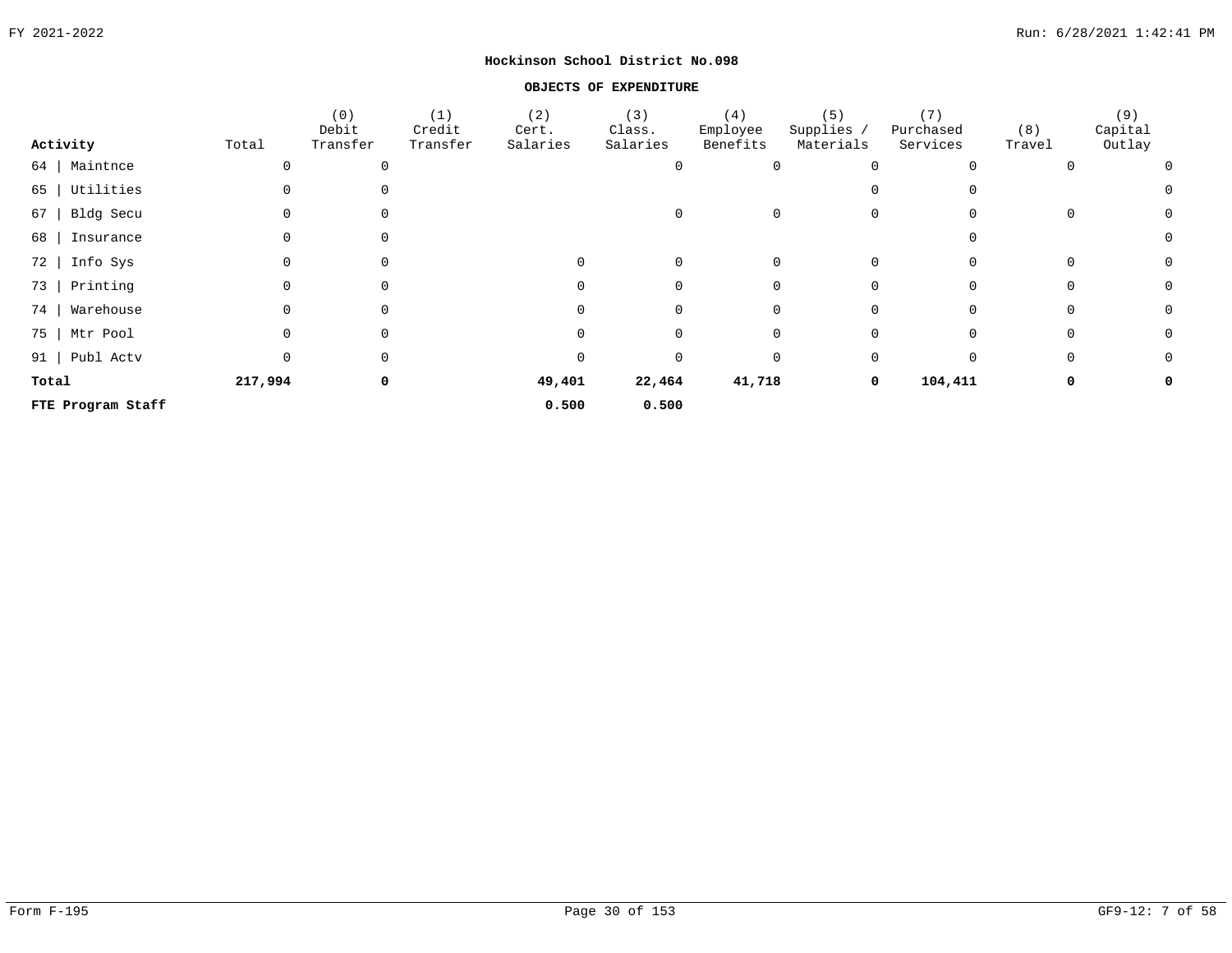**Hockinson School District No.098**

**OBJECTS OF EXPENDITURE**

| Activity | Total | (0) Debit Transfer | (1) Credit Transfer | (2) Cert. Salaries | (3) Class. Salaries | (4) Employee Benefits | (5) Supplies / Materials | (7) Purchased Services | (8) Travel | (9) Capital Outlay |
|---|---|---|---|---|---|---|---|---|---|---|
| 64 \| Maintnce | 0 | 0 | | | 0 | 0 | 0 | 0 | 0 | 0 |
| 65 \| Utilities | 0 | 0 | | | | | 0 | 0 | | 0 |
| 67 \| Bldg Secu | 0 | 0 | | | 0 | 0 | 0 | 0 | 0 | 0 |
| 68 \| Insurance | 0 | 0 | | | | | | 0 | | 0 |
| 72 \| Info Sys | 0 | 0 | | 0 | 0 | 0 | 0 | 0 | 0 | 0 |
| 73 \| Printing | 0 | 0 | | 0 | 0 | 0 | 0 | 0 | 0 | 0 |
| 74 \| Warehouse | 0 | 0 | | 0 | 0 | 0 | 0 | 0 | 0 | 0 |
| 75 \| Mtr Pool | 0 | 0 | | 0 | 0 | 0 | 0 | 0 | 0 | 0 |
| 91 \| Publ Actv | 0 | 0 | | 0 | 0 | 0 | 0 | 0 | 0 | 0 |
| **Total** | **217,994** | **0** | | **49,401** | **22,464** | **41,718** | **0** | **104,411** | **0** | **0** |
| **FTE Program Staff** | | | | **0.500** | **0.500** | | | | | |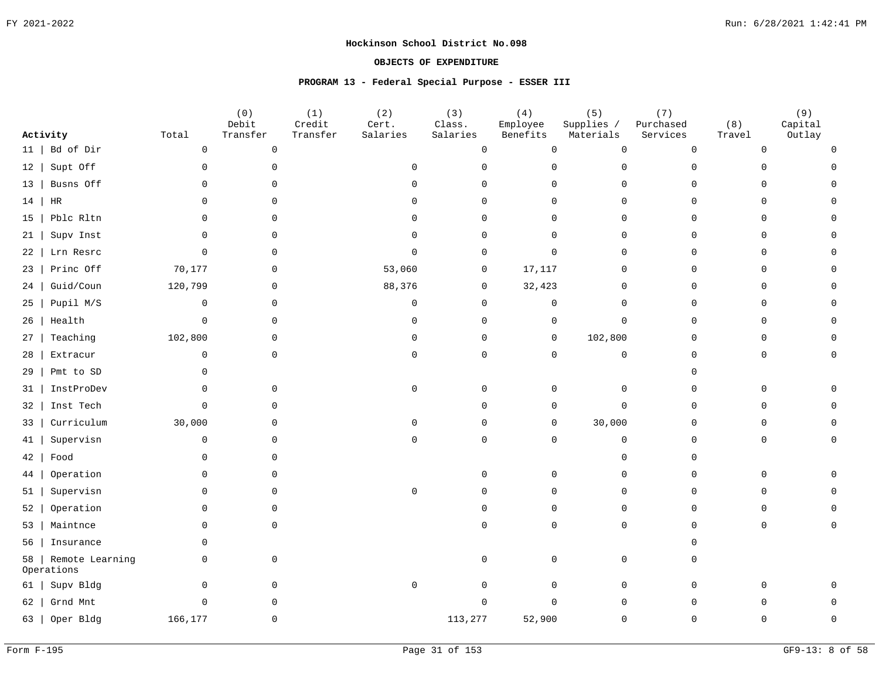## Hockinson School District No.098

### OBJECTS OF EXPENDITURE

### PROGRAM 13 - Federal Special Purpose - ESSER III

| Activity | Total | (0) Debit Transfer | (1) Credit Transfer | (2) Cert. Salaries | (3) Class. Salaries | (4) Employee Benefits | (5) Supplies / Materials | (7) Purchased Services | (8) Travel | (9) Capital Outlay |
|---|---|---|---|---|---|---|---|---|---|---|
| 11 \| Bd of Dir | 0 | 0 | | | 0 | 0 | 0 | 0 | 0 | 0 |
| 12 \| Supt Off | 0 | 0 | | 0 | 0 | 0 | 0 | 0 | 0 | 0 |
| 13 \| Busns Off | 0 | 0 | | 0 | 0 | 0 | 0 | 0 | 0 | 0 |
| 14 \| HR | 0 | 0 | | 0 | 0 | 0 | 0 | 0 | 0 | 0 |
| 15 \| Pblc Rltn | 0 | 0 | | 0 | 0 | 0 | 0 | 0 | 0 | 0 |
| 21 \| Supv Inst | 0 | 0 | | 0 | 0 | 0 | 0 | 0 | 0 | 0 |
| 22 \| Lrn Resrc | 0 | 0 | | 0 | 0 | 0 | 0 | 0 | 0 | 0 |
| 23 \| Princ Off | 70,177 | 0 | | 53,060 | 0 | 17,117 | 0 | 0 | 0 | 0 |
| 24 \| Guid/Coun | 120,799 | 0 | | 88,376 | 0 | 32,423 | 0 | 0 | 0 | 0 |
| 25 \| Pupil M/S | 0 | 0 | | 0 | 0 | 0 | 0 | 0 | 0 | 0 |
| 26 \| Health | 0 | 0 | | 0 | 0 | 0 | 0 | 0 | 0 | 0 |
| 27 \| Teaching | 102,800 | 0 | | 0 | 0 | 0 | 102,800 | 0 | 0 | 0 |
| 28 \| Extracur | 0 | 0 | | 0 | 0 | 0 | 0 | 0 | 0 | 0 |
| 29 \| Pmt to SD | 0 | | | | | | | 0 | | |
| 31 \| InstProDev | 0 | 0 | | 0 | 0 | 0 | 0 | 0 | 0 | 0 |
| 32 \| Inst Tech | 0 | 0 | | | 0 | 0 | 0 | 0 | 0 | 0 |
| 33 \| Curriculum | 30,000 | 0 | | 0 | 0 | 0 | 30,000 | 0 | 0 | 0 |
| 41 \| Supervisn | 0 | 0 | | 0 | 0 | 0 | 0 | 0 | 0 | 0 |
| 42 \| Food | 0 | 0 | | | | | 0 | 0 | | |
| 44 \| Operation | 0 | 0 | | | 0 | 0 | 0 | 0 | 0 | 0 |
| 51 \| Supervisn | 0 | 0 | | 0 | 0 | 0 | 0 | 0 | 0 | 0 |
| 52 \| Operation | 0 | 0 | | | 0 | 0 | 0 | 0 | 0 | 0 |
| 53 \| Maintnce | 0 | 0 | | | 0 | 0 | 0 | 0 | 0 | 0 |
| 56 \| Insurance | 0 | | | | | | | 0 | | |
| 58 \| Remote Learning Operations | 0 | 0 | | | 0 | 0 | 0 | 0 | | |
| 61 \| Supv Bldg | 0 | 0 | | 0 | 0 | 0 | 0 | 0 | 0 | 0 |
| 62 \| Grnd Mnt | 0 | 0 | | | 0 | 0 | 0 | 0 | 0 | 0 |
| 63 \| Oper Bldg | 166,177 | 0 | | | 113,277 | 52,900 | 0 | 0 | 0 | 0 |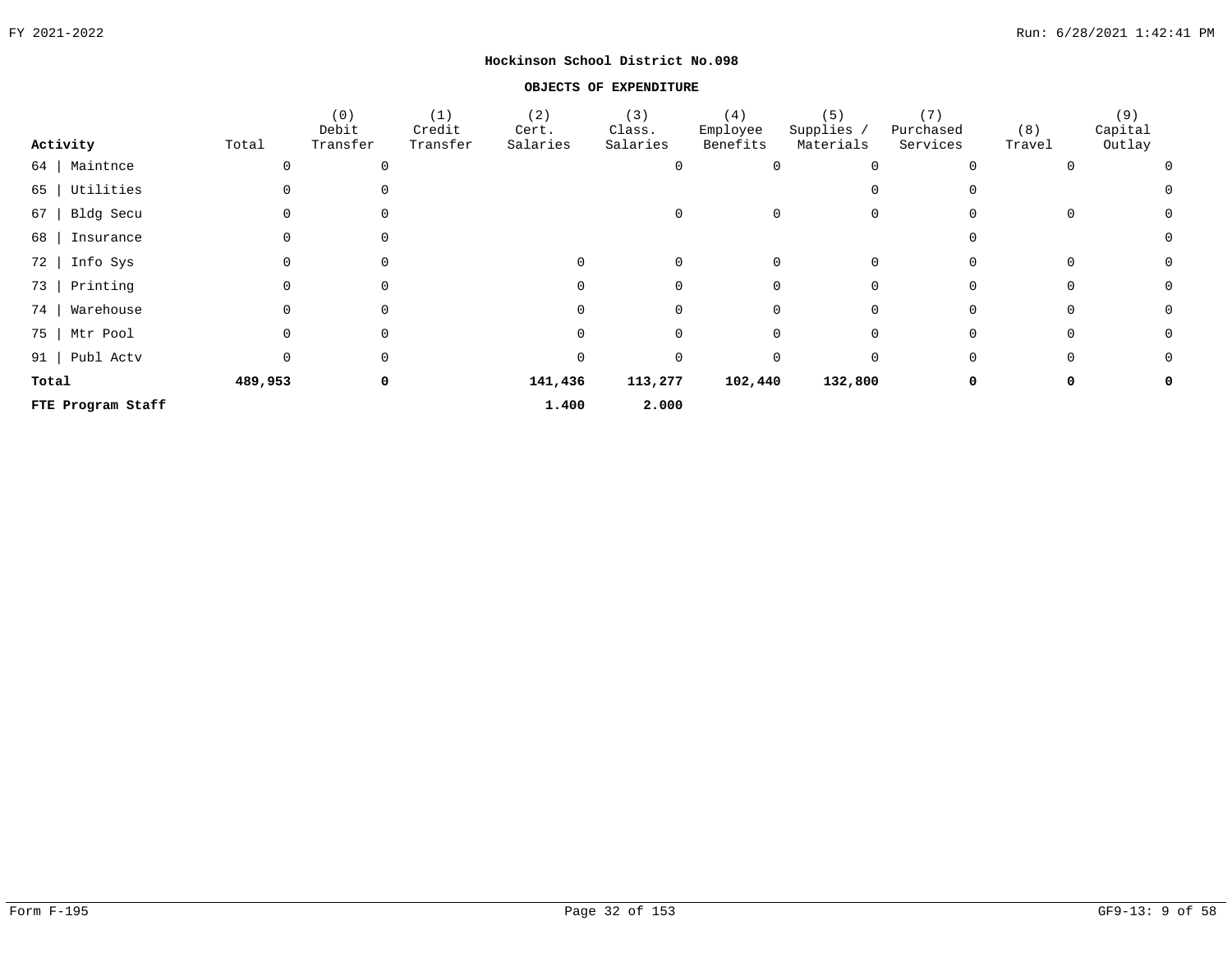## Hockinson School District No.098

### OBJECTS OF EXPENDITURE

| Activity | Total | (0) Debit Transfer | (1) Credit Transfer | (2) Cert. Salaries | (3) Class. Salaries | (4) Employee Benefits | (5) Supplies / Materials | (7) Purchased Services | (8) Travel | (9) Capital Outlay |
|---|---|---|---|---|---|---|---|---|---|---|
| 64 \| Maintnce | 0 | 0 | | | 0 | 0 | 0 | 0 | 0 | 0 |
| 65 \| Utilities | 0 | 0 | | | | | 0 | 0 | | 0 |
| 67 \| Bldg Secu | 0 | 0 | | | 0 | 0 | 0 | 0 | 0 | 0 |
| 68 \| Insurance | 0 | 0 | | | | | | 0 | | 0 |
| 72 \| Info Sys | 0 | 0 | | 0 | 0 | 0 | 0 | 0 | 0 | 0 |
| 73 \| Printing | 0 | 0 | | 0 | 0 | 0 | 0 | 0 | 0 | 0 |
| 74 \| Warehouse | 0 | 0 | | 0 | 0 | 0 | 0 | 0 | 0 | 0 |
| 75 \| Mtr Pool | 0 | 0 | | 0 | 0 | 0 | 0 | 0 | 0 | 0 |
| 91 \| Publ Actv | 0 | 0 | | 0 | 0 | 0 | 0 | 0 | 0 | 0 |
| **Total** | **489,953** | **0** | | **141,436** | **113,277** | **102,440** | **132,800** | **0** | **0** | **0** |
| **FTE Program Staff** | | | | **1.400** | **2.000** | | | | | |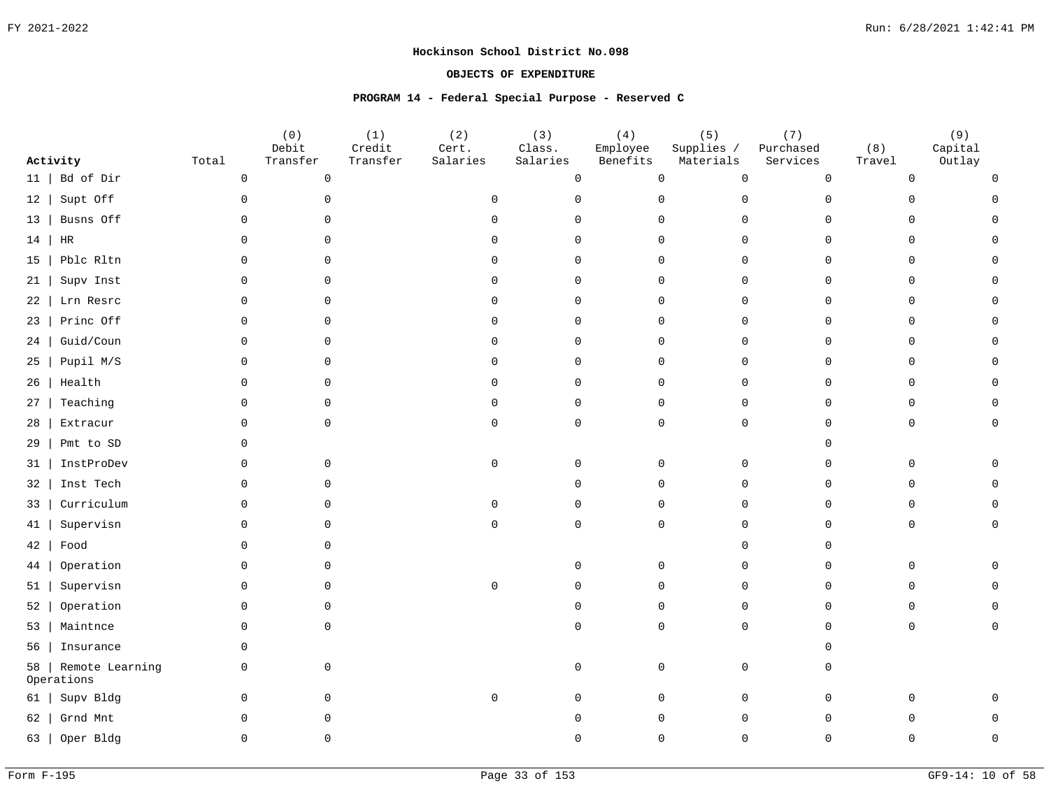**Hockinson School District No.098**

**OBJECTS OF EXPENDITURE**

**PROGRAM 14 - Federal Special Purpose - Reserved C**

| Activity | Total | (0) Debit Transfer | (1) Credit Transfer | (2) Cert. Salaries | (3) Class. Salaries | (4) Employee Benefits | (5) Supplies / Materials | (7) Purchased Services | (8) Travel | (9) Capital Outlay |
|---|---|---|---|---|---|---|---|---|---|---|
| 11 &#124; Bd of Dir | 0 | 0 | | | 0 | 0 | 0 | 0 | 0 | 0 |
| 12 &#124; Supt Off | 0 | 0 | | 0 | 0 | 0 | 0 | 0 | 0 | 0 |
| 13 &#124; Busns Off | 0 | 0 | | 0 | 0 | 0 | 0 | 0 | 0 | 0 |
| 14 &#124; HR | 0 | 0 | | 0 | 0 | 0 | 0 | 0 | 0 | 0 |
| 15 &#124; Pblc Rltn | 0 | 0 | | 0 | 0 | 0 | 0 | 0 | 0 | 0 |
| 21 &#124; Supv Inst | 0 | 0 | | 0 | 0 | 0 | 0 | 0 | 0 | 0 |
| 22 &#124; Lrn Resrc | 0 | 0 | | 0 | 0 | 0 | 0 | 0 | 0 | 0 |
| 23 &#124; Princ Off | 0 | 0 | | 0 | 0 | 0 | 0 | 0 | 0 | 0 |
| 24 &#124; Guid/Coun | 0 | 0 | | 0 | 0 | 0 | 0 | 0 | 0 | 0 |
| 25 &#124; Pupil M/S | 0 | 0 | | 0 | 0 | 0 | 0 | 0 | 0 | 0 |
| 26 &#124; Health | 0 | 0 | | 0 | 0 | 0 | 0 | 0 | 0 | 0 |
| 27 &#124; Teaching | 0 | 0 | | 0 | 0 | 0 | 0 | 0 | 0 | 0 |
| 28 &#124; Extracur | 0 | 0 | | 0 | 0 | 0 | 0 | 0 | 0 | 0 |
| 29 &#124; Pmt to SD | 0 | | | | | | | 0 | | |
| 31 &#124; InstProDev | 0 | 0 | | 0 | 0 | 0 | 0 | 0 | 0 | 0 |
| 32 &#124; Inst Tech | 0 | 0 | | | 0 | 0 | 0 | 0 | 0 | 0 |
| 33 &#124; Curriculum | 0 | 0 | | 0 | 0 | 0 | 0 | 0 | 0 | 0 |
| 41 &#124; Supervisn | 0 | 0 | | 0 | 0 | 0 | 0 | 0 | 0 | 0 |
| 42 &#124; Food | 0 | 0 | | | | | 0 | 0 | | |
| 44 &#124; Operation | 0 | 0 | | | 0 | 0 | 0 | 0 | 0 | 0 |
| 51 &#124; Supervisn | 0 | 0 | | 0 | 0 | 0 | 0 | 0 | 0 | 0 |
| 52 &#124; Operation | 0 | 0 | | | 0 | 0 | 0 | 0 | 0 | 0 |
| 53 &#124; Maintnce | 0 | 0 | | | 0 | 0 | 0 | 0 | 0 | 0 |
| 56 &#124; Insurance | 0 | | | | | | | 0 | | |
| 58 &#124; Remote Learning Operations | 0 | 0 | | | 0 | 0 | 0 | 0 | | |
| 61 &#124; Supv Bldg | 0 | 0 | | 0 | 0 | 0 | 0 | 0 | 0 | 0 |
| 62 &#124; Grnd Mnt | 0 | 0 | | | 0 | 0 | 0 | 0 | 0 | 0 |
| 63 &#124; Oper Bldg | 0 | 0 | | | 0 | 0 | 0 | 0 | 0 | 0 |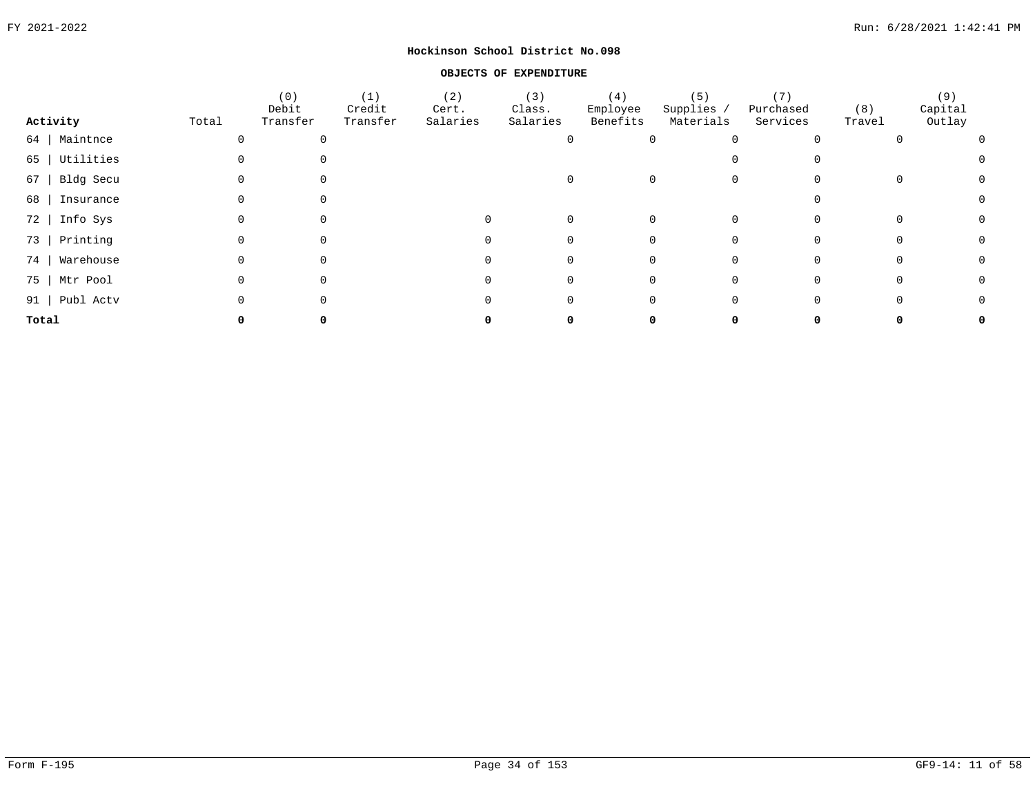**Hockinson School District No.098**

**OBJECTS OF EXPENDITURE**

| Activity | Total | (0) Debit Transfer | (1) Credit Transfer | (2) Cert. Salaries | (3) Class. Salaries | (4) Employee Benefits | (5) Supplies / Materials | (7) Purchased Services | (8) Travel | (9) Capital Outlay |
|---|---|---|---|---|---|---|---|---|---|---|
| 64 \| Maintnce | 0 | 0 | | | 0 | 0 | 0 | 0 | 0 | 0 |
| 65 \| Utilities | 0 | 0 | | | | | 0 | 0 | | 0 |
| 67 \| Bldg Secu | 0 | 0 | | | 0 | 0 | 0 | 0 | 0 | 0 |
| 68 \| Insurance | 0 | 0 | | | | | | 0 | | 0 |
| 72 \| Info Sys | 0 | 0 | | 0 | 0 | 0 | 0 | 0 | 0 | 0 |
| 73 \| Printing | 0 | 0 | | 0 | 0 | 0 | 0 | 0 | 0 | 0 |
| 74 \| Warehouse | 0 | 0 | | 0 | 0 | 0 | 0 | 0 | 0 | 0 |
| 75 \| Mtr Pool | 0 | 0 | | 0 | 0 | 0 | 0 | 0 | 0 | 0 |
| 91 \| Publ Actv | 0 | 0 | | 0 | 0 | 0 | 0 | 0 | 0 | 0 |
| **Total** | **0** | **0** | | **0** | **0** | **0** | **0** | **0** | **0** | **0** |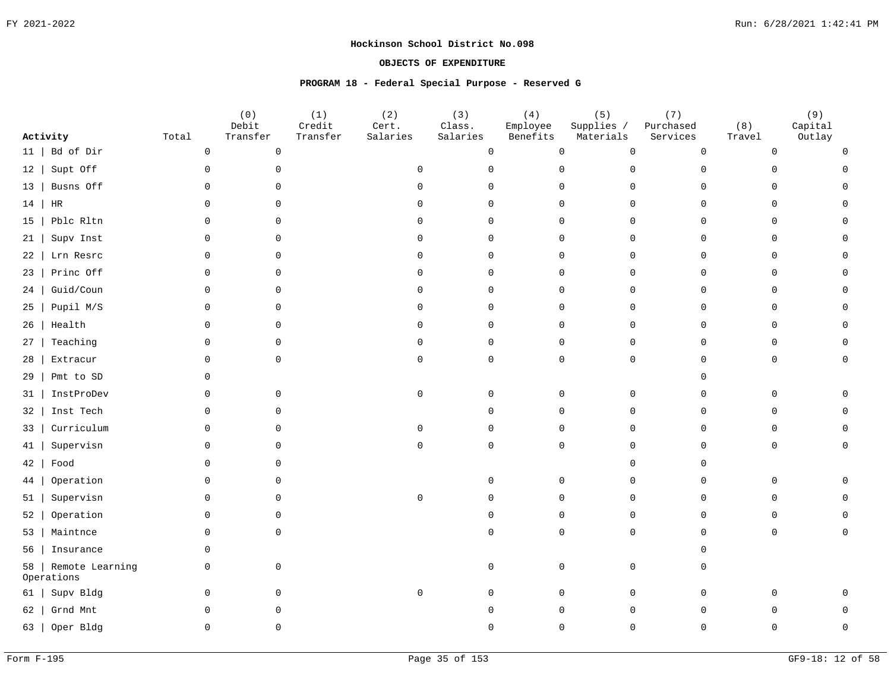**Hockinson School District No.098**

**OBJECTS OF EXPENDITURE**

**PROGRAM 18 - Federal Special Purpose - Reserved G**

| Activity | Total | (0) Debit Transfer | (1) Credit Transfer | (2) Cert. Salaries | (3) Class. Salaries | (4) Employee Benefits | (5) Supplies / Materials | (7) Purchased Services | (8) Travel | (9) Capital Outlay |
|---|---|---|---|---|---|---|---|---|---|---|
| 11 \| Bd of Dir | 0 | 0 | | | 0 | 0 | 0 | 0 | 0 | 0 |
| 12 \| Supt Off | 0 | 0 | | 0 | 0 | 0 | 0 | 0 | 0 | 0 |
| 13 \| Busns Off | 0 | 0 | | 0 | 0 | 0 | 0 | 0 | 0 | 0 |
| 14 \| HR | 0 | 0 | | 0 | 0 | 0 | 0 | 0 | 0 | 0 |
| 15 \| Pblc Rltn | 0 | 0 | | 0 | 0 | 0 | 0 | 0 | 0 | 0 |
| 21 \| Supv Inst | 0 | 0 | | 0 | 0 | 0 | 0 | 0 | 0 | 0 |
| 22 \| Lrn Resrc | 0 | 0 | | 0 | 0 | 0 | 0 | 0 | 0 | 0 |
| 23 \| Princ Off | 0 | 0 | | 0 | 0 | 0 | 0 | 0 | 0 | 0 |
| 24 \| Guid/Coun | 0 | 0 | | 0 | 0 | 0 | 0 | 0 | 0 | 0 |
| 25 \| Pupil M/S | 0 | 0 | | 0 | 0 | 0 | 0 | 0 | 0 | 0 |
| 26 \| Health | 0 | 0 | | 0 | 0 | 0 | 0 | 0 | 0 | 0 |
| 27 \| Teaching | 0 | 0 | | 0 | 0 | 0 | 0 | 0 | 0 | 0 |
| 28 \| Extracur | 0 | 0 | | 0 | 0 | 0 | 0 | 0 | 0 | 0 |
| 29 \| Pmt to SD | 0 | | | | | | | 0 | | |
| 31 \| InstProDev | 0 | 0 | | 0 | 0 | 0 | 0 | 0 | 0 | 0 |
| 32 \| Inst Tech | 0 | 0 | | | 0 | 0 | 0 | 0 | 0 | 0 |
| 33 \| Curriculum | 0 | 0 | | 0 | 0 | 0 | 0 | 0 | 0 | 0 |
| 41 \| Supervisn | 0 | 0 | | 0 | 0 | 0 | 0 | 0 | 0 | 0 |
| 42 \| Food | 0 | 0 | | | | | 0 | 0 | | |
| 44 \| Operation | 0 | 0 | | | 0 | 0 | 0 | 0 | 0 | 0 |
| 51 \| Supervisn | 0 | 0 | | 0 | 0 | 0 | 0 | 0 | 0 | 0 |
| 52 \| Operation | 0 | 0 | | | 0 | 0 | 0 | 0 | 0 | 0 |
| 53 \| Maintnce | 0 | 0 | | | 0 | 0 | 0 | 0 | 0 | 0 |
| 56 \| Insurance | 0 | | | | | | | 0 | | |
| 58 \| Remote Learning Operations | 0 | 0 | | | 0 | 0 | 0 | 0 | | |
| 61 \| Supv Bldg | 0 | 0 | | 0 | 0 | 0 | 0 | 0 | 0 | 0 |
| 62 \| Grnd Mnt | 0 | 0 | | | 0 | 0 | 0 | 0 | 0 | 0 |
| 63 \| Oper Bldg | 0 | 0 | | | 0 | 0 | 0 | 0 | 0 | 0 |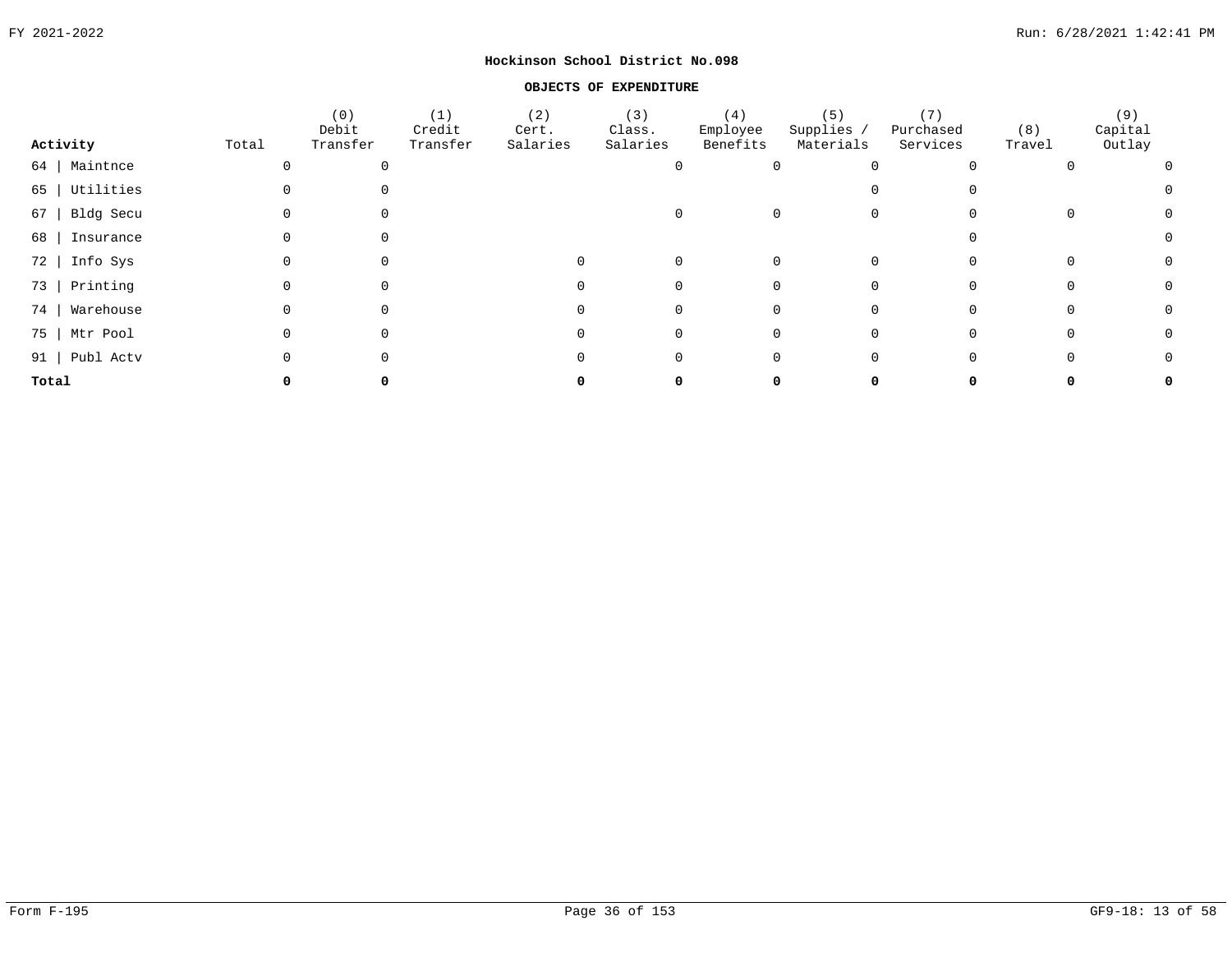**Hockinson School District No.098**

**OBJECTS OF EXPENDITURE**

| Activity | Total | (0) Debit Transfer | (1) Credit Transfer | (2) Cert. Salaries | (3) Class. Salaries | (4) Employee Benefits | (5) Supplies / Materials | (7) Purchased Services | (8) Travel | (9) Capital Outlay |
|---|---|---|---|---|---|---|---|---|---|---|
| 64 \| Maintnce | 0 | 0 | | | 0 | 0 | 0 | 0 | 0 | 0 |
| 65 \| Utilities | 0 | 0 | | | | | 0 | 0 | | 0 |
| 67 \| Bldg Secu | 0 | 0 | | | 0 | 0 | 0 | 0 | 0 | 0 |
| 68 \| Insurance | 0 | 0 | | | | | | 0 | | 0 |
| 72 \| Info Sys | 0 | 0 | | 0 | 0 | 0 | 0 | 0 | 0 | 0 |
| 73 \| Printing | 0 | 0 | | 0 | 0 | 0 | 0 | 0 | 0 | 0 |
| 74 \| Warehouse | 0 | 0 | | 0 | 0 | 0 | 0 | 0 | 0 | 0 |
| 75 \| Mtr Pool | 0 | 0 | | 0 | 0 | 0 | 0 | 0 | 0 | 0 |
| 91 \| Publ Actv | 0 | 0 | | 0 | 0 | 0 | 0 | 0 | 0 | 0 |
| **Total** | **0** | **0** | | **0** | **0** | **0** | **0** | **0** | **0** | **0** |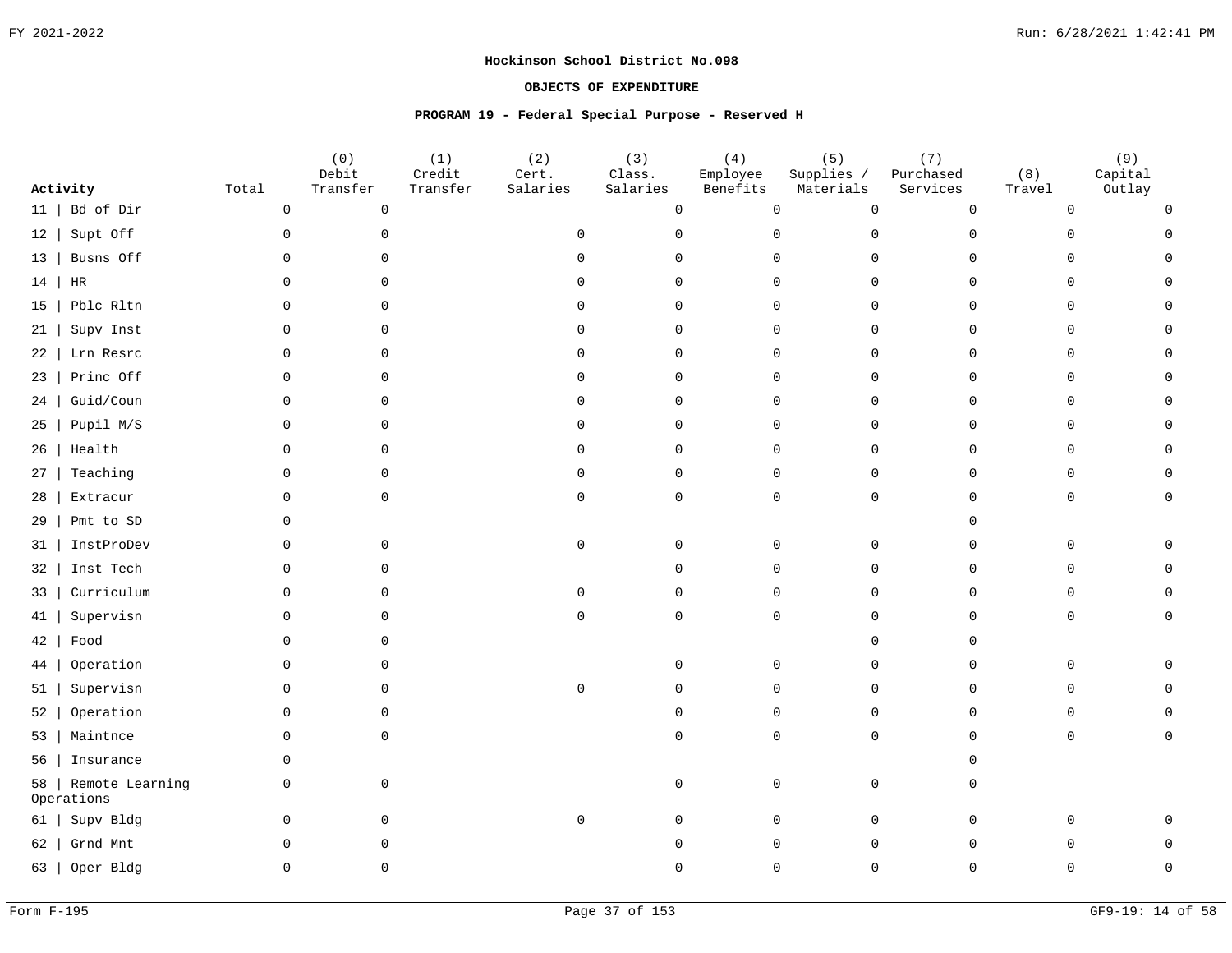FY 2021-2022

**Hockinson School District No.098**

**OBJECTS OF EXPENDITURE**

**PROGRAM 19 - Federal Special Purpose - Reserved H**

| Activity | Total | (0) Debit Transfer | (1) Credit Transfer | (2) Cert. Salaries | (3) Class. Salaries | (4) Employee Benefits | (5) Supplies / Materials | (7) Purchased Services | (8) Travel | (9) Capital Outlay |
|---|---|---|---|---|---|---|---|---|---|---|
| 11 \| Bd of Dir | 0 | 0 | | | 0 | 0 | 0 | 0 | 0 | 0 |
| 12 \| Supt Off | 0 | 0 | | 0 | 0 | 0 | 0 | 0 | 0 | 0 |
| 13 \| Busns Off | 0 | 0 | | 0 | 0 | 0 | 0 | 0 | 0 | 0 |
| 14 \| HR | 0 | 0 | | 0 | 0 | 0 | 0 | 0 | 0 | 0 |
| 15 \| Pblc Rltn | 0 | 0 | | 0 | 0 | 0 | 0 | 0 | 0 | 0 |
| 21 \| Supv Inst | 0 | 0 | | 0 | 0 | 0 | 0 | 0 | 0 | 0 |
| 22 \| Lrn Resrc | 0 | 0 | | 0 | 0 | 0 | 0 | 0 | 0 | 0 |
| 23 \| Princ Off | 0 | 0 | | 0 | 0 | 0 | 0 | 0 | 0 | 0 |
| 24 \| Guid/Coun | 0 | 0 | | 0 | 0 | 0 | 0 | 0 | 0 | 0 |
| 25 \| Pupil M/S | 0 | 0 | | 0 | 0 | 0 | 0 | 0 | 0 | 0 |
| 26 \| Health | 0 | 0 | | 0 | 0 | 0 | 0 | 0 | 0 | 0 |
| 27 \| Teaching | 0 | 0 | | 0 | 0 | 0 | 0 | 0 | 0 | 0 |
| 28 \| Extracur | 0 | 0 | | 0 | 0 | 0 | 0 | 0 | 0 | 0 |
| 29 \| Pmt to SD | 0 | | | | | | | 0 | | |
| 31 \| InstProDev | 0 | 0 | | 0 | 0 | 0 | 0 | 0 | 0 | 0 |
| 32 \| Inst Tech | 0 | 0 | | | 0 | 0 | 0 | 0 | 0 | 0 |
| 33 \| Curriculum | 0 | 0 | | 0 | 0 | 0 | 0 | 0 | 0 | 0 |
| 41 \| Supervisn | 0 | 0 | | 0 | 0 | 0 | 0 | 0 | 0 | 0 |
| 42 \| Food | 0 | 0 | | | | | 0 | 0 | | |
| 44 \| Operation | 0 | 0 | | | 0 | 0 | 0 | 0 | 0 | 0 |
| 51 \| Supervisn | 0 | 0 | | 0 | 0 | 0 | 0 | 0 | 0 | 0 |
| 52 \| Operation | 0 | 0 | | | 0 | 0 | 0 | 0 | 0 | 0 |
| 53 \| Maintnce | 0 | 0 | | | 0 | 0 | 0 | 0 | 0 | 0 |
| 56 \| Insurance | 0 | | | | | | | 0 | | |
| 58 \| Remote Learning Operations | 0 | 0 | | | 0 | 0 | 0 | 0 | | |
| 61 \| Supv Bldg | 0 | 0 | | 0 | 0 | 0 | 0 | 0 | 0 | 0 |
| 62 \| Grnd Mnt | 0 | 0 | | | 0 | 0 | 0 | 0 | 0 | 0 |
| 63 \| Oper Bldg | 0 | 0 | | | 0 | 0 | 0 | 0 | 0 | 0 |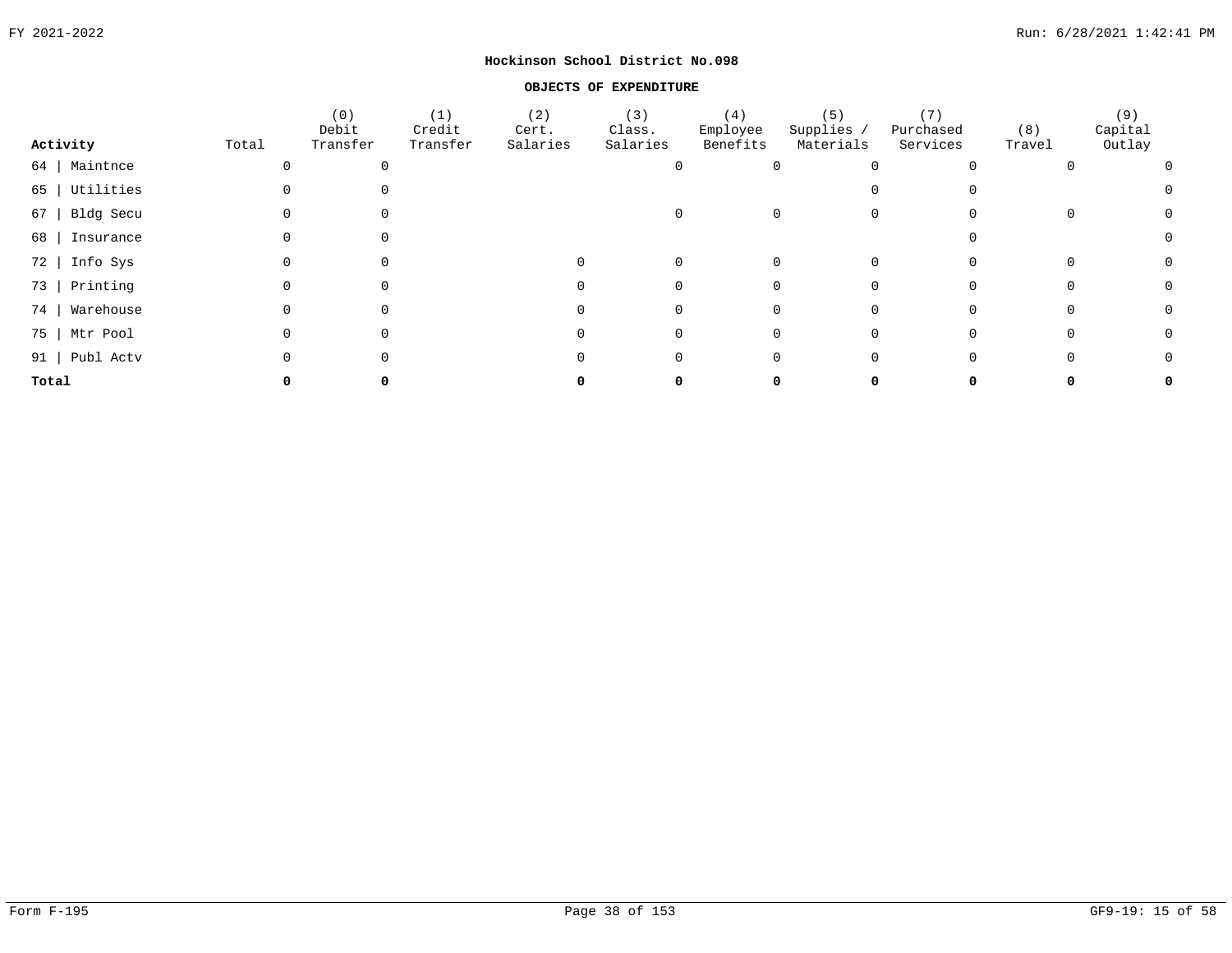**Hockinson School District No.098**

**OBJECTS OF EXPENDITURE**

| Activity | Total | (0) Debit Transfer | (1) Credit Transfer | (2) Cert. Salaries | (3) Class. Salaries | (4) Employee Benefits | (5) Supplies / Materials | (7) Purchased Services | (8) Travel | (9) Capital Outlay |
|---|---|---|---|---|---|---|---|---|---|---|
| 64 \| Maintnce | 0 | 0 | | | 0 | 0 | 0 | 0 | 0 | 0 |
| 65 \| Utilities | 0 | 0 | | | | | 0 | 0 | | 0 |
| 67 \| Bldg Secu | 0 | 0 | | | 0 | 0 | 0 | 0 | 0 | 0 |
| 68 \| Insurance | 0 | 0 | | | | | | 0 | | 0 |
| 72 \| Info Sys | 0 | 0 | | 0 | 0 | 0 | 0 | 0 | 0 | 0 |
| 73 \| Printing | 0 | 0 | | 0 | 0 | 0 | 0 | 0 | 0 | 0 |
| 74 \| Warehouse | 0 | 0 | | 0 | 0 | 0 | 0 | 0 | 0 | 0 |
| 75 \| Mtr Pool | 0 | 0 | | 0 | 0 | 0 | 0 | 0 | 0 | 0 |
| 91 \| Publ Actv | 0 | 0 | | 0 | 0 | 0 | 0 | 0 | 0 | 0 |
| **Total** | **0** | **0** | | **0** | **0** | **0** | **0** | **0** | **0** | **0** |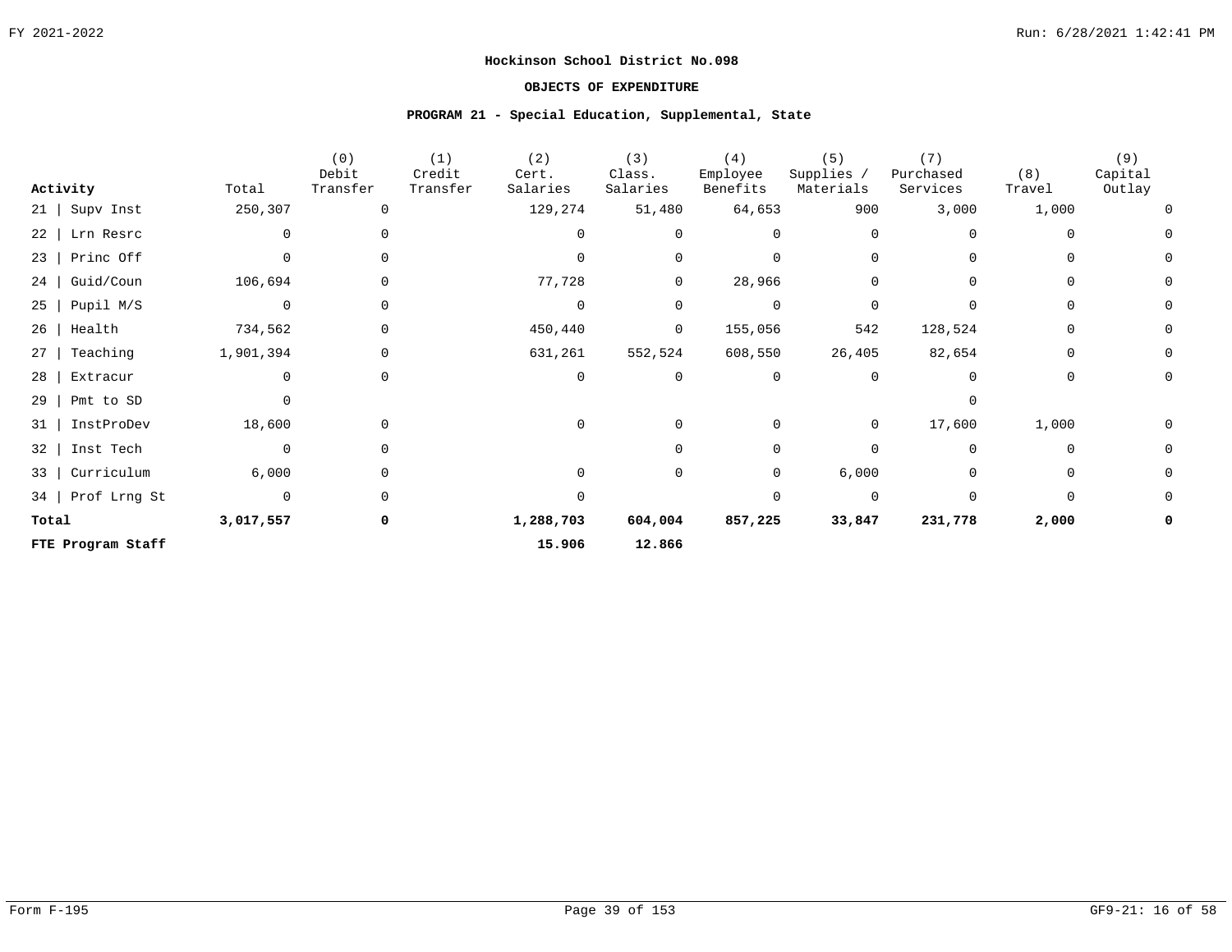**Hockinson School District No.098**

**OBJECTS OF EXPENDITURE**

**PROGRAM 21 - Special Education, Supplemental, State**

| Activity | Total | (0) Debit Transfer | (1) Credit Transfer | (2) Cert. Salaries | (3) Class. Salaries | (4) Employee Benefits | (5) Supplies / Materials | (7) Purchased Services | (8) Travel | (9) Capital Outlay |
|---|---|---|---|---|---|---|---|---|---|---|
| 21 \| Supv Inst | 250,307 | 0 | | 129,274 | 51,480 | 64,653 | 900 | 3,000 | 1,000 | 0 |
| 22 \| Lrn Resrc | 0 | 0 | | 0 | 0 | 0 | 0 | 0 | 0 | 0 |
| 23 \| Princ Off | 0 | 0 | | 0 | 0 | 0 | 0 | 0 | 0 | 0 |
| 24 \| Guid/Coun | 106,694 | 0 | | 77,728 | 0 | 28,966 | 0 | 0 | 0 | 0 |
| 25 \| Pupil M/S | 0 | 0 | | 0 | 0 | 0 | 0 | 0 | 0 | 0 |
| 26 \| Health | 734,562 | 0 | | 450,440 | 0 | 155,056 | 542 | 128,524 | 0 | 0 |
| 27 \| Teaching | 1,901,394 | 0 | | 631,261 | 552,524 | 608,550 | 26,405 | 82,654 | 0 | 0 |
| 28 \| Extracur | 0 | 0 | | 0 | 0 | 0 | 0 | 0 | 0 | 0 |
| 29 \| Pmt to SD | 0 | | | | | | | 0 | | |
| 31 \| InstProDev | 18,600 | 0 | | 0 | 0 | 0 | 0 | 17,600 | 1,000 | 0 |
| 32 \| Inst Tech | 0 | 0 | | | 0 | 0 | 0 | 0 | 0 | 0 |
| 33 \| Curriculum | 6,000 | 0 | | 0 | 0 | 0 | 6,000 | 0 | 0 | 0 |
| 34 \| Prof Lrng St | 0 | 0 | | 0 | | 0 | 0 | 0 | 0 | 0 |
| **Total** | **3,017,557** | **0** | | **1,288,703** | **604,004** | **857,225** | **33,847** | **231,778** | **2,000** | **0** |
| **FTE Program Staff** | | | | **15.906** | **12.866** | | | | | |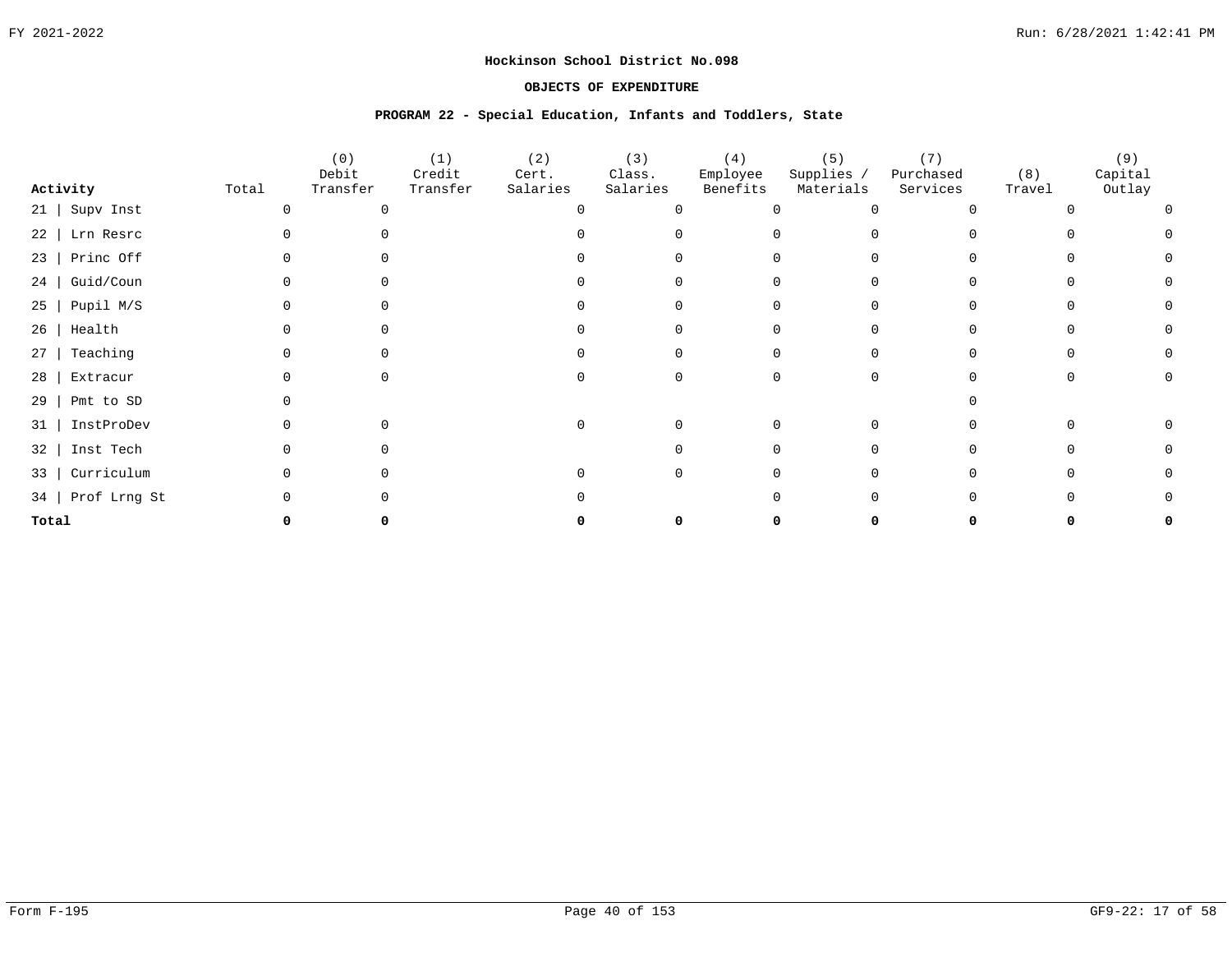**Hockinson School District No.098**

**OBJECTS OF EXPENDITURE**

**PROGRAM 22 - Special Education, Infants and Toddlers, State**

| Activity | Total | (0) Debit Transfer | (1) Credit Transfer | (2) Cert. Salaries | (3) Class. Salaries | (4) Employee Benefits | (5) Supplies / Materials | (7) Purchased Services | (8) Travel | (9) Capital Outlay |
|---|---|---|---|---|---|---|---|---|---|---|
| 21 \| Supv Inst | 0 | 0 | | 0 | 0 | 0 | 0 | 0 | 0 | 0 |
| 22 \| Lrn Resrc | 0 | 0 | | 0 | 0 | 0 | 0 | 0 | 0 | 0 |
| 23 \| Princ Off | 0 | 0 | | 0 | 0 | 0 | 0 | 0 | 0 | 0 |
| 24 \| Guid/Coun | 0 | 0 | | 0 | 0 | 0 | 0 | 0 | 0 | 0 |
| 25 \| Pupil M/S | 0 | 0 | | 0 | 0 | 0 | 0 | 0 | 0 | 0 |
| 26 \| Health | 0 | 0 | | 0 | 0 | 0 | 0 | 0 | 0 | 0 |
| 27 \| Teaching | 0 | 0 | | 0 | 0 | 0 | 0 | 0 | 0 | 0 |
| 28 \| Extracur | 0 | 0 | | 0 | 0 | 0 | 0 | 0 | 0 | 0 |
| 29 \| Pmt to SD | 0 | | | | | | | 0 | | |
| 31 \| InstProDev | 0 | 0 | | 0 | 0 | 0 | 0 | 0 | 0 | 0 |
| 32 \| Inst Tech | 0 | 0 | | | 0 | 0 | 0 | 0 | 0 | 0 |
| 33 \| Curriculum | 0 | 0 | | 0 | 0 | 0 | 0 | 0 | 0 | 0 |
| 34 \| Prof Lrng St | 0 | 0 | | 0 | | 0 | 0 | 0 | 0 | 0 |
| **Total** | **0** | **0** | | **0** | **0** | **0** | **0** | **0** | **0** | **0** |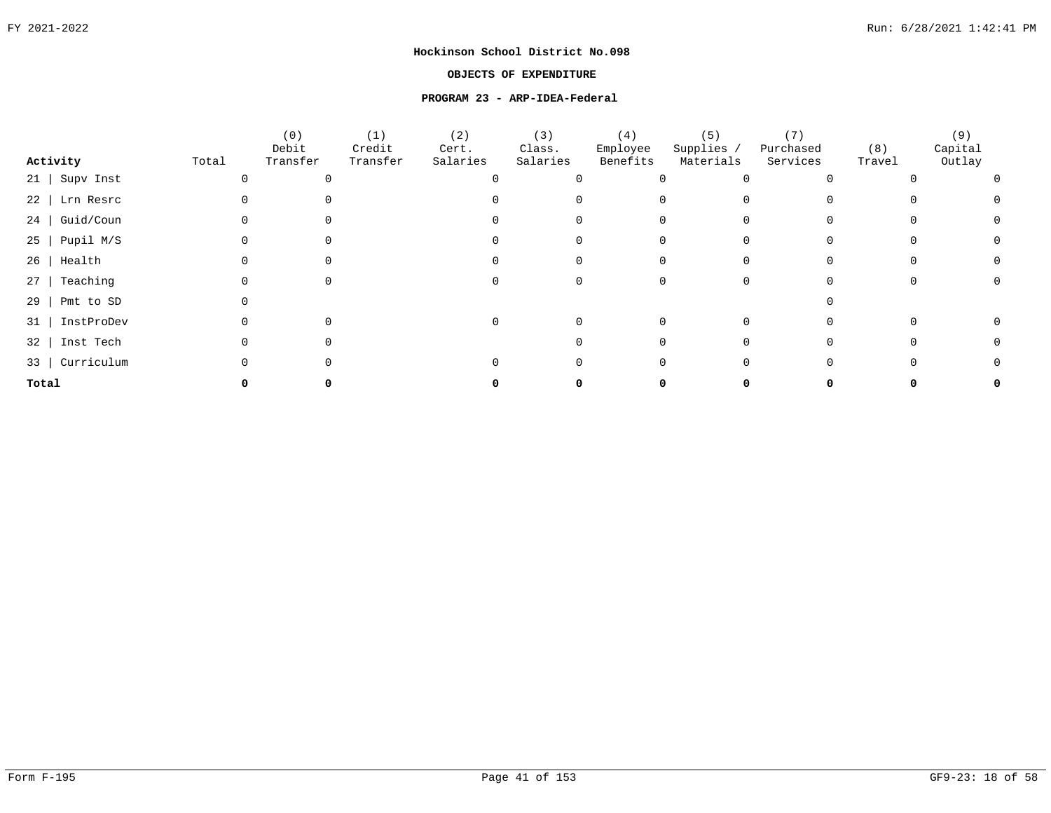**Hockinson School District No.098**

**OBJECTS OF EXPENDITURE**

**PROGRAM 23 - ARP-IDEA-Federal**

| Activity | Total | (0) Debit Transfer | (1) Credit Transfer | (2) Cert. Salaries | (3) Class. Salaries | (4) Employee Benefits | (5) Supplies / Materials | (7) Purchased Services | (8) Travel | (9) Capital Outlay |
|---|---|---|---|---|---|---|---|---|---|---|
| 21 \| Supv Inst | 0 | 0 | | 0 | 0 | 0 | 0 | 0 | 0 | 0 |
| 22 \| Lrn Resrc | 0 | 0 | | 0 | 0 | 0 | 0 | 0 | 0 | 0 |
| 24 \| Guid/Coun | 0 | 0 | | 0 | 0 | 0 | 0 | 0 | 0 | 0 |
| 25 \| Pupil M/S | 0 | 0 | | 0 | 0 | 0 | 0 | 0 | 0 | 0 |
| 26 \| Health | 0 | 0 | | 0 | 0 | 0 | 0 | 0 | 0 | 0 |
| 27 \| Teaching | 0 | 0 | | 0 | 0 | 0 | 0 | 0 | 0 | 0 |
| 29 \| Pmt to SD | 0 | | | | | | | 0 | | |
| 31 \| InstProDev | 0 | 0 | | 0 | 0 | 0 | 0 | 0 | 0 | 0 |
| 32 \| Inst Tech | 0 | 0 | | | 0 | 0 | 0 | 0 | 0 | 0 |
| 33 \| Curriculum | 0 | 0 | | 0 | 0 | 0 | 0 | 0 | 0 | 0 |
| **Total** | **0** | **0** | | **0** | **0** | **0** | **0** | **0** | **0** | **0** |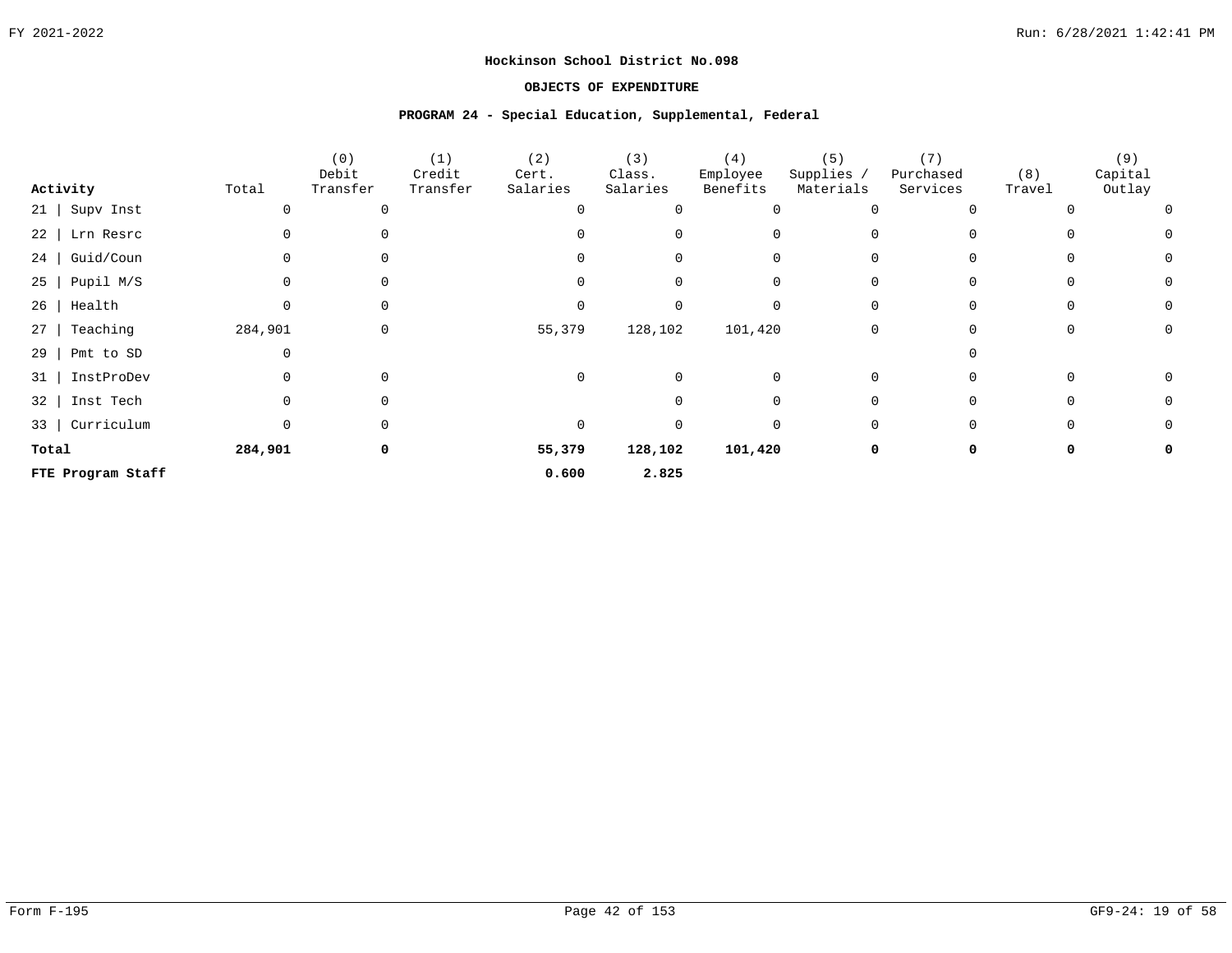**Hockinson School District No.098**

**OBJECTS OF EXPENDITURE**

**PROGRAM 24 - Special Education, Supplemental, Federal**

| Activity | Total | (0) Debit Transfer | (1) Credit Transfer | (2) Cert. Salaries | (3) Class. Salaries | (4) Employee Benefits | (5) Supplies / Materials | (7) Purchased Services | (8) Travel | (9) Capital Outlay |
|---|---|---|---|---|---|---|---|---|---|---|
| 21 \| Supv Inst | 0 | 0 | | 0 | 0 | 0 | 0 | 0 | 0 | 0 |
| 22 \| Lrn Resrc | 0 | 0 | | 0 | 0 | 0 | 0 | 0 | 0 | 0 |
| 24 \| Guid/Coun | 0 | 0 | | 0 | 0 | 0 | 0 | 0 | 0 | 0 |
| 25 \| Pupil M/S | 0 | 0 | | 0 | 0 | 0 | 0 | 0 | 0 | 0 |
| 26 \| Health | 0 | 0 | | 0 | 0 | 0 | 0 | 0 | 0 | 0 |
| 27 \| Teaching | 284,901 | 0 | | 55,379 | 128,102 | 101,420 | 0 | 0 | 0 | 0 |
| 29 \| Pmt to SD | 0 | | | | | | | 0 | | |
| 31 \| InstProDev | 0 | 0 | | 0 | 0 | 0 | 0 | 0 | 0 | 0 |
| 32 \| Inst Tech | 0 | 0 | | | 0 | 0 | 0 | 0 | 0 | 0 |
| 33 \| Curriculum | 0 | 0 | | 0 | 0 | 0 | 0 | 0 | 0 | 0 |
| **Total** | **284,901** | **0** | | **55,379** | **128,102** | **101,420** | **0** | **0** | **0** | **0** |
| **FTE Program Staff** | | | | **0.600** | **2.825** | | | | | |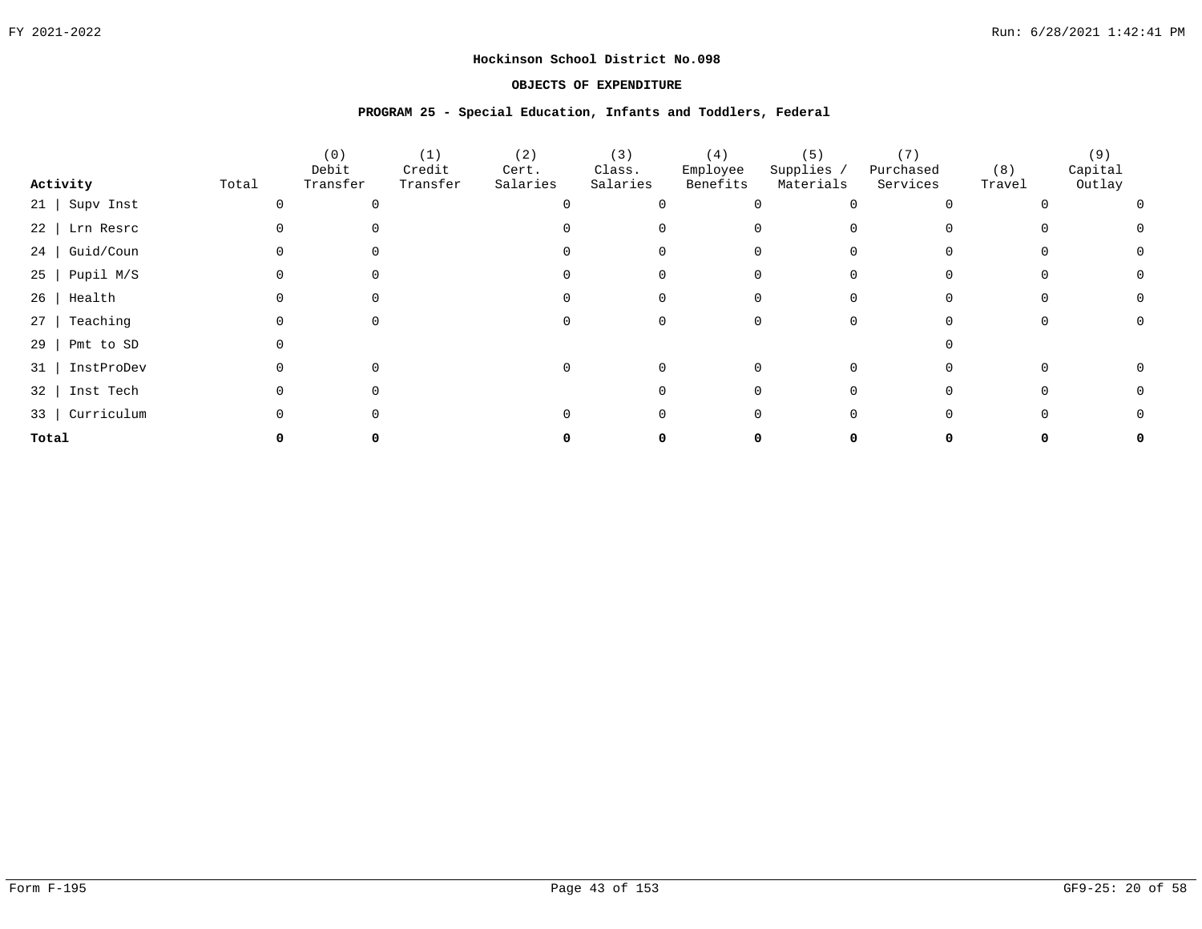**Hockinson School District No.098**

**OBJECTS OF EXPENDITURE**

**PROGRAM 25 - Special Education, Infants and Toddlers, Federal**

| Activity | Total | (0) Debit Transfer | (1) Credit Transfer | (2) Cert. Salaries | (3) Class. Salaries | (4) Employee Benefits | (5) Supplies / Materials | (7) Purchased Services | (8) Travel | (9) Capital Outlay |
|---|---|---|---|---|---|---|---|---|---|---|
| 21 \| Supv Inst | 0 | 0 | | 0 | 0 | 0 | 0 | 0 | 0 | 0 |
| 22 \| Lrn Resrc | 0 | 0 | | 0 | 0 | 0 | 0 | 0 | 0 | 0 |
| 24 \| Guid/Coun | 0 | 0 | | 0 | 0 | 0 | 0 | 0 | 0 | 0 |
| 25 \| Pupil M/S | 0 | 0 | | 0 | 0 | 0 | 0 | 0 | 0 | 0 |
| 26 \| Health | 0 | 0 | | 0 | 0 | 0 | 0 | 0 | 0 | 0 |
| 27 \| Teaching | 0 | 0 | | 0 | 0 | 0 | 0 | 0 | 0 | 0 |
| 29 \| Pmt to SD | 0 | | | | | | | 0 | | |
| 31 \| InstProDev | 0 | 0 | | 0 | 0 | 0 | 0 | 0 | 0 | 0 |
| 32 \| Inst Tech | 0 | 0 | | | 0 | 0 | 0 | 0 | 0 | 0 |
| 33 \| Curriculum | 0 | 0 | | 0 | 0 | 0 | 0 | 0 | 0 | 0 |
| **Total** | **0** | **0** | | **0** | **0** | **0** | **0** | **0** | **0** | **0** |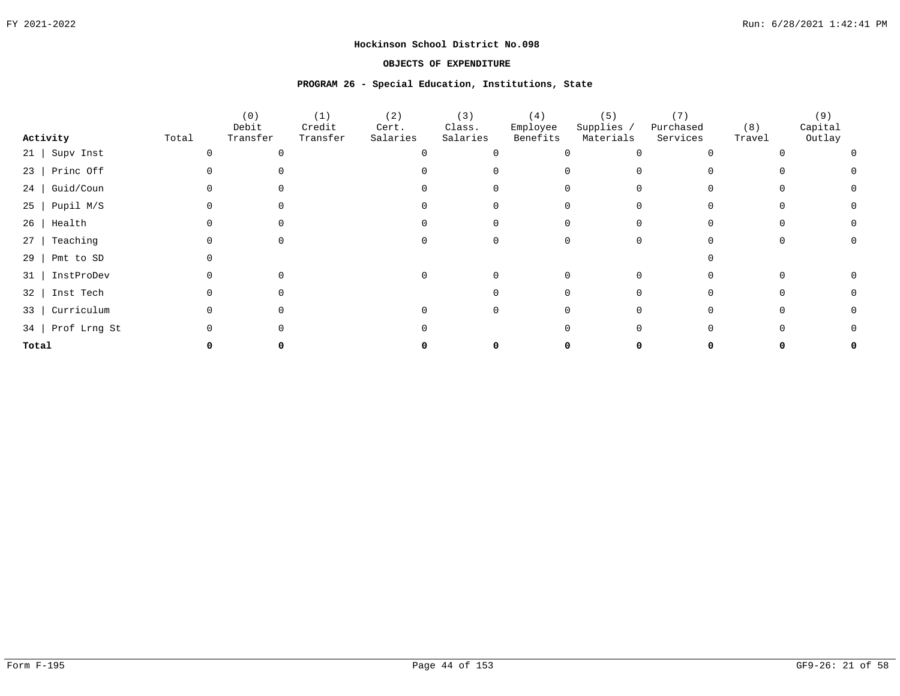**Hockinson School District No.098**

**OBJECTS OF EXPENDITURE**

**PROGRAM 26 - Special Education, Institutions, State**

| Activity | Total | (0) Debit Transfer | (1) Credit Transfer | (2) Cert. Salaries | (3) Class. Salaries | (4) Employee Benefits | (5) Supplies / Materials | (7) Purchased Services | (8) Travel | (9) Capital Outlay |
|---|---|---|---|---|---|---|---|---|---|---|
| 21 \| Supv Inst | 0 | 0 | | 0 | 0 | 0 | 0 | 0 | 0 | 0 |
| 23 \| Princ Off | 0 | 0 | | 0 | 0 | 0 | 0 | 0 | 0 | 0 |
| 24 \| Guid/Coun | 0 | 0 | | 0 | 0 | 0 | 0 | 0 | 0 | 0 |
| 25 \| Pupil M/S | 0 | 0 | | 0 | 0 | 0 | 0 | 0 | 0 | 0 |
| 26 \| Health | 0 | 0 | | 0 | 0 | 0 | 0 | 0 | 0 | 0 |
| 27 \| Teaching | 0 | 0 | | 0 | 0 | 0 | 0 | 0 | 0 | 0 |
| 29 \| Pmt to SD | 0 | | | | | | | 0 | | |
| 31 \| InstProDev | 0 | 0 | | 0 | 0 | 0 | 0 | 0 | 0 | 0 |
| 32 \| Inst Tech | 0 | 0 | | | 0 | 0 | 0 | 0 | 0 | 0 |
| 33 \| Curriculum | 0 | 0 | | 0 | 0 | 0 | 0 | 0 | 0 | 0 |
| 34 \| Prof Lrng St | 0 | 0 | | 0 | | 0 | 0 | 0 | 0 | 0 |
| **Total** | **0** | **0** | | **0** | **0** | **0** | **0** | **0** | **0** | **0** |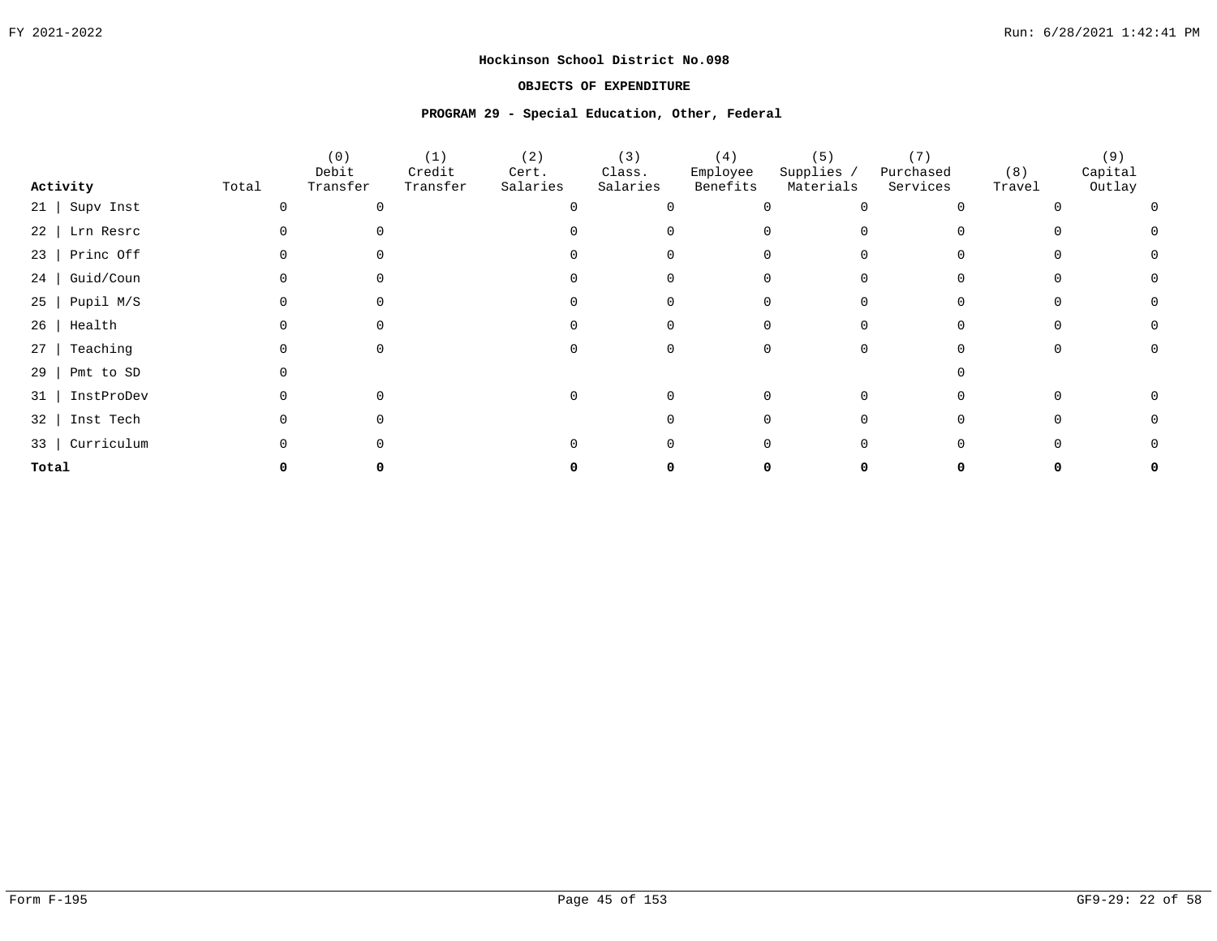**Hockinson School District No.098**

**OBJECTS OF EXPENDITURE**

**PROGRAM 29 - Special Education, Other, Federal**

| Activity | Total | (0) Debit Transfer | (1) Credit Transfer | (2) Cert. Salaries | (3) Class. Salaries | (4) Employee Benefits | (5) Supplies / Materials | (7) Purchased Services | (8) Travel | (9) Capital Outlay |
|---|---|---|---|---|---|---|---|---|---|---|
| 21 \| Supv Inst | 0 | 0 | | 0 | 0 | 0 | 0 | 0 | 0 | 0 |
| 22 \| Lrn Resrc | 0 | 0 | | 0 | 0 | 0 | 0 | 0 | 0 | 0 |
| 23 \| Princ Off | 0 | 0 | | 0 | 0 | 0 | 0 | 0 | 0 | 0 |
| 24 \| Guid/Coun | 0 | 0 | | 0 | 0 | 0 | 0 | 0 | 0 | 0 |
| 25 \| Pupil M/S | 0 | 0 | | 0 | 0 | 0 | 0 | 0 | 0 | 0 |
| 26 \| Health | 0 | 0 | | 0 | 0 | 0 | 0 | 0 | 0 | 0 |
| 27 \| Teaching | 0 | 0 | | 0 | 0 | 0 | 0 | 0 | 0 | 0 |
| 29 \| Pmt to SD | 0 | | | | | | | 0 | | |
| 31 \| InstProDev | 0 | 0 | | 0 | 0 | 0 | 0 | 0 | 0 | 0 |
| 32 \| Inst Tech | 0 | 0 | | | 0 | 0 | 0 | 0 | 0 | 0 |
| 33 \| Curriculum | 0 | 0 | | 0 | 0 | 0 | 0 | 0 | 0 | 0 |
| **Total** | **0** | **0** | | **0** | **0** | **0** | **0** | **0** | **0** | **0** |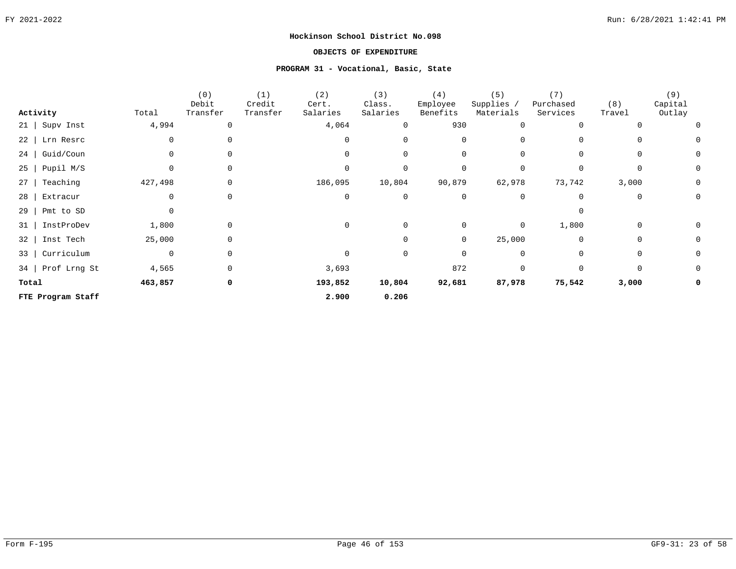**Hockinson School District No.098**

**OBJECTS OF EXPENDITURE**

**PROGRAM 31 - Vocational, Basic, State**

| Activity | Total | (0) Debit Transfer | (1) Credit Transfer | (2) Cert. Salaries | (3) Class. Salaries | (4) Employee Benefits | (5) Supplies / Materials | (7) Purchased Services | (8) Travel | (9) Capital Outlay |
|---|---|---|---|---|---|---|---|---|---|---|
| 21 \| Supv Inst | 4,994 | 0 | | 4,064 | 0 | 930 | 0 | 0 | 0 | 0 |
| 22 \| Lrn Resrc | 0 | 0 | | 0 | 0 | 0 | 0 | 0 | 0 | 0 |
| 24 \| Guid/Coun | 0 | 0 | | 0 | 0 | 0 | 0 | 0 | 0 | 0 |
| 25 \| Pupil M/S | 0 | 0 | | 0 | 0 | 0 | 0 | 0 | 0 | 0 |
| 27 \| Teaching | 427,498 | 0 | | 186,095 | 10,804 | 90,879 | 62,978 | 73,742 | 3,000 | 0 |
| 28 \| Extracur | 0 | 0 | | 0 | 0 | 0 | 0 | 0 | 0 | 0 |
| 29 \| Pmt to SD | 0 | | | | | | | 0 | | |
| 31 \| InstProDev | 1,800 | 0 | | 0 | 0 | 0 | 0 | 1,800 | 0 | 0 |
| 32 \| Inst Tech | 25,000 | 0 | | | 0 | 0 | 25,000 | 0 | 0 | 0 |
| 33 \| Curriculum | 0 | 0 | | 0 | 0 | 0 | 0 | 0 | 0 | 0 |
| 34 \| Prof Lrng St | 4,565 | 0 | | 3,693 | | 872 | 0 | 0 | 0 | 0 |
| **Total** | **463,857** | **0** | | **193,852** | **10,804** | **92,681** | **87,978** | **75,542** | **3,000** | **0** |
| **FTE Program Staff** | | | | **2.900** | **0.206** | | | | | |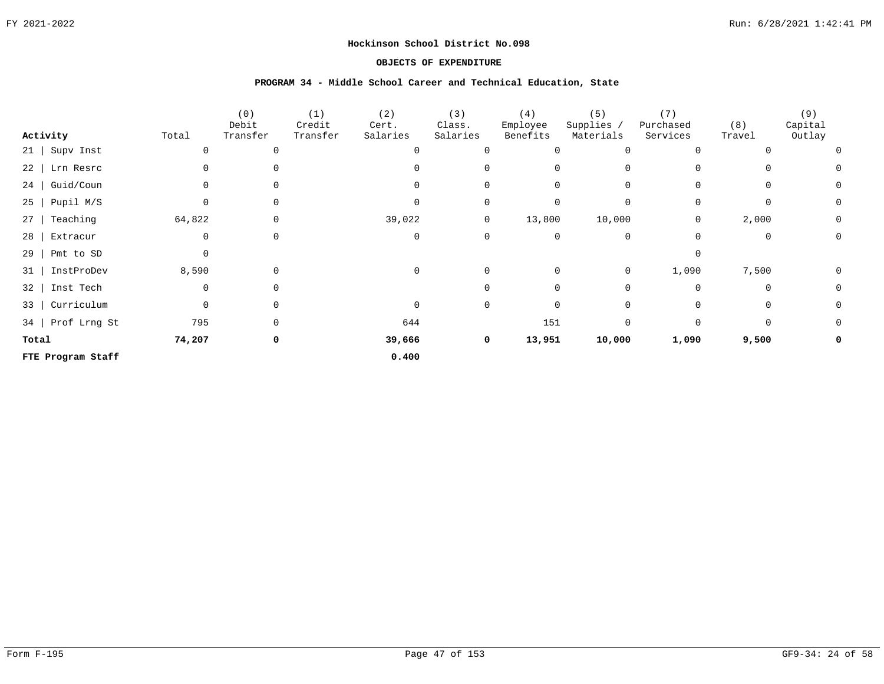**Hockinson School District No.098**

**OBJECTS OF EXPENDITURE**

**PROGRAM 34 - Middle School Career and Technical Education, State**

| Activity | Total | (0) Debit Transfer | (1) Credit Transfer | (2) Cert. Salaries | (3) Class. Salaries | (4) Employee Benefits | (5) Supplies / Materials | (7) Purchased Services | (8) Travel | (9) Capital Outlay |
|---|---|---|---|---|---|---|---|---|---|---|
| 21 \| Supv Inst | 0 | 0 | | 0 | 0 | 0 | 0 | 0 | 0 | 0 |
| 22 \| Lrn Resrc | 0 | 0 | | 0 | 0 | 0 | 0 | 0 | 0 | 0 |
| 24 \| Guid/Coun | 0 | 0 | | 0 | 0 | 0 | 0 | 0 | 0 | 0 |
| 25 \| Pupil M/S | 0 | 0 | | 0 | 0 | 0 | 0 | 0 | 0 | 0 |
| 27 \| Teaching | 64,822 | 0 | | 39,022 | 0 | 13,800 | 10,000 | 0 | 2,000 | 0 |
| 28 \| Extracur | 0 | 0 | | 0 | 0 | 0 | 0 | 0 | 0 | 0 |
| 29 \| Pmt to SD | 0 | | | | | | | 0 | | |
| 31 \| InstProDev | 8,590 | 0 | | 0 | 0 | 0 | 0 | 1,090 | 7,500 | 0 |
| 32 \| Inst Tech | 0 | 0 | | | 0 | 0 | 0 | 0 | 0 | 0 |
| 33 \| Curriculum | 0 | 0 | | 0 | 0 | 0 | 0 | 0 | 0 | 0 |
| 34 \| Prof Lrng St | 795 | 0 | | 644 | | 151 | 0 | 0 | 0 | 0 |
| **Total** | **74,207** | **0** | | **39,666** | **0** | **13,951** | **10,000** | **1,090** | **9,500** | **0** |
| **FTE Program Staff** | | | | **0.400** | | | | | | |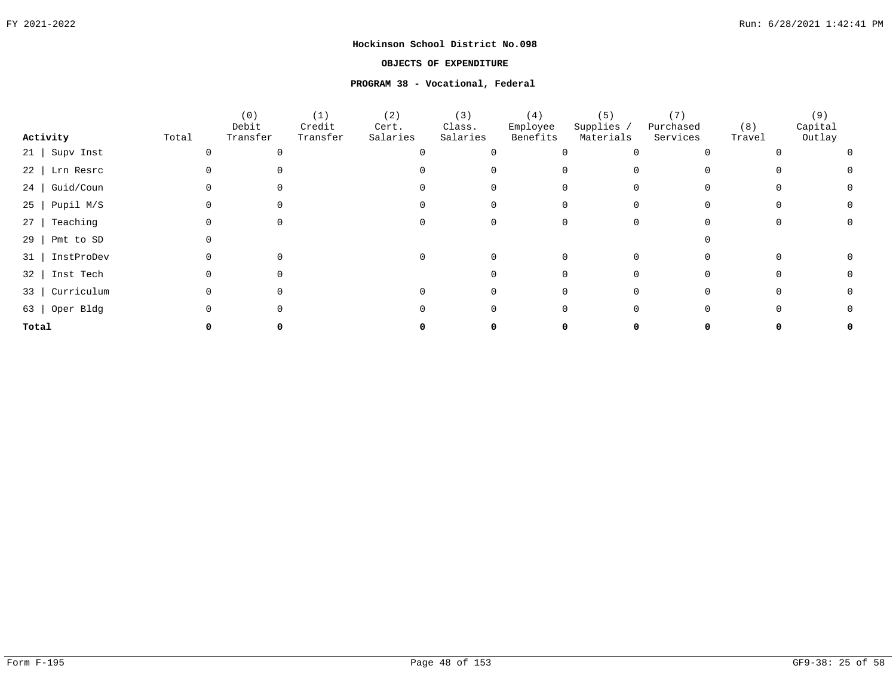**Hockinson School District No.098**

**OBJECTS OF EXPENDITURE**

**PROGRAM 38 - Vocational, Federal**

| Activity | Total | (0) Debit Transfer | (1) Credit Transfer | (2) Cert. Salaries | (3) Class. Salaries | (4) Employee Benefits | (5) Supplies / Materials | (7) Purchased Services | (8) Travel | (9) Capital Outlay |
|---|---|---|---|---|---|---|---|---|---|---|
| 21 \| Supv Inst | 0 | 0 | | 0 | 0 | 0 | 0 | 0 | 0 | 0 |
| 22 \| Lrn Resrc | 0 | 0 | | 0 | 0 | 0 | 0 | 0 | 0 | 0 |
| 24 \| Guid/Coun | 0 | 0 | | 0 | 0 | 0 | 0 | 0 | 0 | 0 |
| 25 \| Pupil M/S | 0 | 0 | | 0 | 0 | 0 | 0 | 0 | 0 | 0 |
| 27 \| Teaching | 0 | 0 | | 0 | 0 | 0 | 0 | 0 | 0 | 0 |
| 29 \| Pmt to SD | 0 | | | | | | | 0 | | |
| 31 \| InstProDev | 0 | 0 | | 0 | 0 | 0 | 0 | 0 | 0 | 0 |
| 32 \| Inst Tech | 0 | 0 | | | 0 | 0 | 0 | 0 | 0 | 0 |
| 33 \| Curriculum | 0 | 0 | | 0 | 0 | 0 | 0 | 0 | 0 | 0 |
| 63 \| Oper Bldg | 0 | 0 | | 0 | 0 | 0 | 0 | 0 | 0 | 0 |
| **Total** | **0** | **0** | | **0** | **0** | **0** | **0** | **0** | **0** | **0** |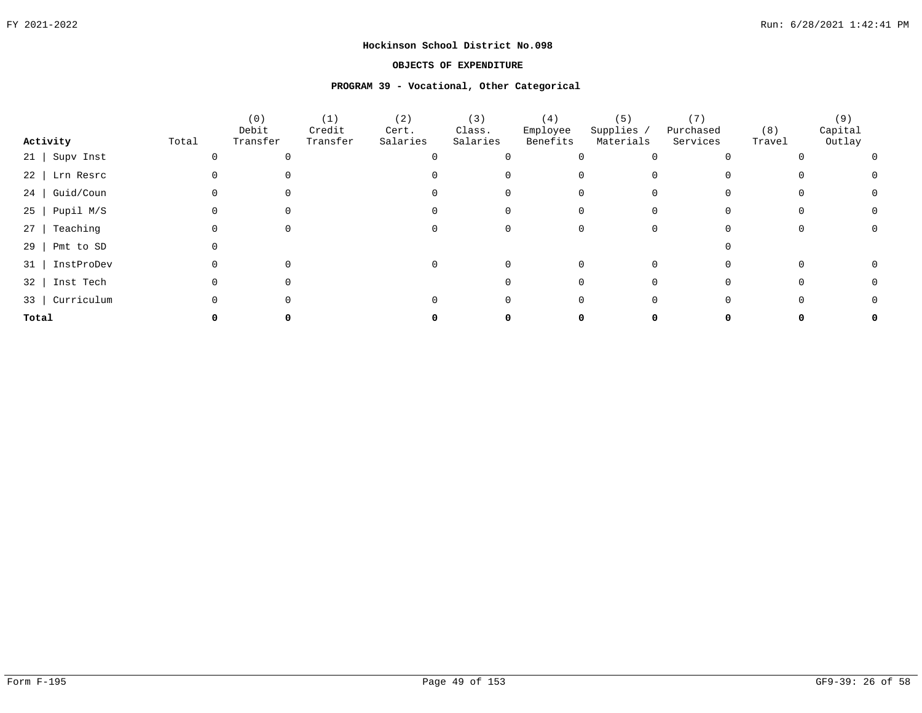**Hockinson School District No.098**

**OBJECTS OF EXPENDITURE**

**PROGRAM 39 - Vocational, Other Categorical**

| Activity | Total | (0) Debit Transfer | (1) Credit Transfer | (2) Cert. Salaries | (3) Class. Salaries | (4) Employee Benefits | (5) Supplies / Materials | (7) Purchased Services | (8) Travel | (9) Capital Outlay |
|---|---|---|---|---|---|---|---|---|---|---|
| 21 \| Supv Inst | 0 | 0 | | 0 | 0 | 0 | 0 | 0 | 0 | 0 |
| 22 \| Lrn Resrc | 0 | 0 | | 0 | 0 | 0 | 0 | 0 | 0 | 0 |
| 24 \| Guid/Coun | 0 | 0 | | 0 | 0 | 0 | 0 | 0 | 0 | 0 |
| 25 \| Pupil M/S | 0 | 0 | | 0 | 0 | 0 | 0 | 0 | 0 | 0 |
| 27 \| Teaching | 0 | 0 | | 0 | 0 | 0 | 0 | 0 | 0 | 0 |
| 29 \| Pmt to SD | 0 | | | | | | | 0 | | |
| 31 \| InstProDev | 0 | 0 | | 0 | 0 | 0 | 0 | 0 | 0 | 0 |
| 32 \| Inst Tech | 0 | 0 | | | 0 | 0 | 0 | 0 | 0 | 0 |
| 33 \| Curriculum | 0 | 0 | | 0 | 0 | 0 | 0 | 0 | 0 | 0 |
| **Total** | **0** | **0** | | **0** | **0** | **0** | **0** | **0** | **0** | **0** |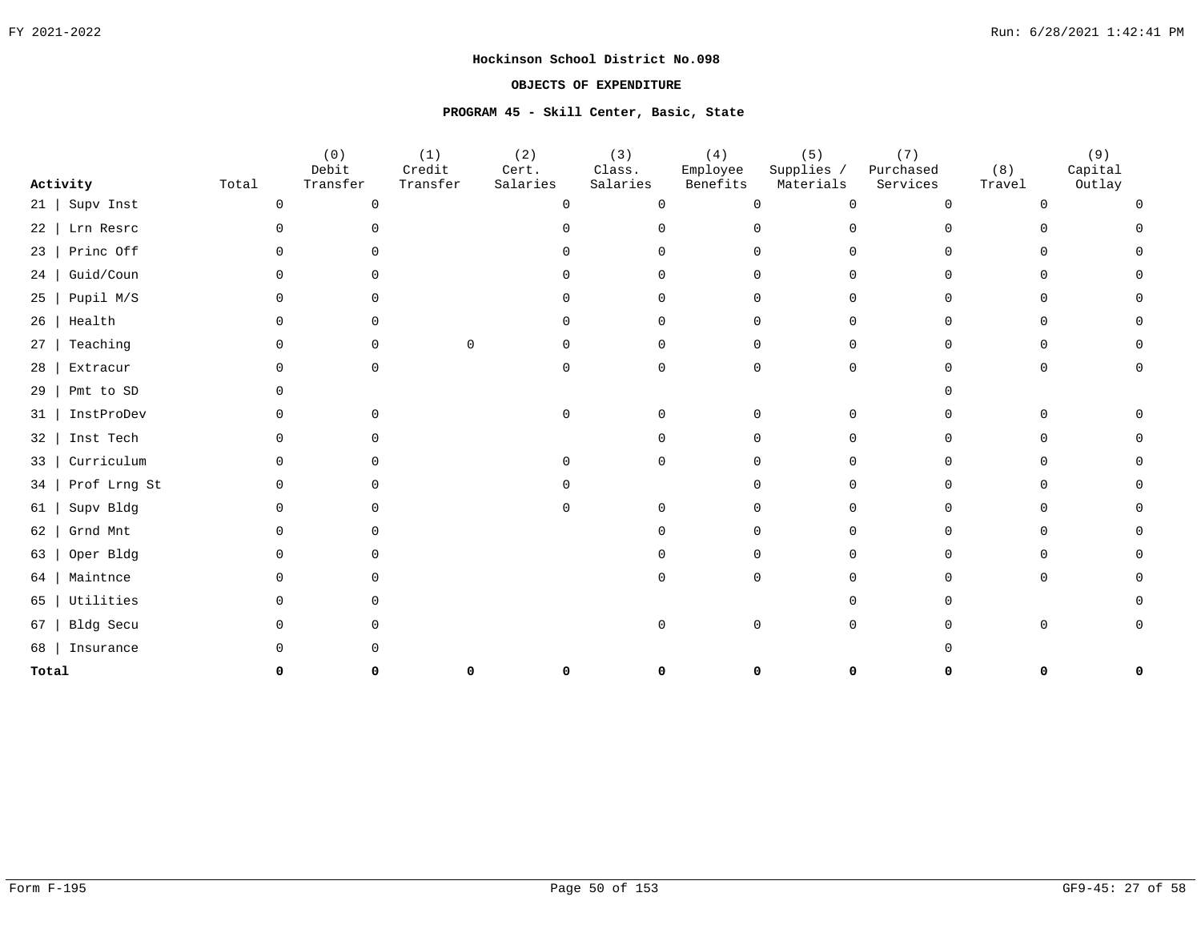**Hockinson School District No.098**

**OBJECTS OF EXPENDITURE**

**PROGRAM 45 - Skill Center, Basic, State**

| Activity | Total | (0) Debit Transfer | (1) Credit Transfer | (2) Cert. Salaries | (3) Class. Salaries | (4) Employee Benefits | (5) Supplies / Materials | (7) Purchased Services | (8) Travel | (9) Capital Outlay |
|---|---|---|---|---|---|---|---|---|---|---|
| 21 \| Supv Inst | 0 | 0 | | 0 | 0 | 0 | 0 | 0 | 0 | 0 |
| 22 \| Lrn Resrc | 0 | 0 | | 0 | 0 | 0 | 0 | 0 | 0 | 0 |
| 23 \| Princ Off | 0 | 0 | | 0 | 0 | 0 | 0 | 0 | 0 | 0 |
| 24 \| Guid/Coun | 0 | 0 | | 0 | 0 | 0 | 0 | 0 | 0 | 0 |
| 25 \| Pupil M/S | 0 | 0 | | 0 | 0 | 0 | 0 | 0 | 0 | 0 |
| 26 \| Health | 0 | 0 | | 0 | 0 | 0 | 0 | 0 | 0 | 0 |
| 27 \| Teaching | 0 | 0 | 0 | 0 | 0 | 0 | 0 | 0 | 0 | 0 |
| 28 \| Extracur | 0 | 0 | | 0 | 0 | 0 | 0 | 0 | 0 | 0 |
| 29 \| Pmt to SD | 0 | | | | | | | 0 | | |
| 31 \| InstProDev | 0 | 0 | | 0 | 0 | 0 | 0 | 0 | 0 | 0 |
| 32 \| Inst Tech | 0 | 0 | | | 0 | 0 | 0 | 0 | 0 | 0 |
| 33 \| Curriculum | 0 | 0 | | 0 | 0 | 0 | 0 | 0 | 0 | 0 |
| 34 \| Prof Lrng St | 0 | 0 | | 0 | | 0 | 0 | 0 | 0 | 0 |
| 61 \| Supv Bldg | 0 | 0 | | 0 | 0 | 0 | 0 | 0 | 0 | 0 |
| 62 \| Grnd Mnt | 0 | 0 | | | 0 | 0 | 0 | 0 | 0 | 0 |
| 63 \| Oper Bldg | 0 | 0 | | | 0 | 0 | 0 | 0 | 0 | 0 |
| 64 \| Maintnce | 0 | 0 | | | 0 | 0 | 0 | 0 | 0 | 0 |
| 65 \| Utilities | 0 | 0 | | | | | 0 | 0 | | 0 |
| 67 \| Bldg Secu | 0 | 0 | | | 0 | 0 | 0 | 0 | 0 | 0 |
| 68 \| Insurance | 0 | 0 | | | | | | 0 | | |
| **Total** | **0** | **0** | **0** | **0** | **0** | **0** | **0** | **0** | **0** | **0** |

Form F-195

GF9-45: 27 of 58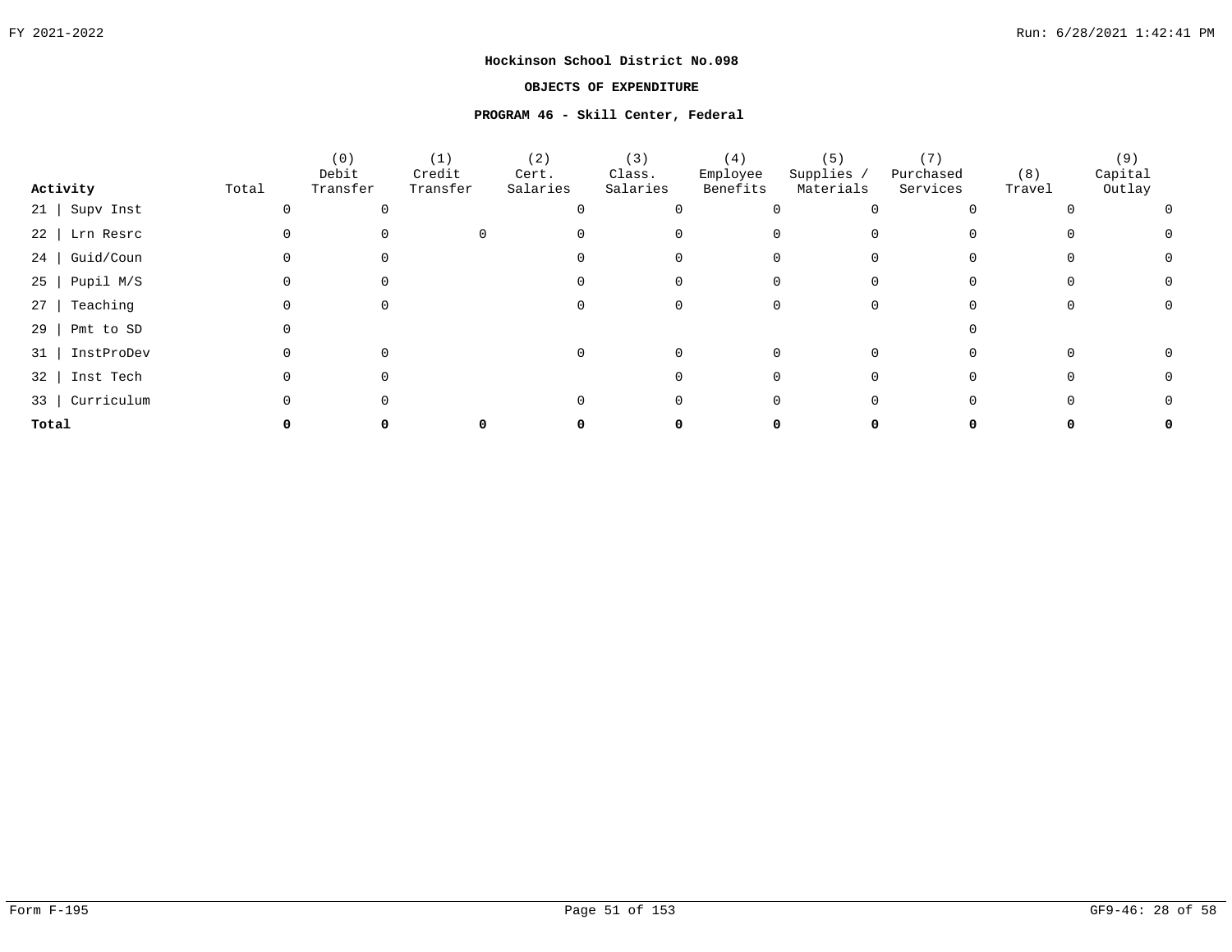**Hockinson School District No.098**

**OBJECTS OF EXPENDITURE**

**PROGRAM 46 - Skill Center, Federal**

| Activity | Total | (0) Debit Transfer | (1) Credit Transfer | (2) Cert. Salaries | (3) Class. Salaries | (4) Employee Benefits | (5) Supplies / Materials | (7) Purchased Services | (8) Travel | (9) Capital Outlay |
|---|---|---|---|---|---|---|---|---|---|---|
| 21 \| Supv Inst | 0 | 0 | | 0 | 0 | 0 | 0 | 0 | 0 | 0 |
| 22 \| Lrn Resrc | 0 | 0 | 0 | 0 | 0 | 0 | 0 | 0 | 0 | 0 |
| 24 \| Guid/Coun | 0 | 0 | | 0 | 0 | 0 | 0 | 0 | 0 | 0 |
| 25 \| Pupil M/S | 0 | 0 | | 0 | 0 | 0 | 0 | 0 | 0 | 0 |
| 27 \| Teaching | 0 | 0 | | 0 | 0 | 0 | 0 | 0 | 0 | 0 |
| 29 \| Pmt to SD | 0 | | | | | | | 0 | | |
| 31 \| InstProDev | 0 | 0 | | 0 | 0 | 0 | 0 | 0 | 0 | 0 |
| 32 \| Inst Tech | 0 | 0 | | | 0 | 0 | 0 | 0 | 0 | 0 |
| 33 \| Curriculum | 0 | 0 | | 0 | 0 | 0 | 0 | 0 | 0 | 0 |
| **Total** | **0** | **0** | **0** | **0** | **0** | **0** | **0** | **0** | **0** | **0** |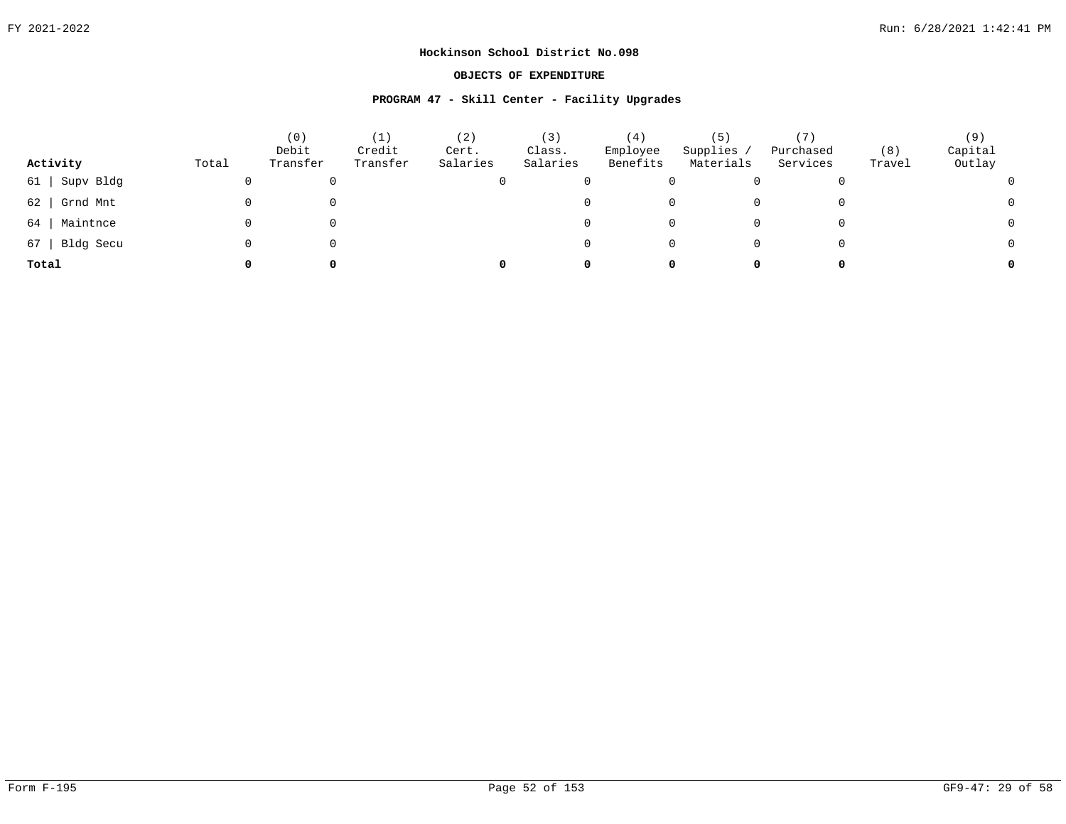**Hockinson School District No.098**

**OBJECTS OF EXPENDITURE**

**PROGRAM 47 - Skill Center - Facility Upgrades**

| Activity | Total | (0) Debit Transfer | (1) Credit Transfer | (2) Cert. Salaries | (3) Class. Salaries | (4) Employee Benefits | (5) Supplies / Materials | (7) Purchased Services | (8) Travel | (9) Capital Outlay |
|---|---|---|---|---|---|---|---|---|---|---|
| 61 \| Supv Bldg | 0 | 0 | | 0 | 0 | 0 | 0 | 0 | | 0 |
| 62 \| Grnd Mnt | 0 | 0 | | | 0 | 0 | 0 | 0 | | 0 |
| 64 \| Maintnce | 0 | 0 | | | 0 | 0 | 0 | 0 | | 0 |
| 67 \| Bldg Secu | 0 | 0 | | | 0 | 0 | 0 | 0 | | 0 |
| **Total** | **0** | **0** | | **0** | **0** | **0** | **0** | **0** | | **0** |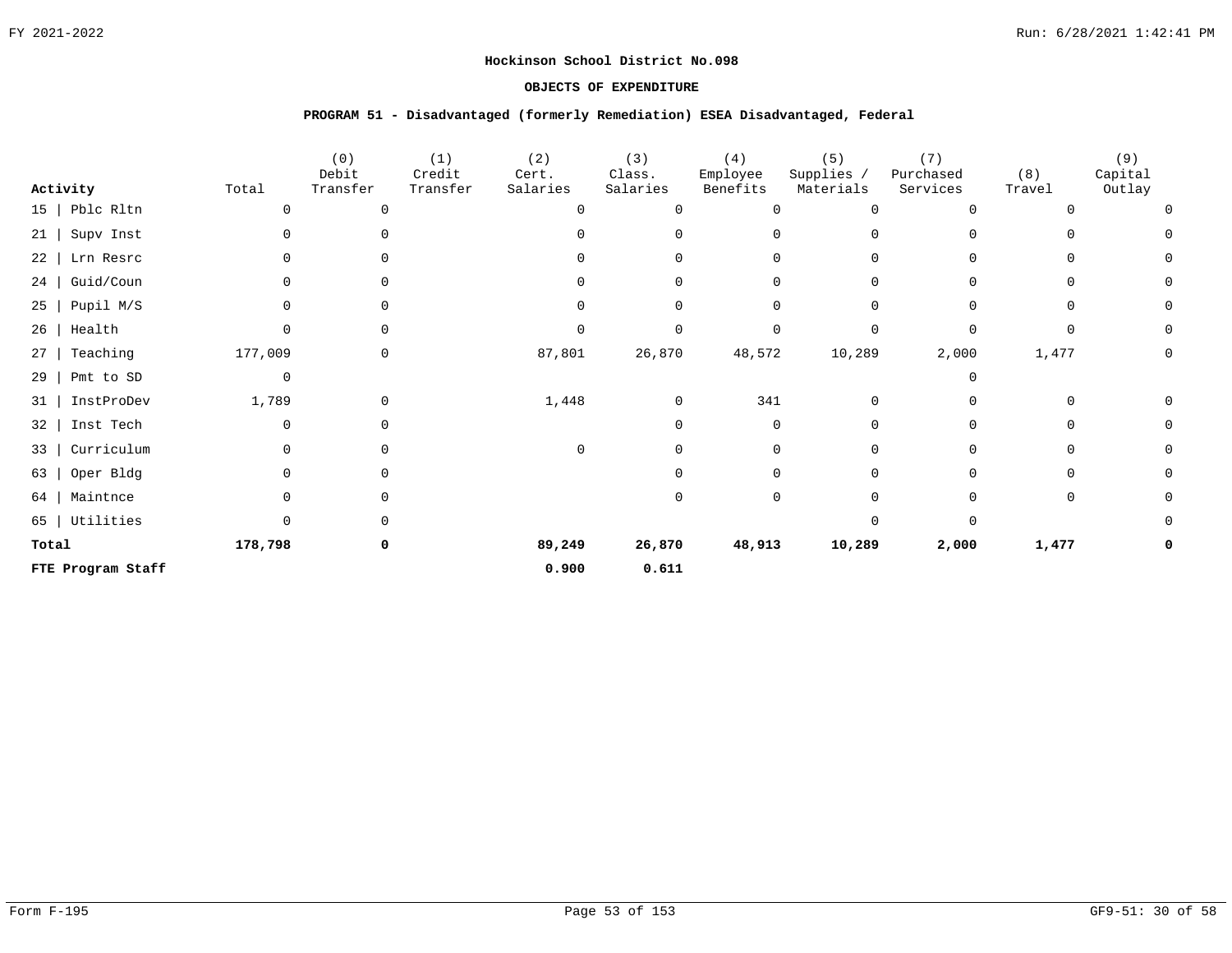**Hockinson School District No.098**

**OBJECTS OF EXPENDITURE**

**PROGRAM 51 - Disadvantaged (formerly Remediation) ESEA Disadvantaged, Federal**

| Activity | Total | (0) Debit Transfer | (1) Credit Transfer | (2) Cert. Salaries | (3) Class. Salaries | (4) Employee Benefits | (5) Supplies / Materials | (7) Purchased Services | (8) Travel | (9) Capital Outlay |
|---|---|---|---|---|---|---|---|---|---|---|
| 15 \| Pblc Rltn | 0 | 0 | | 0 | 0 | 0 | 0 | 0 | 0 | 0 |
| 21 \| Supv Inst | 0 | 0 | | 0 | 0 | 0 | 0 | 0 | 0 | 0 |
| 22 \| Lrn Resrc | 0 | 0 | | 0 | 0 | 0 | 0 | 0 | 0 | 0 |
| 24 \| Guid/Coun | 0 | 0 | | 0 | 0 | 0 | 0 | 0 | 0 | 0 |
| 25 \| Pupil M/S | 0 | 0 | | 0 | 0 | 0 | 0 | 0 | 0 | 0 |
| 26 \| Health | 0 | 0 | | 0 | 0 | 0 | 0 | 0 | 0 | 0 |
| 27 \| Teaching | 177,009 | 0 | | 87,801 | 26,870 | 48,572 | 10,289 | 2,000 | 1,477 | 0 |
| 29 \| Pmt to SD | 0 | | | | | | | 0 | | |
| 31 \| InstProDev | 1,789 | 0 | | 1,448 | 0 | 341 | 0 | 0 | 0 | 0 |
| 32 \| Inst Tech | 0 | 0 | | | 0 | 0 | 0 | 0 | 0 | 0 |
| 33 \| Curriculum | 0 | 0 | | 0 | 0 | 0 | 0 | 0 | 0 | 0 |
| 63 \| Oper Bldg | 0 | 0 | | | 0 | 0 | 0 | 0 | 0 | 0 |
| 64 \| Maintnce | 0 | 0 | | | 0 | 0 | 0 | 0 | 0 | 0 |
| 65 \| Utilities | 0 | 0 | | | | | 0 | 0 | | 0 |
| **Total** | **178,798** | **0** | | **89,249** | **26,870** | **48,913** | **10,289** | **2,000** | **1,477** | **0** |
| **FTE Program Staff** | | | | **0.900** | **0.611** | | | | | |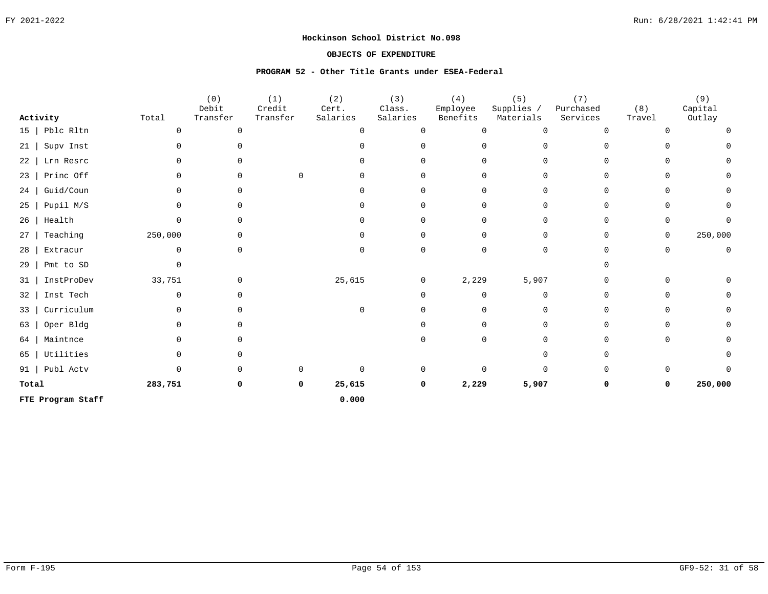**Hockinson School District No.098**

**OBJECTS OF EXPENDITURE**

**PROGRAM 52 - Other Title Grants under ESEA-Federal**

| Activity | Total | (0) Debit Transfer | (1) Credit Transfer | (2) Cert. Salaries | (3) Class. Salaries | (4) Employee Benefits | (5) Supplies / Materials | (7) Purchased Services | (8) Travel | (9) Capital Outlay |
|---|---|---|---|---|---|---|---|---|---|---|
| 15 \| Pblc Rltn | 0 | 0 | | 0 | 0 | 0 | 0 | 0 | 0 | 0 |
| 21 \| Supv Inst | 0 | 0 | | 0 | 0 | 0 | 0 | 0 | 0 | 0 |
| 22 \| Lrn Resrc | 0 | 0 | | 0 | 0 | 0 | 0 | 0 | 0 | 0 |
| 23 \| Princ Off | 0 | 0 | 0 | 0 | 0 | 0 | 0 | 0 | 0 | 0 |
| 24 \| Guid/Coun | 0 | 0 | | 0 | 0 | 0 | 0 | 0 | 0 | 0 |
| 25 \| Pupil M/S | 0 | 0 | | 0 | 0 | 0 | 0 | 0 | 0 | 0 |
| 26 \| Health | 0 | 0 | | 0 | 0 | 0 | 0 | 0 | 0 | 0 |
| 27 \| Teaching | 250,000 | 0 | | 0 | 0 | 0 | 0 | 0 | 0 | 250,000 |
| 28 \| Extracur | 0 | 0 | | 0 | 0 | 0 | 0 | 0 | 0 | 0 |
| 29 \| Pmt to SD | 0 | | | | | | | 0 | | |
| 31 \| InstProDev | 33,751 | 0 | | 25,615 | 0 | 2,229 | 5,907 | 0 | 0 | 0 |
| 32 \| Inst Tech | 0 | 0 | | | 0 | 0 | 0 | 0 | 0 | 0 |
| 33 \| Curriculum | 0 | 0 | | 0 | 0 | 0 | 0 | 0 | 0 | 0 |
| 63 \| Oper Bldg | 0 | 0 | | | 0 | 0 | 0 | 0 | 0 | 0 |
| 64 \| Maintnce | 0 | 0 | | | 0 | 0 | 0 | 0 | 0 | 0 |
| 65 \| Utilities | 0 | 0 | | | | | 0 | 0 | | 0 |
| 91 \| Publ Actv | 0 | 0 | 0 | 0 | 0 | 0 | 0 | 0 | 0 | 0 |
| **Total** | **283,751** | **0** | **0** | **25,615** | **0** | **2,229** | **5,907** | **0** | **0** | **250,000** |
| **FTE Program Staff** | | | | **0.000** | | | | | | |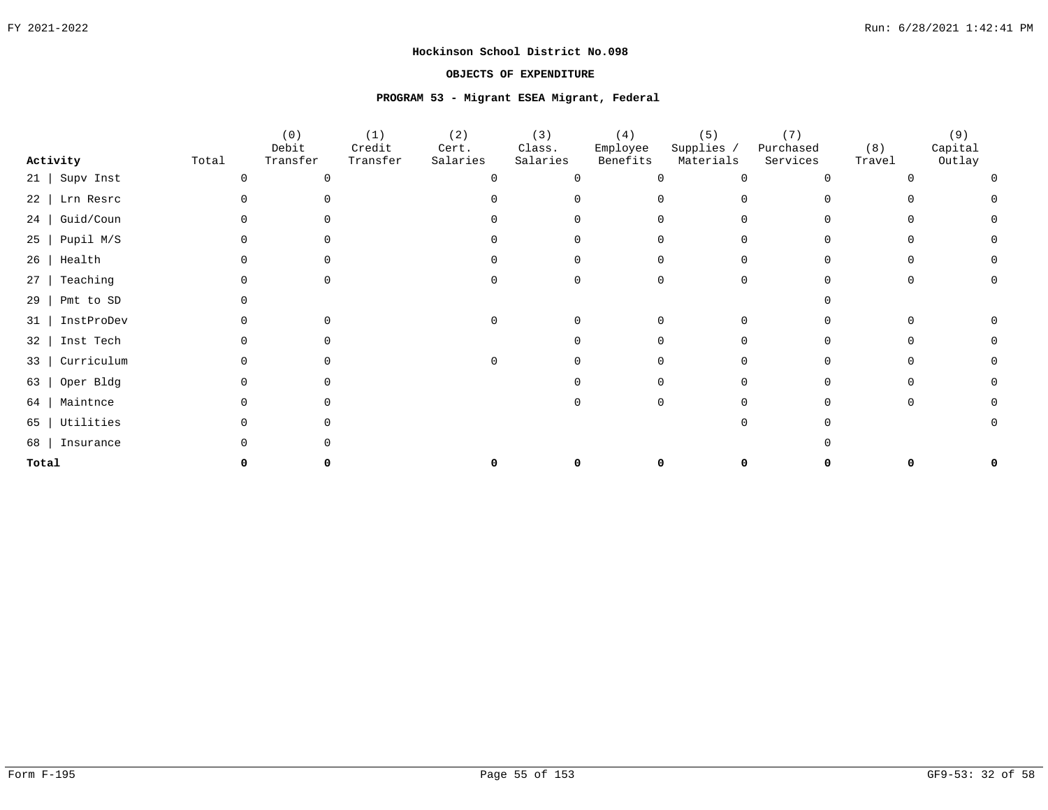**Hockinson School District No.098**

**OBJECTS OF EXPENDITURE**

**PROGRAM 53 - Migrant ESEA Migrant, Federal**

| Activity | Total | (0) Debit Transfer | (1) Credit Transfer | (2) Cert. Salaries | (3) Class. Salaries | (4) Employee Benefits | (5) Supplies / Materials | (7) Purchased Services | (8) Travel | (9) Capital Outlay |
|---|---|---|---|---|---|---|---|---|---|---|
| 21 \| Supv Inst | 0 | 0 | | 0 | 0 | 0 | 0 | 0 | 0 | 0 |
| 22 \| Lrn Resrc | 0 | 0 | | 0 | 0 | 0 | 0 | 0 | 0 | 0 |
| 24 \| Guid/Coun | 0 | 0 | | 0 | 0 | 0 | 0 | 0 | 0 | 0 |
| 25 \| Pupil M/S | 0 | 0 | | 0 | 0 | 0 | 0 | 0 | 0 | 0 |
| 26 \| Health | 0 | 0 | | 0 | 0 | 0 | 0 | 0 | 0 | 0 |
| 27 \| Teaching | 0 | 0 | | 0 | 0 | 0 | 0 | 0 | 0 | 0 |
| 29 \| Pmt to SD | 0 | | | | | | | 0 | | |
| 31 \| InstProDev | 0 | 0 | | 0 | 0 | 0 | 0 | 0 | 0 | 0 |
| 32 \| Inst Tech | 0 | 0 | | | 0 | 0 | 0 | 0 | 0 | 0 |
| 33 \| Curriculum | 0 | 0 | | 0 | 0 | 0 | 0 | 0 | 0 | 0 |
| 63 \| Oper Bldg | 0 | 0 | | | 0 | 0 | 0 | 0 | 0 | 0 |
| 64 \| Maintnce | 0 | 0 | | | 0 | 0 | 0 | 0 | 0 | 0 |
| 65 \| Utilities | 0 | 0 | | | | | 0 | 0 | | 0 |
| 68 \| Insurance | 0 | 0 | | | | | | 0 | | |
| **Total** | **0** | **0** | | **0** | **0** | **0** | **0** | **0** | **0** | **0** |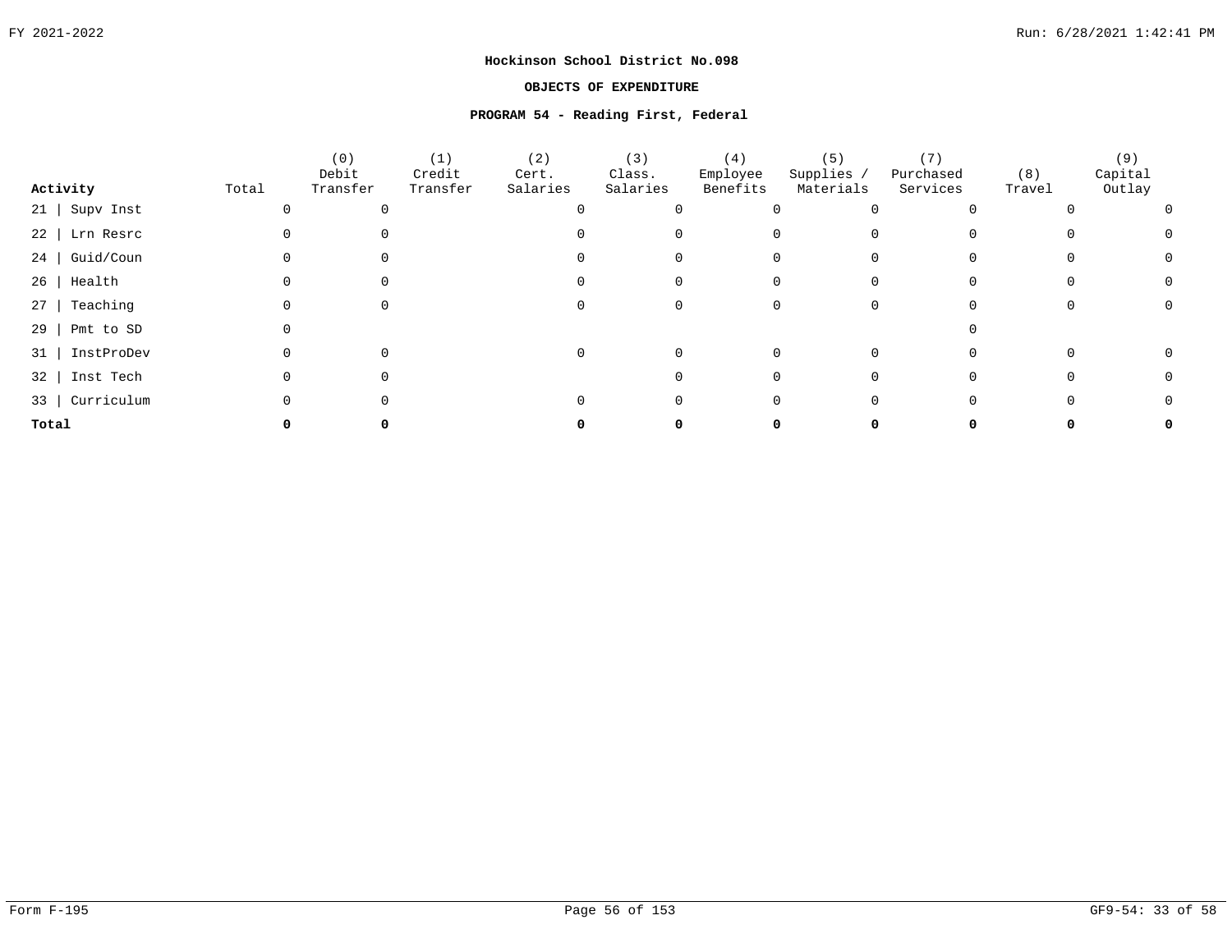**Hockinson School District No.098**

**OBJECTS OF EXPENDITURE**

**PROGRAM 54 - Reading First, Federal**

| Activity | Total | (0) Debit Transfer | (1) Credit Transfer | (2) Cert. Salaries | (3) Class. Salaries | (4) Employee Benefits | (5) Supplies / Materials | (7) Purchased Services | (8) Travel | (9) Capital Outlay |
|---|---|---|---|---|---|---|---|---|---|---|
| 21 \| Supv Inst | 0 | 0 | | 0 | 0 | 0 | 0 | 0 | 0 | 0 |
| 22 \| Lrn Resrc | 0 | 0 | | 0 | 0 | 0 | 0 | 0 | 0 | 0 |
| 24 \| Guid/Coun | 0 | 0 | | 0 | 0 | 0 | 0 | 0 | 0 | 0 |
| 26 \| Health | 0 | 0 | | 0 | 0 | 0 | 0 | 0 | 0 | 0 |
| 27 \| Teaching | 0 | 0 | | 0 | 0 | 0 | 0 | 0 | 0 | 0 |
| 29 \| Pmt to SD | 0 | | | | | | | 0 | | |
| 31 \| InstProDev | 0 | 0 | | 0 | 0 | 0 | 0 | 0 | 0 | 0 |
| 32 \| Inst Tech | 0 | 0 | | | 0 | 0 | 0 | 0 | 0 | 0 |
| 33 \| Curriculum | 0 | 0 | | 0 | 0 | 0 | 0 | 0 | 0 | 0 |
| **Total** | **0** | **0** | | **0** | **0** | **0** | **0** | **0** | **0** | **0** |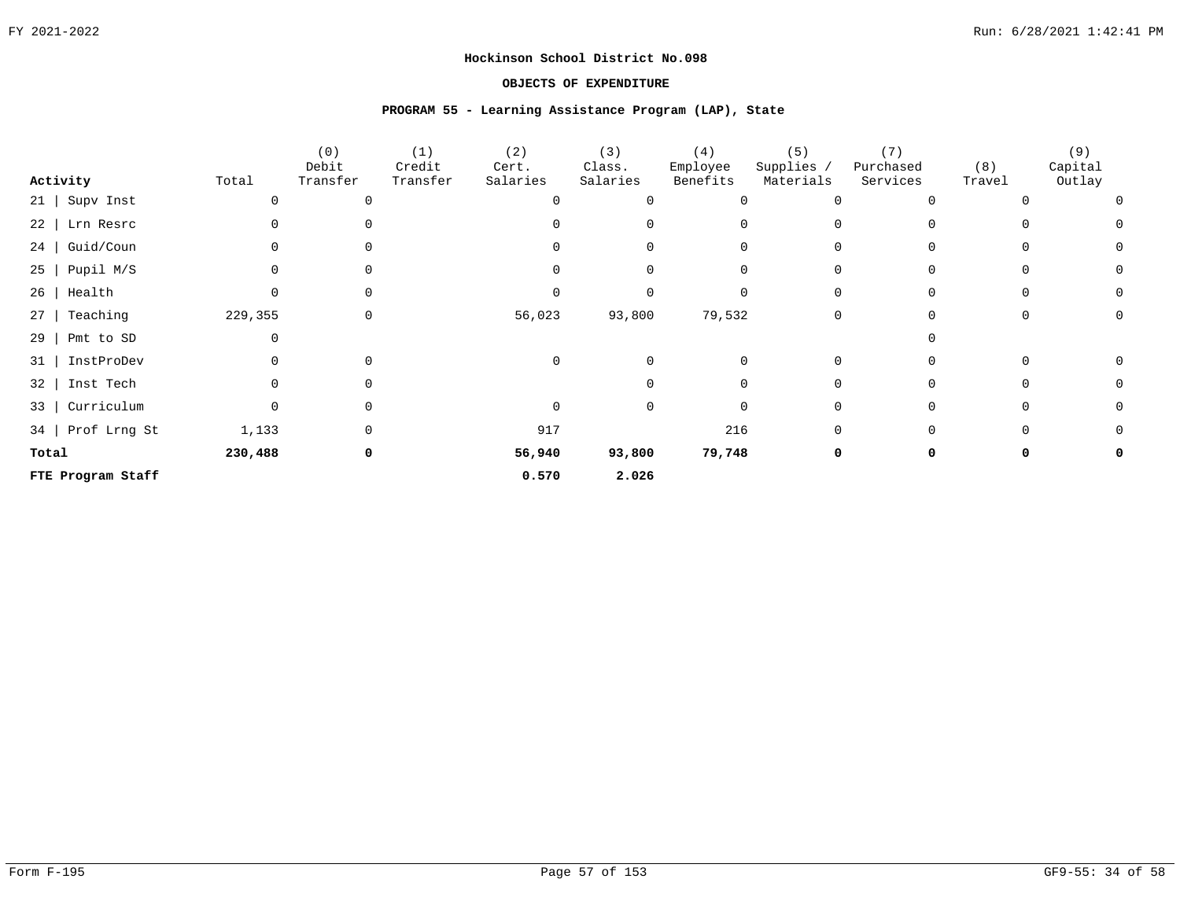**Hockinson School District No.098**

**OBJECTS OF EXPENDITURE**

**PROGRAM 55 - Learning Assistance Program (LAP), State**

| Activity | Total | (0) Debit Transfer | (1) Credit Transfer | (2) Cert. Salaries | (3) Class. Salaries | (4) Employee Benefits | (5) Supplies / Materials | (7) Purchased Services | (8) Travel | (9) Capital Outlay |
|---|---|---|---|---|---|---|---|---|---|---|
| 21 \| Supv Inst | 0 | 0 | | 0 | 0 | 0 | 0 | 0 | 0 | 0 |
| 22 \| Lrn Resrc | 0 | 0 | | 0 | 0 | 0 | 0 | 0 | 0 | 0 |
| 24 \| Guid/Coun | 0 | 0 | | 0 | 0 | 0 | 0 | 0 | 0 | 0 |
| 25 \| Pupil M/S | 0 | 0 | | 0 | 0 | 0 | 0 | 0 | 0 | 0 |
| 26 \| Health | 0 | 0 | | 0 | 0 | 0 | 0 | 0 | 0 | 0 |
| 27 \| Teaching | 229,355 | 0 | | 56,023 | 93,800 | 79,532 | 0 | 0 | 0 | 0 |
| 29 \| Pmt to SD | 0 | | | | | | | 0 | | |
| 31 \| InstProDev | 0 | 0 | | 0 | 0 | 0 | 0 | 0 | 0 | 0 |
| 32 \| Inst Tech | 0 | 0 | | | 0 | 0 | 0 | 0 | 0 | 0 |
| 33 \| Curriculum | 0 | 0 | | 0 | 0 | 0 | 0 | 0 | 0 | 0 |
| 34 \| Prof Lrng St | 1,133 | 0 | | 917 | | 216 | 0 | 0 | 0 | 0 |
| **Total** | **230,488** | **0** | | **56,940** | **93,800** | **79,748** | **0** | **0** | **0** | **0** |
| **FTE Program Staff** | | | | **0.570** | **2.026** | | | | | |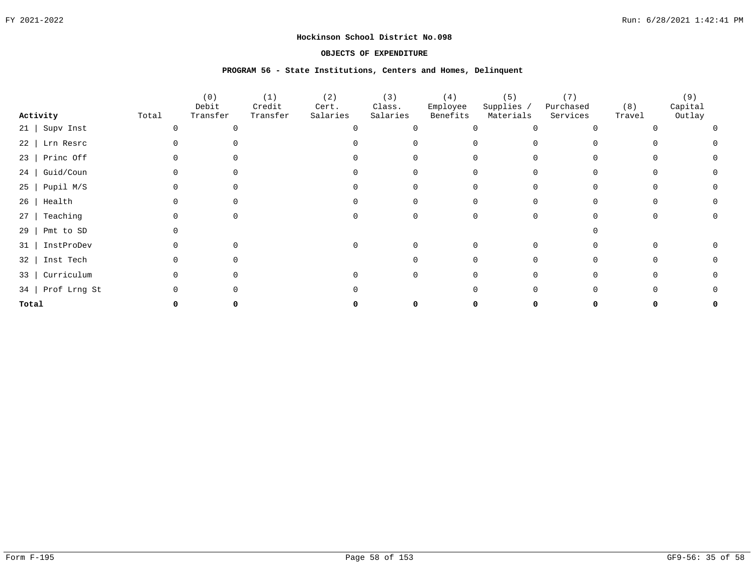**Hockinson School District No.098**

**OBJECTS OF EXPENDITURE**

**PROGRAM 56 - State Institutions, Centers and Homes, Delinquent**

| Activity | Total | (0) Debit Transfer | (1) Credit Transfer | (2) Cert. Salaries | (3) Class. Salaries | (4) Employee Benefits | (5) Supplies / Materials | (7) Purchased Services | (8) Travel | (9) Capital Outlay |
|---|---|---|---|---|---|---|---|---|---|---|
| 21 \| Supv Inst | 0 | 0 | | 0 | 0 | 0 | 0 | 0 | 0 | 0 |
| 22 \| Lrn Resrc | 0 | 0 | | 0 | 0 | 0 | 0 | 0 | 0 | 0 |
| 23 \| Princ Off | 0 | 0 | | 0 | 0 | 0 | 0 | 0 | 0 | 0 |
| 24 \| Guid/Coun | 0 | 0 | | 0 | 0 | 0 | 0 | 0 | 0 | 0 |
| 25 \| Pupil M/S | 0 | 0 | | 0 | 0 | 0 | 0 | 0 | 0 | 0 |
| 26 \| Health | 0 | 0 | | 0 | 0 | 0 | 0 | 0 | 0 | 0 |
| 27 \| Teaching | 0 | 0 | | 0 | 0 | 0 | 0 | 0 | 0 | 0 |
| 29 \| Pmt to SD | 0 | | | | | | | 0 | | |
| 31 \| InstProDev | 0 | 0 | | 0 | 0 | 0 | 0 | 0 | 0 | 0 |
| 32 \| Inst Tech | 0 | 0 | | | 0 | 0 | 0 | 0 | 0 | 0 |
| 33 \| Curriculum | 0 | 0 | | 0 | 0 | 0 | 0 | 0 | 0 | 0 |
| 34 \| Prof Lrng St | 0 | 0 | | 0 | | 0 | 0 | 0 | 0 | 0 |
| **Total** | **0** | **0** | | **0** | **0** | **0** | **0** | **0** | **0** | **0** |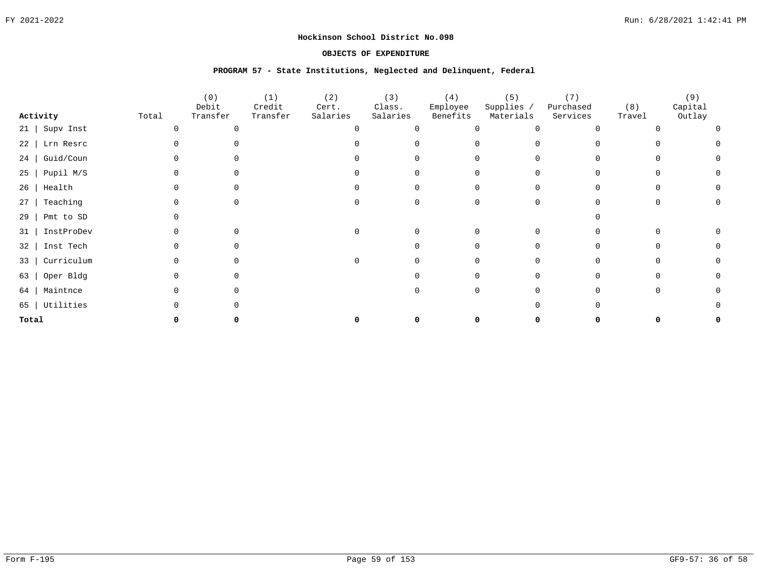**Hockinson School District No.098**

**OBJECTS OF EXPENDITURE**

**PROGRAM 57 - State Institutions, Neglected and Delinquent, Federal**

| Activity | Total | (0) Debit Transfer | (1) Credit Transfer | (2) Cert. Salaries | (3) Class. Salaries | (4) Employee Benefits | (5) Supplies / Materials | (7) Purchased Services | (8) Travel | (9) Capital Outlay |
|---|---|---|---|---|---|---|---|---|---|---|
| 21 \| Supv Inst | 0 | 0 | | 0 | 0 | 0 | 0 | 0 | 0 | 0 |
| 22 \| Lrn Resrc | 0 | 0 | | 0 | 0 | 0 | 0 | 0 | 0 | 0 |
| 24 \| Guid/Coun | 0 | 0 | | 0 | 0 | 0 | 0 | 0 | 0 | 0 |
| 25 \| Pupil M/S | 0 | 0 | | 0 | 0 | 0 | 0 | 0 | 0 | 0 |
| 26 \| Health | 0 | 0 | | 0 | 0 | 0 | 0 | 0 | 0 | 0 |
| 27 \| Teaching | 0 | 0 | | 0 | 0 | 0 | 0 | 0 | 0 | 0 |
| 29 \| Pmt to SD | 0 | | | | | | | 0 | | |
| 31 \| InstProDev | 0 | 0 | | 0 | 0 | 0 | 0 | 0 | 0 | 0 |
| 32 \| Inst Tech | 0 | 0 | | | 0 | 0 | 0 | 0 | 0 | 0 |
| 33 \| Curriculum | 0 | 0 | | 0 | 0 | 0 | 0 | 0 | 0 | 0 |
| 63 \| Oper Bldg | 0 | 0 | | | 0 | 0 | 0 | 0 | 0 | 0 |
| 64 \| Maintnce | 0 | 0 | | | 0 | 0 | 0 | 0 | 0 | 0 |
| 65 \| Utilities | 0 | 0 | | | | | 0 | 0 | | 0 |
| **Total** | **0** | **0** | | **0** | **0** | **0** | **0** | **0** | **0** | **0** |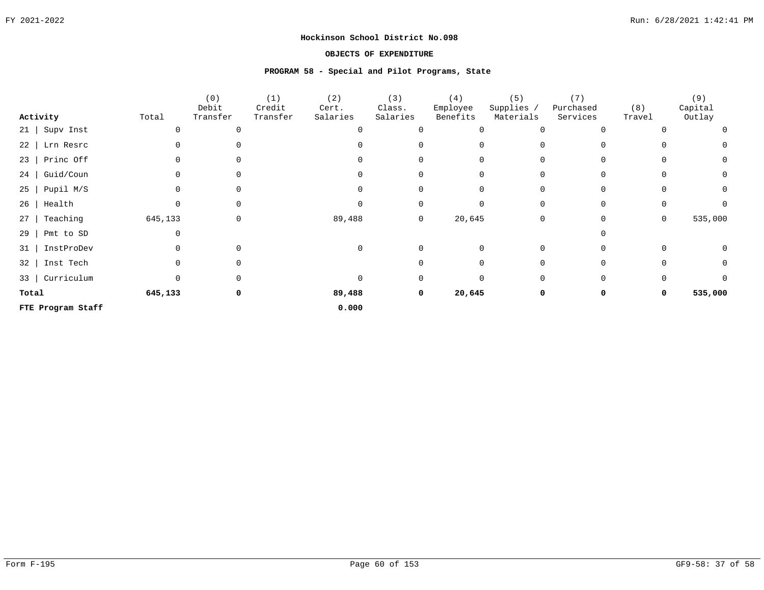**Hockinson School District No.098**

**OBJECTS OF EXPENDITURE**

**PROGRAM 58 - Special and Pilot Programs, State**

| Activity | Total | (0) Debit Transfer | (1) Credit Transfer | (2) Cert. Salaries | (3) Class. Salaries | (4) Employee Benefits | (5) Supplies / Materials | (7) Purchased Services | (8) Travel | (9) Capital Outlay |
|---|---|---|---|---|---|---|---|---|---|---|
| 21 \| Supv Inst | 0 | 0 | | 0 | 0 | 0 | 0 | 0 | 0 | 0 |
| 22 \| Lrn Resrc | 0 | 0 | | 0 | 0 | 0 | 0 | 0 | 0 | 0 |
| 23 \| Princ Off | 0 | 0 | | 0 | 0 | 0 | 0 | 0 | 0 | 0 |
| 24 \| Guid/Coun | 0 | 0 | | 0 | 0 | 0 | 0 | 0 | 0 | 0 |
| 25 \| Pupil M/S | 0 | 0 | | 0 | 0 | 0 | 0 | 0 | 0 | 0 |
| 26 \| Health | 0 | 0 | | 0 | 0 | 0 | 0 | 0 | 0 | 0 |
| 27 \| Teaching | 645,133 | 0 | | 89,488 | 0 | 20,645 | 0 | 0 | 0 | 535,000 |
| 29 \| Pmt to SD | 0 | | | | | | | 0 | | |
| 31 \| InstProDev | 0 | 0 | | 0 | 0 | 0 | 0 | 0 | 0 | 0 |
| 32 \| Inst Tech | 0 | 0 | | | 0 | 0 | 0 | 0 | 0 | 0 |
| 33 \| Curriculum | 0 | 0 | | 0 | 0 | 0 | 0 | 0 | 0 | 0 |
| **Total** | **645,133** | **0** | | **89,488** | **0** | **20,645** | **0** | **0** | **0** | **535,000** |
| **FTE Program Staff** | | | | **0.000** | | | | | | |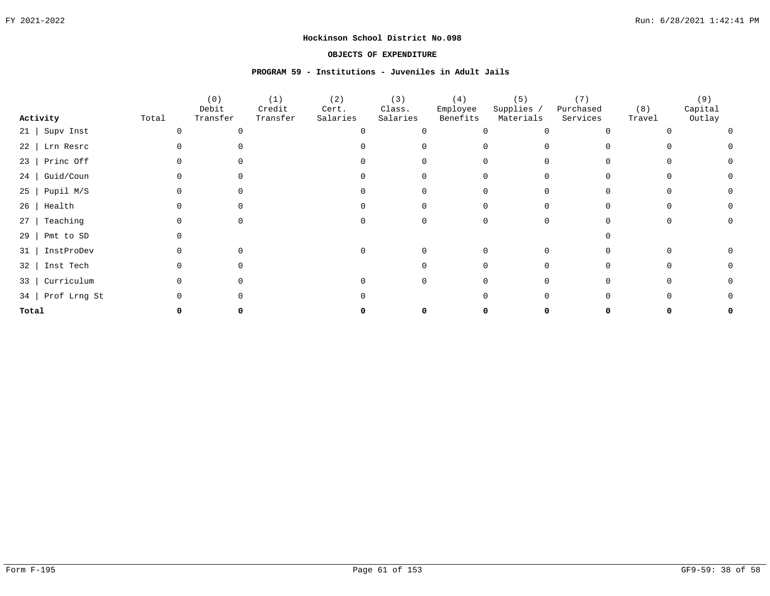**Hockinson School District No.098**

**OBJECTS OF EXPENDITURE**

**PROGRAM 59 - Institutions - Juveniles in Adult Jails**

| Activity | Total | (0) Debit Transfer | (1) Credit Transfer | (2) Cert. Salaries | (3) Class. Salaries | (4) Employee Benefits | (5) Supplies / Materials | (7) Purchased Services | (8) Travel | (9) Capital Outlay |
|---|---|---|---|---|---|---|---|---|---|---|
| 21 \| Supv Inst | 0 | 0 | | 0 | 0 | 0 | 0 | 0 | 0 | 0 |
| 22 \| Lrn Resrc | 0 | 0 | | 0 | 0 | 0 | 0 | 0 | 0 | 0 |
| 23 \| Princ Off | 0 | 0 | | 0 | 0 | 0 | 0 | 0 | 0 | 0 |
| 24 \| Guid/Coun | 0 | 0 | | 0 | 0 | 0 | 0 | 0 | 0 | 0 |
| 25 \| Pupil M/S | 0 | 0 | | 0 | 0 | 0 | 0 | 0 | 0 | 0 |
| 26 \| Health | 0 | 0 | | 0 | 0 | 0 | 0 | 0 | 0 | 0 |
| 27 \| Teaching | 0 | 0 | | 0 | 0 | 0 | 0 | 0 | 0 | 0 |
| 29 \| Pmt to SD | 0 | | | | | | | 0 | | |
| 31 \| InstProDev | 0 | 0 | | 0 | 0 | 0 | 0 | 0 | 0 | 0 |
| 32 \| Inst Tech | 0 | 0 | | | 0 | 0 | 0 | 0 | 0 | 0 |
| 33 \| Curriculum | 0 | 0 | | 0 | 0 | 0 | 0 | 0 | 0 | 0 |
| 34 \| Prof Lrng St | 0 | 0 | | 0 | | 0 | 0 | 0 | 0 | 0 |
| **Total** | **0** | **0** | | **0** | **0** | **0** | **0** | **0** | **0** | **0** |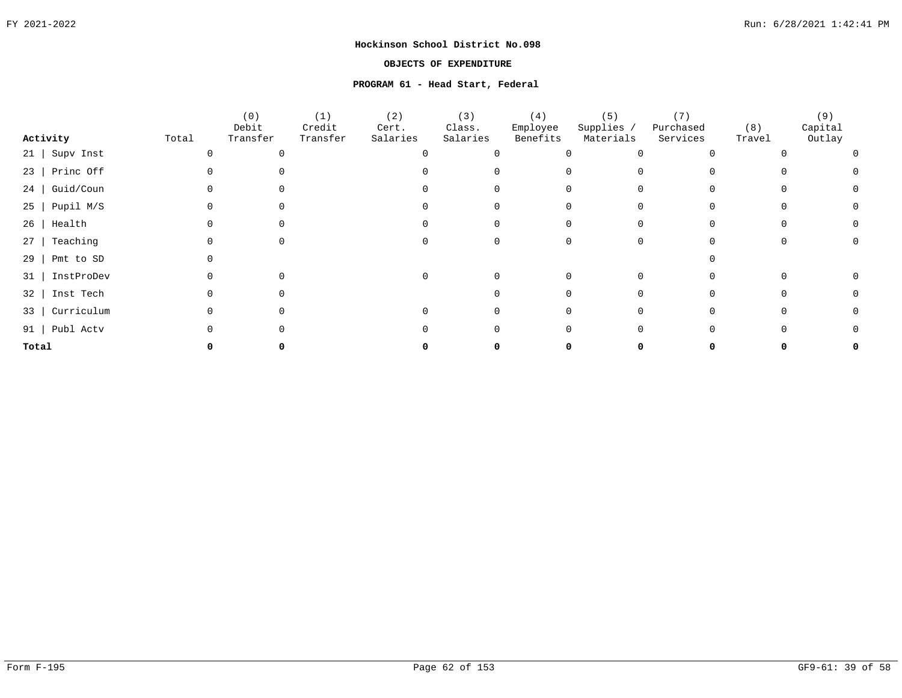**Hockinson School District No.098**

**OBJECTS OF EXPENDITURE**

**PROGRAM 61 - Head Start, Federal**

| Activity | Total | (0) Debit Transfer | (1) Credit Transfer | (2) Cert. Salaries | (3) Class. Salaries | (4) Employee Benefits | (5) Supplies / Materials | (7) Purchased Services | (8) Travel | (9) Capital Outlay |
|---|---|---|---|---|---|---|---|---|---|---|
| 21 \| Supv Inst | 0 | 0 | | 0 | 0 | 0 | 0 | 0 | 0 | 0 |
| 23 \| Princ Off | 0 | 0 | | 0 | 0 | 0 | 0 | 0 | 0 | 0 |
| 24 \| Guid/Coun | 0 | 0 | | 0 | 0 | 0 | 0 | 0 | 0 | 0 |
| 25 \| Pupil M/S | 0 | 0 | | 0 | 0 | 0 | 0 | 0 | 0 | 0 |
| 26 \| Health | 0 | 0 | | 0 | 0 | 0 | 0 | 0 | 0 | 0 |
| 27 \| Teaching | 0 | 0 | | 0 | 0 | 0 | 0 | 0 | 0 | 0 |
| 29 \| Pmt to SD | 0 | | | | | | | 0 | | |
| 31 \| InstProDev | 0 | 0 | | 0 | 0 | 0 | 0 | 0 | 0 | 0 |
| 32 \| Inst Tech | 0 | 0 | | | 0 | 0 | 0 | 0 | 0 | 0 |
| 33 \| Curriculum | 0 | 0 | | 0 | 0 | 0 | 0 | 0 | 0 | 0 |
| 91 \| Publ Actv | 0 | 0 | | 0 | 0 | 0 | 0 | 0 | 0 | 0 |
| **Total** | **0** | **0** | | **0** | **0** | **0** | **0** | **0** | **0** | **0** |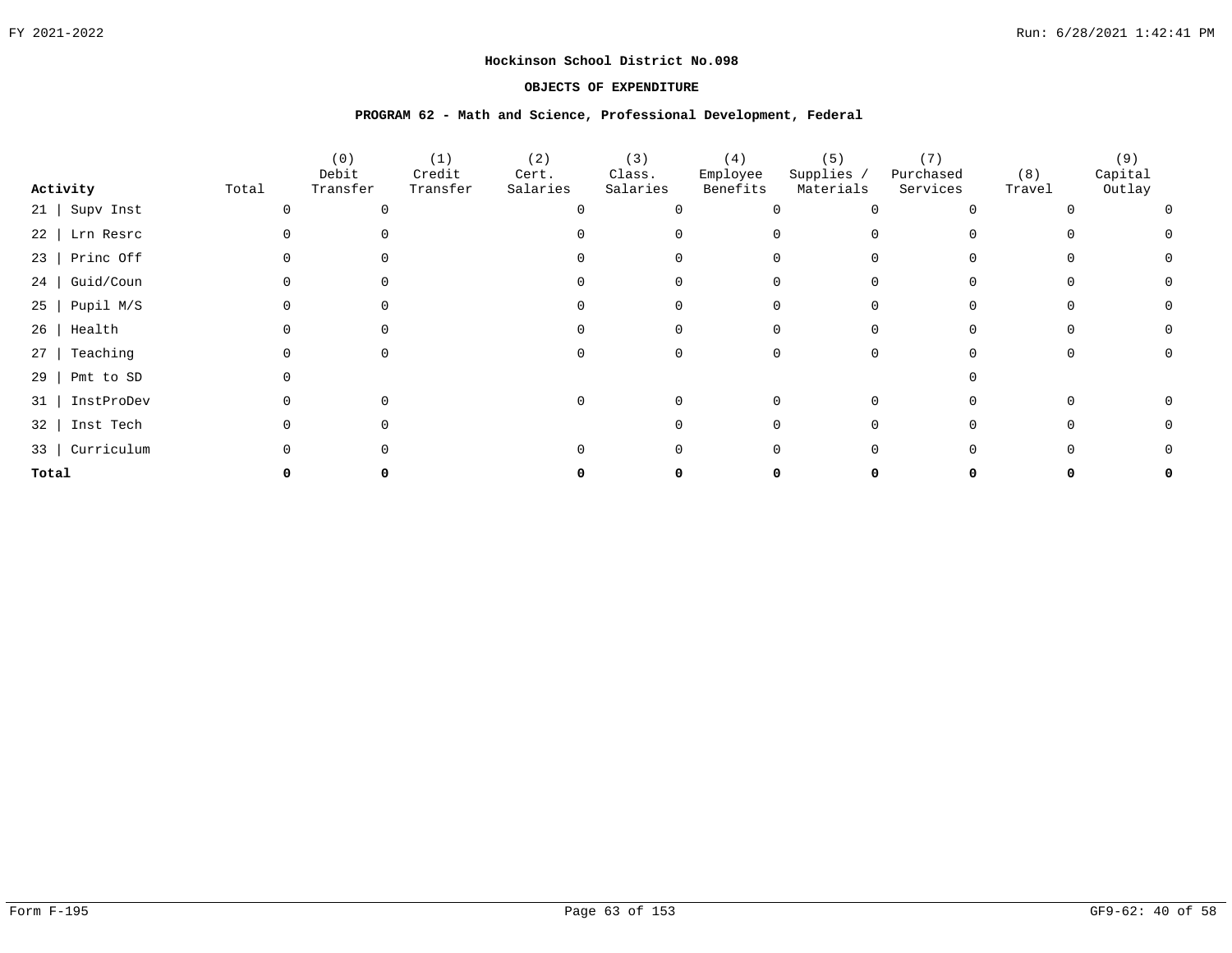## Hockinson School District No.098

### OBJECTS OF EXPENDITURE

### PROGRAM 62 - Math and Science, Professional Development, Federal

| Activity | Total | (0) Debit Transfer | (1) Credit Transfer | (2) Cert. Salaries | (3) Class. Salaries | (4) Employee Benefits | (5) Supplies / Materials | (7) Purchased Services | (8) Travel | (9) Capital Outlay |
|---|---|---|---|---|---|---|---|---|---|---|
| 21 \| Supv Inst | 0 | 0 | | 0 | 0 | 0 | 0 | 0 | 0 | 0 |
| 22 \| Lrn Resrc | 0 | 0 | | 0 | 0 | 0 | 0 | 0 | 0 | 0 |
| 23 \| Princ Off | 0 | 0 | | 0 | 0 | 0 | 0 | 0 | 0 | 0 |
| 24 \| Guid/Coun | 0 | 0 | | 0 | 0 | 0 | 0 | 0 | 0 | 0 |
| 25 \| Pupil M/S | 0 | 0 | | 0 | 0 | 0 | 0 | 0 | 0 | 0 |
| 26 \| Health | 0 | 0 | | 0 | 0 | 0 | 0 | 0 | 0 | 0 |
| 27 \| Teaching | 0 | 0 | | 0 | 0 | 0 | 0 | 0 | 0 | 0 |
| 29 \| Pmt to SD | 0 | | | | | | | 0 | | |
| 31 \| InstProDev | 0 | 0 | | 0 | 0 | 0 | 0 | 0 | 0 | 0 |
| 32 \| Inst Tech | 0 | 0 | | | 0 | 0 | 0 | 0 | 0 | 0 |
| 33 \| Curriculum | 0 | 0 | | 0 | 0 | 0 | 0 | 0 | 0 | 0 |
| **Total** | **0** | **0** | | **0** | **0** | **0** | **0** | **0** | **0** | **0** |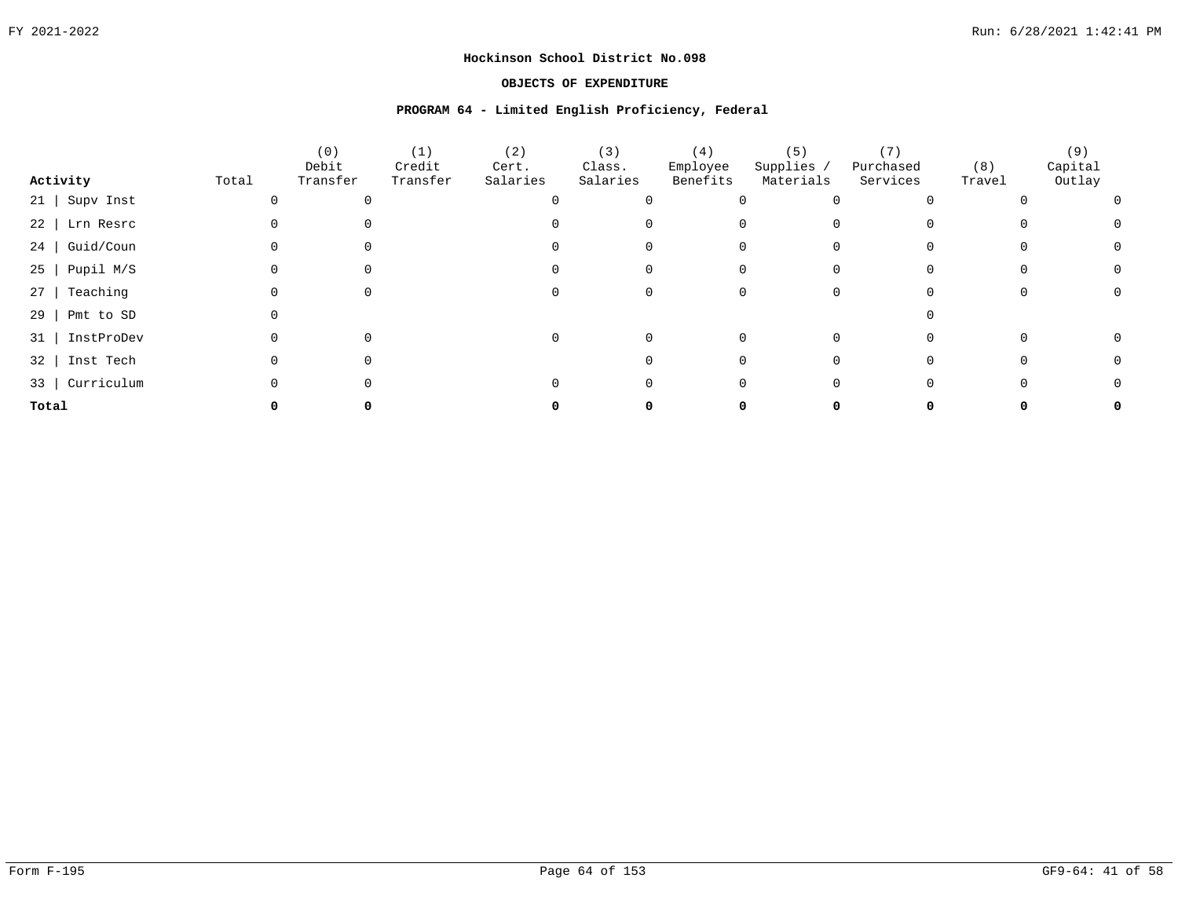**Hockinson School District No.098**

**OBJECTS OF EXPENDITURE**

**PROGRAM 64 - Limited English Proficiency, Federal**

| Activity | Total | (0) Debit Transfer | (1) Credit Transfer | (2) Cert. Salaries | (3) Class. Salaries | (4) Employee Benefits | (5) Supplies / Materials | (7) Purchased Services | (8) Travel | (9) Capital Outlay |
|---|---|---|---|---|---|---|---|---|---|---|
| 21 \| Supv Inst | 0 | 0 | | 0 | 0 | 0 | 0 | 0 | 0 | 0 |
| 22 \| Lrn Resrc | 0 | 0 | | 0 | 0 | 0 | 0 | 0 | 0 | 0 |
| 24 \| Guid/Coun | 0 | 0 | | 0 | 0 | 0 | 0 | 0 | 0 | 0 |
| 25 \| Pupil M/S | 0 | 0 | | 0 | 0 | 0 | 0 | 0 | 0 | 0 |
| 27 \| Teaching | 0 | 0 | | 0 | 0 | 0 | 0 | 0 | 0 | 0 |
| 29 \| Pmt to SD | 0 | | | | | | | 0 | | |
| 31 \| InstProDev | 0 | 0 | | 0 | 0 | 0 | 0 | 0 | 0 | 0 |
| 32 \| Inst Tech | 0 | 0 | | | 0 | 0 | 0 | 0 | 0 | 0 |
| 33 \| Curriculum | 0 | 0 | | 0 | 0 | 0 | 0 | 0 | 0 | 0 |
| **Total** | **0** | **0** | | **0** | **0** | **0** | **0** | **0** | **0** | **0** |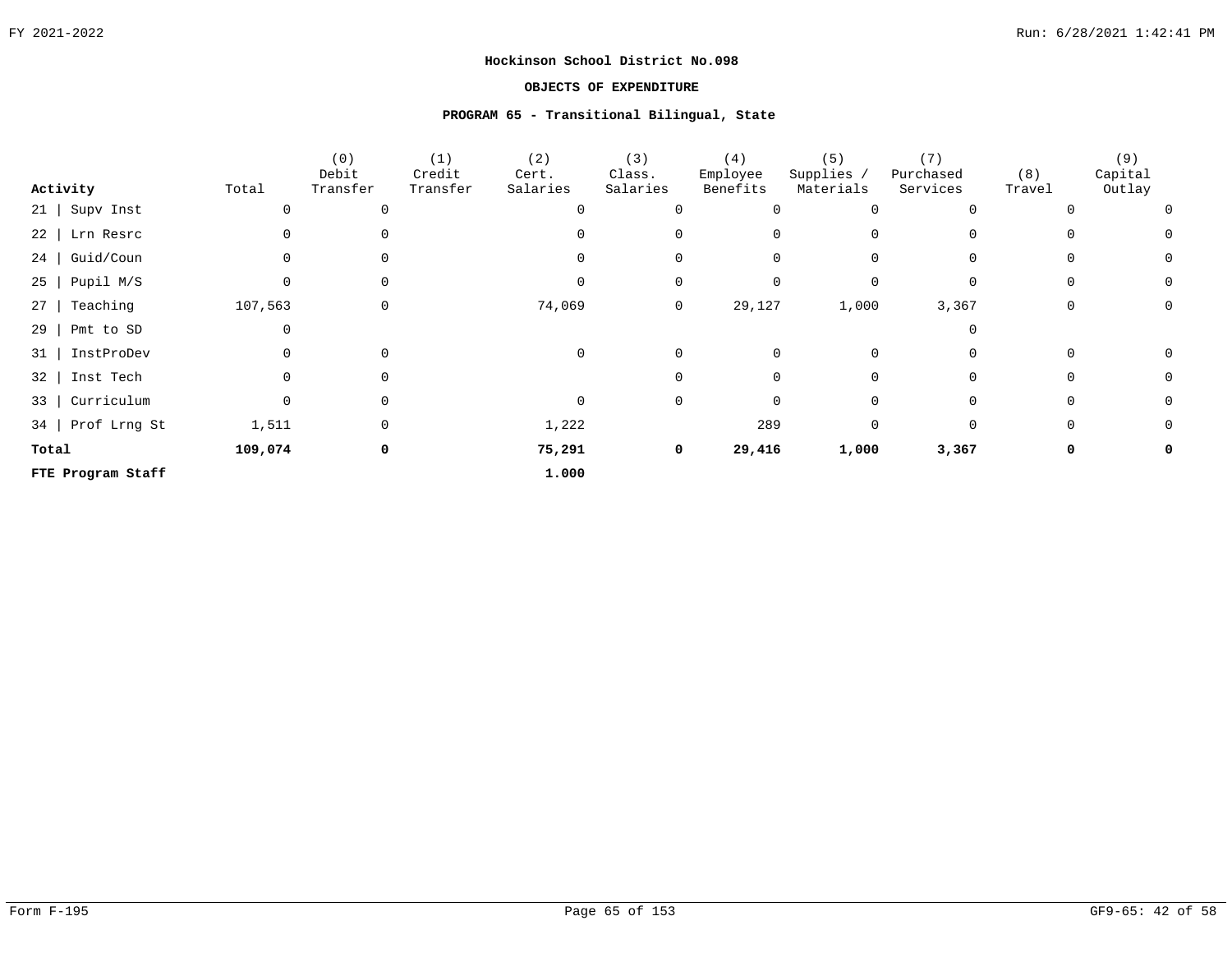**Hockinson School District No.098**

**OBJECTS OF EXPENDITURE**

**PROGRAM 65 - Transitional Bilingual, State**

| Activity | Total | (0) Debit Transfer | (1) Credit Transfer | (2) Cert. Salaries | (3) Class. Salaries | (4) Employee Benefits | (5) Supplies / Materials | (7) Purchased Services | (8) Travel | (9) Capital Outlay |
|---|---|---|---|---|---|---|---|---|---|---|
| 21 \| Supv Inst | 0 | 0 | | 0 | 0 | 0 | 0 | 0 | 0 | 0 |
| 22 \| Lrn Resrc | 0 | 0 | | 0 | 0 | 0 | 0 | 0 | 0 | 0 |
| 24 \| Guid/Coun | 0 | 0 | | 0 | 0 | 0 | 0 | 0 | 0 | 0 |
| 25 \| Pupil M/S | 0 | 0 | | 0 | 0 | 0 | 0 | 0 | 0 | 0 |
| 27 \| Teaching | 107,563 | 0 | | 74,069 | 0 | 29,127 | 1,000 | 3,367 | 0 | 0 |
| 29 \| Pmt to SD | 0 | | | | | | | 0 | | |
| 31 \| InstProDev | 0 | 0 | | 0 | 0 | 0 | 0 | 0 | 0 | 0 |
| 32 \| Inst Tech | 0 | 0 | | | 0 | 0 | 0 | 0 | 0 | 0 |
| 33 \| Curriculum | 0 | 0 | | 0 | 0 | 0 | 0 | 0 | 0 | 0 |
| 34 \| Prof Lrng St | 1,511 | 0 | | 1,222 | | 289 | 0 | 0 | 0 | 0 |
| **Total** | **109,074** | **0** | | **75,291** | **0** | **29,416** | **1,000** | **3,367** | **0** | **0** |
| **FTE Program Staff** | | | | **1.000** | | | | | | |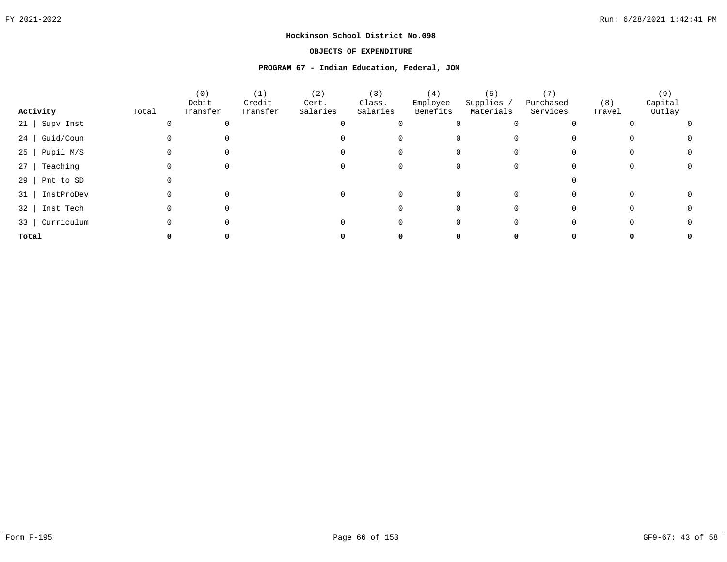**Hockinson School District No.098**

**OBJECTS OF EXPENDITURE**

**PROGRAM 67 - Indian Education, Federal, JOM**

| Activity | Total | (0) Debit Transfer | (1) Credit Transfer | (2) Cert. Salaries | (3) Class. Salaries | (4) Employee Benefits | (5) Supplies / Materials | (7) Purchased Services | (8) Travel | (9) Capital Outlay |
|---|---|---|---|---|---|---|---|---|---|---|
| 21 \| Supv Inst | 0 | 0 | | 0 | 0 | 0 | 0 | 0 | 0 | 0 |
| 24 \| Guid/Coun | 0 | 0 | | 0 | 0 | 0 | 0 | 0 | 0 | 0 |
| 25 \| Pupil M/S | 0 | 0 | | 0 | 0 | 0 | 0 | 0 | 0 | 0 |
| 27 \| Teaching | 0 | 0 | | 0 | 0 | 0 | 0 | 0 | 0 | 0 |
| 29 \| Pmt to SD | 0 | | | | | | | 0 | | |
| 31 \| InstProDev | 0 | 0 | | 0 | 0 | 0 | 0 | 0 | 0 | 0 |
| 32 \| Inst Tech | 0 | 0 | | | 0 | 0 | 0 | 0 | 0 | 0 |
| 33 \| Curriculum | 0 | 0 | | 0 | 0 | 0 | 0 | 0 | 0 | 0 |
| **Total** | **0** | **0** | | **0** | **0** | **0** | **0** | **0** | **0** | **0** |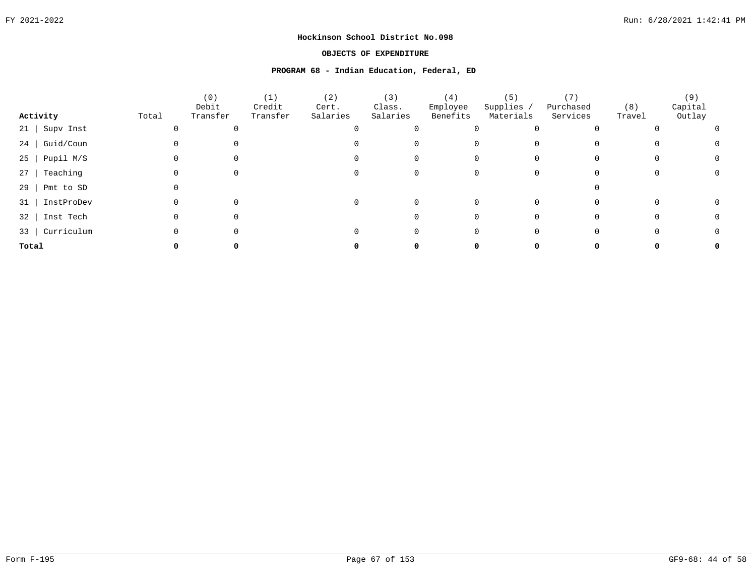**Hockinson School District No.098**

**OBJECTS OF EXPENDITURE**

**PROGRAM 68 - Indian Education, Federal, ED**

| Activity | Total | (0) Debit Transfer | (1) Credit Transfer | (2) Cert. Salaries | (3) Class. Salaries | (4) Employee Benefits | (5) Supplies / Materials | (7) Purchased Services | (8) Travel | (9) Capital Outlay |
|---|---|---|---|---|---|---|---|---|---|---|
| 21 \| Supv Inst | 0 | 0 | | 0 | 0 | 0 | 0 | 0 | 0 | 0 |
| 24 \| Guid/Coun | 0 | 0 | | 0 | 0 | 0 | 0 | 0 | 0 | 0 |
| 25 \| Pupil M/S | 0 | 0 | | 0 | 0 | 0 | 0 | 0 | 0 | 0 |
| 27 \| Teaching | 0 | 0 | | 0 | 0 | 0 | 0 | 0 | 0 | 0 |
| 29 \| Pmt to SD | 0 | | | | | | | 0 | | |
| 31 \| InstProDev | 0 | 0 | | 0 | 0 | 0 | 0 | 0 | 0 | 0 |
| 32 \| Inst Tech | 0 | 0 | | | 0 | 0 | 0 | 0 | 0 | 0 |
| 33 \| Curriculum | 0 | 0 | | 0 | 0 | 0 | 0 | 0 | 0 | 0 |
| **Total** | **0** | **0** | | **0** | **0** | **0** | **0** | **0** | **0** | **0** |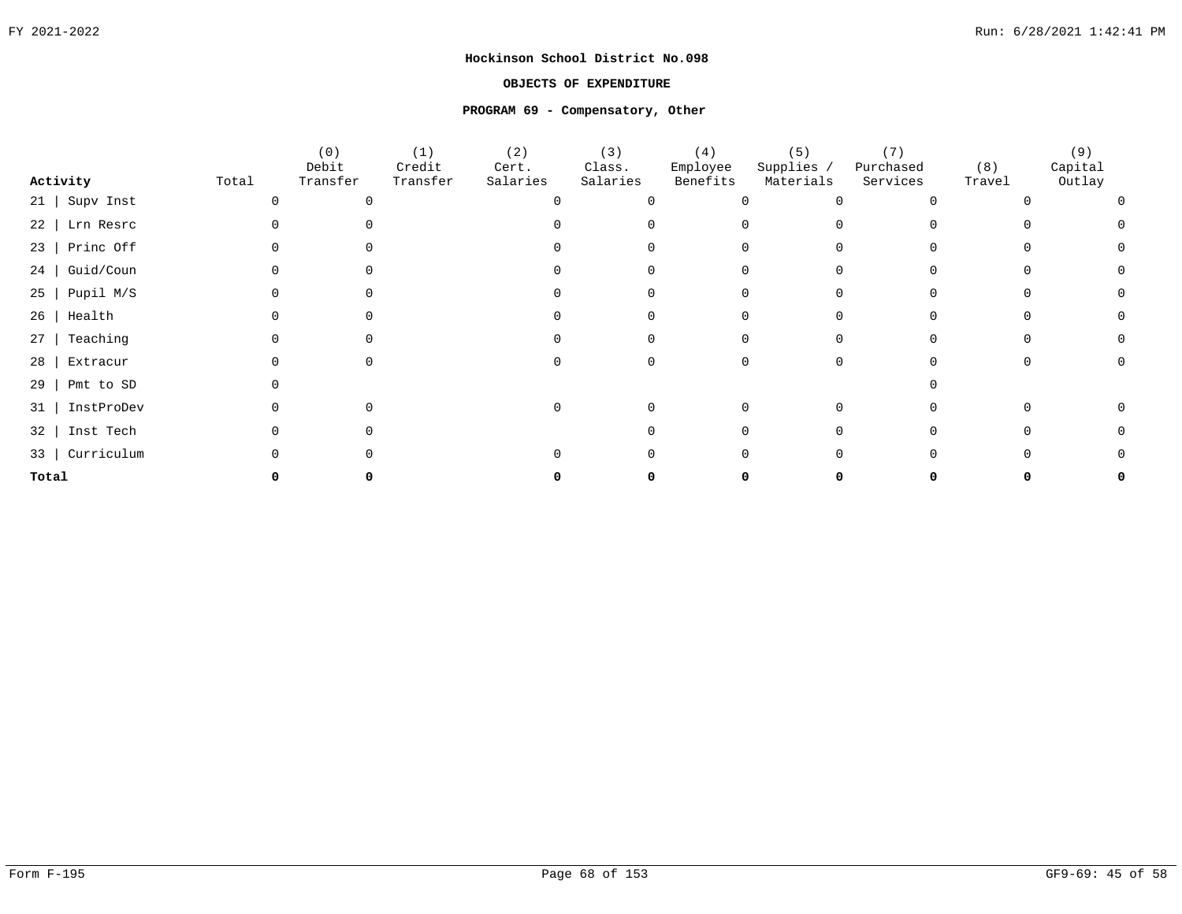**Hockinson School District No.098**

**OBJECTS OF EXPENDITURE**

**PROGRAM 69 - Compensatory, Other**

| Activity | Total | (0) Debit Transfer | (1) Credit Transfer | (2) Cert. Salaries | (3) Class. Salaries | (4) Employee Benefits | (5) Supplies / Materials | (7) Purchased Services | (8) Travel | (9) Capital Outlay |
|---|---|---|---|---|---|---|---|---|---|---|
| 21 \| Supv Inst | 0 | 0 | | 0 | 0 | 0 | 0 | 0 | 0 | 0 |
| 22 \| Lrn Resrc | 0 | 0 | | 0 | 0 | 0 | 0 | 0 | 0 | 0 |
| 23 \| Princ Off | 0 | 0 | | 0 | 0 | 0 | 0 | 0 | 0 | 0 |
| 24 \| Guid/Coun | 0 | 0 | | 0 | 0 | 0 | 0 | 0 | 0 | 0 |
| 25 \| Pupil M/S | 0 | 0 | | 0 | 0 | 0 | 0 | 0 | 0 | 0 |
| 26 \| Health | 0 | 0 | | 0 | 0 | 0 | 0 | 0 | 0 | 0 |
| 27 \| Teaching | 0 | 0 | | 0 | 0 | 0 | 0 | 0 | 0 | 0 |
| 28 \| Extracur | 0 | 0 | | 0 | 0 | 0 | 0 | 0 | 0 | 0 |
| 29 \| Pmt to SD | 0 | | | | | | | 0 | | |
| 31 \| InstProDev | 0 | 0 | | 0 | 0 | 0 | 0 | 0 | 0 | 0 |
| 32 \| Inst Tech | 0 | 0 | | | 0 | 0 | 0 | 0 | 0 | 0 |
| 33 \| Curriculum | 0 | 0 | | 0 | 0 | 0 | 0 | 0 | 0 | 0 |
| **Total** | **0** | **0** | | **0** | **0** | **0** | **0** | **0** | **0** | **0** |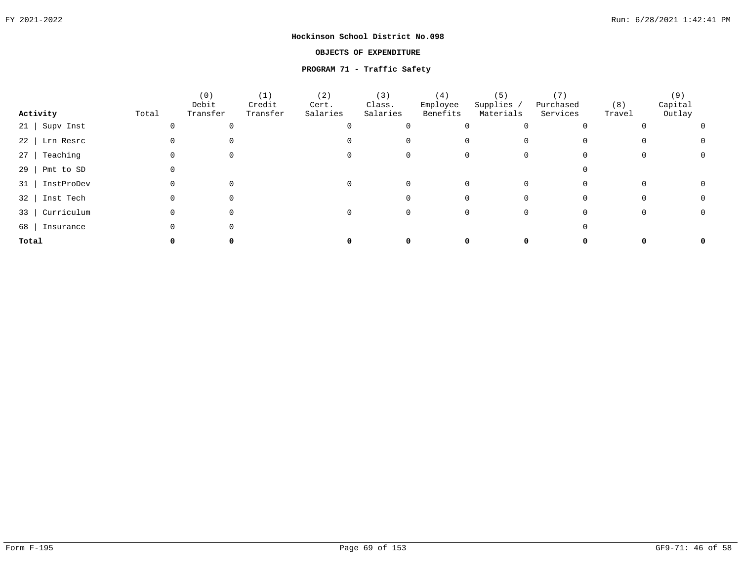**Hockinson School District No.098**

**OBJECTS OF EXPENDITURE**

**PROGRAM 71 - Traffic Safety**

| Activity | Total | (0) Debit Transfer | (1) Credit Transfer | (2) Cert. Salaries | (3) Class. Salaries | (4) Employee Benefits | (5) Supplies / Materials | (7) Purchased Services | (8) Travel | (9) Capital Outlay |
|---|---|---|---|---|---|---|---|---|---|---|
| 21 \| Supv Inst | 0 | 0 | | 0 | 0 | 0 | 0 | 0 | 0 | 0 |
| 22 \| Lrn Resrc | 0 | 0 | | 0 | 0 | 0 | 0 | 0 | 0 | 0 |
| 27 \| Teaching | 0 | 0 | | 0 | 0 | 0 | 0 | 0 | 0 | 0 |
| 29 \| Pmt to SD | 0 | | | | | | | 0 | | |
| 31 \| InstProDev | 0 | 0 | | 0 | 0 | 0 | 0 | 0 | 0 | 0 |
| 32 \| Inst Tech | 0 | 0 | | | 0 | 0 | 0 | 0 | 0 | 0 |
| 33 \| Curriculum | 0 | 0 | | 0 | 0 | 0 | 0 | 0 | 0 | 0 |
| 68 \| Insurance | 0 | 0 | | | | | | 0 | | |
| **Total** | **0** | **0** | | **0** | **0** | **0** | **0** | **0** | **0** | **0** |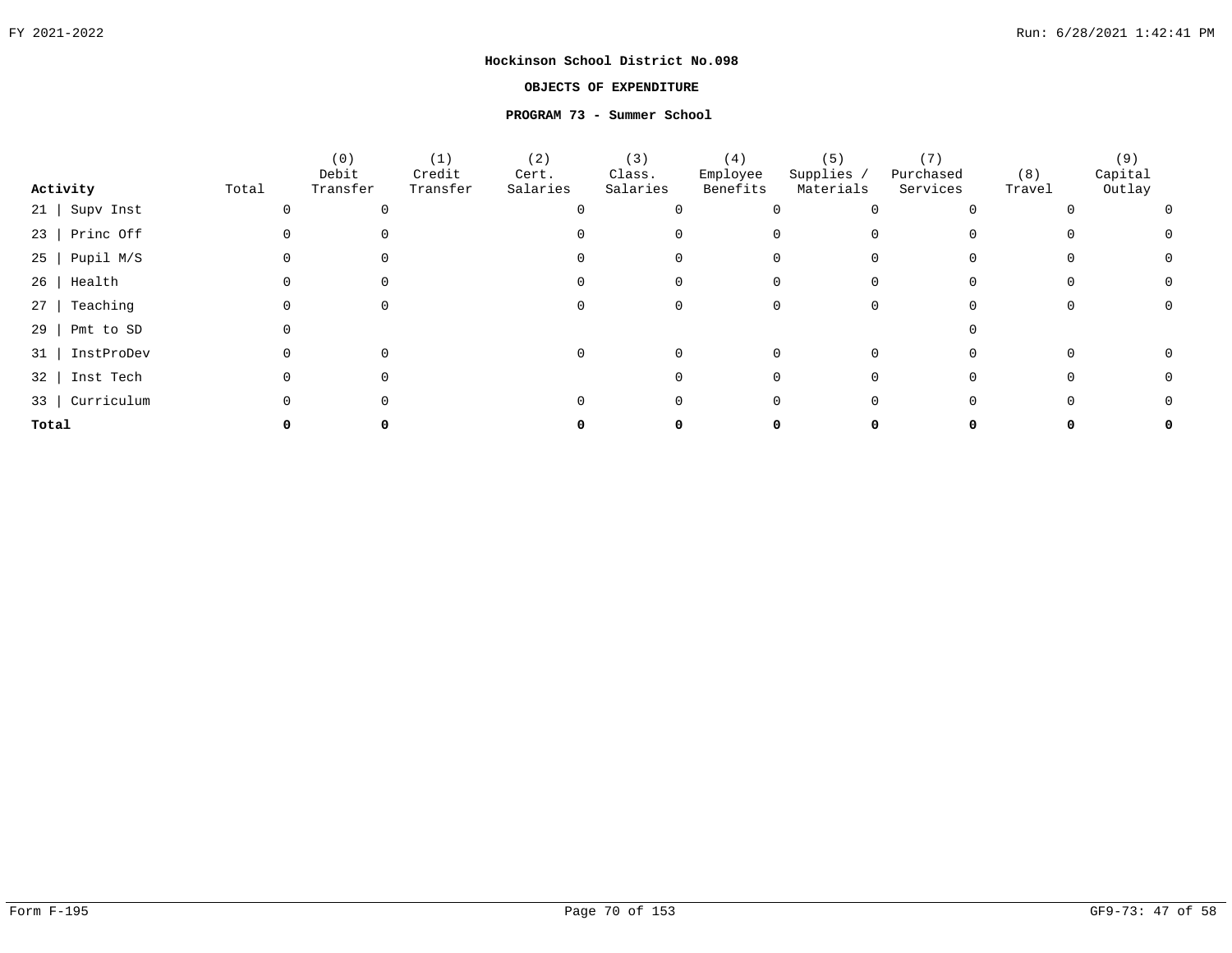**Hockinson School District No.098**

**OBJECTS OF EXPENDITURE**

**PROGRAM 73 - Summer School**

| Activity | Total | (0) Debit Transfer | (1) Credit Transfer | (2) Cert. Salaries | (3) Class. Salaries | (4) Employee Benefits | (5) Supplies / Materials | (7) Purchased Services | (8) Travel | (9) Capital Outlay |
|---|---|---|---|---|---|---|---|---|---|---|
| 21 \| Supv Inst | 0 | 0 | | 0 | 0 | 0 | 0 | 0 | 0 | 0 |
| 23 \| Princ Off | 0 | 0 | | 0 | 0 | 0 | 0 | 0 | 0 | 0 |
| 25 \| Pupil M/S | 0 | 0 | | 0 | 0 | 0 | 0 | 0 | 0 | 0 |
| 26 \| Health | 0 | 0 | | 0 | 0 | 0 | 0 | 0 | 0 | 0 |
| 27 \| Teaching | 0 | 0 | | 0 | 0 | 0 | 0 | 0 | 0 | 0 |
| 29 \| Pmt to SD | 0 | | | | | | | 0 | | |
| 31 \| InstProDev | 0 | 0 | | 0 | 0 | 0 | 0 | 0 | 0 | 0 |
| 32 \| Inst Tech | 0 | 0 | | | 0 | 0 | 0 | 0 | 0 | 0 |
| 33 \| Curriculum | 0 | 0 | | 0 | 0 | 0 | 0 | 0 | 0 | 0 |
| **Total** | **0** | **0** | | **0** | **0** | **0** | **0** | **0** | **0** | **0** |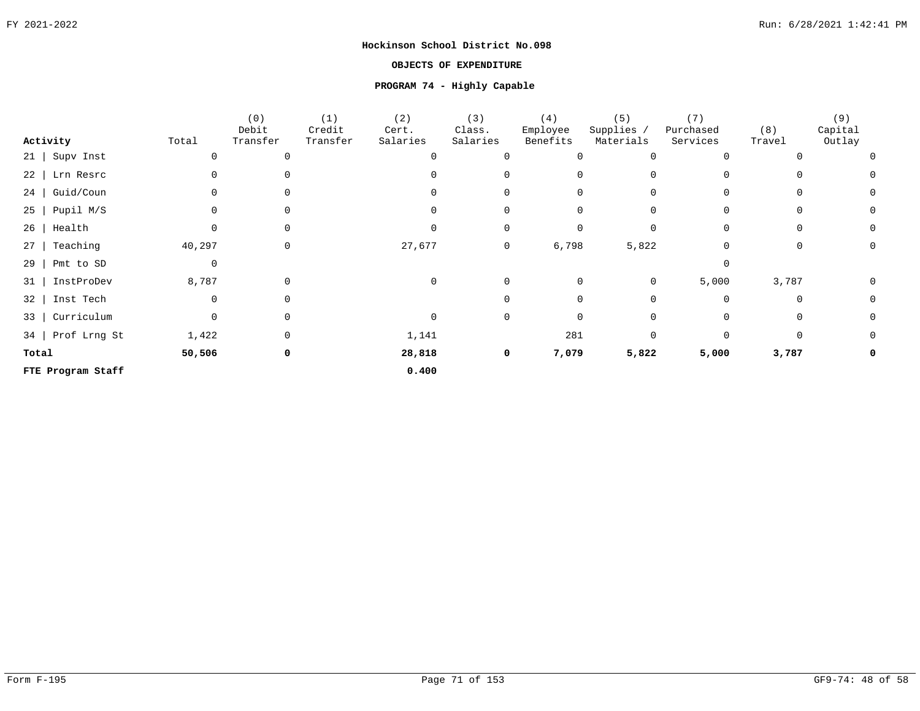**Hockinson School District No.098**

**OBJECTS OF EXPENDITURE**

**PROGRAM 74 - Highly Capable**

| Activity | Total | (0) Debit Transfer | (1) Credit Transfer | (2) Cert. Salaries | (3) Class. Salaries | (4) Employee Benefits | (5) Supplies / Materials | (7) Purchased Services | (8) Travel | (9) Capital Outlay |
|---|---|---|---|---|---|---|---|---|---|---|
| 21 \| Supv Inst | 0 | 0 | | 0 | 0 | 0 | 0 | 0 | 0 | 0 |
| 22 \| Lrn Resrc | 0 | 0 | | 0 | 0 | 0 | 0 | 0 | 0 | 0 |
| 24 \| Guid/Coun | 0 | 0 | | 0 | 0 | 0 | 0 | 0 | 0 | 0 |
| 25 \| Pupil M/S | 0 | 0 | | 0 | 0 | 0 | 0 | 0 | 0 | 0 |
| 26 \| Health | 0 | 0 | | 0 | 0 | 0 | 0 | 0 | 0 | 0 |
| 27 \| Teaching | 40,297 | 0 | | 27,677 | 0 | 6,798 | 5,822 | 0 | 0 | 0 |
| 29 \| Pmt to SD | 0 | | | | | | | 0 | | |
| 31 \| InstProDev | 8,787 | 0 | | 0 | 0 | 0 | 0 | 5,000 | 3,787 | 0 |
| 32 \| Inst Tech | 0 | 0 | | | 0 | 0 | 0 | 0 | 0 | 0 |
| 33 \| Curriculum | 0 | 0 | | 0 | 0 | 0 | 0 | 0 | 0 | 0 |
| 34 \| Prof Lrng St | 1,422 | 0 | | 1,141 | | 281 | 0 | 0 | 0 | 0 |
| **Total** | **50,506** | **0** | | **28,818** | **0** | **7,079** | **5,822** | **5,000** | **3,787** | **0** |
| **FTE Program Staff** | | | | **0.400** | | | | | | |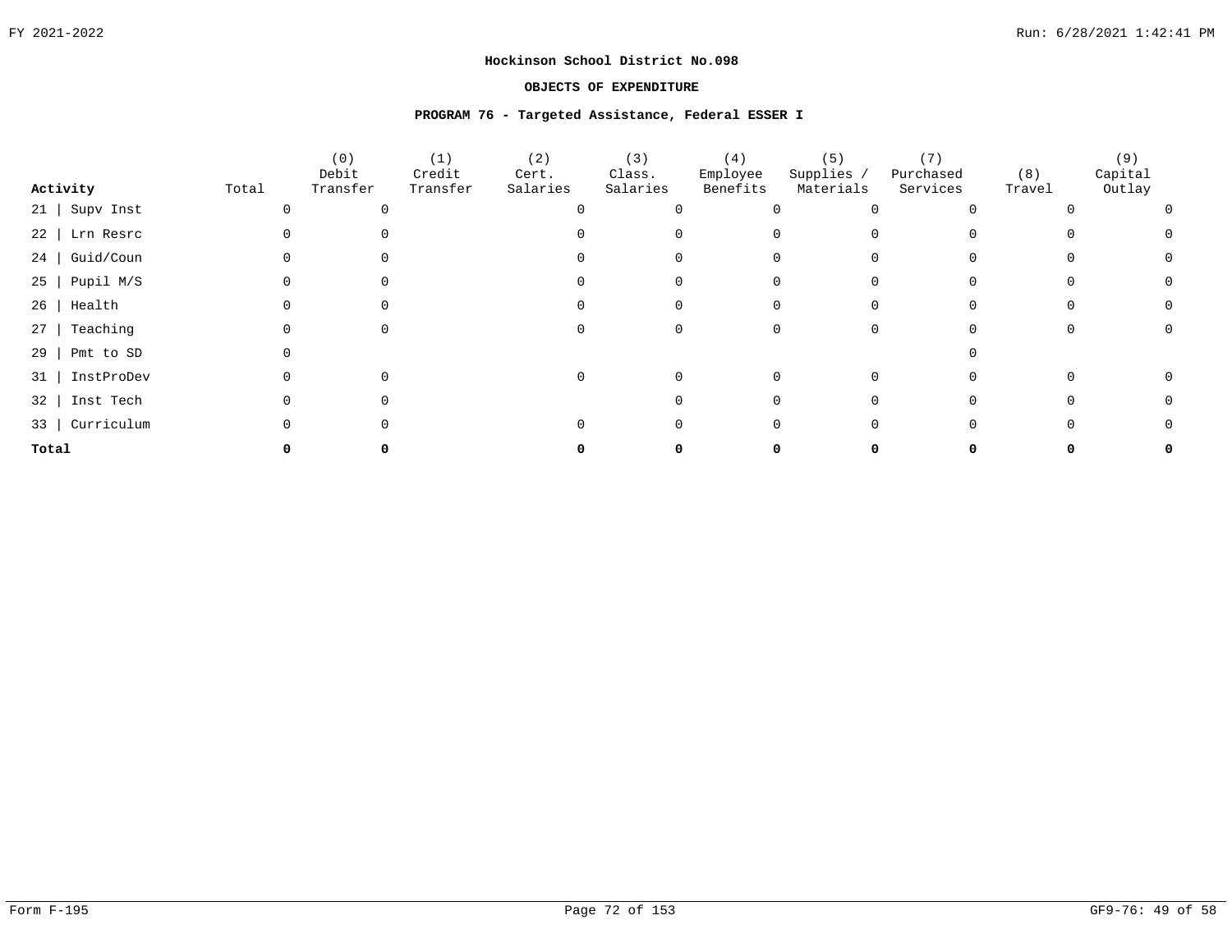**Hockinson School District No.098**

**OBJECTS OF EXPENDITURE**

**PROGRAM 76 - Targeted Assistance, Federal ESSER I**

| Activity | Total | (0) Debit Transfer | (1) Credit Transfer | (2) Cert. Salaries | (3) Class. Salaries | (4) Employee Benefits | (5) Supplies / Materials | (7) Purchased Services | (8) Travel | (9) Capital Outlay |
|---|---|---|---|---|---|---|---|---|---|---|
| 21 \| Supv Inst | 0 | 0 | | 0 | 0 | 0 | 0 | 0 | 0 | 0 |
| 22 \| Lrn Resrc | 0 | 0 | | 0 | 0 | 0 | 0 | 0 | 0 | 0 |
| 24 \| Guid/Coun | 0 | 0 | | 0 | 0 | 0 | 0 | 0 | 0 | 0 |
| 25 \| Pupil M/S | 0 | 0 | | 0 | 0 | 0 | 0 | 0 | 0 | 0 |
| 26 \| Health | 0 | 0 | | 0 | 0 | 0 | 0 | 0 | 0 | 0 |
| 27 \| Teaching | 0 | 0 | | 0 | 0 | 0 | 0 | 0 | 0 | 0 |
| 29 \| Pmt to SD | 0 | | | | | | | 0 | | |
| 31 \| InstProDev | 0 | 0 | | 0 | 0 | 0 | 0 | 0 | 0 | 0 |
| 32 \| Inst Tech | 0 | 0 | | | 0 | 0 | 0 | 0 | 0 | 0 |
| 33 \| Curriculum | 0 | 0 | | 0 | 0 | 0 | 0 | 0 | 0 | 0 |
| **Total** | **0** | **0** | | **0** | **0** | **0** | **0** | **0** | **0** | **0** |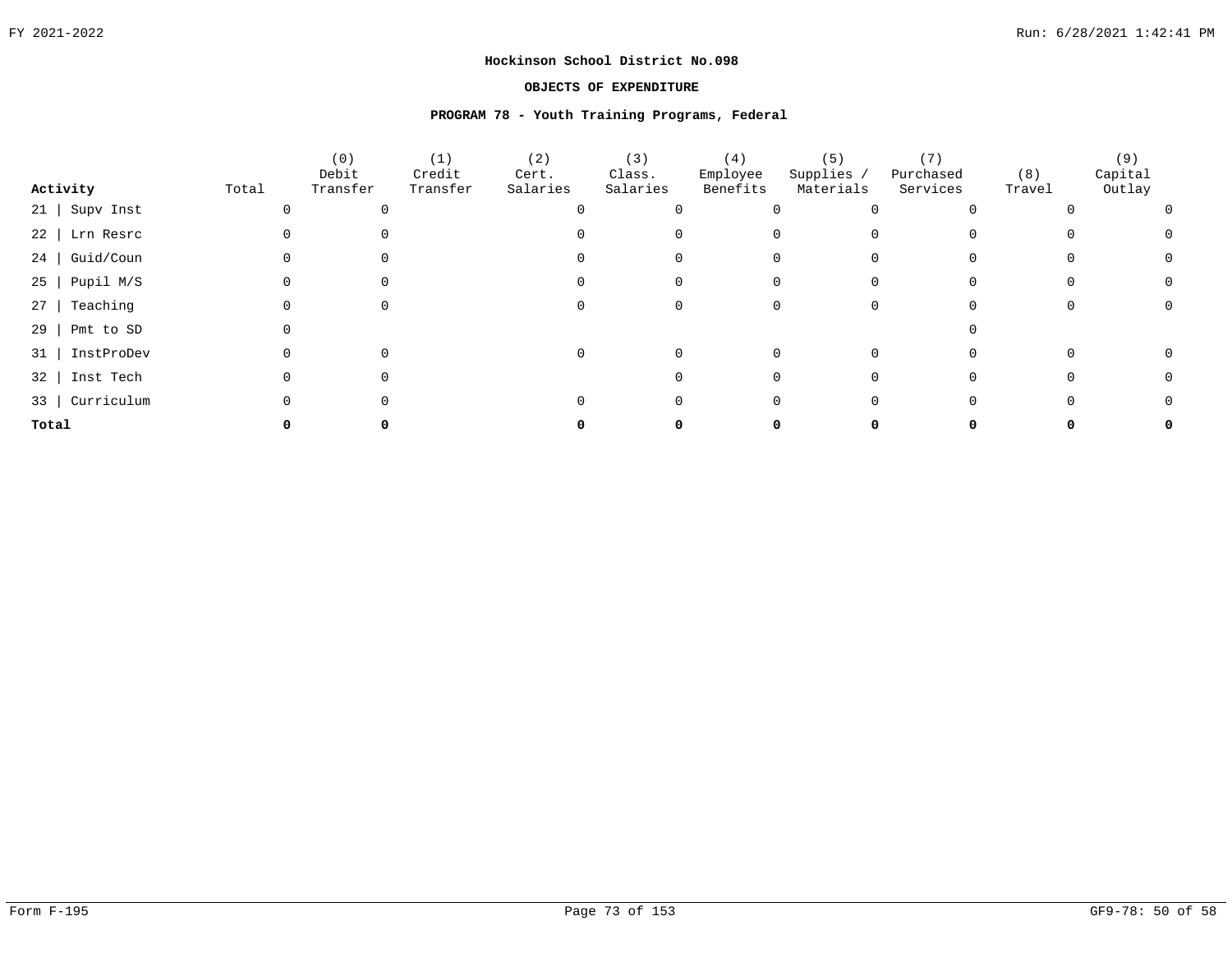# Hockinson School District No.098

## OBJECTS OF EXPENDITURE

### PROGRAM 78 - Youth Training Programs, Federal

| Activity | Total | (0) Debit Transfer | (1) Credit Transfer | (2) Cert. Salaries | (3) Class. Salaries | (4) Employee Benefits | (5) Supplies / Materials | (7) Purchased Services | (8) Travel | (9) Capital Outlay |
|---|---|---|---|---|---|---|---|---|---|---|
| 21 \| Supv Inst | 0 | 0 | | 0 | 0 | 0 | 0 | 0 | 0 | 0 |
| 22 \| Lrn Resrc | 0 | 0 | | 0 | 0 | 0 | 0 | 0 | 0 | 0 |
| 24 \| Guid/Coun | 0 | 0 | | 0 | 0 | 0 | 0 | 0 | 0 | 0 |
| 25 \| Pupil M/S | 0 | 0 | | 0 | 0 | 0 | 0 | 0 | 0 | 0 |
| 27 \| Teaching | 0 | 0 | | 0 | 0 | 0 | 0 | 0 | 0 | 0 |
| 29 \| Pmt to SD | 0 | | | | | | | 0 | | |
| 31 \| InstProDev | 0 | 0 | | 0 | 0 | 0 | 0 | 0 | 0 | 0 |
| 32 \| Inst Tech | 0 | 0 | | | 0 | 0 | 0 | 0 | 0 | 0 |
| 33 \| Curriculum | 0 | 0 | | 0 | 0 | 0 | 0 | 0 | 0 | 0 |
| **Total** | **0** | **0** | | **0** | **0** | **0** | **0** | **0** | **0** | **0** |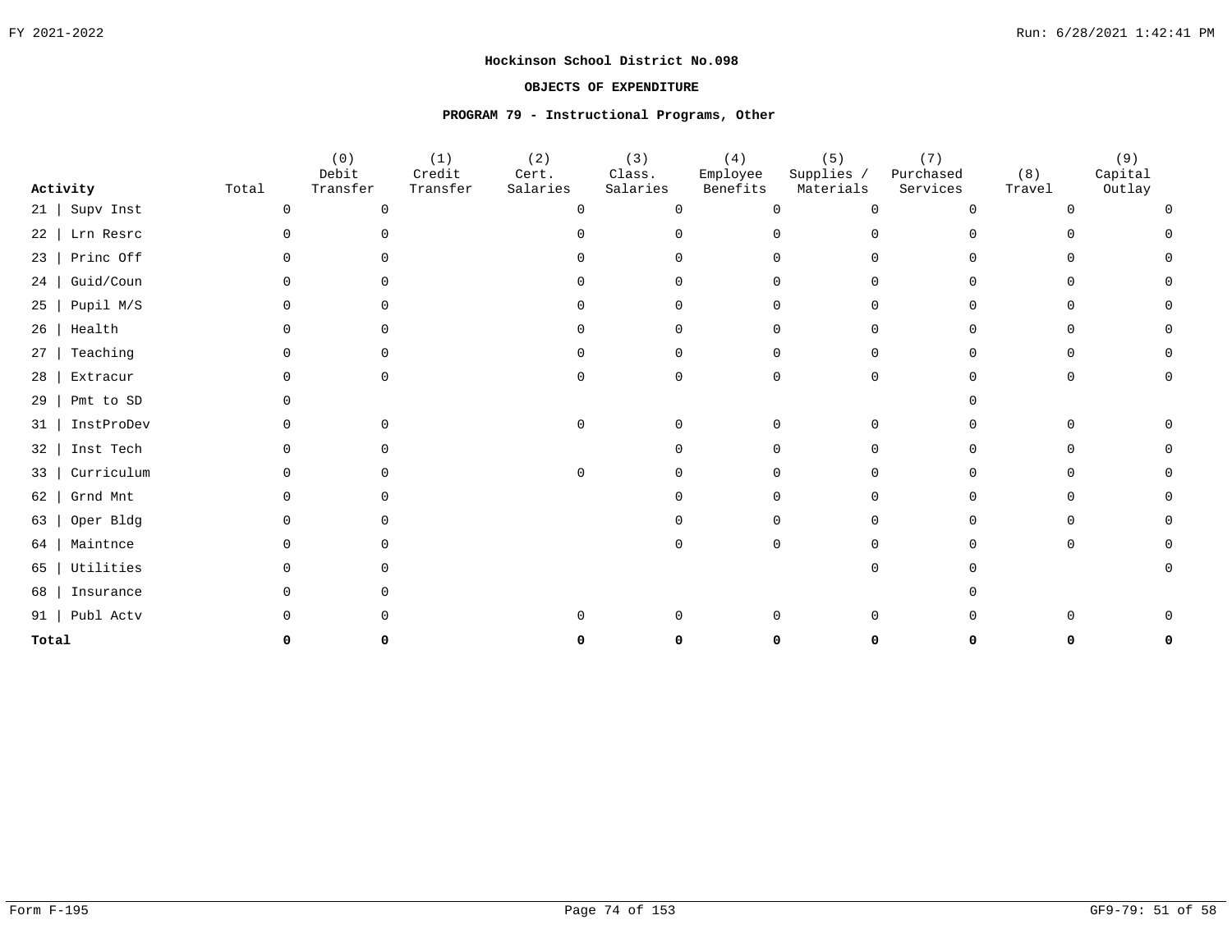**Hockinson School District No.098**

**OBJECTS OF EXPENDITURE**

**PROGRAM 79 - Instructional Programs, Other**

| Activity | Total | (0) Debit Transfer | (1) Credit Transfer | (2) Cert. Salaries | (3) Class. Salaries | (4) Employee Benefits | (5) Supplies / Materials | (7) Purchased Services | (8) Travel | (9) Capital Outlay |
|---|---|---|---|---|---|---|---|---|---|---|
| 21 \| Supv Inst | 0 | 0 | | 0 | 0 | 0 | 0 | 0 | 0 | 0 |
| 22 \| Lrn Resrc | 0 | 0 | | 0 | 0 | 0 | 0 | 0 | 0 | 0 |
| 23 \| Princ Off | 0 | 0 | | 0 | 0 | 0 | 0 | 0 | 0 | 0 |
| 24 \| Guid/Coun | 0 | 0 | | 0 | 0 | 0 | 0 | 0 | 0 | 0 |
| 25 \| Pupil M/S | 0 | 0 | | 0 | 0 | 0 | 0 | 0 | 0 | 0 |
| 26 \| Health | 0 | 0 | | 0 | 0 | 0 | 0 | 0 | 0 | 0 |
| 27 \| Teaching | 0 | 0 | | 0 | 0 | 0 | 0 | 0 | 0 | 0 |
| 28 \| Extracur | 0 | 0 | | 0 | 0 | 0 | 0 | 0 | 0 | 0 |
| 29 \| Pmt to SD | 0 | | | | | | | 0 | | |
| 31 \| InstProDev | 0 | 0 | | 0 | 0 | 0 | 0 | 0 | 0 | 0 |
| 32 \| Inst Tech | 0 | 0 | | | 0 | 0 | 0 | 0 | 0 | 0 |
| 33 \| Curriculum | 0 | 0 | | 0 | 0 | 0 | 0 | 0 | 0 | 0 |
| 62 \| Grnd Mnt | 0 | 0 | | | 0 | 0 | 0 | 0 | 0 | 0 |
| 63 \| Oper Bldg | 0 | 0 | | | 0 | 0 | 0 | 0 | 0 | 0 |
| 64 \| Maintnce | 0 | 0 | | | 0 | 0 | 0 | 0 | 0 | 0 |
| 65 \| Utilities | 0 | 0 | | | | | 0 | 0 | | 0 |
| 68 \| Insurance | 0 | 0 | | | | | | 0 | | |
| 91 \| Publ Actv | 0 | 0 | | 0 | 0 | 0 | 0 | 0 | 0 | 0 |
| **Total** | **0** | **0** | | **0** | **0** | **0** | **0** | **0** | **0** | **0** |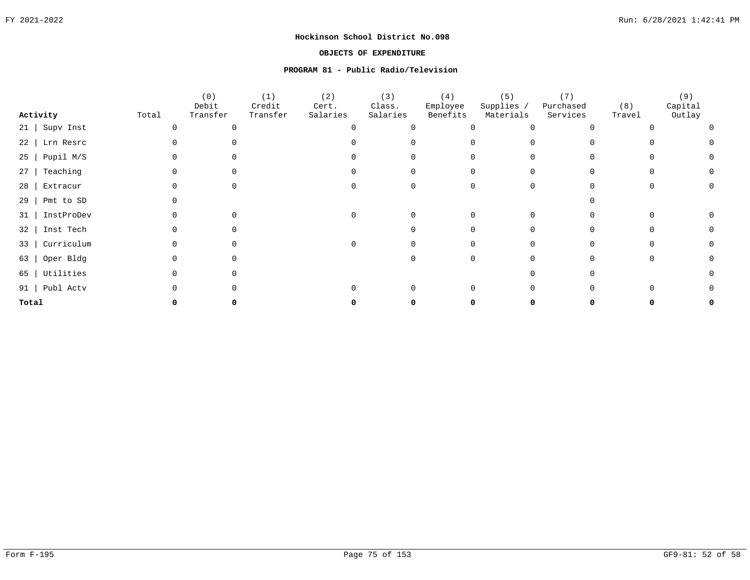FY 2021-2022

Run: 6/28/2021 1:42:41 PM

**Hockinson School District No.098**

**OBJECTS OF EXPENDITURE**

**PROGRAM 81 - Public Radio/Television**

| Activity | Total | (0) Debit Transfer | (1) Credit Transfer | (2) Cert. Salaries | (3) Class. Salaries | (4) Employee Benefits | (5) Supplies / Materials | (7) Purchased Services | (8) Travel | (9) Capital Outlay |
|---|---|---|---|---|---|---|---|---|---|---|
| 21 \| Supv Inst | 0 | 0 | | 0 | 0 | 0 | 0 | 0 | 0 | 0 |
| 22 \| Lrn Resrc | 0 | 0 | | 0 | 0 | 0 | 0 | 0 | 0 | 0 |
| 25 \| Pupil M/S | 0 | 0 | | 0 | 0 | 0 | 0 | 0 | 0 | 0 |
| 27 \| Teaching | 0 | 0 | | 0 | 0 | 0 | 0 | 0 | 0 | 0 |
| 28 \| Extracur | 0 | 0 | | 0 | 0 | 0 | 0 | 0 | 0 | 0 |
| 29 \| Pmt to SD | 0 | | | | | | | 0 | | |
| 31 \| InstProDev | 0 | 0 | | 0 | 0 | 0 | 0 | 0 | 0 | 0 |
| 32 \| Inst Tech | 0 | 0 | | | 0 | 0 | 0 | 0 | 0 | 0 |
| 33 \| Curriculum | 0 | 0 | | 0 | 0 | 0 | 0 | 0 | 0 | 0 |
| 63 \| Oper Bldg | 0 | 0 | | | 0 | 0 | 0 | 0 | 0 | 0 |
| 65 \| Utilities | 0 | 0 | | | | | 0 | 0 | | 0 |
| 91 \| Publ Actv | 0 | 0 | | 0 | 0 | 0 | 0 | 0 | 0 | 0 |
| **Total** | **0** | **0** | | **0** | **0** | **0** | **0** | **0** | **0** | **0** |

Form F-195

GF9-81: 52 of 58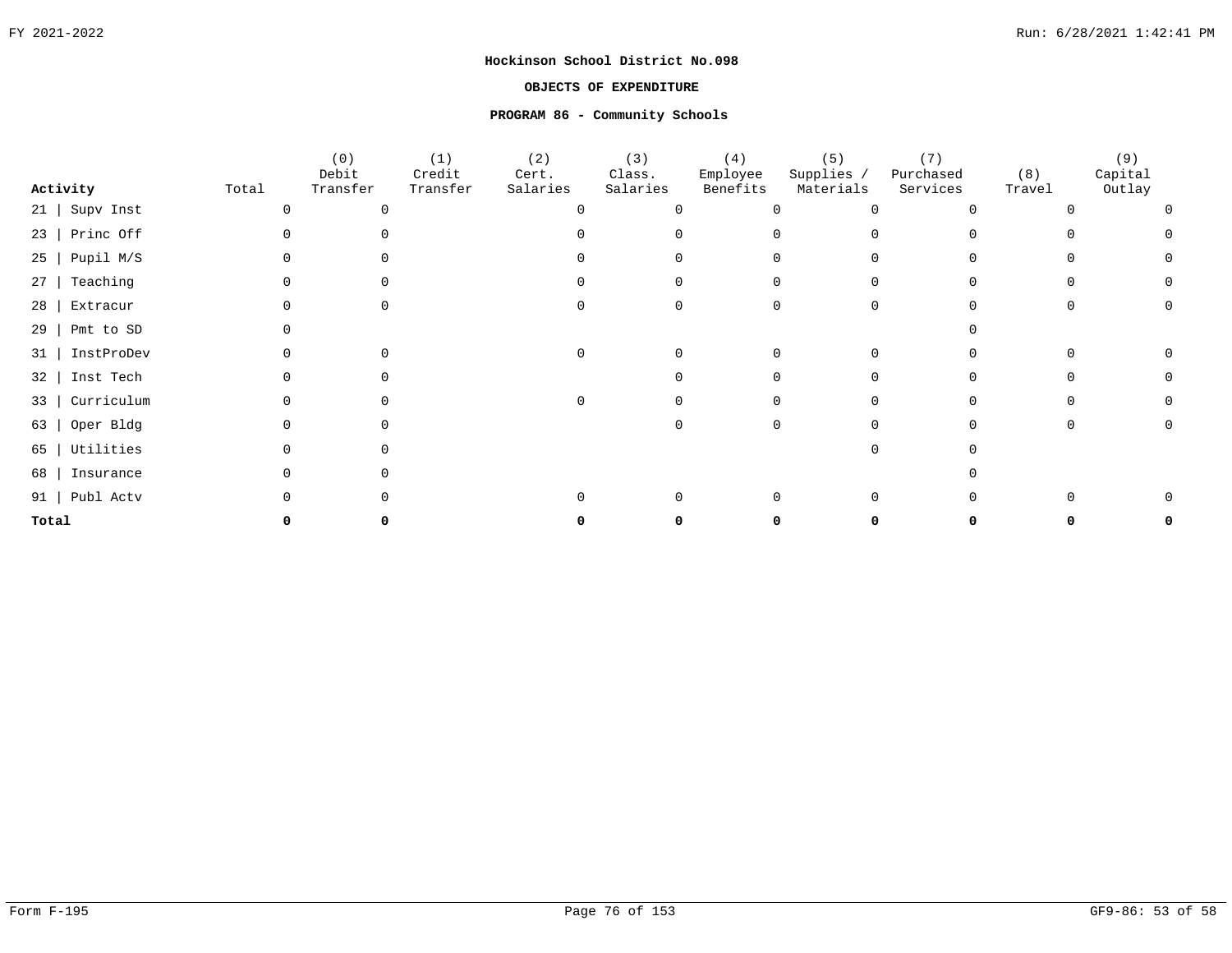**Hockinson School District No.098**

**OBJECTS OF EXPENDITURE**

**PROGRAM 86 - Community Schools**

| Activity | Total | (0) Debit Transfer | (1) Credit Transfer | (2) Cert. Salaries | (3) Class. Salaries | (4) Employee Benefits | (5) Supplies / Materials | (7) Purchased Services | (8) Travel | (9) Capital Outlay |
|---|---|---|---|---|---|---|---|---|---|---|
| 21 \| Supv Inst | 0 | 0 | | 0 | 0 | 0 | 0 | 0 | 0 | 0 |
| 23 \| Princ Off | 0 | 0 | | 0 | 0 | 0 | 0 | 0 | 0 | 0 |
| 25 \| Pupil M/S | 0 | 0 | | 0 | 0 | 0 | 0 | 0 | 0 | 0 |
| 27 \| Teaching | 0 | 0 | | 0 | 0 | 0 | 0 | 0 | 0 | 0 |
| 28 \| Extracur | 0 | 0 | | 0 | 0 | 0 | 0 | 0 | 0 | 0 |
| 29 \| Pmt to SD | 0 | | | | | | | 0 | | |
| 31 \| InstProDev | 0 | 0 | | 0 | 0 | 0 | 0 | 0 | 0 | 0 |
| 32 \| Inst Tech | 0 | 0 | | | 0 | 0 | 0 | 0 | 0 | 0 |
| 33 \| Curriculum | 0 | 0 | | 0 | 0 | 0 | 0 | 0 | 0 | 0 |
| 63 \| Oper Bldg | 0 | 0 | | | 0 | 0 | 0 | 0 | 0 | 0 |
| 65 \| Utilities | 0 | 0 | | | | | 0 | 0 | | |
| 68 \| Insurance | 0 | 0 | | | | | | 0 | | |
| 91 \| Publ Actv | 0 | 0 | | 0 | 0 | 0 | 0 | 0 | 0 | 0 |
| **Total** | **0** | **0** | | **0** | **0** | **0** | **0** | **0** | **0** | **0** |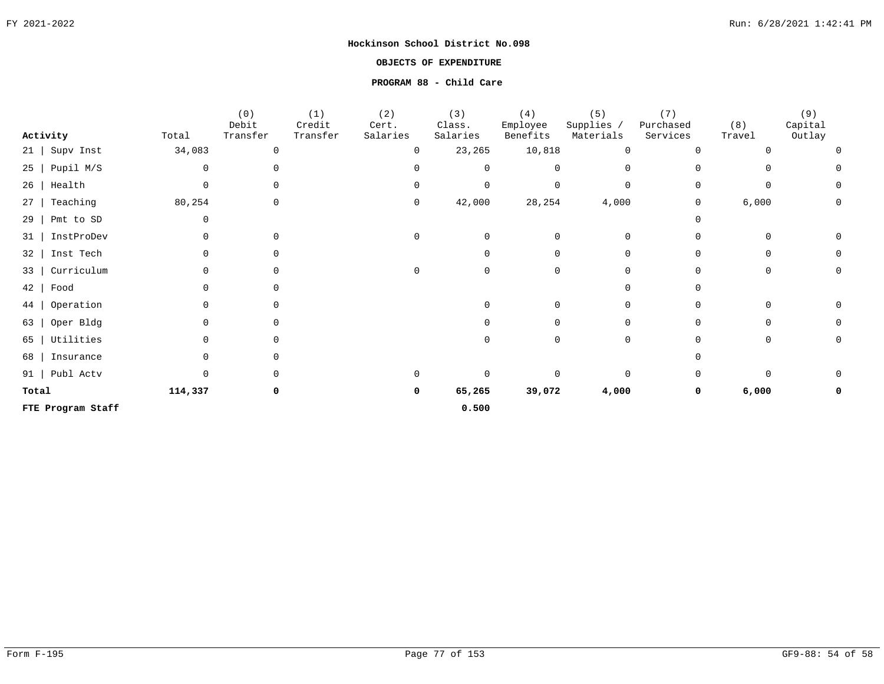**Hockinson School District No.098**

**OBJECTS OF EXPENDITURE**

**PROGRAM 88 - Child Care**

| Activity | Total | (0) Debit Transfer | (1) Credit Transfer | (2) Cert. Salaries | (3) Class. Salaries | (4) Employee Benefits | (5) Supplies / Materials | (7) Purchased Services | (8) Travel | (9) Capital Outlay |
|---|---|---|---|---|---|---|---|---|---|---|
| 21 \| Supv Inst | 34,083 | 0 | | 0 | 23,265 | 10,818 | 0 | 0 | 0 | 0 |
| 25 \| Pupil M/S | 0 | 0 | | 0 | 0 | 0 | 0 | 0 | 0 | 0 |
| 26 \| Health | 0 | 0 | | 0 | 0 | 0 | 0 | 0 | 0 | 0 |
| 27 \| Teaching | 80,254 | 0 | | 0 | 42,000 | 28,254 | 4,000 | 0 | 6,000 | 0 |
| 29 \| Pmt to SD | 0 | | | | | | | 0 | | |
| 31 \| InstProDev | 0 | 0 | | 0 | 0 | 0 | 0 | 0 | 0 | 0 |
| 32 \| Inst Tech | 0 | 0 | | | 0 | 0 | 0 | 0 | 0 | 0 |
| 33 \| Curriculum | 0 | 0 | | 0 | 0 | 0 | 0 | 0 | 0 | 0 |
| 42 \| Food | 0 | 0 | | | | | 0 | 0 | | |
| 44 \| Operation | 0 | 0 | | | 0 | 0 | 0 | 0 | 0 | 0 |
| 63 \| Oper Bldg | 0 | 0 | | | 0 | 0 | 0 | 0 | 0 | 0 |
| 65 \| Utilities | 0 | 0 | | | 0 | 0 | 0 | 0 | 0 | 0 |
| 68 \| Insurance | 0 | 0 | | | | | | 0 | | |
| 91 \| Publ Actv | 0 | 0 | | 0 | 0 | 0 | 0 | 0 | 0 | 0 |
| **Total** | **114,337** | **0** | | **0** | **65,265** | **39,072** | **4,000** | **0** | **6,000** | **0** |
| **FTE Program Staff** | | | | | **0.500** | | | | | |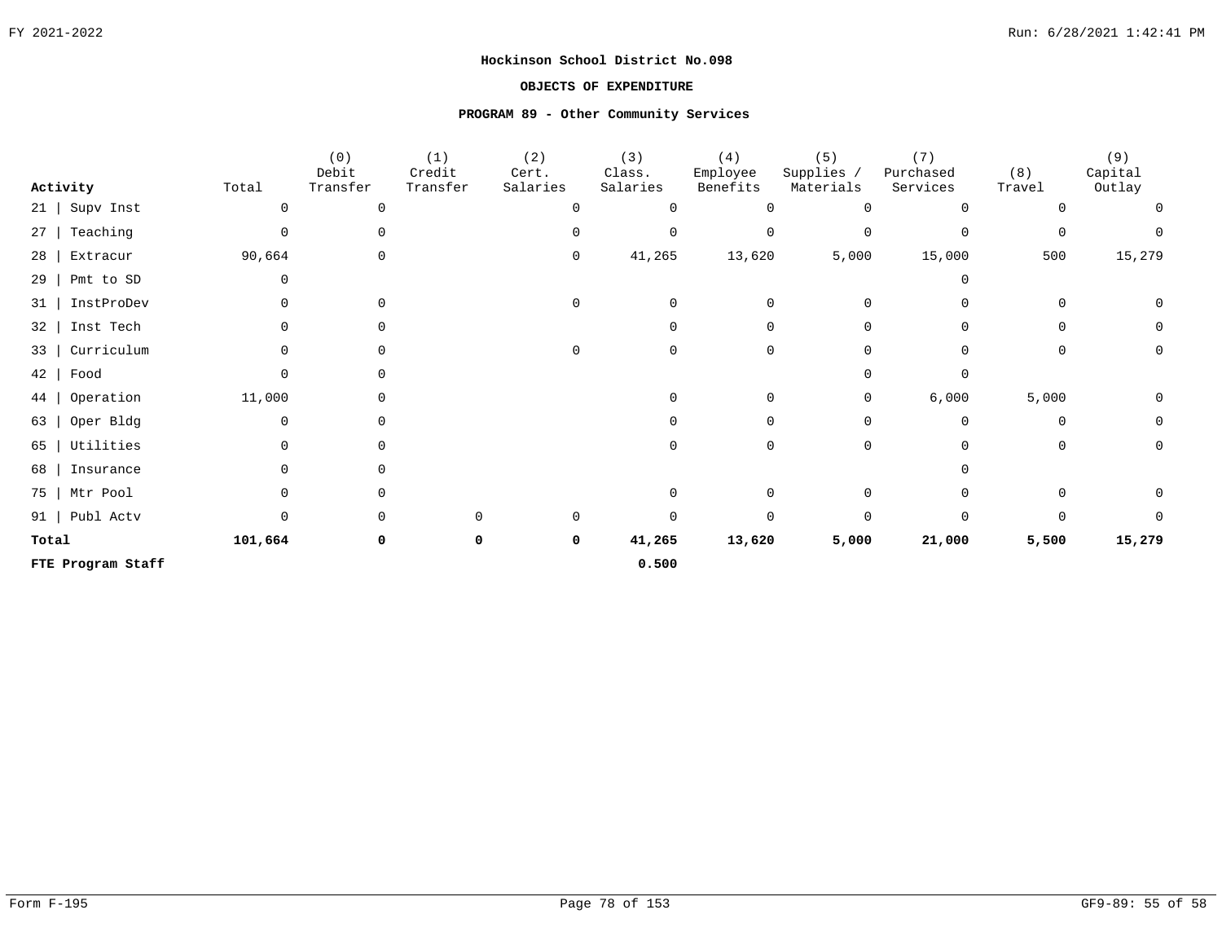FY 2021-2022

**Hockinson School District No.098**

**OBJECTS OF EXPENDITURE**

**PROGRAM 89 - Other Community Services**

| Activity | Total | (0) Debit Transfer | (1) Credit Transfer | (2) Cert. Salaries | (3) Class. Salaries | (4) Employee Benefits | (5) Supplies / Materials | (7) Purchased Services | (8) Travel | (9) Capital Outlay |
|---|---|---|---|---|---|---|---|---|---|---|
| 21 \| Supv Inst | 0 | 0 | | 0 | 0 | 0 | 0 | 0 | 0 | 0 |
| 27 \| Teaching | 0 | 0 | | 0 | 0 | 0 | 0 | 0 | 0 | 0 |
| 28 \| Extracur | 90,664 | 0 | | 0 | 41,265 | 13,620 | 5,000 | 15,000 | 500 | 15,279 |
| 29 \| Pmt to SD | 0 | | | | | | | 0 | | |
| 31 \| InstProDev | 0 | 0 | | 0 | 0 | 0 | 0 | 0 | 0 | 0 |
| 32 \| Inst Tech | 0 | 0 | | | 0 | 0 | 0 | 0 | 0 | 0 |
| 33 \| Curriculum | 0 | 0 | | 0 | 0 | 0 | 0 | 0 | 0 | 0 |
| 42 \| Food | 0 | 0 | | | | | 0 | 0 | | |
| 44 \| Operation | 11,000 | 0 | | | 0 | 0 | 0 | 6,000 | 5,000 | 0 |
| 63 \| Oper Bldg | 0 | 0 | | | 0 | 0 | 0 | 0 | 0 | 0 |
| 65 \| Utilities | 0 | 0 | | | 0 | 0 | 0 | 0 | 0 | 0 |
| 68 \| Insurance | 0 | 0 | | | | | | 0 | | |
| 75 \| Mtr Pool | 0 | 0 | | | 0 | 0 | 0 | 0 | 0 | 0 |
| 91 \| Publ Actv | 0 | 0 | 0 | 0 | 0 | 0 | 0 | 0 | 0 | 0 |
| **Total** | **101,664** | **0** | **0** | **0** | **41,265** | **13,620** | **5,000** | **21,000** | **5,500** | **15,279** |
| **FTE Program Staff** | | | | | **0.500** | | | | | |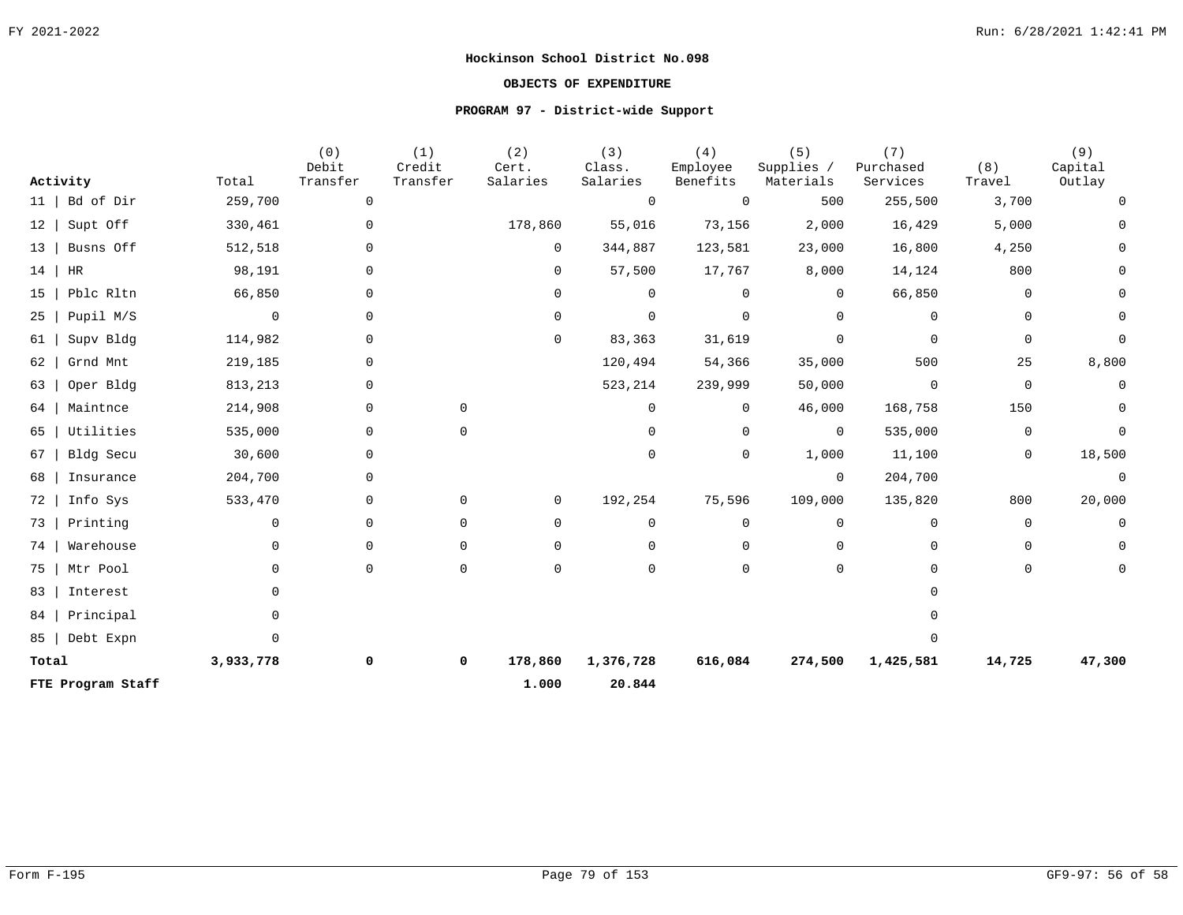**Hockinson School District No.098**

**OBJECTS OF EXPENDITURE**

**PROGRAM 97 - District-wide Support**

| Activity | Total | (0) Debit Transfer | (1) Credit Transfer | (2) Cert. Salaries | (3) Class. Salaries | (4) Employee Benefits | (5) Supplies / Materials | (7) Purchased Services | (8) Travel | (9) Capital Outlay |
|---|---|---|---|---|---|---|---|---|---|---|
| 11 \| Bd of Dir | 259,700 | 0 | | | 0 | 0 | 500 | 255,500 | 3,700 | 0 |
| 12 \| Supt Off | 330,461 | 0 | | 178,860 | 55,016 | 73,156 | 2,000 | 16,429 | 5,000 | 0 |
| 13 \| Busns Off | 512,518 | 0 | | 0 | 344,887 | 123,581 | 23,000 | 16,800 | 4,250 | 0 |
| 14 \| HR | 98,191 | 0 | | 0 | 57,500 | 17,767 | 8,000 | 14,124 | 800 | 0 |
| 15 \| Pblc Rltn | 66,850 | 0 | | 0 | 0 | 0 | 0 | 66,850 | 0 | 0 |
| 25 \| Pupil M/S | 0 | 0 | | 0 | 0 | 0 | 0 | 0 | 0 | 0 |
| 61 \| Supv Bldg | 114,982 | 0 | | 0 | 83,363 | 31,619 | 0 | 0 | 0 | 0 |
| 62 \| Grnd Mnt | 219,185 | 0 | | | 120,494 | 54,366 | 35,000 | 500 | 25 | 8,800 |
| 63 \| Oper Bldg | 813,213 | 0 | | | 523,214 | 239,999 | 50,000 | 0 | 0 | 0 |
| 64 \| Maintnce | 214,908 | 0 | 0 | | 0 | 0 | 46,000 | 168,758 | 150 | 0 |
| 65 \| Utilities | 535,000 | 0 | 0 | | 0 | 0 | 0 | 535,000 | 0 | 0 |
| 67 \| Bldg Secu | 30,600 | 0 | | | 0 | 0 | 1,000 | 11,100 | 0 | 18,500 |
| 68 \| Insurance | 204,700 | 0 | | | | | 0 | 204,700 | | 0 |
| 72 \| Info Sys | 533,470 | 0 | 0 | 0 | 192,254 | 75,596 | 109,000 | 135,820 | 800 | 20,000 |
| 73 \| Printing | 0 | 0 | 0 | 0 | 0 | 0 | 0 | 0 | 0 | 0 |
| 74 \| Warehouse | 0 | 0 | 0 | 0 | 0 | 0 | 0 | 0 | 0 | 0 |
| 75 \| Mtr Pool | 0 | 0 | 0 | 0 | 0 | 0 | 0 | 0 | 0 | 0 |
| 83 \| Interest | 0 | | | | | | | 0 | | |
| 84 \| Principal | 0 | | | | | | | 0 | | |
| 85 \| Debt Expn | 0 | | | | | | | 0 | | |
| **Total** | **3,933,778** | **0** | **0** | **178,860** | **1,376,728** | **616,084** | **274,500** | **1,425,581** | **14,725** | **47,300** |
| **FTE Program Staff** | | | | **1.000** | **20.844** | | | | | |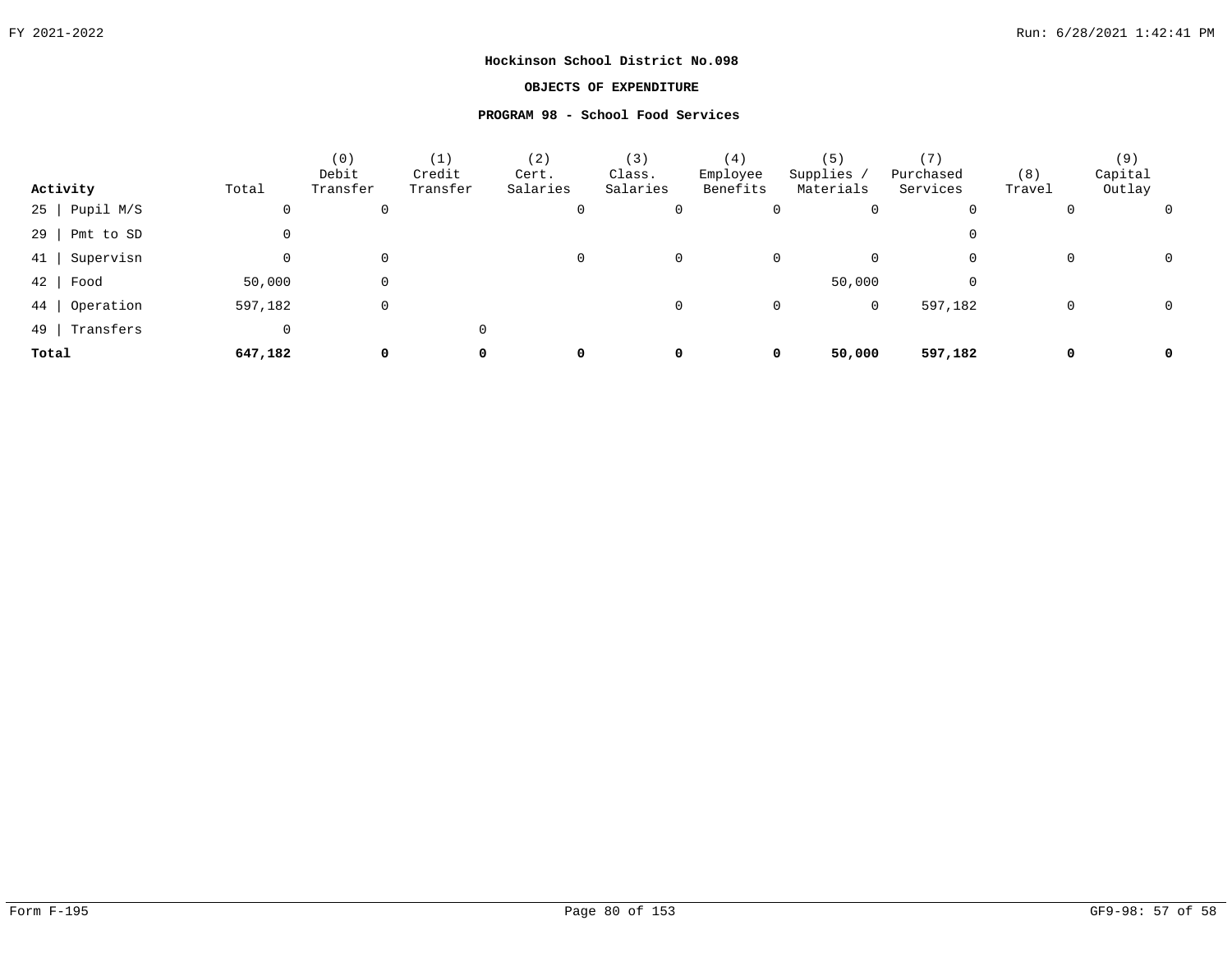**Hockinson School District No.098**

**OBJECTS OF EXPENDITURE**

**PROGRAM 98 - School Food Services**

| Activity | Total | (0) Debit Transfer | (1) Credit Transfer | (2) Cert. Salaries | (3) Class. Salaries | (4) Employee Benefits | (5) Supplies / Materials | (7) Purchased Services | (8) Travel | (9) Capital Outlay |
|---|---|---|---|---|---|---|---|---|---|---|
| 25 \| Pupil M/S | 0 | 0 | | 0 | 0 | 0 | 0 | 0 | 0 | 0 |
| 29 \| Pmt to SD | 0 | | | | | | | 0 | | |
| 41 \| Supervisn | 0 | 0 | | 0 | 0 | 0 | 0 | 0 | 0 | 0 |
| 42 \| Food | 50,000 | 0 | | | | | 50,000 | 0 | | |
| 44 \| Operation | 597,182 | 0 | | | 0 | 0 | 0 | 597,182 | 0 | 0 |
| 49 \| Transfers | 0 | | 0 | | | | | | | |
| **Total** | **647,182** | **0** | **0** | **0** | **0** | **0** | **50,000** | **597,182** | **0** | **0** |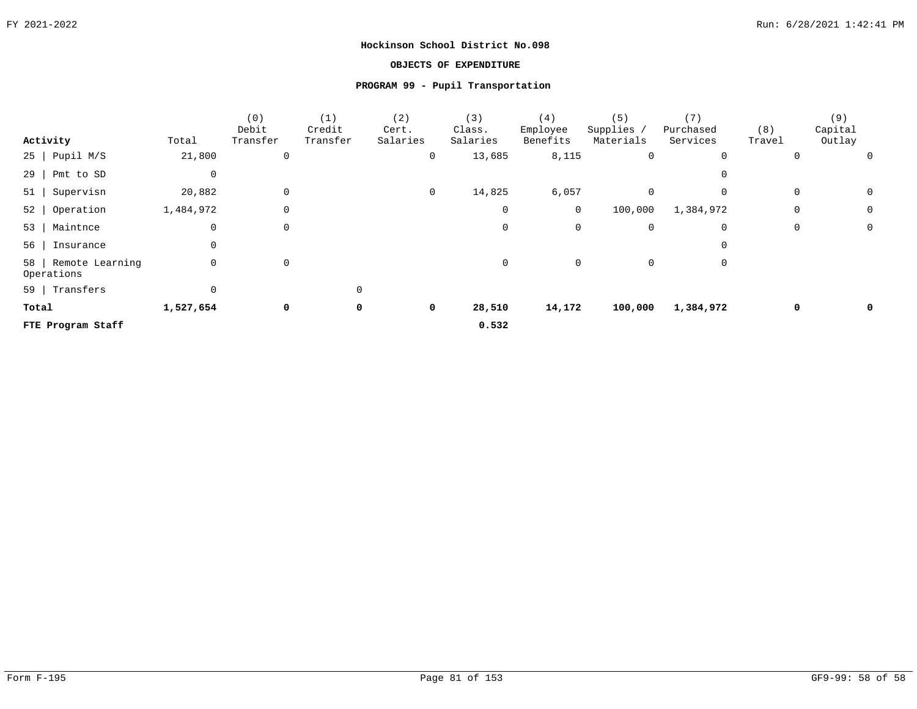**Hockinson School District No.098**

**OBJECTS OF EXPENDITURE**

**PROGRAM 99 - Pupil Transportation**

| Activity | Total | (0) Debit Transfer | (1) Credit Transfer | (2) Cert. Salaries | (3) Class. Salaries | (4) Employee Benefits | (5) Supplies / Materials | (7) Purchased Services | (8) Travel | (9) Capital Outlay |
|---|---|---|---|---|---|---|---|---|---|---|
| 25 \| Pupil M/S | 21,800 | 0 | | 0 | 13,685 | 8,115 | 0 | 0 | 0 | 0 |
| 29 \| Pmt to SD | 0 | | | | | | | 0 | | |
| 51 \| Supervisn | 20,882 | 0 | | 0 | 14,825 | 6,057 | 0 | 0 | 0 | 0 |
| 52 \| Operation | 1,484,972 | 0 | | | 0 | 0 | 100,000 | 1,384,972 | 0 | 0 |
| 53 \| Maintnce | 0 | 0 | | | 0 | 0 | 0 | 0 | 0 | 0 |
| 56 \| Insurance | 0 | | | | | | | 0 | | |
| 58 \| Remote Learning Operations | 0 | 0 | | | 0 | 0 | 0 | 0 | | |
| 59 \| Transfers | 0 | | 0 | | | | | | | |
| **Total** | **1,527,654** | **0** | **0** | **0** | **28,510** | **14,172** | **100,000** | **1,384,972** | **0** | **0** |
| **FTE Program Staff** | | | | | **0.532** | | | | | |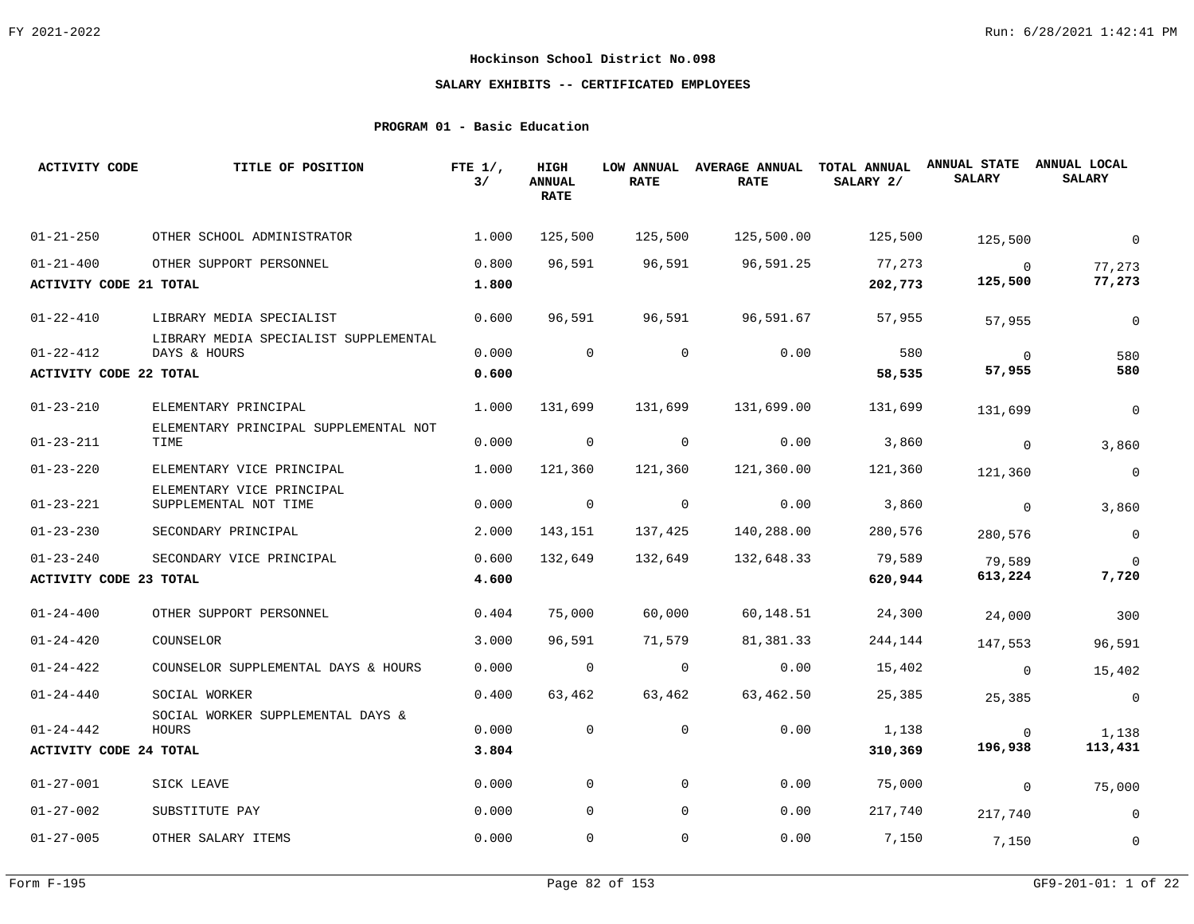## Hockinson School District No.098

### SALARY EXHIBITS -- CERTIFICATED EMPLOYEES

#### PROGRAM 01 - Basic Education

| ACTIVITY CODE | TITLE OF POSITION | FTE 1/, 3/ | HIGH ANNUAL RATE | LOW ANNUAL RATE | AVERAGE ANNUAL RATE | TOTAL ANNUAL SALARY 2/ | ANNUAL STATE SALARY | ANNUAL LOCAL SALARY |
|---|---|---|---|---|---|---|---|---|
| 01-21-250 | OTHER SCHOOL ADMINISTRATOR | 1.000 | 125,500 | 125,500 | 125,500.00 | 125,500 | 125,500 | 0 |
| 01-21-400 | OTHER SUPPORT PERSONNEL | 0.800 | 96,591 | 96,591 | 96,591.25 | 77,273 | 0 | 77,273 |
| **ACTIVITY CODE 21 TOTAL** | | **1.800** | | | | **202,773** | **125,500** | **77,273** |
| 01-22-410 | LIBRARY MEDIA SPECIALIST | 0.600 | 96,591 | 96,591 | 96,591.67 | 57,955 | 57,955 | 0 |
| 01-22-412 | LIBRARY MEDIA SPECIALIST SUPPLEMENTAL DAYS & HOURS | 0.000 | 0 | 0 | 0.00 | 580 | 0 | 580 |
| **ACTIVITY CODE 22 TOTAL** | | **0.600** | | | | **58,535** | **57,955** | **580** |
| 01-23-210 | ELEMENTARY PRINCIPAL | 1.000 | 131,699 | 131,699 | 131,699.00 | 131,699 | 131,699 | 0 |
| 01-23-211 | ELEMENTARY PRINCIPAL SUPPLEMENTAL NOT TIME | 0.000 | 0 | 0 | 0.00 | 3,860 | 0 | 3,860 |
| 01-23-220 | ELEMENTARY VICE PRINCIPAL | 1.000 | 121,360 | 121,360 | 121,360.00 | 121,360 | 121,360 | 0 |
| 01-23-221 | ELEMENTARY VICE PRINCIPAL SUPPLEMENTAL NOT TIME | 0.000 | 0 | 0 | 0.00 | 3,860 | 0 | 3,860 |
| 01-23-230 | SECONDARY PRINCIPAL | 2.000 | 143,151 | 137,425 | 140,288.00 | 280,576 | 280,576 | 0 |
| 01-23-240 | SECONDARY VICE PRINCIPAL | 0.600 | 132,649 | 132,649 | 132,648.33 | 79,589 | 79,589 | 0 |
| **ACTIVITY CODE 23 TOTAL** | | **4.600** | | | | **620,944** | **613,224** | **7,720** |
| 01-24-400 | OTHER SUPPORT PERSONNEL | 0.404 | 75,000 | 60,000 | 60,148.51 | 24,300 | 24,000 | 300 |
| 01-24-420 | COUNSELOR | 3.000 | 96,591 | 71,579 | 81,381.33 | 244,144 | 147,553 | 96,591 |
| 01-24-422 | COUNSELOR SUPPLEMENTAL DAYS & HOURS | 0.000 | 0 | 0 | 0.00 | 15,402 | 0 | 15,402 |
| 01-24-440 | SOCIAL WORKER | 0.400 | 63,462 | 63,462 | 63,462.50 | 25,385 | 25,385 | 0 |
| 01-24-442 | SOCIAL WORKER SUPPLEMENTAL DAYS & HOURS | 0.000 | 0 | 0 | 0.00 | 1,138 | 0 | 1,138 |
| **ACTIVITY CODE 24 TOTAL** | | **3.804** | | | | **310,369** | **196,938** | **113,431** |
| 01-27-001 | SICK LEAVE | 0.000 | 0 | 0 | 0.00 | 75,000 | 0 | 75,000 |
| 01-27-002 | SUBSTITUTE PAY | 0.000 | 0 | 0 | 0.00 | 217,740 | 217,740 | 0 |
| 01-27-005 | OTHER SALARY ITEMS | 0.000 | 0 | 0 | 0.00 | 7,150 | 7,150 | 0 |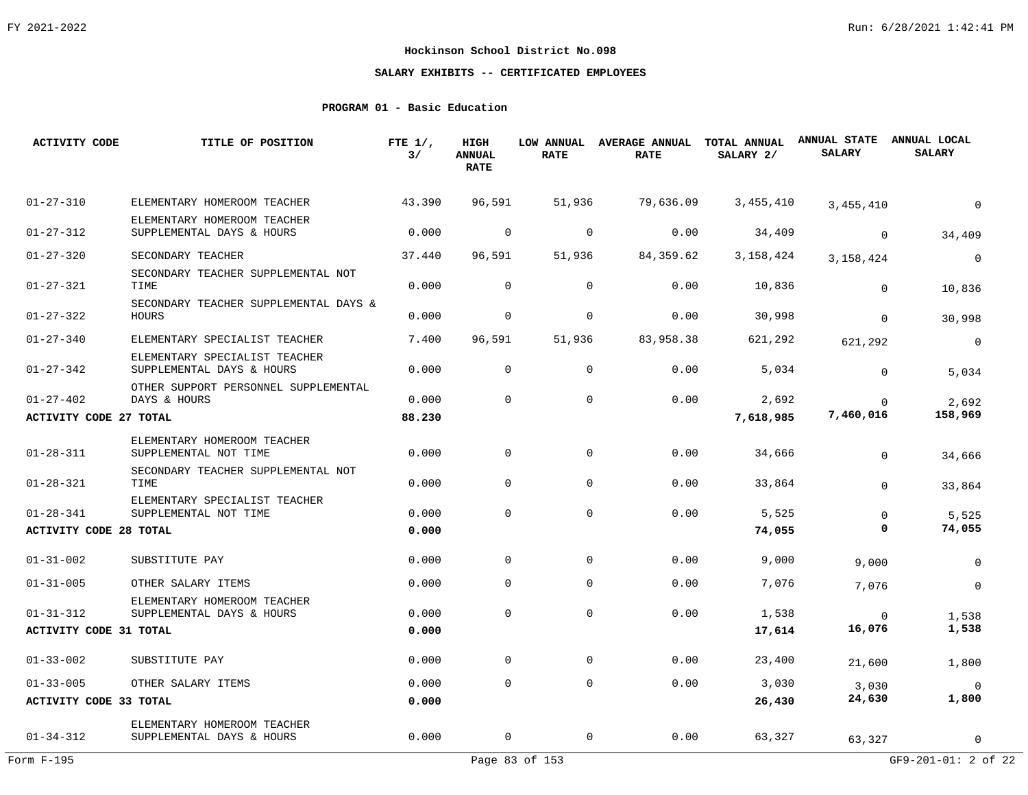# Hockinson School District No.098

## SALARY EXHIBITS -- CERTIFICATED EMPLOYEES

### PROGRAM 01 - Basic Education

| ACTIVITY CODE | TITLE OF POSITION | FTE 1/, 3/ | HIGH ANNUAL RATE | LOW ANNUAL RATE | AVERAGE ANNUAL RATE | TOTAL ANNUAL SALARY 2/ | ANNUAL STATE SALARY | ANNUAL LOCAL SALARY |
|---|---|---|---|---|---|---|---|---|
| 01-27-310 | ELEMENTARY HOMEROOM TEACHER | 43.390 | 96,591 | 51,936 | 79,636.09 | 3,455,410 | 3,455,410 | 0 |
| 01-27-312 | ELEMENTARY HOMEROOM TEACHER SUPPLEMENTAL DAYS & HOURS | 0.000 | 0 | 0 | 0.00 | 34,409 | 0 | 34,409 |
| 01-27-320 | SECONDARY TEACHER | 37.440 | 96,591 | 51,936 | 84,359.62 | 3,158,424 | 3,158,424 | 0 |
| 01-27-321 | SECONDARY TEACHER SUPPLEMENTAL NOT TIME | 0.000 | 0 | 0 | 0.00 | 10,836 | 0 | 10,836 |
| 01-27-322 | SECONDARY TEACHER SUPPLEMENTAL DAYS & HOURS | 0.000 | 0 | 0 | 0.00 | 30,998 | 0 | 30,998 |
| 01-27-340 | ELEMENTARY SPECIALIST TEACHER | 7.400 | 96,591 | 51,936 | 83,958.38 | 621,292 | 621,292 | 0 |
| 01-27-342 | ELEMENTARY SPECIALIST TEACHER SUPPLEMENTAL DAYS & HOURS | 0.000 | 0 | 0 | 0.00 | 5,034 | 0 | 5,034 |
| 01-27-402 | OTHER SUPPORT PERSONNEL SUPPLEMENTAL DAYS & HOURS | 0.000 | 0 | 0 | 0.00 | 2,692 | 0 | 2,692 |
| **ACTIVITY CODE 27 TOTAL** | | **88.230** | | | | **7,618,985** | **7,460,016** | **158,969** |
| 01-28-311 | ELEMENTARY HOMEROOM TEACHER SUPPLEMENTAL NOT TIME | 0.000 | 0 | 0 | 0.00 | 34,666 | 0 | 34,666 |
| 01-28-321 | SECONDARY TEACHER SUPPLEMENTAL NOT TIME | 0.000 | 0 | 0 | 0.00 | 33,864 | 0 | 33,864 |
| 01-28-341 | ELEMENTARY SPECIALIST TEACHER SUPPLEMENTAL NOT TIME | 0.000 | 0 | 0 | 0.00 | 5,525 | 0 | 5,525 |
| **ACTIVITY CODE 28 TOTAL** | | **0.000** | | | | **74,055** | **0** | **74,055** |
| 01-31-002 | SUBSTITUTE PAY | 0.000 | 0 | 0 | 0.00 | 9,000 | 9,000 | 0 |
| 01-31-005 | OTHER SALARY ITEMS | 0.000 | 0 | 0 | 0.00 | 7,076 | 7,076 | 0 |
| 01-31-312 | ELEMENTARY HOMEROOM TEACHER SUPPLEMENTAL DAYS & HOURS | 0.000 | 0 | 0 | 0.00 | 1,538 | 0 | 1,538 |
| **ACTIVITY CODE 31 TOTAL** | | **0.000** | | | | **17,614** | **16,076** | **1,538** |
| 01-33-002 | SUBSTITUTE PAY | 0.000 | 0 | 0 | 0.00 | 23,400 | 21,600 | 1,800 |
| 01-33-005 | OTHER SALARY ITEMS | 0.000 | 0 | 0 | 0.00 | 3,030 | 3,030 | 0 |
| **ACTIVITY CODE 33 TOTAL** | | **0.000** | | | | **26,430** | **24,630** | **1,800** |
| 01-34-312 | ELEMENTARY HOMEROOM TEACHER SUPPLEMENTAL DAYS & HOURS | 0.000 | 0 | 0 | 0.00 | 63,327 | 63,327 | 0 |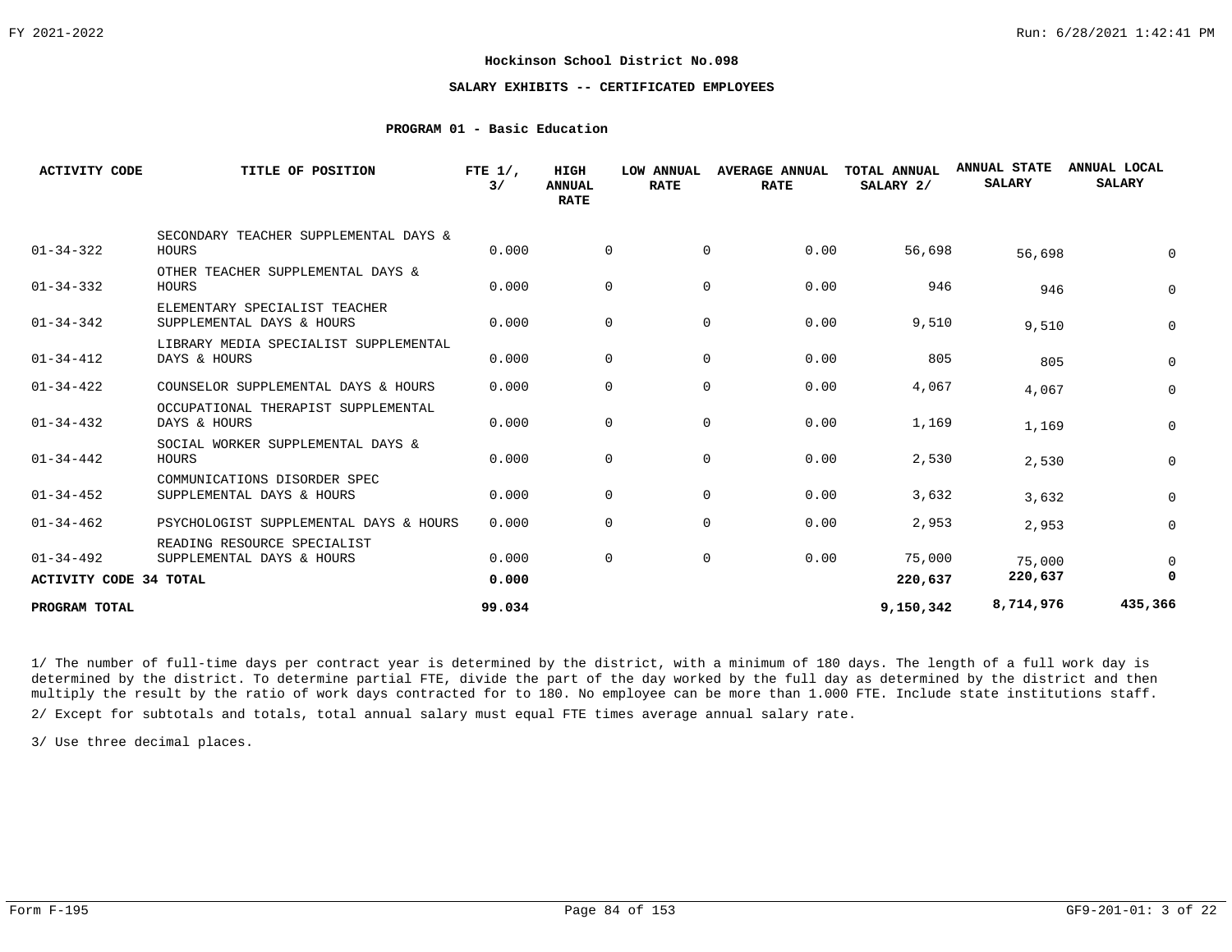**Hockinson School District No.098**

**SALARY EXHIBITS -- CERTIFICATED EMPLOYEES**

**PROGRAM 01 - Basic Education**

| ACTIVITY CODE | TITLE OF POSITION | FTE 1/, 3/ | HIGH ANNUAL RATE | LOW ANNUAL RATE | AVERAGE ANNUAL RATE | TOTAL ANNUAL SALARY 2/ | ANNUAL STATE SALARY | ANNUAL LOCAL SALARY |
|---|---|---|---|---|---|---|---|---|
| 01-34-322 | SECONDARY TEACHER SUPPLEMENTAL DAYS & HOURS | 0.000 | 0 | 0 | 0.00 | 56,698 | 56,698 | 0 |
| 01-34-332 | OTHER TEACHER SUPPLEMENTAL DAYS & HOURS | 0.000 | 0 | 0 | 0.00 | 946 | 946 | 0 |
| 01-34-342 | ELEMENTARY SPECIALIST TEACHER SUPPLEMENTAL DAYS & HOURS | 0.000 | 0 | 0 | 0.00 | 9,510 | 9,510 | 0 |
| 01-34-412 | LIBRARY MEDIA SPECIALIST SUPPLEMENTAL DAYS & HOURS | 0.000 | 0 | 0 | 0.00 | 805 | 805 | 0 |
| 01-34-422 | COUNSELOR SUPPLEMENTAL DAYS & HOURS | 0.000 | 0 | 0 | 0.00 | 4,067 | 4,067 | 0 |
| 01-34-432 | OCCUPATIONAL THERAPIST SUPPLEMENTAL DAYS & HOURS | 0.000 | 0 | 0 | 0.00 | 1,169 | 1,169 | 0 |
| 01-34-442 | SOCIAL WORKER SUPPLEMENTAL DAYS & HOURS | 0.000 | 0 | 0 | 0.00 | 2,530 | 2,530 | 0 |
| 01-34-452 | COMMUNICATIONS DISORDER SPEC SUPPLEMENTAL DAYS & HOURS | 0.000 | 0 | 0 | 0.00 | 3,632 | 3,632 | 0 |
| 01-34-462 | PSYCHOLOGIST SUPPLEMENTAL DAYS & HOURS | 0.000 | 0 | 0 | 0.00 | 2,953 | 2,953 | 0 |
| 01-34-492 | READING RESOURCE SPECIALIST SUPPLEMENTAL DAYS & HOURS | 0.000 | 0 | 0 | 0.00 | 75,000 | 75,000 | 0 |
| **ACTIVITY CODE 34 TOTAL** | | **0.000** | | | | **220,637** | **220,637** | **0** |
| **PROGRAM TOTAL** | | **99.034** | | | | **9,150,342** | **8,714,976** | **435,366** |

1/ The number of full-time days per contract year is determined by the district, with a minimum of 180 days. The length of a full work day is determined by the district. To determine partial FTE, divide the part of the day worked by the full day as determined by the district and then multiply the result by the ratio of work days contracted for to 180. No employee can be more than 1.000 FTE. Include state institutions staff.

2/ Except for subtotals and totals, total annual salary must equal FTE times average annual salary rate.

3/ Use three decimal places.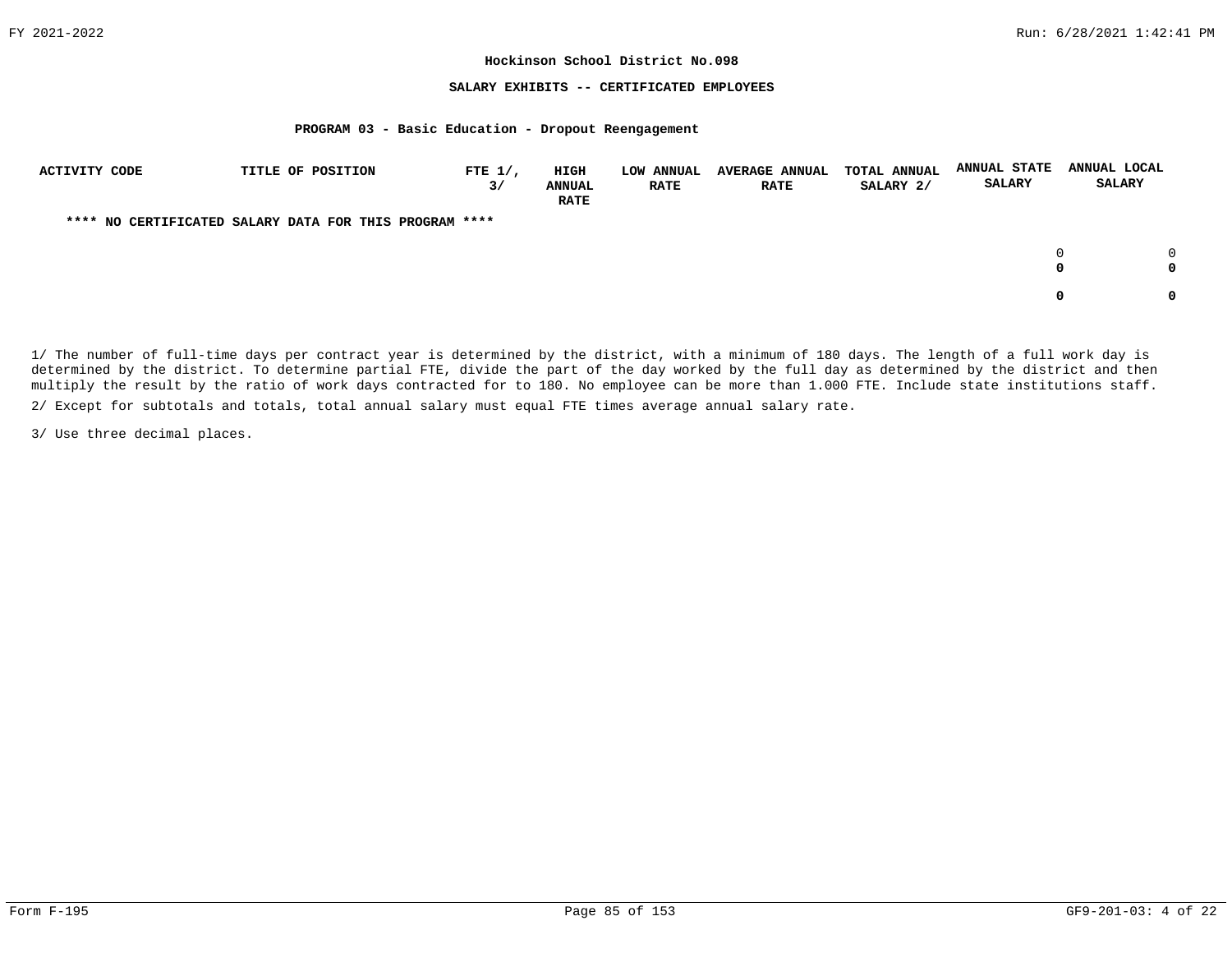**Hockinson School District No.098**

**SALARY EXHIBITS -- CERTIFICATED EMPLOYEES**

**PROGRAM 03 - Basic Education - Dropout Reengagement**

| ACTIVITY CODE | TITLE OF POSITION | FTE 1/, 3/ | HIGH ANNUAL RATE | LOW ANNUAL RATE | AVERAGE ANNUAL RATE | TOTAL ANNUAL SALARY 2/ | ANNUAL STATE SALARY | ANNUAL LOCAL SALARY |
|---|---|---|---|---|---|---|---|---|
| **\*\*\*\* NO CERTIFICATED SALARY DATA FOR THIS PROGRAM \*\*\*\*** | | | | | | | | |
| | | | | | | | 0 | 0 |
| | | | | | | | **0** | **0** |
| | | | | | | | **0** | **0** |

1/ The number of full-time days per contract year is determined by the district, with a minimum of 180 days. The length of a full work day is determined by the district. To determine partial FTE, divide the part of the day worked by the full day as determined by the district and then multiply the result by the ratio of work days contracted for to 180. No employee can be more than 1.000 FTE. Include state institutions staff.

2/ Except for subtotals and totals, total annual salary must equal FTE times average annual salary rate.

3/ Use three decimal places.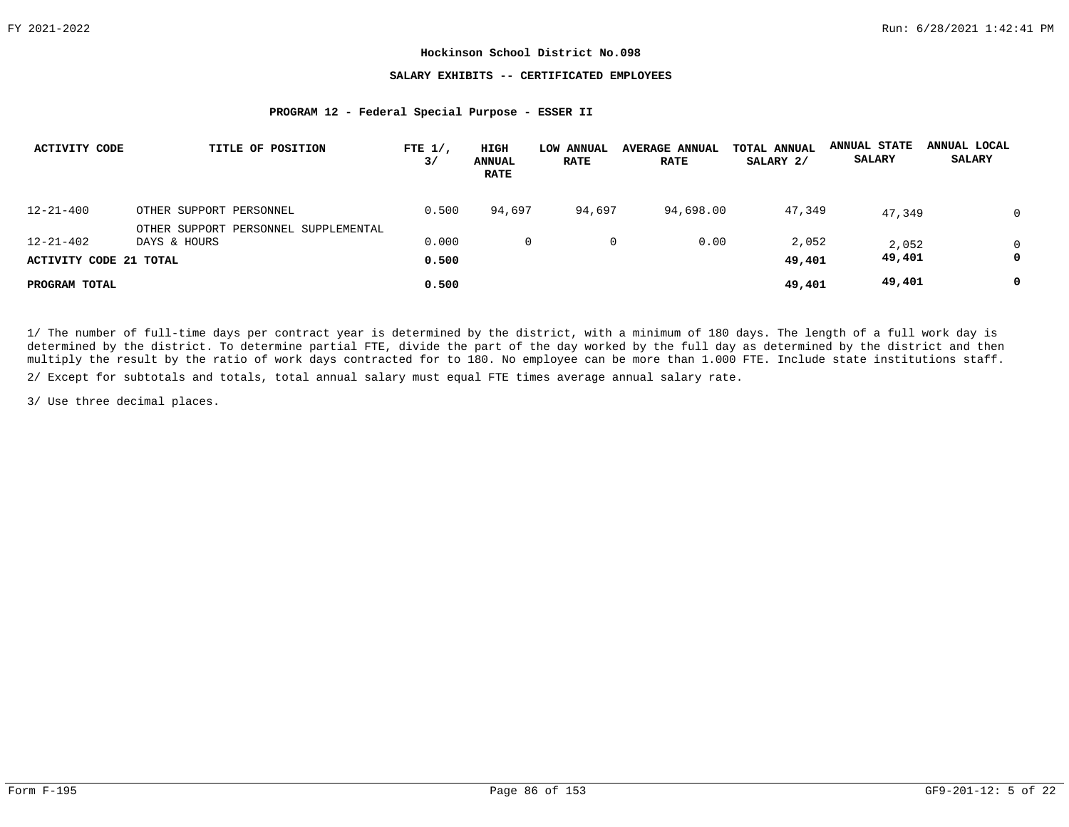**Hockinson School District No.098**

**SALARY EXHIBITS -- CERTIFICATED EMPLOYEES**

**PROGRAM 12 - Federal Special Purpose - ESSER II**

| ACTIVITY CODE | TITLE OF POSITION | FTE 1/, 3/ | HIGH ANNUAL RATE | LOW ANNUAL RATE | AVERAGE ANNUAL RATE | TOTAL ANNUAL SALARY 2/ | ANNUAL STATE SALARY | ANNUAL LOCAL SALARY |
|---|---|---|---|---|---|---|---|---|
| 12-21-400 | OTHER SUPPORT PERSONNEL | 0.500 | 94,697 | 94,697 | 94,698.00 | 47,349 | 47,349 | 0 |
| 12-21-402 | OTHER SUPPORT PERSONNEL SUPPLEMENTAL DAYS & HOURS | 0.000 | 0 | 0 | 0.00 | 2,052 | 2,052 | 0 |
| **ACTIVITY CODE 21 TOTAL** | | **0.500** | | | | **49,401** | **49,401** | **0** |
| **PROGRAM TOTAL** | | **0.500** | | | | **49,401** | **49,401** | **0** |

1/ The number of full-time days per contract year is determined by the district, with a minimum of 180 days. The length of a full work day is determined by the district. To determine partial FTE, divide the part of the day worked by the full day as determined by the district and then multiply the result by the ratio of work days contracted for to 180. No employee can be more than 1.000 FTE. Include state institutions staff.

2/ Except for subtotals and totals, total annual salary must equal FTE times average annual salary rate.

3/ Use three decimal places.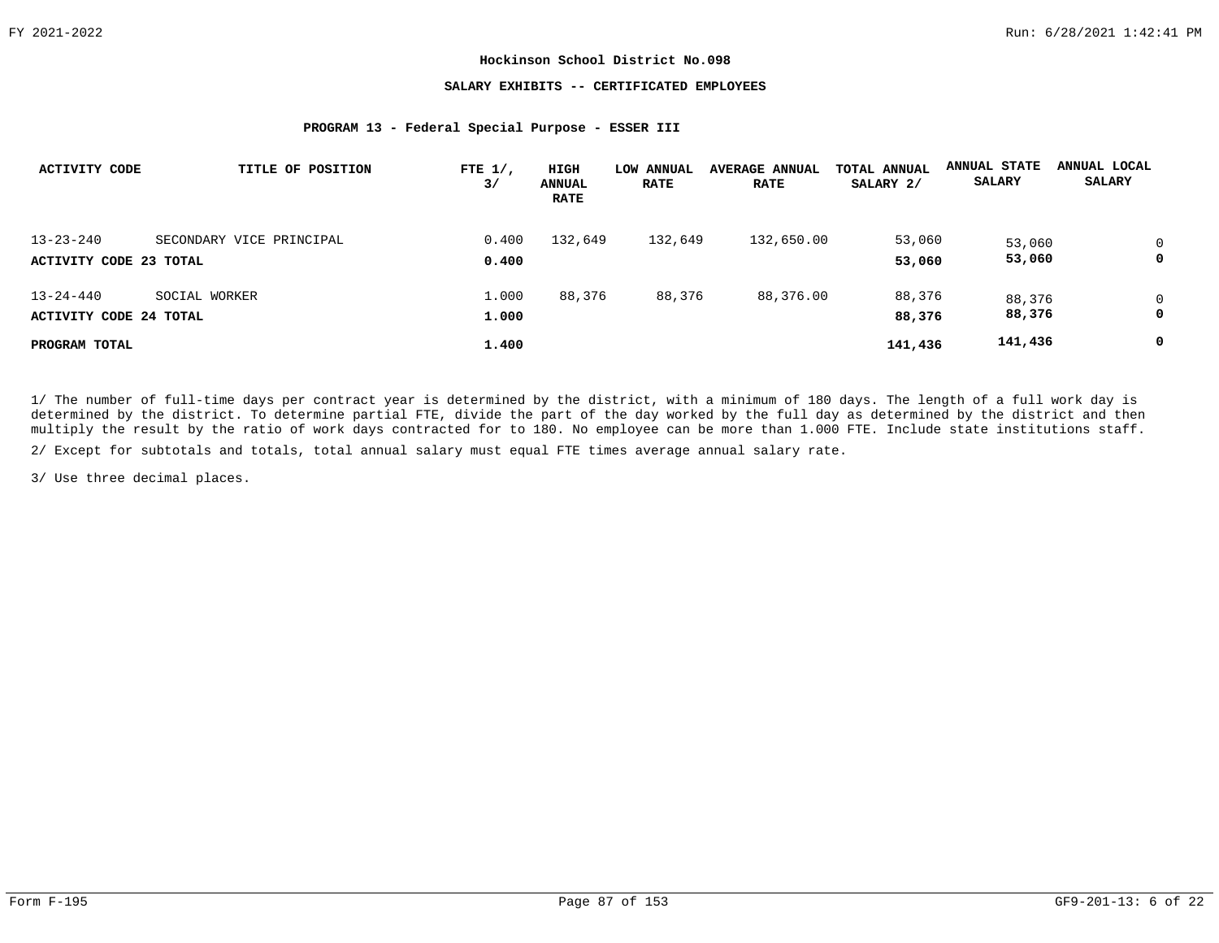**Hockinson School District No.098**

**SALARY EXHIBITS -- CERTIFICATED EMPLOYEES**

**PROGRAM 13 - Federal Special Purpose - ESSER III**

| ACTIVITY CODE | TITLE OF POSITION | FTE 1/, 3/ | HIGH ANNUAL RATE | LOW ANNUAL RATE | AVERAGE ANNUAL RATE | TOTAL ANNUAL SALARY 2/ | ANNUAL STATE SALARY | ANNUAL LOCAL SALARY |
|---|---|---|---|---|---|---|---|---|
| 13-23-240 | SECONDARY VICE PRINCIPAL | 0.400 | 132,649 | 132,649 | 132,650.00 | 53,060 | 53,060 | 0 |
| **ACTIVITY CODE 23 TOTAL** | | **0.400** | | | | **53,060** | **53,060** | **0** |
| 13-24-440 | SOCIAL WORKER | 1.000 | 88,376 | 88,376 | 88,376.00 | 88,376 | 88,376 | 0 |
| **ACTIVITY CODE 24 TOTAL** | | **1.000** | | | | **88,376** | **88,376** | **0** |
| **PROGRAM TOTAL** | | **1.400** | | | | **141,436** | **141,436** | **0** |

1/ The number of full-time days per contract year is determined by the district, with a minimum of 180 days. The length of a full work day is determined by the district. To determine partial FTE, divide the part of the day worked by the full day as determined by the district and then multiply the result by the ratio of work days contracted for to 180. No employee can be more than 1.000 FTE. Include state institutions staff.

2/ Except for subtotals and totals, total annual salary must equal FTE times average annual salary rate.

3/ Use three decimal places.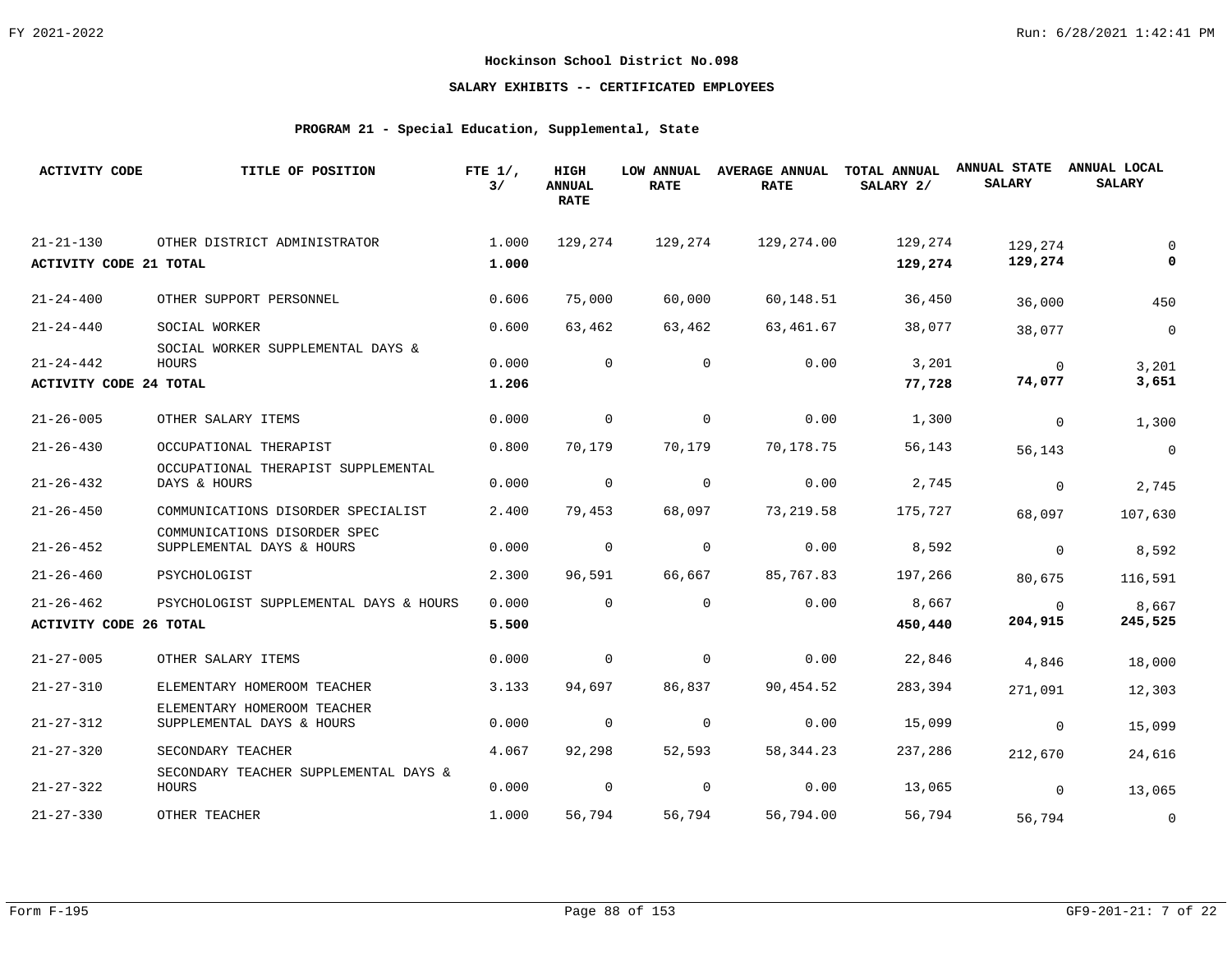## Hockinson School District No.098

### SALARY EXHIBITS -- CERTIFICATED EMPLOYEES

#### PROGRAM 21 - Special Education, Supplemental, State

| ACTIVITY CODE | TITLE OF POSITION | FTE 1/, 3/ | HIGH ANNUAL RATE | LOW ANNUAL RATE | AVERAGE ANNUAL RATE | TOTAL ANNUAL SALARY 2/ | ANNUAL STATE SALARY | ANNUAL LOCAL SALARY |
|---|---|---|---|---|---|---|---|---|
| 21-21-130 | OTHER DISTRICT ADMINISTRATOR | 1.000 | 129,274 | 129,274 | 129,274.00 | 129,274 | 129,274 | 0 |
| **ACTIVITY CODE 21 TOTAL** | | **1.000** | | | | **129,274** | **129,274** | **0** |
| 21-24-400 | OTHER SUPPORT PERSONNEL | 0.606 | 75,000 | 60,000 | 60,148.51 | 36,450 | 36,000 | 450 |
| 21-24-440 | SOCIAL WORKER | 0.600 | 63,462 | 63,462 | 63,461.67 | 38,077 | 38,077 | 0 |
| 21-24-442 | SOCIAL WORKER SUPPLEMENTAL DAYS & HOURS | 0.000 | 0 | 0 | 0.00 | 3,201 | 0 | 3,201 |
| **ACTIVITY CODE 24 TOTAL** | | **1.206** | | | | **77,728** | **74,077** | **3,651** |
| 21-26-005 | OTHER SALARY ITEMS | 0.000 | 0 | 0 | 0.00 | 1,300 | 0 | 1,300 |
| 21-26-430 | OCCUPATIONAL THERAPIST | 0.800 | 70,179 | 70,179 | 70,178.75 | 56,143 | 56,143 | 0 |
| 21-26-432 | OCCUPATIONAL THERAPIST SUPPLEMENTAL DAYS & HOURS | 0.000 | 0 | 0 | 0.00 | 2,745 | 0 | 2,745 |
| 21-26-450 | COMMUNICATIONS DISORDER SPECIALIST | 2.400 | 79,453 | 68,097 | 73,219.58 | 175,727 | 68,097 | 107,630 |
| 21-26-452 | COMMUNICATIONS DISORDER SPEC SUPPLEMENTAL DAYS & HOURS | 0.000 | 0 | 0 | 0.00 | 8,592 | 0 | 8,592 |
| 21-26-460 | PSYCHOLOGIST | 2.300 | 96,591 | 66,667 | 85,767.83 | 197,266 | 80,675 | 116,591 |
| 21-26-462 | PSYCHOLOGIST SUPPLEMENTAL DAYS & HOURS | 0.000 | 0 | 0 | 0.00 | 8,667 | 0 | 8,667 |
| **ACTIVITY CODE 26 TOTAL** | | **5.500** | | | | **450,440** | **204,915** | **245,525** |
| 21-27-005 | OTHER SALARY ITEMS | 0.000 | 0 | 0 | 0.00 | 22,846 | 4,846 | 18,000 |
| 21-27-310 | ELEMENTARY HOMEROOM TEACHER | 3.133 | 94,697 | 86,837 | 90,454.52 | 283,394 | 271,091 | 12,303 |
| 21-27-312 | ELEMENTARY HOMEROOM TEACHER SUPPLEMENTAL DAYS & HOURS | 0.000 | 0 | 0 | 0.00 | 15,099 | 0 | 15,099 |
| 21-27-320 | SECONDARY TEACHER | 4.067 | 92,298 | 52,593 | 58,344.23 | 237,286 | 212,670 | 24,616 |
| 21-27-322 | SECONDARY TEACHER SUPPLEMENTAL DAYS & HOURS | 0.000 | 0 | 0 | 0.00 | 13,065 | 0 | 13,065 |
| 21-27-330 | OTHER TEACHER | 1.000 | 56,794 | 56,794 | 56,794.00 | 56,794 | 56,794 | 0 |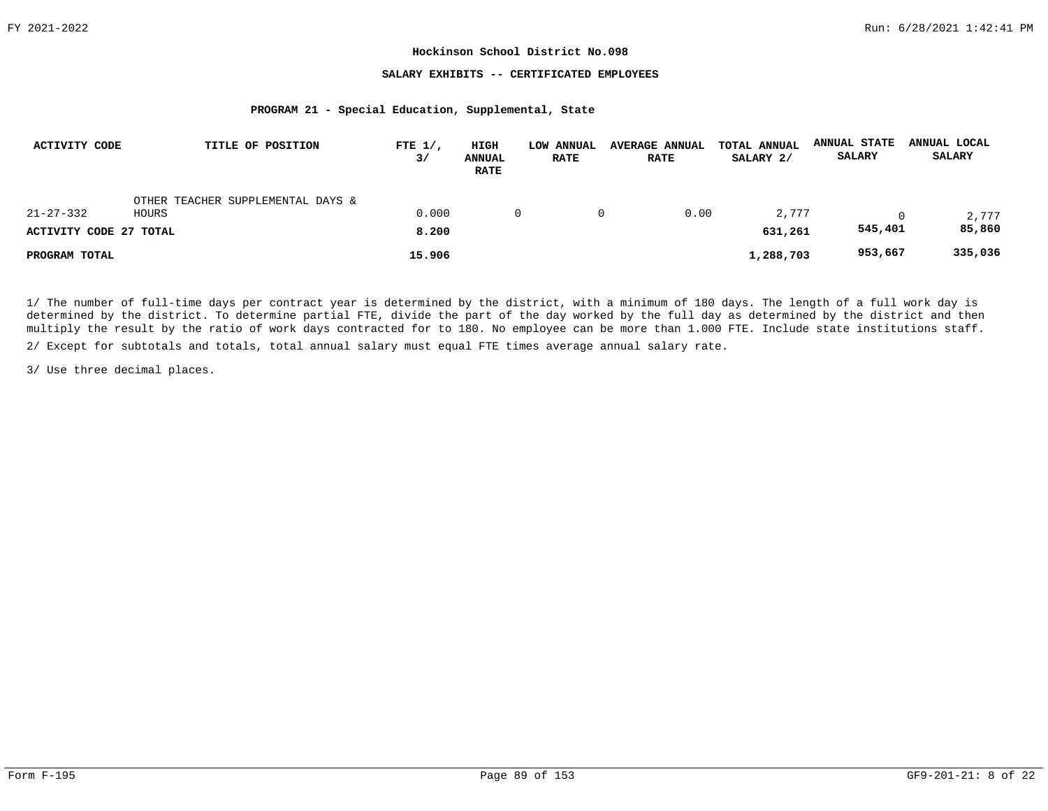**Hockinson School District No.098**

**SALARY EXHIBITS -- CERTIFICATED EMPLOYEES**

**PROGRAM 21 - Special Education, Supplemental, State**

| ACTIVITY CODE | TITLE OF POSITION | FTE 1/, 3/ | HIGH ANNUAL RATE | LOW ANNUAL RATE | AVERAGE ANNUAL RATE | TOTAL ANNUAL SALARY 2/ | ANNUAL STATE SALARY | ANNUAL LOCAL SALARY |
|---|---|---|---|---|---|---|---|---|
| 21-27-332 | OTHER TEACHER SUPPLEMENTAL DAYS & HOURS | 0.000 | 0 | 0 | 0.00 | 2,777 | 0 | 2,777 |
| **ACTIVITY CODE 27 TOTAL** | | **8.200** | | | | **631,261** | **545,401** | **85,860** |
| **PROGRAM TOTAL** | | **15.906** | | | | **1,288,703** | **953,667** | **335,036** |

1/ The number of full-time days per contract year is determined by the district, with a minimum of 180 days. The length of a full work day is determined by the district. To determine partial FTE, divide the part of the day worked by the full day as determined by the district and then multiply the result by the ratio of work days contracted for to 180. No employee can be more than 1.000 FTE. Include state institutions staff.

2/ Except for subtotals and totals, total annual salary must equal FTE times average annual salary rate.

3/ Use three decimal places.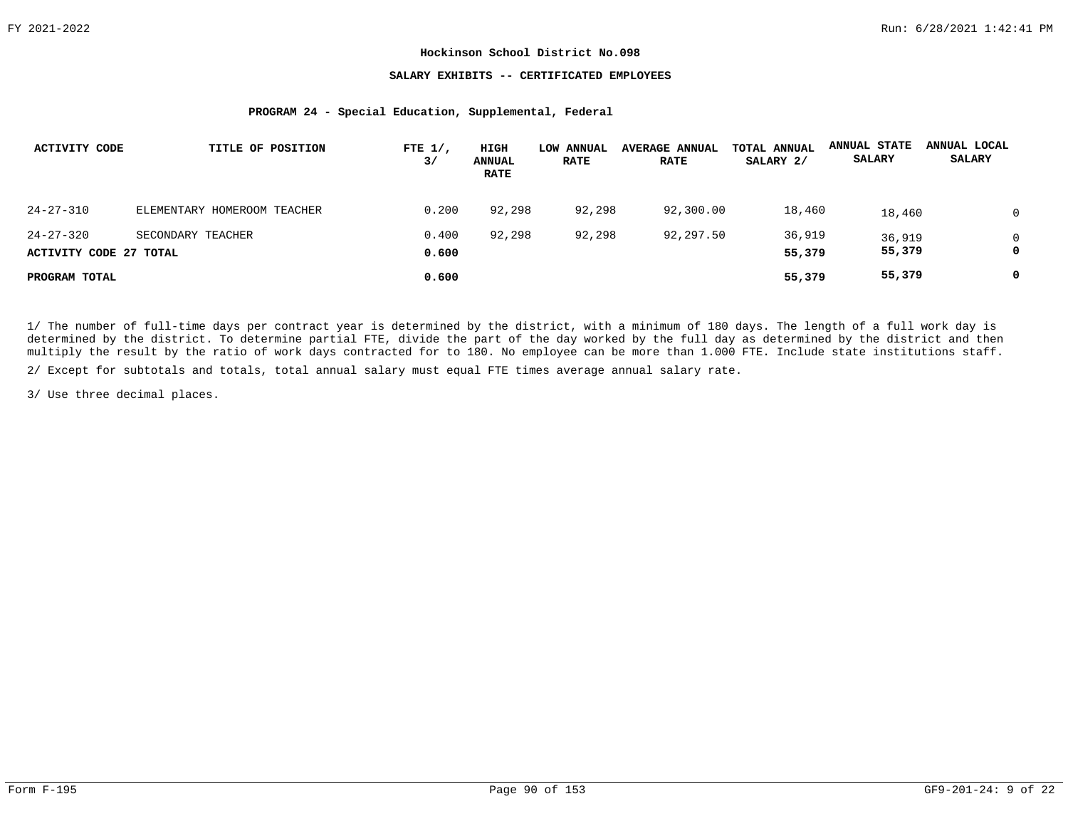**Hockinson School District No.098**

**SALARY EXHIBITS -- CERTIFICATED EMPLOYEES**

**PROGRAM 24 - Special Education, Supplemental, Federal**

| ACTIVITY CODE | TITLE OF POSITION | FTE 1/, 3/ | HIGH ANNUAL RATE | LOW ANNUAL RATE | AVERAGE ANNUAL RATE | TOTAL ANNUAL SALARY 2/ | ANNUAL STATE SALARY | ANNUAL LOCAL SALARY |
|---|---|---|---|---|---|---|---|---|
| 24-27-310 | ELEMENTARY HOMEROOM TEACHER | 0.200 | 92,298 | 92,298 | 92,300.00 | 18,460 | 18,460 | 0 |
| 24-27-320 | SECONDARY TEACHER | 0.400 | 92,298 | 92,298 | 92,297.50 | 36,919 | 36,919 | 0 |
| **ACTIVITY CODE 27 TOTAL** | | **0.600** | | | | **55,379** | **55,379** | **0** |
| **PROGRAM TOTAL** | | **0.600** | | | | **55,379** | **55,379** | **0** |

1/ The number of full-time days per contract year is determined by the district, with a minimum of 180 days. The length of a full work day is determined by the district. To determine partial FTE, divide the part of the day worked by the full day as determined by the district and then multiply the result by the ratio of work days contracted for to 180. No employee can be more than 1.000 FTE. Include state institutions staff.

2/ Except for subtotals and totals, total annual salary must equal FTE times average annual salary rate.

3/ Use three decimal places.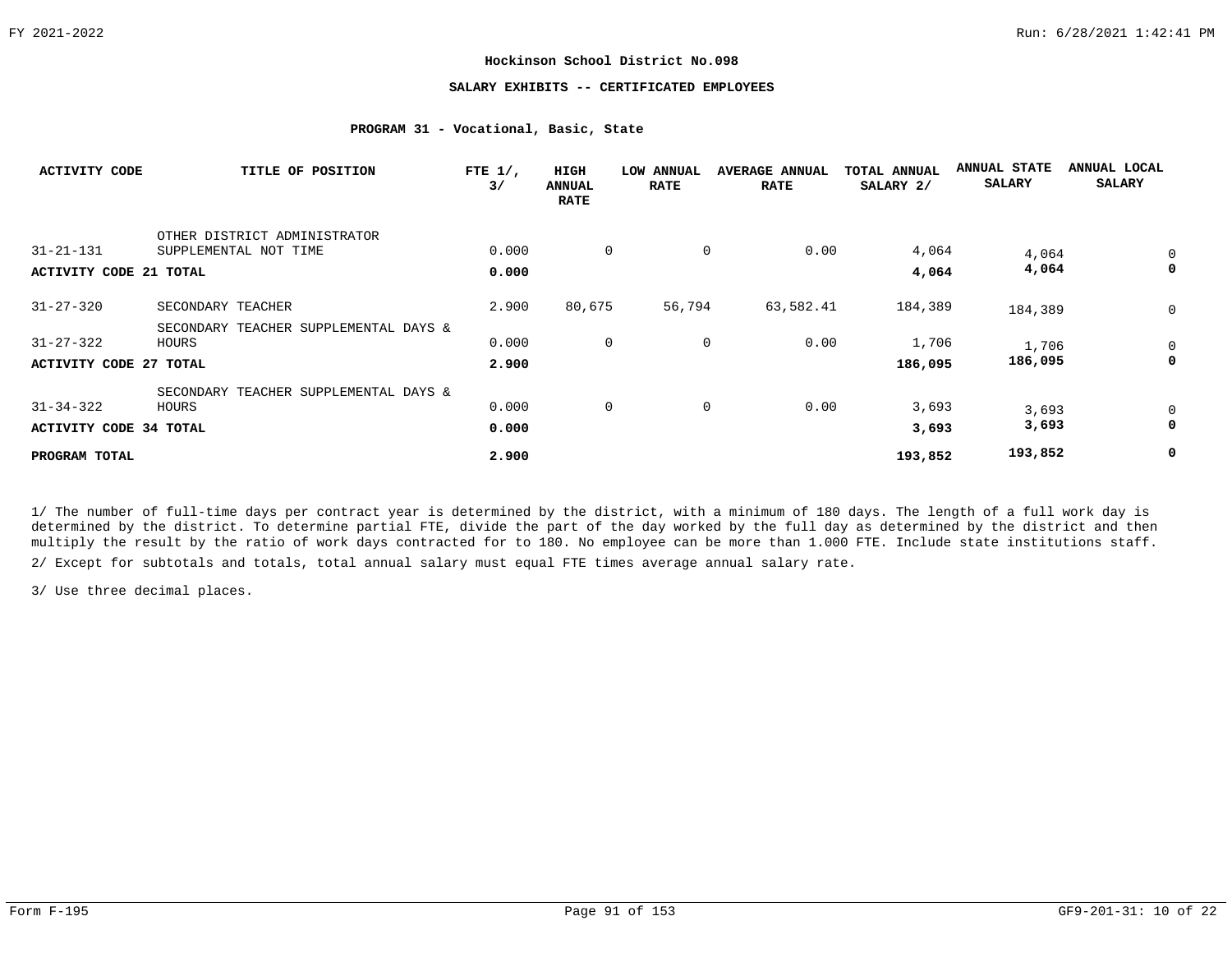**Hockinson School District No.098**

**SALARY EXHIBITS -- CERTIFICATED EMPLOYEES**

**PROGRAM 31 - Vocational, Basic, State**

| ACTIVITY CODE | TITLE OF POSITION | FTE 1/, 3/ | HIGH ANNUAL RATE | LOW ANNUAL RATE | AVERAGE ANNUAL RATE | TOTAL ANNUAL SALARY 2/ | ANNUAL STATE SALARY | ANNUAL LOCAL SALARY |
|---|---|---|---|---|---|---|---|---|
| 31-21-131 | OTHER DISTRICT ADMINISTRATOR SUPPLEMENTAL NOT TIME | 0.000 | 0 | 0 | 0.00 | 4,064 | 4,064 | 0 |
| **ACTIVITY CODE 21 TOTAL** | | **0.000** | | | | **4,064** | **4,064** | **0** |
| 31-27-320 | SECONDARY TEACHER | 2.900 | 80,675 | 56,794 | 63,582.41 | 184,389 | 184,389 | 0 |
| 31-27-322 | SECONDARY TEACHER SUPPLEMENTAL DAYS & HOURS | 0.000 | 0 | 0 | 0.00 | 1,706 | 1,706 | 0 |
| **ACTIVITY CODE 27 TOTAL** | | **2.900** | | | | **186,095** | **186,095** | **0** |
| 31-34-322 | SECONDARY TEACHER SUPPLEMENTAL DAYS & HOURS | 0.000 | 0 | 0 | 0.00 | 3,693 | 3,693 | 0 |
| **ACTIVITY CODE 34 TOTAL** | | **0.000** | | | | **3,693** | **3,693** | **0** |
| **PROGRAM TOTAL** | | **2.900** | | | | **193,852** | **193,852** | **0** |

1/ The number of full-time days per contract year is determined by the district, with a minimum of 180 days. The length of a full work day is determined by the district. To determine partial FTE, divide the part of the day worked by the full day as determined by the district and then multiply the result by the ratio of work days contracted for to 180. No employee can be more than 1.000 FTE. Include state institutions staff.

2/ Except for subtotals and totals, total annual salary must equal FTE times average annual salary rate.

3/ Use three decimal places.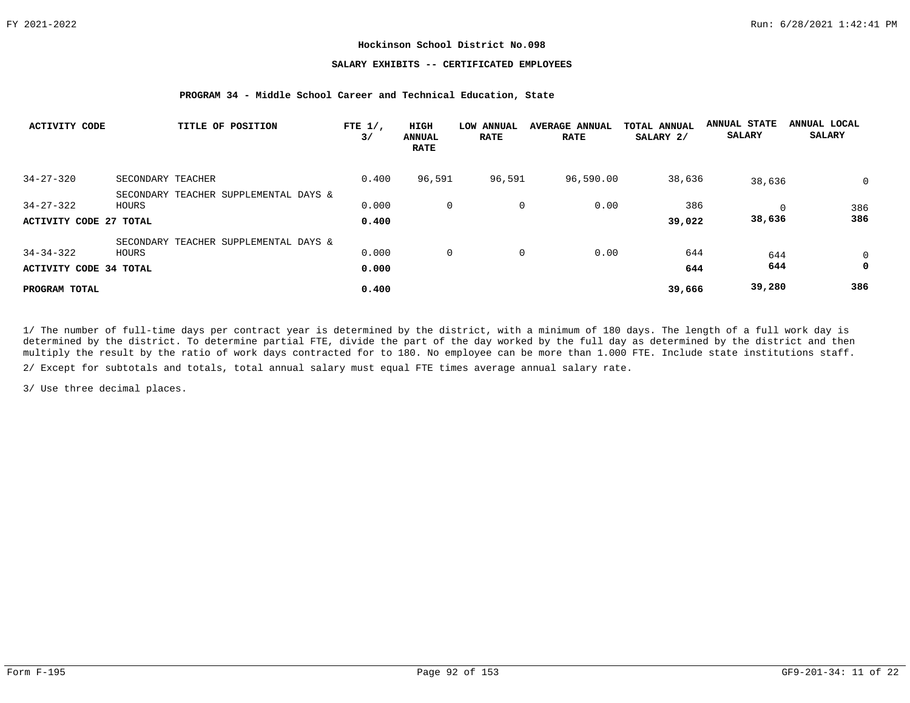**Hockinson School District No.098**

**SALARY EXHIBITS -- CERTIFICATED EMPLOYEES**

**PROGRAM 34 - Middle School Career and Technical Education, State**

| ACTIVITY CODE | TITLE OF POSITION | FTE 1/, 3/ | HIGH ANNUAL RATE | LOW ANNUAL RATE | AVERAGE ANNUAL RATE | TOTAL ANNUAL SALARY 2/ | ANNUAL STATE SALARY | ANNUAL LOCAL SALARY |
|---|---|---|---|---|---|---|---|---|
| 34-27-320 | SECONDARY TEACHER | 0.400 | 96,591 | 96,591 | 96,590.00 | 38,636 | 38,636 | 0 |
| 34-27-322 | SECONDARY TEACHER SUPPLEMENTAL DAYS & HOURS | 0.000 | 0 | 0 | 0.00 | 386 | 0 | 386 |
| **ACTIVITY CODE 27 TOTAL** | | **0.400** | | | | **39,022** | **38,636** | **386** |
| 34-34-322 | SECONDARY TEACHER SUPPLEMENTAL DAYS & HOURS | 0.000 | 0 | 0 | 0.00 | 644 | 644 | 0 |
| **ACTIVITY CODE 34 TOTAL** | | **0.000** | | | | **644** | **644** | **0** |
| **PROGRAM TOTAL** | | **0.400** | | | | **39,666** | **39,280** | **386** |

1/ The number of full-time days per contract year is determined by the district, with a minimum of 180 days. The length of a full work day is determined by the district. To determine partial FTE, divide the part of the day worked by the full day as determined by the district and then multiply the result by the ratio of work days contracted for to 180. No employee can be more than 1.000 FTE. Include state institutions staff.

2/ Except for subtotals and totals, total annual salary must equal FTE times average annual salary rate.

3/ Use three decimal places.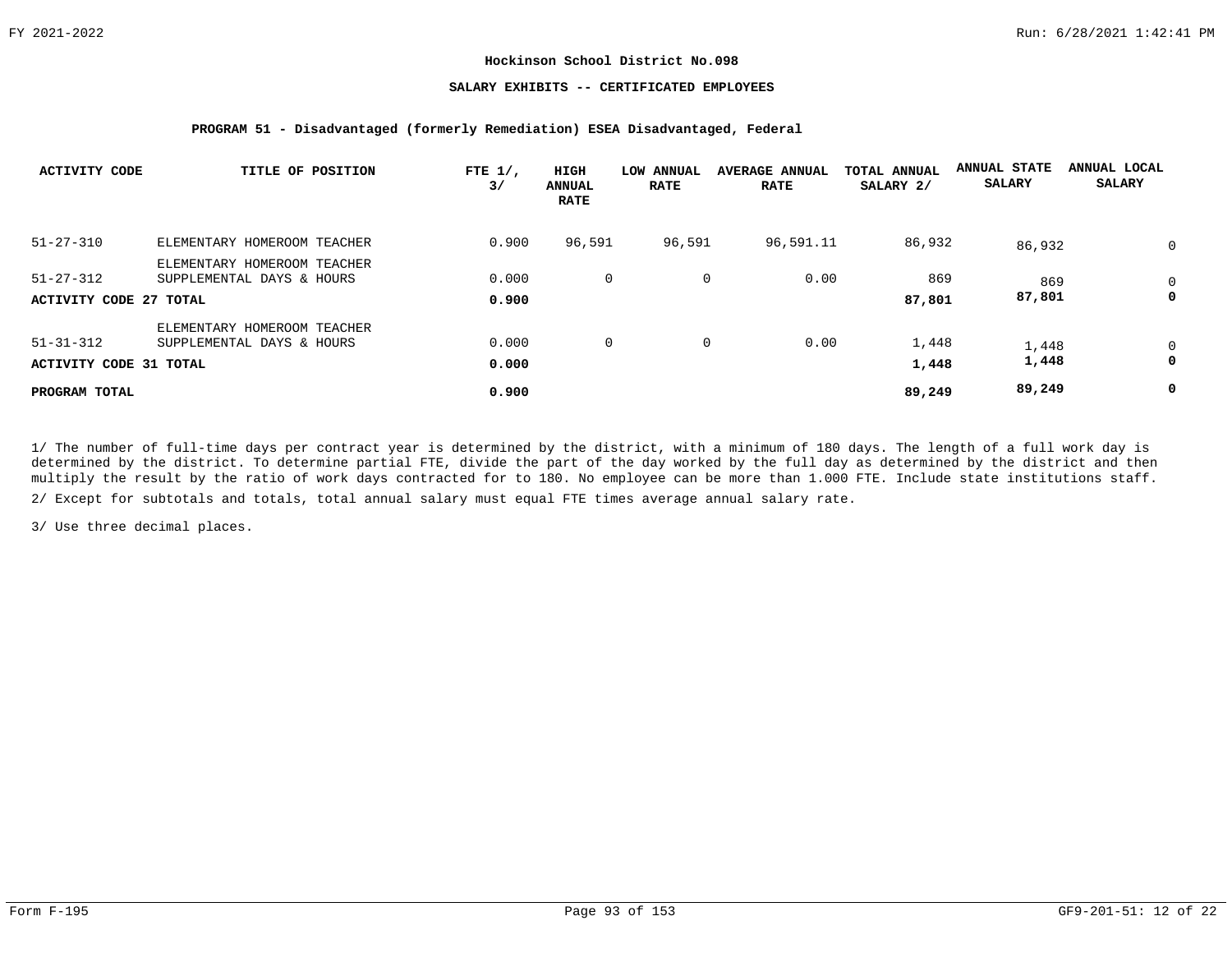# Hockinson School District No.098

## SALARY EXHIBITS -- CERTIFICATED EMPLOYEES

### PROGRAM 51 - Disadvantaged (formerly Remediation) ESEA Disadvantaged, Federal

| ACTIVITY CODE | TITLE OF POSITION | FTE 1/, 3/ | HIGH ANNUAL RATE | LOW ANNUAL RATE | AVERAGE ANNUAL RATE | TOTAL ANNUAL SALARY 2/ | ANNUAL STATE SALARY | ANNUAL LOCAL SALARY |
|---|---|---|---|---|---|---|---|---|
| 51-27-310 | ELEMENTARY HOMEROOM TEACHER | 0.900 | 96,591 | 96,591 | 96,591.11 | 86,932 | 86,932 | 0 |
| 51-27-312 | ELEMENTARY HOMEROOM TEACHER SUPPLEMENTAL DAYS & HOURS | 0.000 | 0 | 0 | 0.00 | 869 | 869 | 0 |
| **ACTIVITY CODE 27 TOTAL** | | **0.900** | | | | **87,801** | **87,801** | **0** |
| 51-31-312 | ELEMENTARY HOMEROOM TEACHER SUPPLEMENTAL DAYS & HOURS | 0.000 | 0 | 0 | 0.00 | 1,448 | 1,448 | 0 |
| **ACTIVITY CODE 31 TOTAL** | | **0.000** | | | | **1,448** | **1,448** | **0** |
| **PROGRAM TOTAL** | | **0.900** | | | | **89,249** | **89,249** | **0** |

1/ The number of full-time days per contract year is determined by the district, with a minimum of 180 days. The length of a full work day is determined by the district. To determine partial FTE, divide the part of the day worked by the full day as determined by the district and then multiply the result by the ratio of work days contracted for to 180. No employee can be more than 1.000 FTE. Include state institutions staff.

2/ Except for subtotals and totals, total annual salary must equal FTE times average annual salary rate.

3/ Use three decimal places.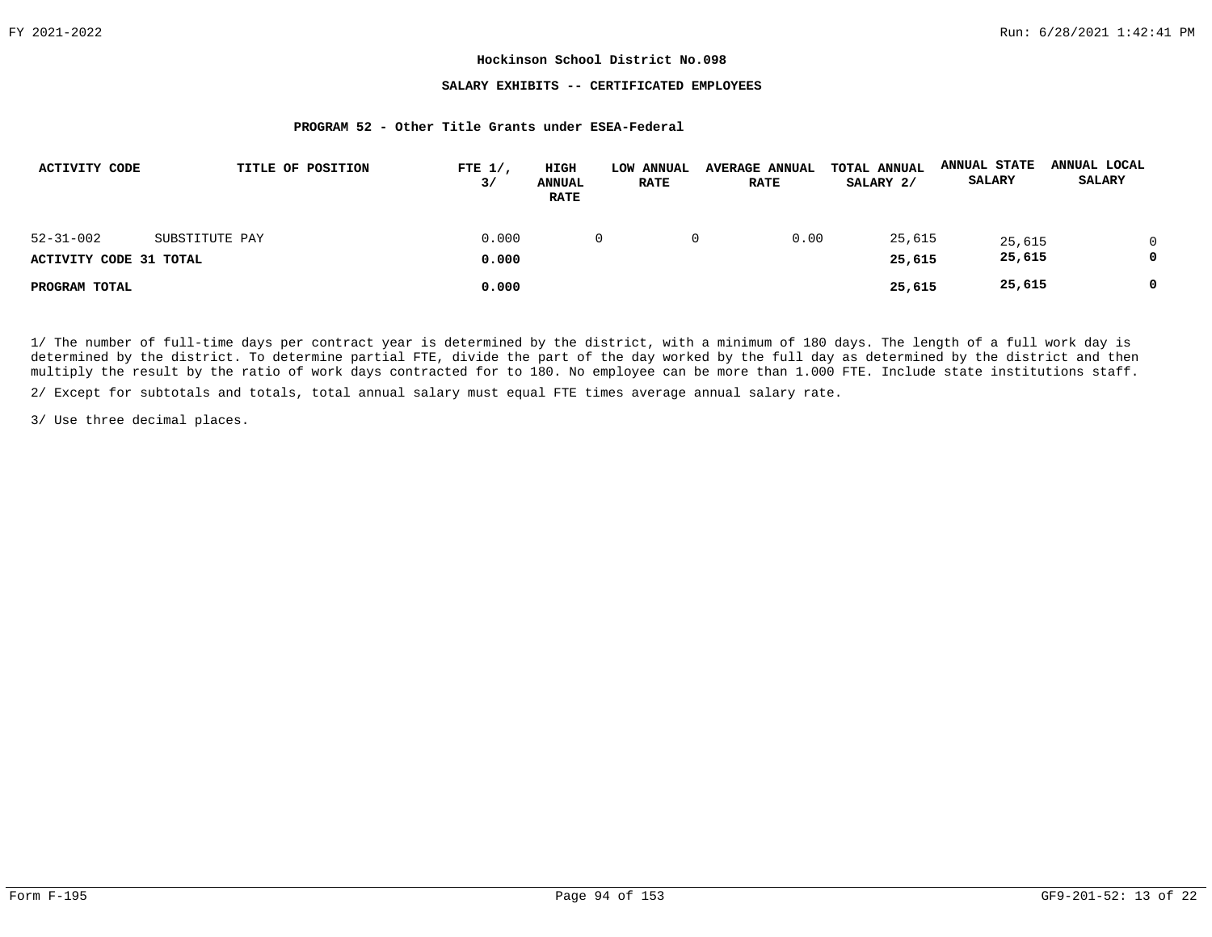**Hockinson School District No.098**

**SALARY EXHIBITS -- CERTIFICATED EMPLOYEES**

**PROGRAM 52 - Other Title Grants under ESEA-Federal**

| ACTIVITY CODE | TITLE OF POSITION | FTE 1/, 3/ | HIGH ANNUAL RATE | LOW ANNUAL RATE | AVERAGE ANNUAL RATE | TOTAL ANNUAL SALARY 2/ | ANNUAL STATE SALARY | ANNUAL LOCAL SALARY |
|---|---|---|---|---|---|---|---|---|
| 52-31-002 | SUBSTITUTE PAY | 0.000 | 0 | 0 | 0.00 | 25,615 | 25,615 | 0 |
| **ACTIVITY CODE 31 TOTAL** | | **0.000** | | | | **25,615** | **25,615** | **0** |
| **PROGRAM TOTAL** | | **0.000** | | | | **25,615** | **25,615** | **0** |

1/ The number of full-time days per contract year is determined by the district, with a minimum of 180 days. The length of a full work day is determined by the district. To determine partial FTE, divide the part of the day worked by the full day as determined by the district and then multiply the result by the ratio of work days contracted for to 180. No employee can be more than 1.000 FTE. Include state institutions staff.

2/ Except for subtotals and totals, total annual salary must equal FTE times average annual salary rate.

3/ Use three decimal places.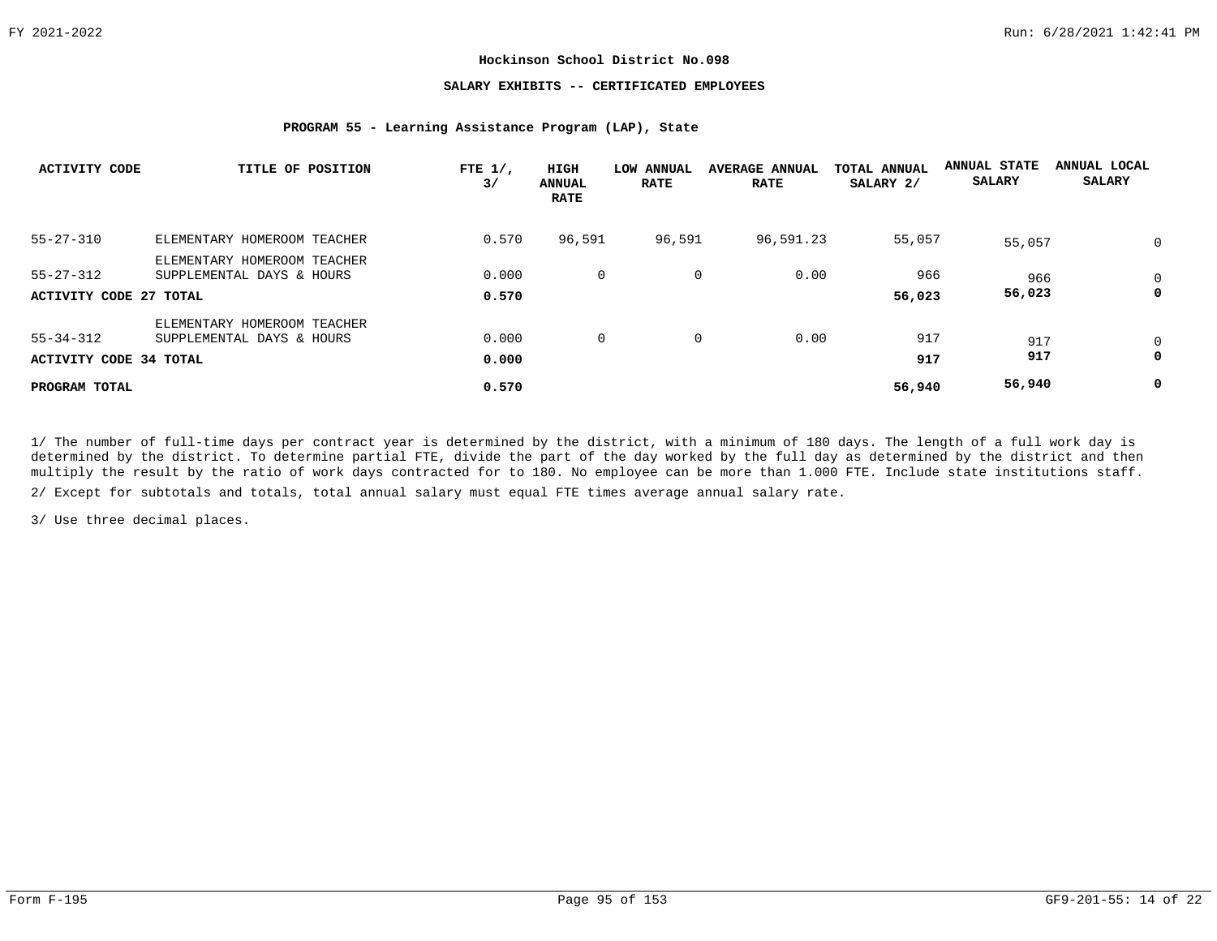## Hockinson School District No.098

### SALARY EXHIBITS -- CERTIFICATED EMPLOYEES

#### PROGRAM 55 - Learning Assistance Program (LAP), State

| ACTIVITY CODE | TITLE OF POSITION | FTE 1/, 3/ | HIGH ANNUAL RATE | LOW ANNUAL RATE | AVERAGE ANNUAL RATE | TOTAL ANNUAL SALARY 2/ | ANNUAL STATE SALARY | ANNUAL LOCAL SALARY |
|---|---|---|---|---|---|---|---|---|
| 55-27-310 | ELEMENTARY HOMEROOM TEACHER | 0.570 | 96,591 | 96,591 | 96,591.23 | 55,057 | 55,057 | 0 |
| 55-27-312 | ELEMENTARY HOMEROOM TEACHER SUPPLEMENTAL DAYS & HOURS | 0.000 | 0 | 0 | 0.00 | 966 | 966 | 0 |
| **ACTIVITY CODE 27 TOTAL** | | **0.570** | | | | **56,023** | **56,023** | **0** |
| 55-34-312 | ELEMENTARY HOMEROOM TEACHER SUPPLEMENTAL DAYS & HOURS | 0.000 | 0 | 0 | 0.00 | 917 | 917 | 0 |
| **ACTIVITY CODE 34 TOTAL** | | **0.000** | | | | **917** | **917** | **0** |
| **PROGRAM TOTAL** | | **0.570** | | | | **56,940** | **56,940** | **0** |

1/ The number of full-time days per contract year is determined by the district, with a minimum of 180 days. The length of a full work day is determined by the district. To determine partial FTE, divide the part of the day worked by the full day as determined by the district and then multiply the result by the ratio of work days contracted for to 180. No employee can be more than 1.000 FTE. Include state institutions staff.

2/ Except for subtotals and totals, total annual salary must equal FTE times average annual salary rate.

3/ Use three decimal places.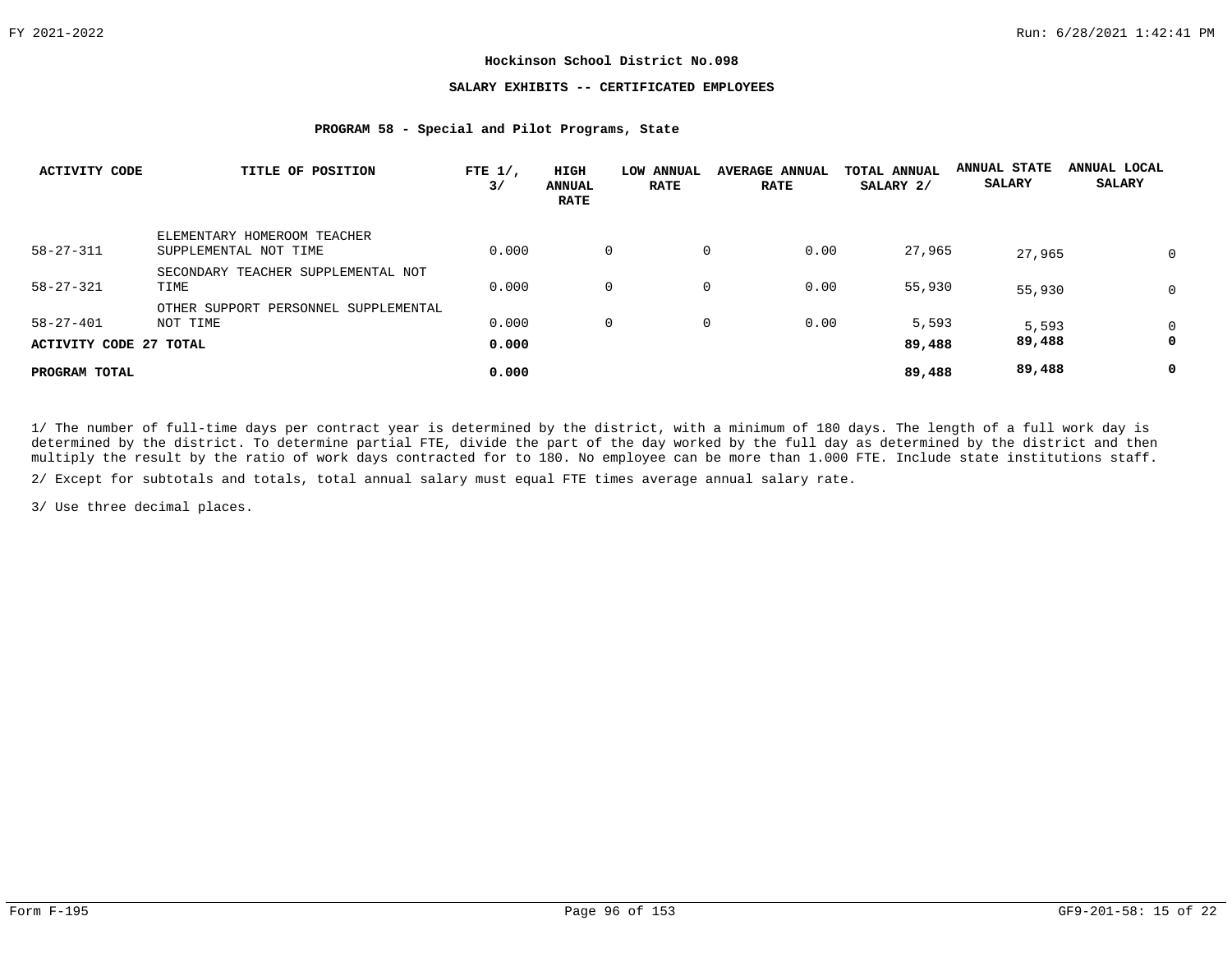**Hockinson School District No.098**

**SALARY EXHIBITS -- CERTIFICATED EMPLOYEES**

**PROGRAM 58 - Special and Pilot Programs, State**

| ACTIVITY CODE | TITLE OF POSITION | FTE 1/, 3/ | HIGH ANNUAL RATE | LOW ANNUAL RATE | AVERAGE ANNUAL RATE | TOTAL ANNUAL SALARY 2/ | ANNUAL STATE SALARY | ANNUAL LOCAL SALARY |
|---|---|---|---|---|---|---|---|---|
| 58-27-311 | ELEMENTARY HOMEROOM TEACHER SUPPLEMENTAL NOT TIME | 0.000 | 0 | 0 | 0.00 | 27,965 | 27,965 | 0 |
| 58-27-321 | SECONDARY TEACHER SUPPLEMENTAL NOT TIME | 0.000 | 0 | 0 | 0.00 | 55,930 | 55,930 | 0 |
| 58-27-401 | OTHER SUPPORT PERSONNEL SUPPLEMENTAL NOT TIME | 0.000 | 0 | 0 | 0.00 | 5,593 | 5,593 | 0 |
| **ACTIVITY CODE 27 TOTAL** | | **0.000** | | | | **89,488** | **89,488** | **0** |
| **PROGRAM TOTAL** | | **0.000** | | | | **89,488** | **89,488** | **0** |

1/ The number of full-time days per contract year is determined by the district, with a minimum of 180 days. The length of a full work day is determined by the district. To determine partial FTE, divide the part of the day worked by the full day as determined by the district and then multiply the result by the ratio of work days contracted for to 180. No employee can be more than 1.000 FTE. Include state institutions staff.

2/ Except for subtotals and totals, total annual salary must equal FTE times average annual salary rate.

3/ Use three decimal places.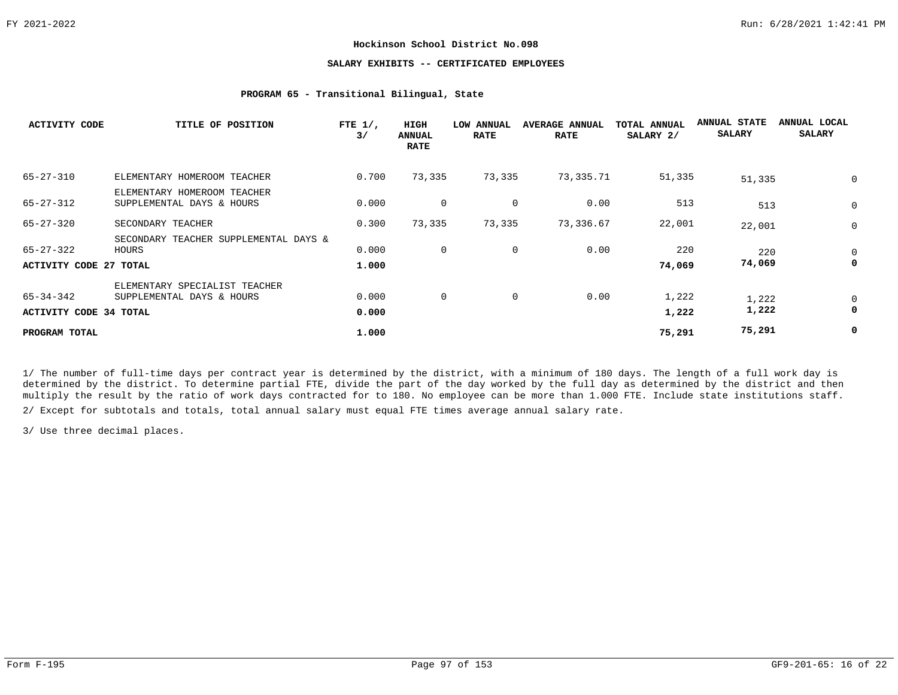**Hockinson School District No.098**

**SALARY EXHIBITS -- CERTIFICATED EMPLOYEES**

**PROGRAM 65 - Transitional Bilingual, State**

| ACTIVITY CODE | TITLE OF POSITION | FTE 1/, 3/ | HIGH ANNUAL RATE | LOW ANNUAL RATE | AVERAGE ANNUAL RATE | TOTAL ANNUAL SALARY 2/ | ANNUAL STATE SALARY | ANNUAL LOCAL SALARY |
|---|---|---|---|---|---|---|---|---|
| 65-27-310 | ELEMENTARY HOMEROOM TEACHER | 0.700 | 73,335 | 73,335 | 73,335.71 | 51,335 | 51,335 | 0 |
| 65-27-312 | ELEMENTARY HOMEROOM TEACHER SUPPLEMENTAL DAYS & HOURS | 0.000 | 0 | 0 | 0.00 | 513 | 513 | 0 |
| 65-27-320 | SECONDARY TEACHER | 0.300 | 73,335 | 73,335 | 73,336.67 | 22,001 | 22,001 | 0 |
| 65-27-322 | SECONDARY TEACHER SUPPLEMENTAL DAYS & HOURS | 0.000 | 0 | 0 | 0.00 | 220 | 220 | 0 |
| **ACTIVITY CODE 27 TOTAL** | | **1.000** | | | | **74,069** | **74,069** | **0** |
| 65-34-342 | ELEMENTARY SPECIALIST TEACHER SUPPLEMENTAL DAYS & HOURS | 0.000 | 0 | 0 | 0.00 | 1,222 | 1,222 | 0 |
| **ACTIVITY CODE 34 TOTAL** | | **0.000** | | | | **1,222** | **1,222** | **0** |
| **PROGRAM TOTAL** | | **1.000** | | | | **75,291** | **75,291** | **0** |

1/ The number of full-time days per contract year is determined by the district, with a minimum of 180 days. The length of a full work day is determined by the district. To determine partial FTE, divide the part of the day worked by the full day as determined by the district and then multiply the result by the ratio of work days contracted for to 180. No employee can be more than 1.000 FTE. Include state institutions staff.

2/ Except for subtotals and totals, total annual salary must equal FTE times average annual salary rate.

3/ Use three decimal places.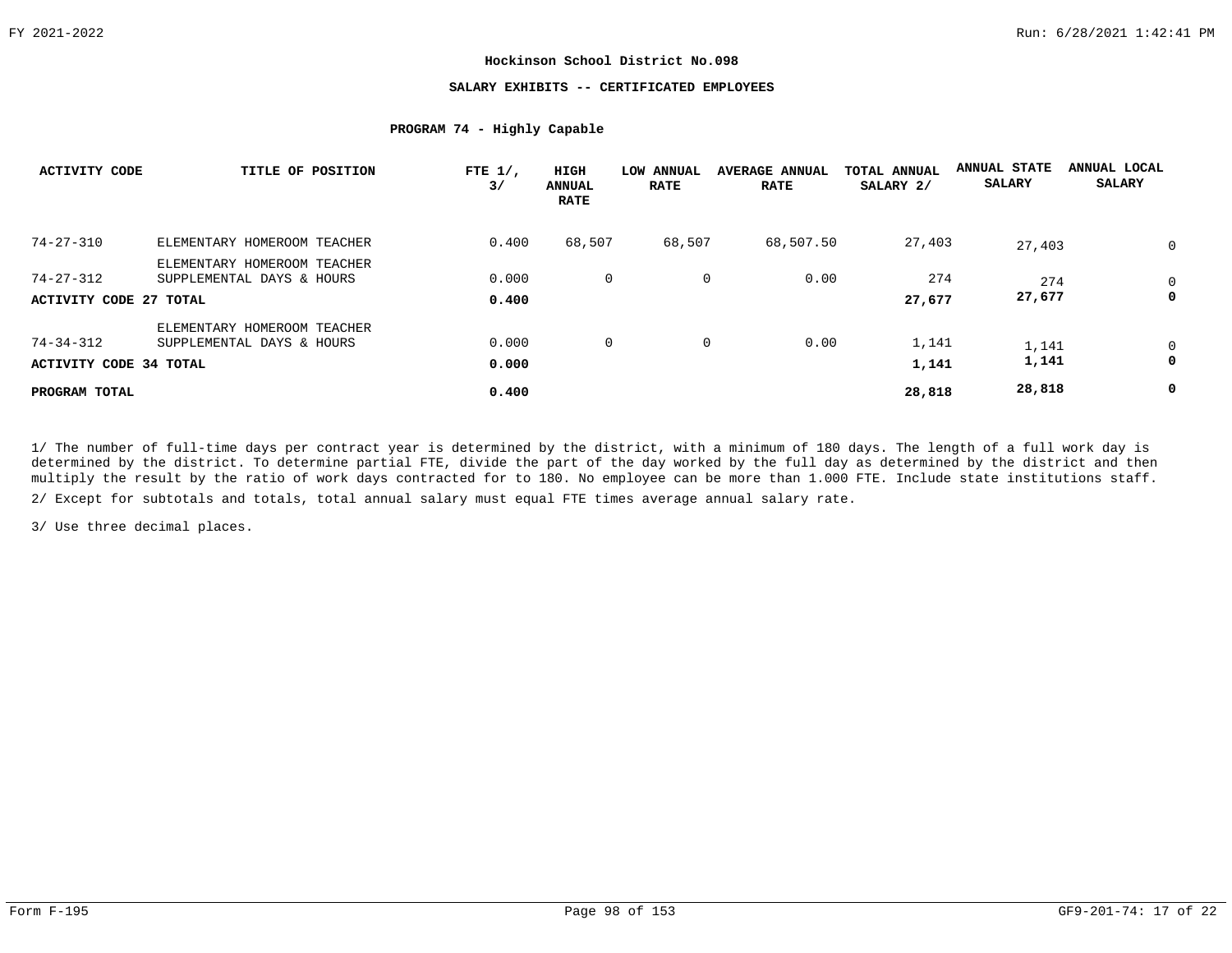**Hockinson School District No.098**

**SALARY EXHIBITS -- CERTIFICATED EMPLOYEES**

**PROGRAM 74 - Highly Capable**

| ACTIVITY CODE | TITLE OF POSITION | FTE 1/, 3/ | HIGH ANNUAL RATE | LOW ANNUAL RATE | AVERAGE ANNUAL RATE | TOTAL ANNUAL SALARY 2/ | ANNUAL STATE SALARY | ANNUAL LOCAL SALARY |
|---|---|---|---|---|---|---|---|---|
| 74-27-310 | ELEMENTARY HOMEROOM TEACHER | 0.400 | 68,507 | 68,507 | 68,507.50 | 27,403 | 27,403 | 0 |
| 74-27-312 | ELEMENTARY HOMEROOM TEACHER SUPPLEMENTAL DAYS & HOURS | 0.000 | 0 | 0 | 0.00 | 274 | 274 | 0 |
| **ACTIVITY CODE 27 TOTAL** | | **0.400** | | | | **27,677** | **27,677** | **0** |
| 74-34-312 | ELEMENTARY HOMEROOM TEACHER SUPPLEMENTAL DAYS & HOURS | 0.000 | 0 | 0 | 0.00 | 1,141 | 1,141 | 0 |
| **ACTIVITY CODE 34 TOTAL** | | **0.000** | | | | **1,141** | **1,141** | **0** |
| **PROGRAM TOTAL** | | **0.400** | | | | **28,818** | **28,818** | **0** |

1/ The number of full-time days per contract year is determined by the district, with a minimum of 180 days. The length of a full work day is determined by the district. To determine partial FTE, divide the part of the day worked by the full day as determined by the district and then multiply the result by the ratio of work days contracted for to 180. No employee can be more than 1.000 FTE. Include state institutions staff.

2/ Except for subtotals and totals, total annual salary must equal FTE times average annual salary rate.

3/ Use three decimal places.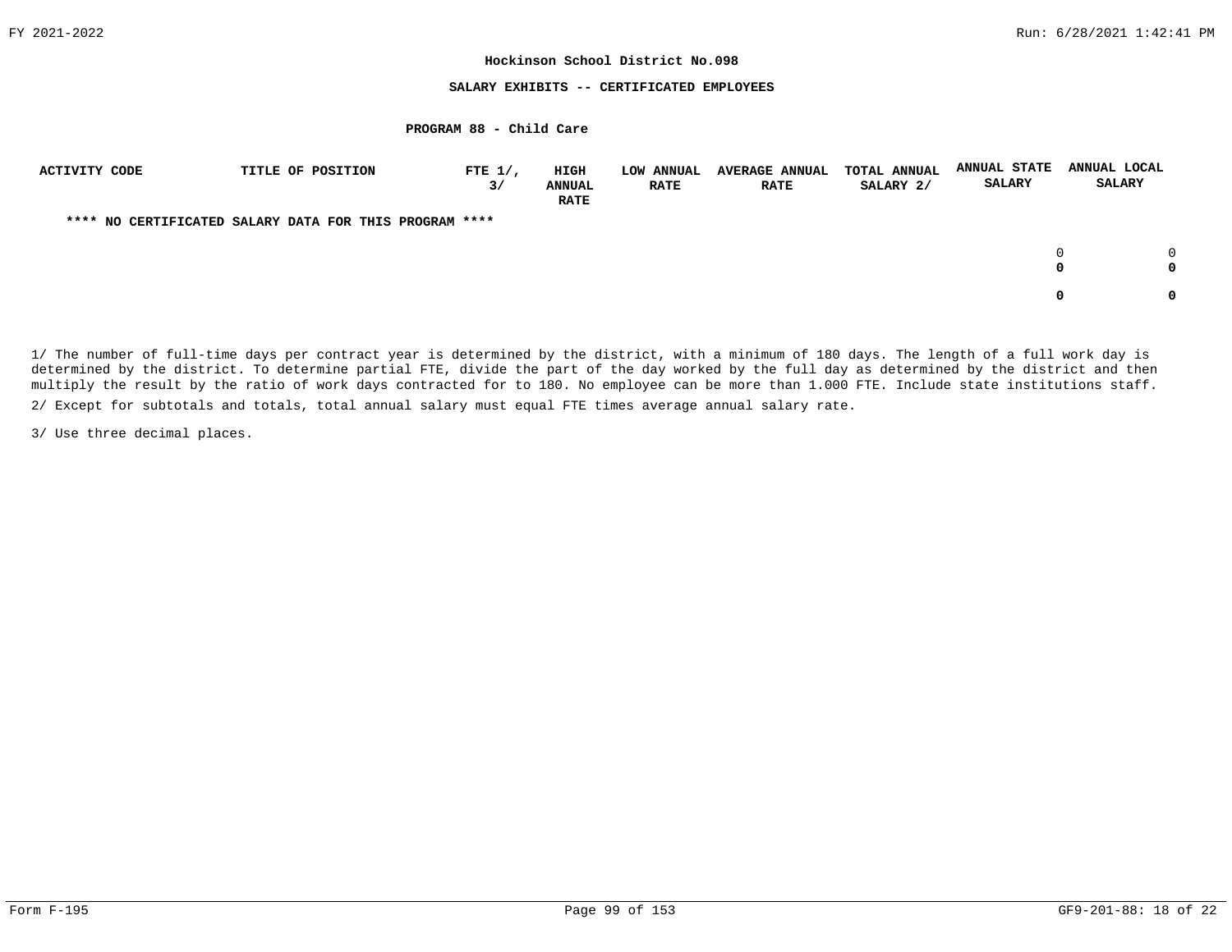**Hockinson School District No.098**

**SALARY EXHIBITS -- CERTIFICATED EMPLOYEES**

**PROGRAM 88 - Child Care**

| ACTIVITY CODE | TITLE OF POSITION | FTE 1/, 3/ | HIGH ANNUAL RATE | LOW ANNUAL RATE | AVERAGE ANNUAL RATE | TOTAL ANNUAL SALARY 2/ | ANNUAL STATE SALARY | ANNUAL LOCAL SALARY |
|---|---|---|---|---|---|---|---|---|
| **\*\*\*\* NO CERTIFICATED SALARY DATA FOR THIS PROGRAM \*\*\*\*** | | | | | | | | |
| | | | | | | | 0 | 0 |
| | | | | | | | **0** | **0** |
| | | | | | | | **0** | **0** |

1/ The number of full-time days per contract year is determined by the district, with a minimum of 180 days. The length of a full work day is determined by the district. To determine partial FTE, divide the part of the day worked by the full day as determined by the district and then multiply the result by the ratio of work days contracted for to 180. No employee can be more than 1.000 FTE. Include state institutions staff.

2/ Except for subtotals and totals, total annual salary must equal FTE times average annual salary rate.

3/ Use three decimal places.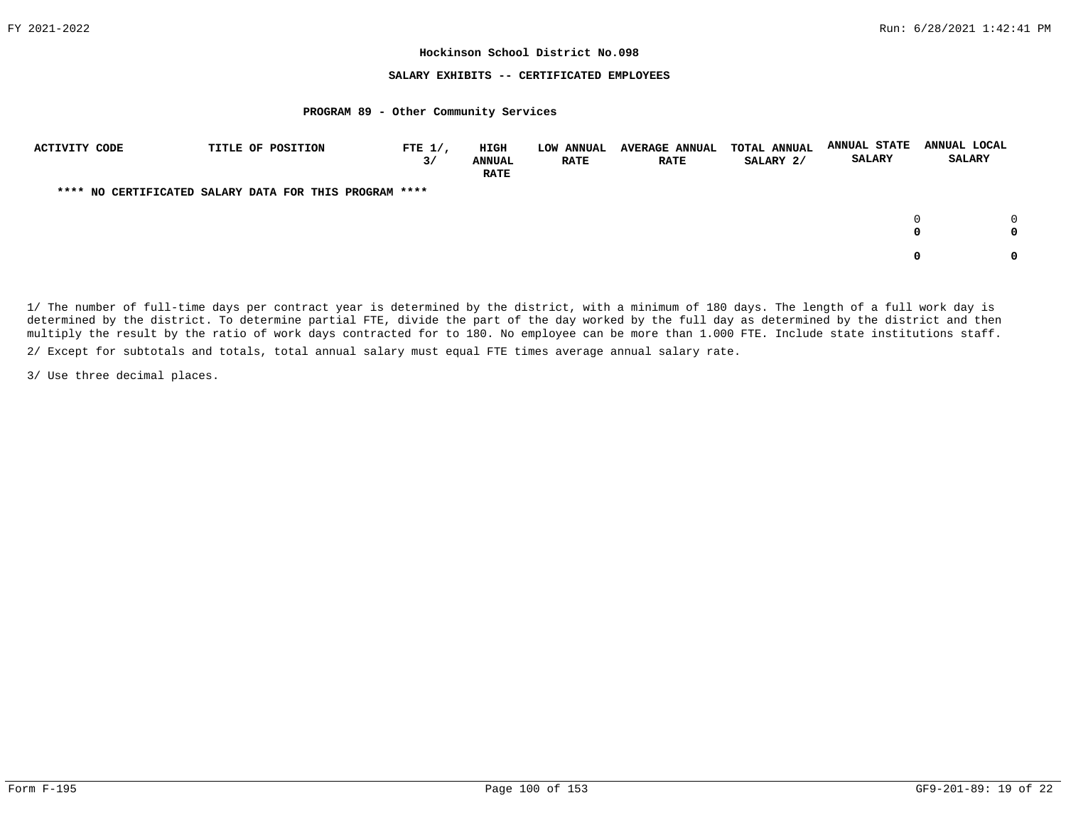**Hockinson School District No.098**

**SALARY EXHIBITS -- CERTIFICATED EMPLOYEES**

**PROGRAM 89 - Other Community Services**

| ACTIVITY CODE | TITLE OF POSITION | FTE 1/, 3/ | HIGH ANNUAL RATE | LOW ANNUAL RATE | AVERAGE ANNUAL RATE | TOTAL ANNUAL SALARY 2/ | ANNUAL STATE SALARY | ANNUAL LOCAL SALARY |
|---|---|---|---|---|---|---|---|---|
| **** NO CERTIFICATED SALARY DATA FOR THIS PROGRAM **** | | | | | | | | |
| | | | | | | | 0 | 0 |
| | | | | | | | **0** | **0** |
| | | | | | | | **0** | **0** |

1/ The number of full-time days per contract year is determined by the district, with a minimum of 180 days. The length of a full work day is determined by the district. To determine partial FTE, divide the part of the day worked by the full day as determined by the district and then multiply the result by the ratio of work days contracted for to 180. No employee can be more than 1.000 FTE. Include state institutions staff.

2/ Except for subtotals and totals, total annual salary must equal FTE times average annual salary rate.

3/ Use three decimal places.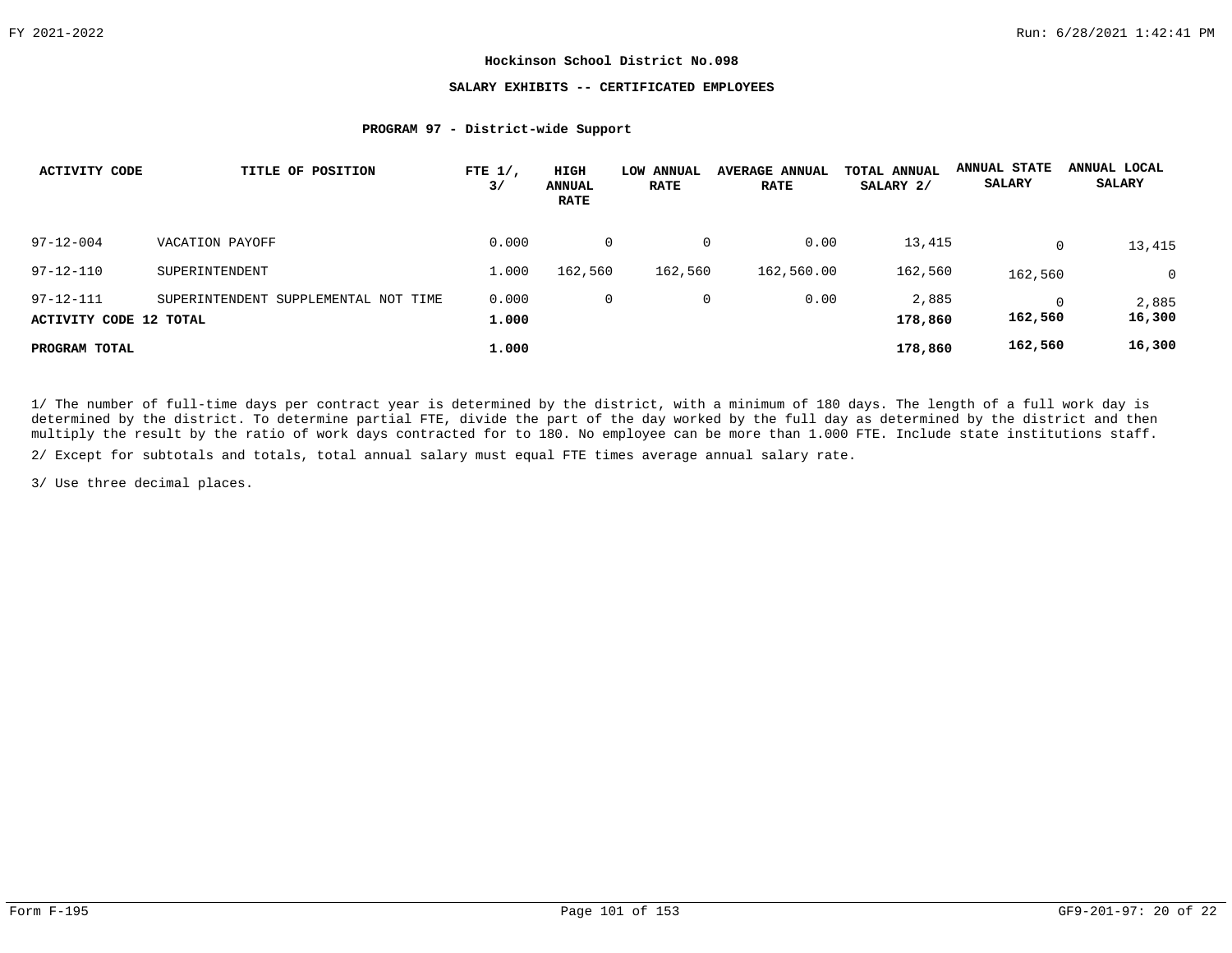**Hockinson School District No.098**

**SALARY EXHIBITS -- CERTIFICATED EMPLOYEES**

**PROGRAM 97 - District-wide Support**

| ACTIVITY CODE | TITLE OF POSITION | FTE 1/, 3/ | HIGH ANNUAL RATE | LOW ANNUAL RATE | AVERAGE ANNUAL RATE | TOTAL ANNUAL SALARY 2/ | ANNUAL STATE SALARY | ANNUAL LOCAL SALARY |
|---|---|---|---|---|---|---|---|---|
| 97-12-004 | VACATION PAYOFF | 0.000 | 0 | 0 | 0.00 | 13,415 | 0 | 13,415 |
| 97-12-110 | SUPERINTENDENT | 1.000 | 162,560 | 162,560 | 162,560.00 | 162,560 | 162,560 | 0 |
| 97-12-111 | SUPERINTENDENT SUPPLEMENTAL NOT TIME | 0.000 | 0 | 0 | 0.00 | 2,885 | 0 | 2,885 |
| **ACTIVITY CODE 12 TOTAL** | | **1.000** | | | | **178,860** | **162,560** | **16,300** |
| **PROGRAM TOTAL** | | **1.000** | | | | **178,860** | **162,560** | **16,300** |

1/ The number of full-time days per contract year is determined by the district, with a minimum of 180 days. The length of a full work day is determined by the district. To determine partial FTE, divide the part of the day worked by the full day as determined by the district and then multiply the result by the ratio of work days contracted for to 180. No employee can be more than 1.000 FTE. Include state institutions staff.

2/ Except for subtotals and totals, total annual salary must equal FTE times average annual salary rate.

3/ Use three decimal places.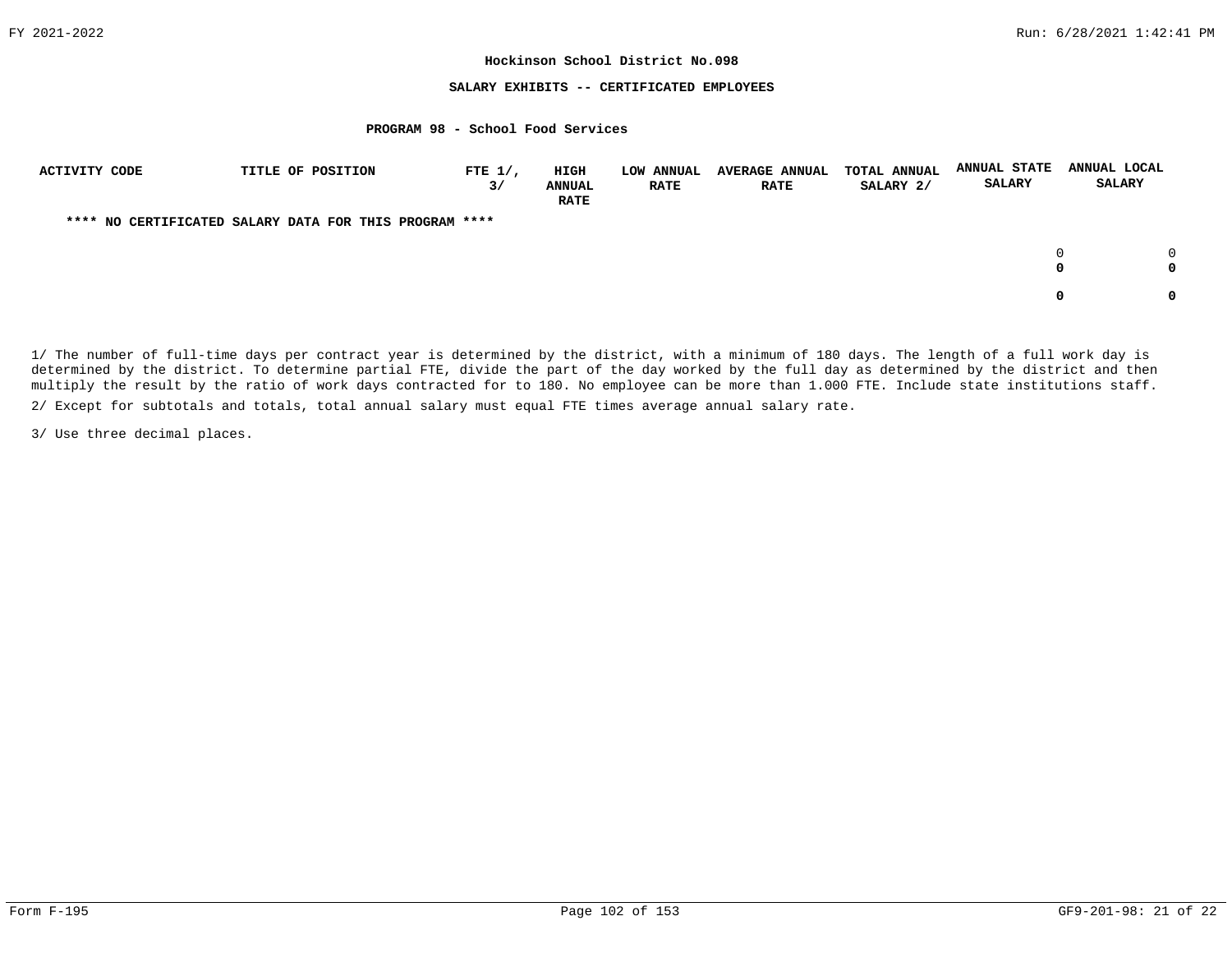**Hockinson School District No.098**

**SALARY EXHIBITS -- CERTIFICATED EMPLOYEES**

**PROGRAM 98 - School Food Services**

| ACTIVITY CODE | TITLE OF POSITION | FTE 1/, 3/ | HIGH ANNUAL RATE | LOW ANNUAL RATE | AVERAGE ANNUAL RATE | TOTAL ANNUAL SALARY 2/ | ANNUAL STATE SALARY | ANNUAL LOCAL SALARY |
|---|---|---|---|---|---|---|---|---|
| **** NO CERTIFICATED SALARY DATA FOR THIS PROGRAM **** | | | | | | | | |
| | | | | | | | 0 | 0 |
| | | | | | | | **0** | **0** |
| | | | | | | | **0** | **0** |

1/ The number of full-time days per contract year is determined by the district, with a minimum of 180 days. The length of a full work day is determined by the district. To determine partial FTE, divide the part of the day worked by the full day as determined by the district and then multiply the result by the ratio of work days contracted for to 180. No employee can be more than 1.000 FTE. Include state institutions staff.

2/ Except for subtotals and totals, total annual salary must equal FTE times average annual salary rate.

3/ Use three decimal places.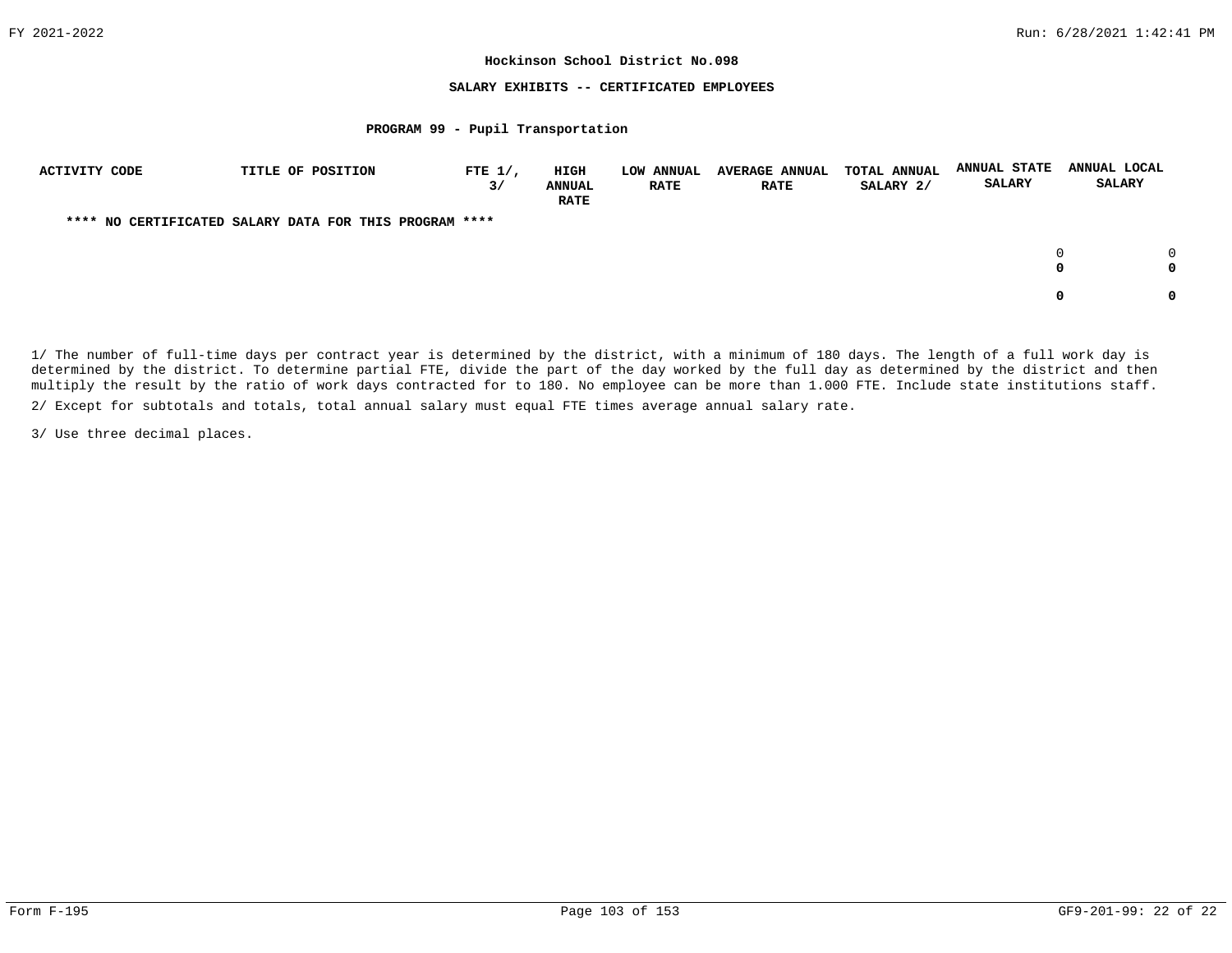**Hockinson School District No.098**

**SALARY EXHIBITS -- CERTIFICATED EMPLOYEES**

**PROGRAM 99 - Pupil Transportation**

| ACTIVITY CODE | TITLE OF POSITION | FTE 1/, 3/ | HIGH ANNUAL RATE | LOW ANNUAL RATE | AVERAGE ANNUAL RATE | TOTAL ANNUAL SALARY 2/ | ANNUAL STATE SALARY | ANNUAL LOCAL SALARY |
|---|---|---|---|---|---|---|---|---|
| **\*\*\*\* NO CERTIFICATED SALARY DATA FOR THIS PROGRAM \*\*\*\*** | | | | | | | | |
| | | | | | | | 0 | 0 |
| | | | | | | | **0** | **0** |
| | | | | | | | **0** | **0** |

1/ The number of full-time days per contract year is determined by the district, with a minimum of 180 days. The length of a full work day is determined by the district. To determine partial FTE, divide the part of the day worked by the full day as determined by the district and then multiply the result by the ratio of work days contracted for to 180. No employee can be more than 1.000 FTE. Include state institutions staff.

2/ Except for subtotals and totals, total annual salary must equal FTE times average annual salary rate.

3/ Use three decimal places.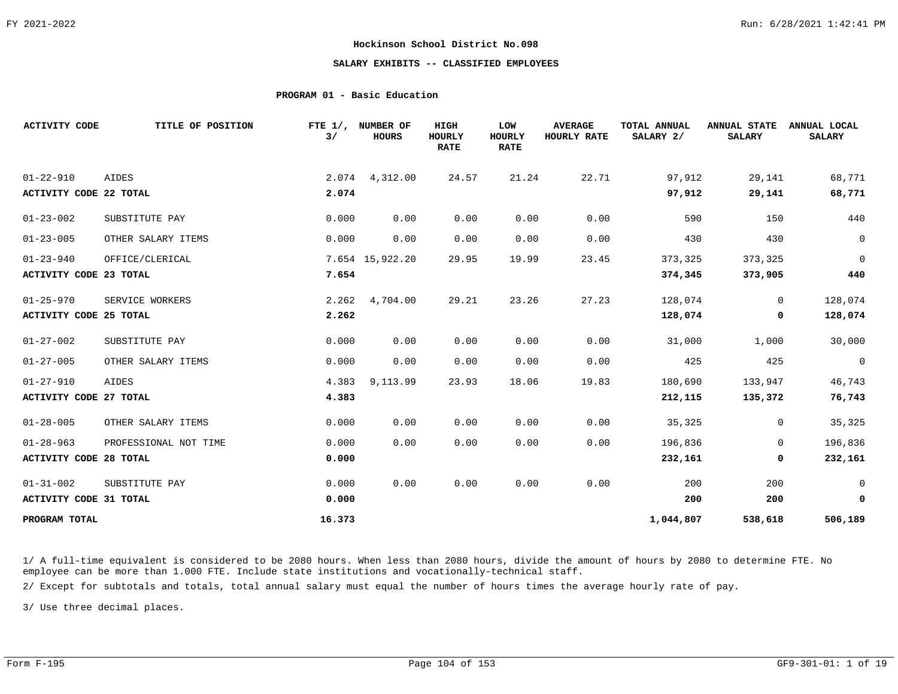**Hockinson School District No.098**

**SALARY EXHIBITS -- CLASSIFIED EMPLOYEES**

**PROGRAM 01 - Basic Education**

| ACTIVITY CODE | TITLE OF POSITION | FTE 1/, 3/ | NUMBER OF HOURS | HIGH HOURLY RATE | LOW HOURLY RATE | AVERAGE HOURLY RATE | TOTAL ANNUAL SALARY 2/ | ANNUAL STATE SALARY | ANNUAL LOCAL SALARY |
|---|---|---|---|---|---|---|---|---|---|
| 01-22-910 | AIDES | 2.074 | 4,312.00 | 24.57 | 21.24 | 22.71 | 97,912 | 29,141 | 68,771 |
| **ACTIVITY CODE 22 TOTAL** | | **2.074** | | | | | **97,912** | **29,141** | **68,771** |
| 01-23-002 | SUBSTITUTE PAY | 0.000 | 0.00 | 0.00 | 0.00 | 0.00 | 590 | 150 | 440 |
| 01-23-005 | OTHER SALARY ITEMS | 0.000 | 0.00 | 0.00 | 0.00 | 0.00 | 430 | 430 | 0 |
| 01-23-940 | OFFICE/CLERICAL | 7.654 | 15,922.20 | 29.95 | 19.99 | 23.45 | 373,325 | 373,325 | 0 |
| **ACTIVITY CODE 23 TOTAL** | | **7.654** | | | | | **374,345** | **373,905** | **440** |
| 01-25-970 | SERVICE WORKERS | 2.262 | 4,704.00 | 29.21 | 23.26 | 27.23 | 128,074 | 0 | 128,074 |
| **ACTIVITY CODE 25 TOTAL** | | **2.262** | | | | | **128,074** | **0** | **128,074** |
| 01-27-002 | SUBSTITUTE PAY | 0.000 | 0.00 | 0.00 | 0.00 | 0.00 | 31,000 | 1,000 | 30,000 |
| 01-27-005 | OTHER SALARY ITEMS | 0.000 | 0.00 | 0.00 | 0.00 | 0.00 | 425 | 425 | 0 |
| 01-27-910 | AIDES | 4.383 | 9,113.99 | 23.93 | 18.06 | 19.83 | 180,690 | 133,947 | 46,743 |
| **ACTIVITY CODE 27 TOTAL** | | **4.383** | | | | | **212,115** | **135,372** | **76,743** |
| 01-28-005 | OTHER SALARY ITEMS | 0.000 | 0.00 | 0.00 | 0.00 | 0.00 | 35,325 | 0 | 35,325 |
| 01-28-963 | PROFESSIONAL NOT TIME | 0.000 | 0.00 | 0.00 | 0.00 | 0.00 | 196,836 | 0 | 196,836 |
| **ACTIVITY CODE 28 TOTAL** | | **0.000** | | | | | **232,161** | **0** | **232,161** |
| 01-31-002 | SUBSTITUTE PAY | 0.000 | 0.00 | 0.00 | 0.00 | 0.00 | 200 | 200 | 0 |
| **ACTIVITY CODE 31 TOTAL** | | **0.000** | | | | | **200** | **200** | **0** |
| **PROGRAM TOTAL** | | **16.373** | | | | | **1,044,807** | **538,618** | **506,189** |

1/ A full-time equivalent is considered to be 2080 hours. When less than 2080 hours, divide the amount of hours by 2080 to determine FTE. No employee can be more than 1.000 FTE. Include state institutions and vocationally-technical staff.

2/ Except for subtotals and totals, total annual salary must equal the number of hours times the average hourly rate of pay.

3/ Use three decimal places.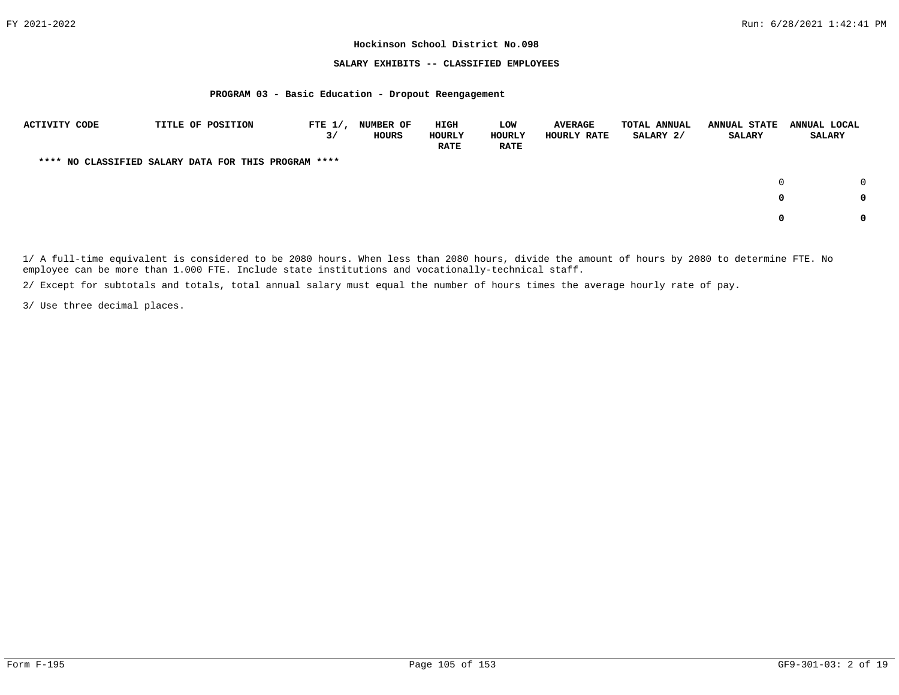**Hockinson School District No.098**

**SALARY EXHIBITS -- CLASSIFIED EMPLOYEES**

**PROGRAM 03 - Basic Education - Dropout Reengagement**

| ACTIVITY CODE | TITLE OF POSITION | FTE 1/, 3/ | NUMBER OF HOURS | HIGH HOURLY RATE | LOW HOURLY RATE | AVERAGE HOURLY RATE | TOTAL ANNUAL SALARY 2/ | ANNUAL STATE SALARY | ANNUAL LOCAL SALARY |
|---|---|---|---|---|---|---|---|---|---|
| **** NO CLASSIFIED SALARY DATA FOR THIS PROGRAM **** | | | | | | | | | |
| | | | | | | | | 0 | 0 |
| | | | | | | | | **0** | **0** |
| | | | | | | | | **0** | **0** |

1/ A full-time equivalent is considered to be 2080 hours. When less than 2080 hours, divide the amount of hours by 2080 to determine FTE. No employee can be more than 1.000 FTE. Include state institutions and vocationally-technical staff.

2/ Except for subtotals and totals, total annual salary must equal the number of hours times the average hourly rate of pay.

3/ Use three decimal places.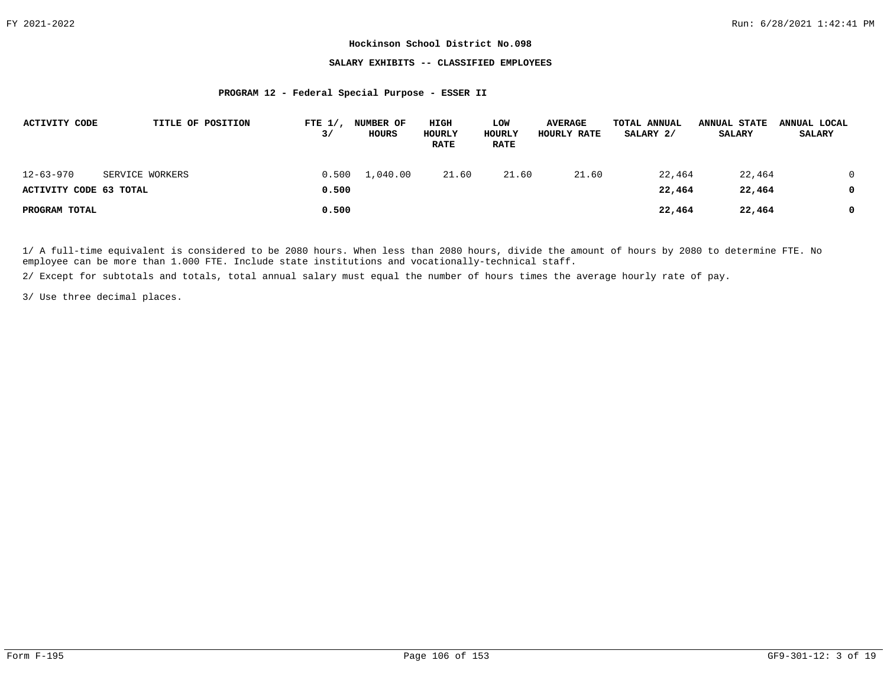**Hockinson School District No.098**

**SALARY EXHIBITS -- CLASSIFIED EMPLOYEES**

**PROGRAM 12 - Federal Special Purpose - ESSER II**

| ACTIVITY CODE | TITLE OF POSITION | FTE 1/, 3/ | NUMBER OF HOURS | HIGH HOURLY RATE | LOW HOURLY RATE | AVERAGE HOURLY RATE | TOTAL ANNUAL SALARY 2/ | ANNUAL STATE SALARY | ANNUAL LOCAL SALARY |
|---|---|---|---|---|---|---|---|---|---|
| 12-63-970 | SERVICE WORKERS | 0.500 | 1,040.00 | 21.60 | 21.60 | 21.60 | 22,464 | 22,464 | 0 |
| **ACTIVITY CODE 63 TOTAL** | | **0.500** | | | | | **22,464** | **22,464** | **0** |
| **PROGRAM TOTAL** | | **0.500** | | | | | **22,464** | **22,464** | **0** |

1/ A full-time equivalent is considered to be 2080 hours. When less than 2080 hours, divide the amount of hours by 2080 to determine FTE. No employee can be more than 1.000 FTE. Include state institutions and vocationally-technical staff.

2/ Except for subtotals and totals, total annual salary must equal the number of hours times the average hourly rate of pay.

3/ Use three decimal places.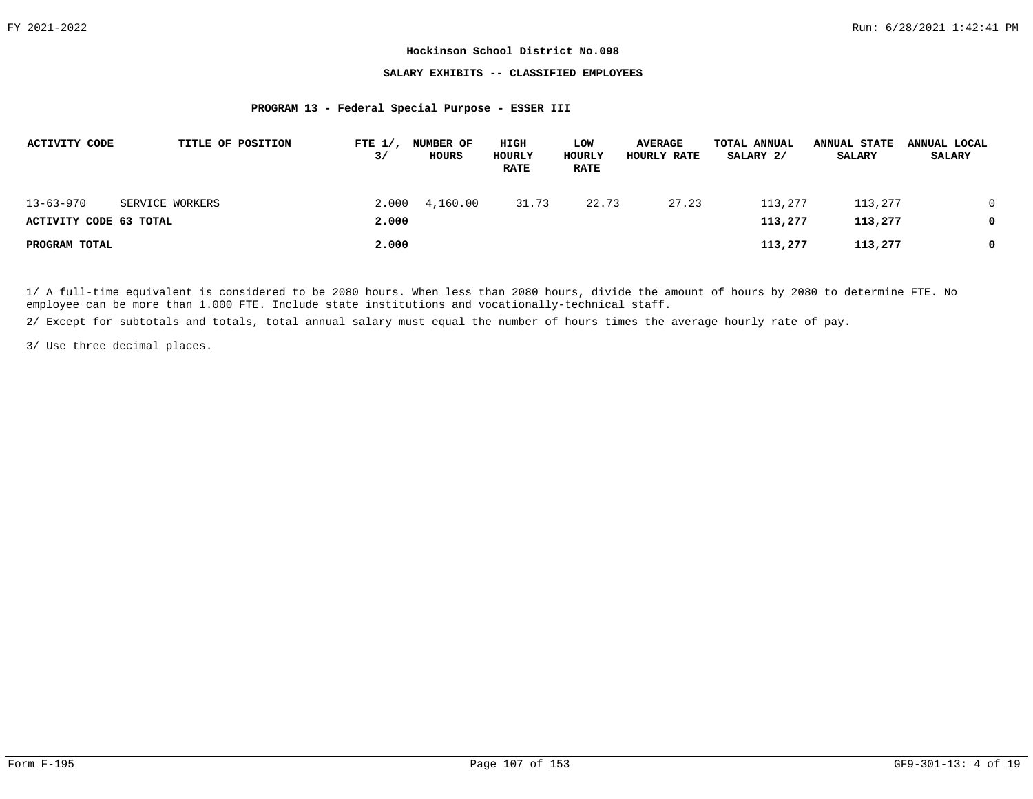**Hockinson School District No.098**

**SALARY EXHIBITS -- CLASSIFIED EMPLOYEES**

**PROGRAM 13 - Federal Special Purpose - ESSER III**

| ACTIVITY CODE | TITLE OF POSITION | FTE 1/, 3/ | NUMBER OF HOURS | HIGH HOURLY RATE | LOW HOURLY RATE | AVERAGE HOURLY RATE | TOTAL ANNUAL SALARY 2/ | ANNUAL STATE SALARY | ANNUAL LOCAL SALARY |
|---|---|---|---|---|---|---|---|---|---|
| 13-63-970 | SERVICE WORKERS | 2.000 | 4,160.00 | 31.73 | 22.73 | 27.23 | 113,277 | 113,277 | 0 |
| **ACTIVITY CODE 63 TOTAL** | | **2.000** | | | | | **113,277** | **113,277** | **0** |
| **PROGRAM TOTAL** | | **2.000** | | | | | **113,277** | **113,277** | **0** |

1/ A full-time equivalent is considered to be 2080 hours. When less than 2080 hours, divide the amount of hours by 2080 to determine FTE. No employee can be more than 1.000 FTE. Include state institutions and vocationally-technical staff.

2/ Except for subtotals and totals, total annual salary must equal the number of hours times the average hourly rate of pay.

3/ Use three decimal places.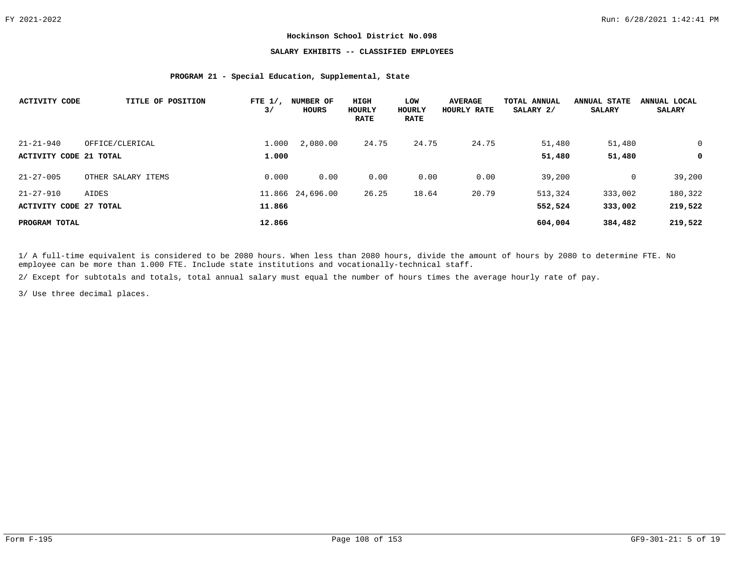**Hockinson School District No.098**

**SALARY EXHIBITS -- CLASSIFIED EMPLOYEES**

**PROGRAM 21 - Special Education, Supplemental, State**

| ACTIVITY CODE | TITLE OF POSITION | FTE 1/, 3/ | NUMBER OF HOURS | HIGH HOURLY RATE | LOW HOURLY RATE | AVERAGE HOURLY RATE | TOTAL ANNUAL SALARY 2/ | ANNUAL STATE SALARY | ANNUAL LOCAL SALARY |
|---|---|---|---|---|---|---|---|---|---|
| 21-21-940 | OFFICE/CLERICAL | 1.000 | 2,080.00 | 24.75 | 24.75 | 24.75 | 51,480 | 51,480 | 0 |
| **ACTIVITY CODE 21 TOTAL** | | **1.000** | | | | | **51,480** | **51,480** | **0** |
| 21-27-005 | OTHER SALARY ITEMS | 0.000 | 0.00 | 0.00 | 0.00 | 0.00 | 39,200 | 0 | 39,200 |
| 21-27-910 | AIDES | 11.866 | 24,696.00 | 26.25 | 18.64 | 20.79 | 513,324 | 333,002 | 180,322 |
| **ACTIVITY CODE 27 TOTAL** | | **11.866** | | | | | **552,524** | **333,002** | **219,522** |
| **PROGRAM TOTAL** | | **12.866** | | | | | **604,004** | **384,482** | **219,522** |

1/ A full-time equivalent is considered to be 2080 hours. When less than 2080 hours, divide the amount of hours by 2080 to determine FTE. No employee can be more than 1.000 FTE. Include state institutions and vocationally-technical staff.

2/ Except for subtotals and totals, total annual salary must equal the number of hours times the average hourly rate of pay.

3/ Use three decimal places.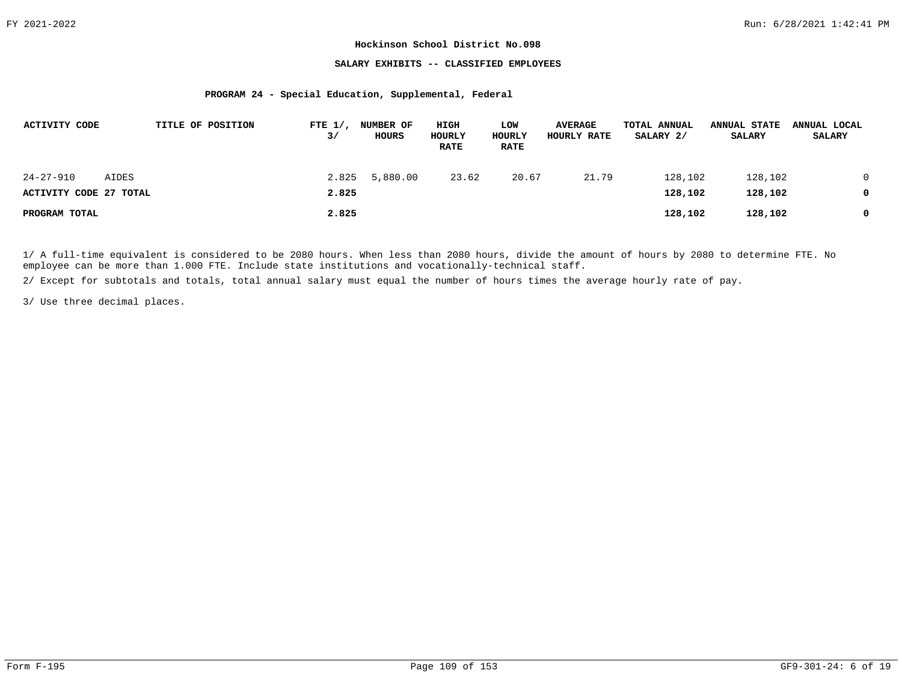**Hockinson School District No.098**

**SALARY EXHIBITS -- CLASSIFIED EMPLOYEES**

**PROGRAM 24 - Special Education, Supplemental, Federal**

| ACTIVITY CODE | TITLE OF POSITION | FTE 1/, 3/ | NUMBER OF HOURS | HIGH HOURLY RATE | LOW HOURLY RATE | AVERAGE HOURLY RATE | TOTAL ANNUAL SALARY 2/ | ANNUAL STATE SALARY | ANNUAL LOCAL SALARY |
|---|---|---|---|---|---|---|---|---|---|
| 24-27-910 | AIDES | 2.825 | 5,880.00 | 23.62 | 20.67 | 21.79 | 128,102 | 128,102 | 0 |
| **ACTIVITY CODE 27 TOTAL** | | **2.825** | | | | | **128,102** | **128,102** | **0** |
| **PROGRAM TOTAL** | | **2.825** | | | | | **128,102** | **128,102** | **0** |

1/ A full-time equivalent is considered to be 2080 hours. When less than 2080 hours, divide the amount of hours by 2080 to determine FTE. No employee can be more than 1.000 FTE. Include state institutions and vocationally-technical staff.

2/ Except for subtotals and totals, total annual salary must equal the number of hours times the average hourly rate of pay.

3/ Use three decimal places.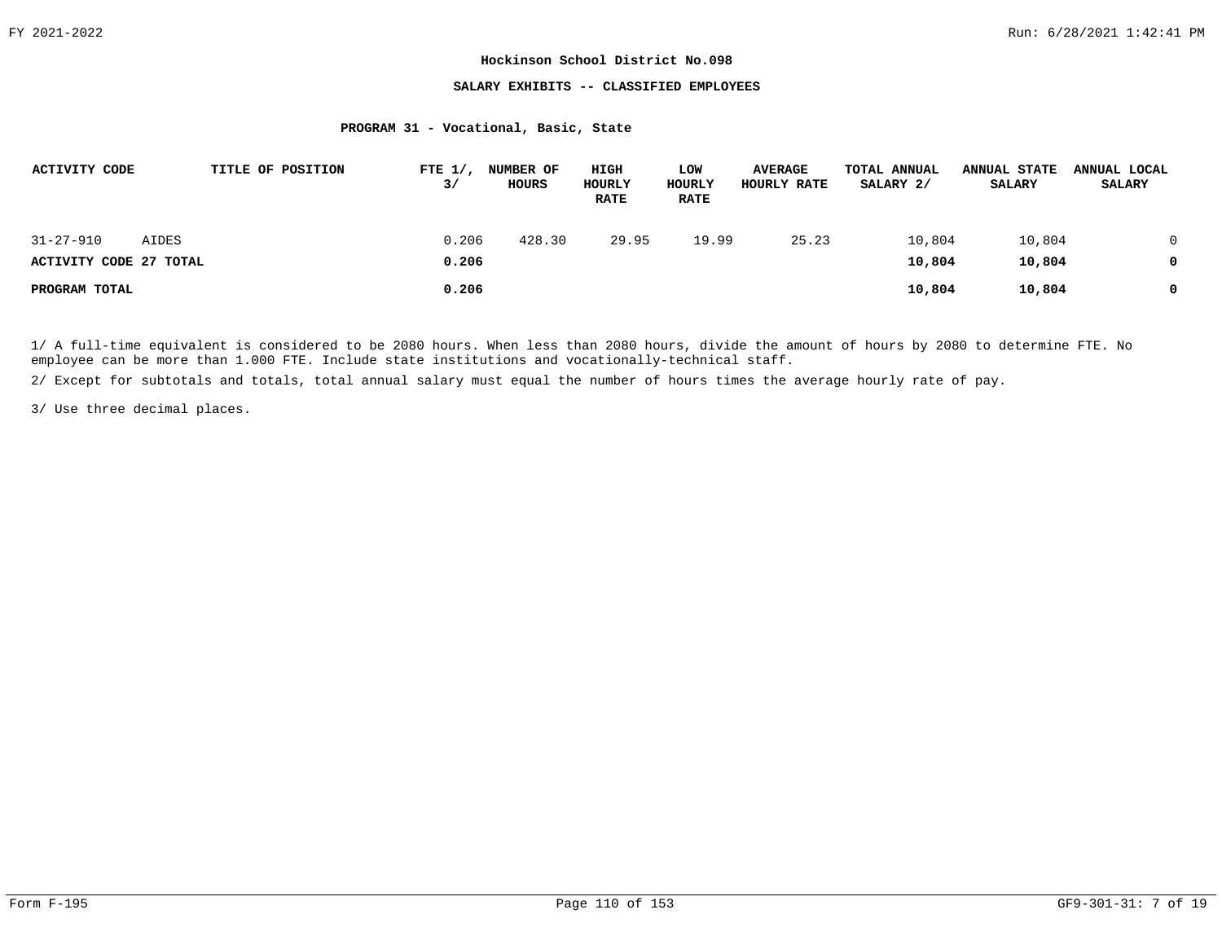**Hockinson School District No.098**

**SALARY EXHIBITS -- CLASSIFIED EMPLOYEES**

**PROGRAM 31 - Vocational, Basic, State**

| ACTIVITY CODE | TITLE OF POSITION | FTE 1/, 3/ | NUMBER OF HOURS | HIGH HOURLY RATE | LOW HOURLY RATE | AVERAGE HOURLY RATE | TOTAL ANNUAL SALARY 2/ | ANNUAL STATE SALARY | ANNUAL LOCAL SALARY |
|---|---|---|---|---|---|---|---|---|---|
| 31-27-910 | AIDES | 0.206 | 428.30 | 29.95 | 19.99 | 25.23 | 10,804 | 10,804 | 0 |
| **ACTIVITY CODE 27 TOTAL** | | **0.206** | | | | | **10,804** | **10,804** | **0** |
| **PROGRAM TOTAL** | | **0.206** | | | | | **10,804** | **10,804** | **0** |

1/ A full-time equivalent is considered to be 2080 hours. When less than 2080 hours, divide the amount of hours by 2080 to determine FTE. No employee can be more than 1.000 FTE. Include state institutions and vocationally-technical staff.

2/ Except for subtotals and totals, total annual salary must equal the number of hours times the average hourly rate of pay.

3/ Use three decimal places.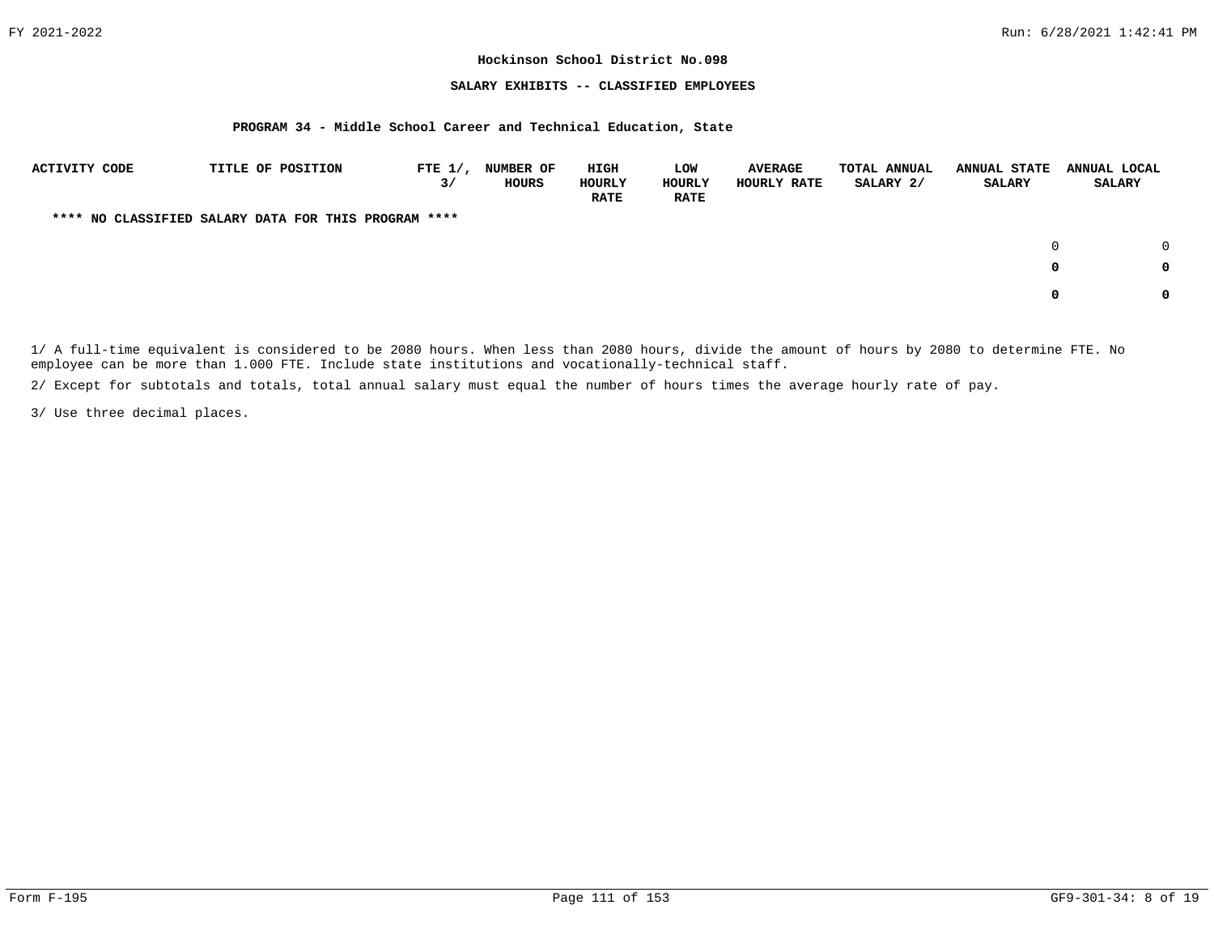**Hockinson School District No.098**

**SALARY EXHIBITS -- CLASSIFIED EMPLOYEES**

**PROGRAM 34 - Middle School Career and Technical Education, State**

| ACTIVITY CODE | TITLE OF POSITION | FTE 1/, 3/ | NUMBER OF HOURS | HIGH HOURLY RATE | LOW HOURLY RATE | AVERAGE HOURLY RATE | TOTAL ANNUAL SALARY 2/ | ANNUAL STATE SALARY | ANNUAL LOCAL SALARY |
|---|---|---|---|---|---|---|---|---|---|
| **** NO CLASSIFIED SALARY DATA FOR THIS PROGRAM **** | | | | | | | | | |
| | | | | | | | | 0 | 0 |
| | | | | | | | | **0** | **0** |
| | | | | | | | | **0** | **0** |

1/ A full-time equivalent is considered to be 2080 hours. When less than 2080 hours, divide the amount of hours by 2080 to determine FTE. No employee can be more than 1.000 FTE. Include state institutions and vocationally-technical staff.

2/ Except for subtotals and totals, total annual salary must equal the number of hours times the average hourly rate of pay.

3/ Use three decimal places.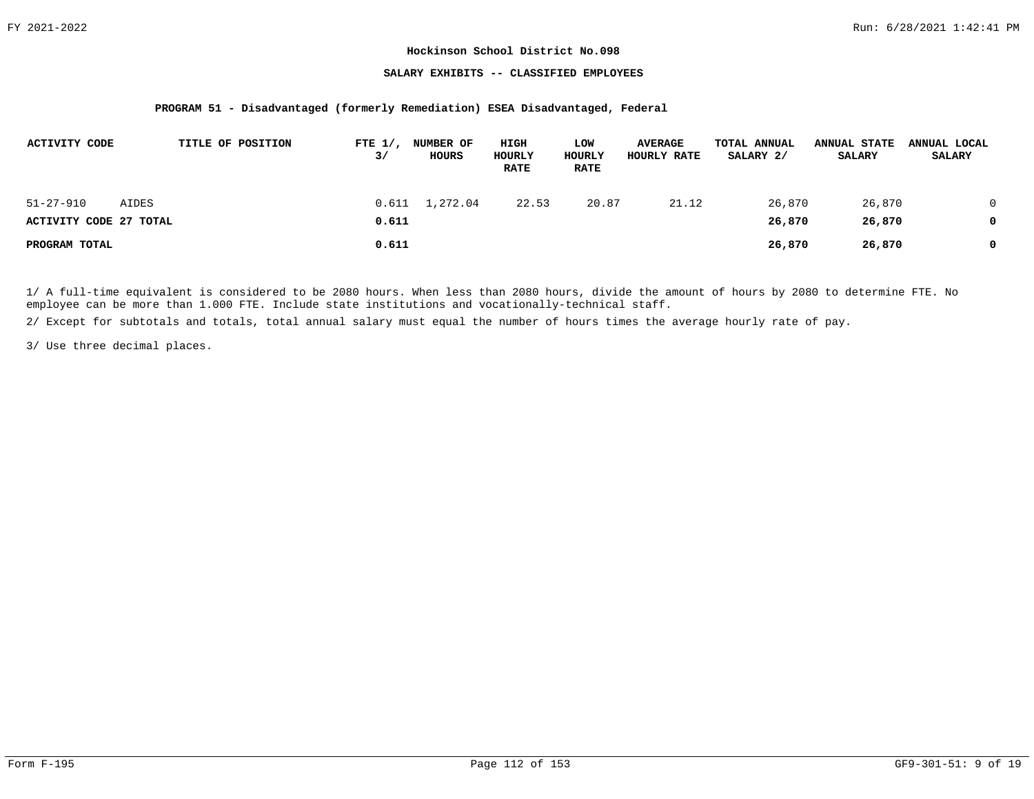**Hockinson School District No.098**

**SALARY EXHIBITS -- CLASSIFIED EMPLOYEES**

**PROGRAM 51 - Disadvantaged (formerly Remediation) ESEA Disadvantaged, Federal**

| ACTIVITY CODE | TITLE OF POSITION | FTE 1/, 3/ | NUMBER OF HOURS | HIGH HOURLY RATE | LOW HOURLY RATE | AVERAGE HOURLY RATE | TOTAL ANNUAL SALARY 2/ | ANNUAL STATE SALARY | ANNUAL LOCAL SALARY |
|---|---|---|---|---|---|---|---|---|---|
| 51-27-910 | AIDES | 0.611 | 1,272.04 | 22.53 | 20.87 | 21.12 | 26,870 | 26,870 | 0 |
| **ACTIVITY CODE 27 TOTAL** | | **0.611** | | | | | **26,870** | **26,870** | **0** |
| **PROGRAM TOTAL** | | **0.611** | | | | | **26,870** | **26,870** | **0** |

1/ A full-time equivalent is considered to be 2080 hours. When less than 2080 hours, divide the amount of hours by 2080 to determine FTE. No employee can be more than 1.000 FTE. Include state institutions and vocationally-technical staff.

2/ Except for subtotals and totals, total annual salary must equal the number of hours times the average hourly rate of pay.

3/ Use three decimal places.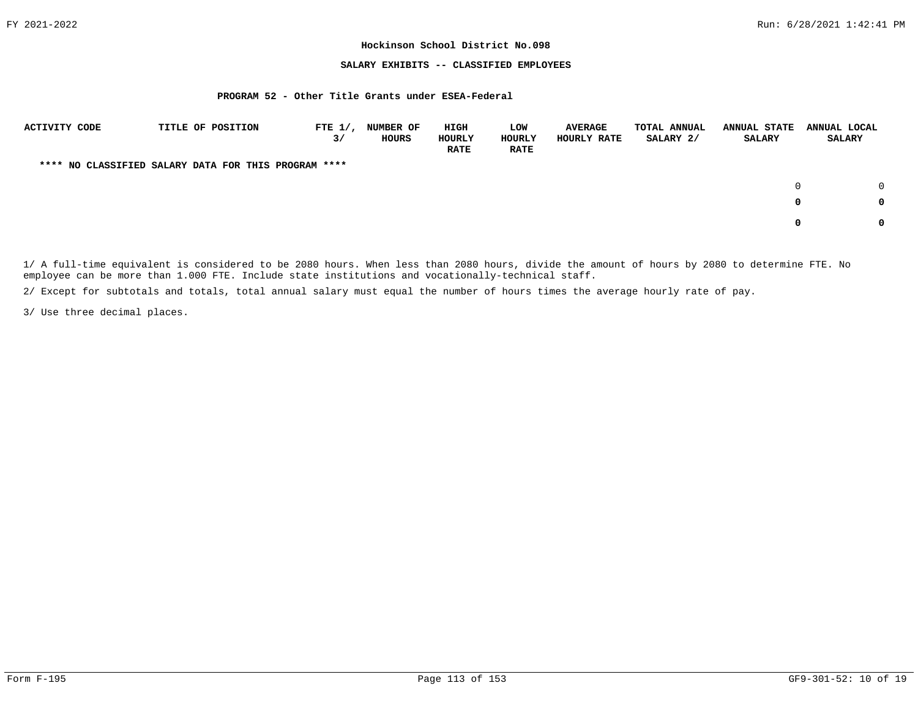**Hockinson School District No.098**

**SALARY EXHIBITS -- CLASSIFIED EMPLOYEES**

**PROGRAM 52 - Other Title Grants under ESEA-Federal**

| ACTIVITY CODE | TITLE OF POSITION | FTE 1/, 3/ | NUMBER OF HOURS | HIGH HOURLY RATE | LOW HOURLY RATE | AVERAGE HOURLY RATE | TOTAL ANNUAL SALARY 2/ | ANNUAL STATE SALARY | ANNUAL LOCAL SALARY |
|---|---|---|---|---|---|---|---|---|---|
| **** NO CLASSIFIED SALARY DATA FOR THIS PROGRAM **** | | | | | | | | | |
| | | | | | | | | 0 | 0 |
| | | | | | | | | **0** | **0** |
| | | | | | | | | **0** | **0** |

1/ A full-time equivalent is considered to be 2080 hours. When less than 2080 hours, divide the amount of hours by 2080 to determine FTE. No employee can be more than 1.000 FTE. Include state institutions and vocationally-technical staff.

2/ Except for subtotals and totals, total annual salary must equal the number of hours times the average hourly rate of pay.

3/ Use three decimal places.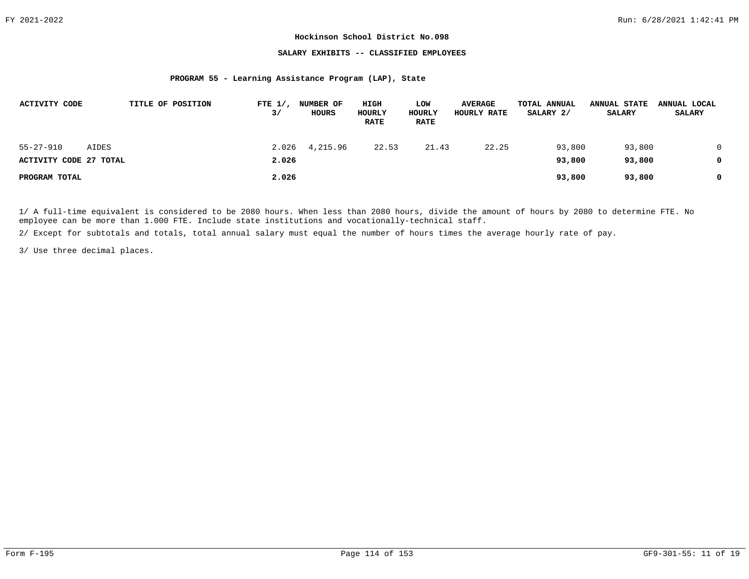**Hockinson School District No.098**

**SALARY EXHIBITS -- CLASSIFIED EMPLOYEES**

**PROGRAM 55 - Learning Assistance Program (LAP), State**

| ACTIVITY CODE | TITLE OF POSITION | FTE 1/, 3/ | NUMBER OF HOURS | HIGH HOURLY RATE | LOW HOURLY RATE | AVERAGE HOURLY RATE | TOTAL ANNUAL SALARY 2/ | ANNUAL STATE SALARY | ANNUAL LOCAL SALARY |
|---|---|---|---|---|---|---|---|---|---|
| 55-27-910 | AIDES | 2.026 | 4,215.96 | 22.53 | 21.43 | 22.25 | 93,800 | 93,800 | 0 |
| **ACTIVITY CODE 27 TOTAL** | | **2.026** | | | | | **93,800** | **93,800** | **0** |
| **PROGRAM TOTAL** | | **2.026** | | | | | **93,800** | **93,800** | **0** |

1/ A full-time equivalent is considered to be 2080 hours. When less than 2080 hours, divide the amount of hours by 2080 to determine FTE. No employee can be more than 1.000 FTE. Include state institutions and vocationally-technical staff.

2/ Except for subtotals and totals, total annual salary must equal the number of hours times the average hourly rate of pay.

3/ Use three decimal places.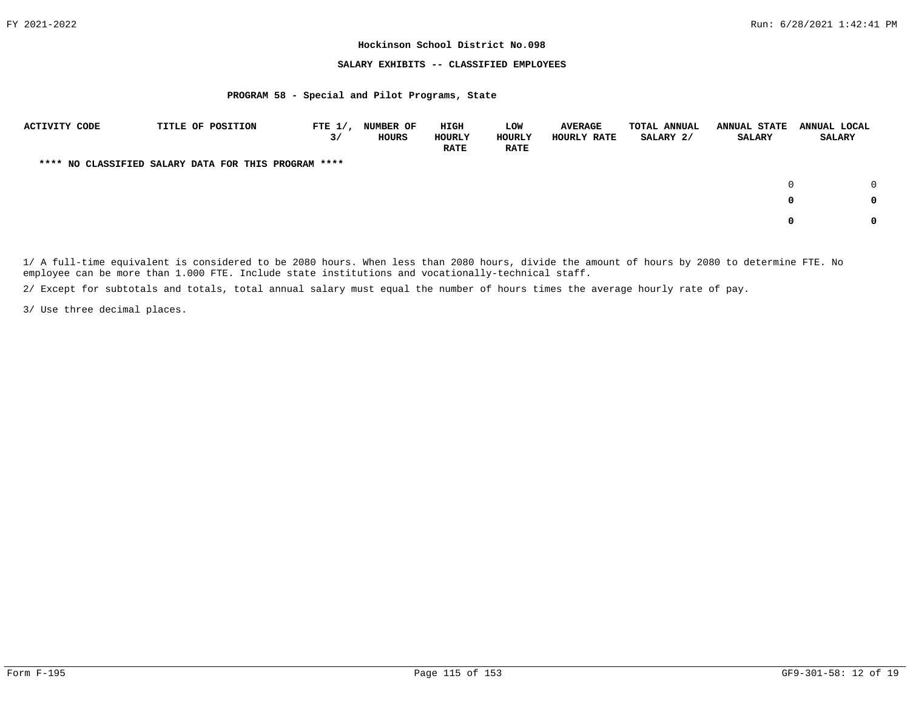**Hockinson School District No.098**

**SALARY EXHIBITS -- CLASSIFIED EMPLOYEES**

**PROGRAM 58 - Special and Pilot Programs, State**

| ACTIVITY CODE | TITLE OF POSITION | FTE 1/, 3/ | NUMBER OF HOURS | HIGH HOURLY RATE | LOW HOURLY RATE | AVERAGE HOURLY RATE | TOTAL ANNUAL SALARY 2/ | ANNUAL STATE SALARY | ANNUAL LOCAL SALARY |
|---|---|---|---|---|---|---|---|---|---|
| **\*\*\*\* NO CLASSIFIED SALARY DATA FOR THIS PROGRAM \*\*\*\*** | | | | | | | | | |
| | | | | | | | | 0 | 0 |
| | | | | | | | | **0** | **0** |
| | | | | | | | | **0** | **0** |

1/ A full-time equivalent is considered to be 2080 hours. When less than 2080 hours, divide the amount of hours by 2080 to determine FTE. No employee can be more than 1.000 FTE. Include state institutions and vocationally-technical staff.

2/ Except for subtotals and totals, total annual salary must equal the number of hours times the average hourly rate of pay.

3/ Use three decimal places.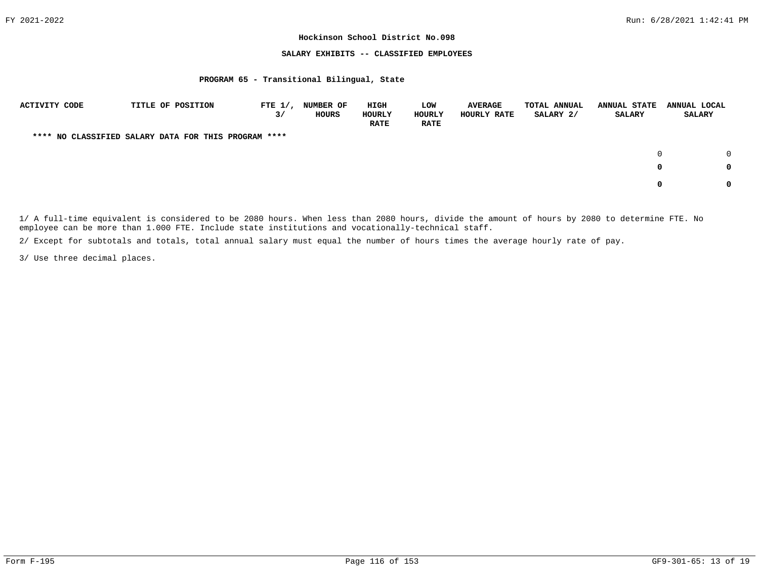**Hockinson School District No.098**

**SALARY EXHIBITS -- CLASSIFIED EMPLOYEES**

**PROGRAM 65 - Transitional Bilingual, State**

| ACTIVITY CODE | TITLE OF POSITION | FTE 1/, 3/ | NUMBER OF HOURS | HIGH HOURLY RATE | LOW HOURLY RATE | AVERAGE HOURLY RATE | TOTAL ANNUAL SALARY 2/ | ANNUAL STATE SALARY | ANNUAL LOCAL SALARY |
|---|---|---|---|---|---|---|---|---|---|
| **** NO CLASSIFIED SALARY DATA FOR THIS PROGRAM **** | | | | | | | | | |
| | | | | | | | | 0 | 0 |
| | | | | | | | | **0** | **0** |
| | | | | | | | | **0** | **0** |

1/ A full-time equivalent is considered to be 2080 hours. When less than 2080 hours, divide the amount of hours by 2080 to determine FTE. No employee can be more than 1.000 FTE. Include state institutions and vocationally-technical staff.

2/ Except for subtotals and totals, total annual salary must equal the number of hours times the average hourly rate of pay.

3/ Use three decimal places.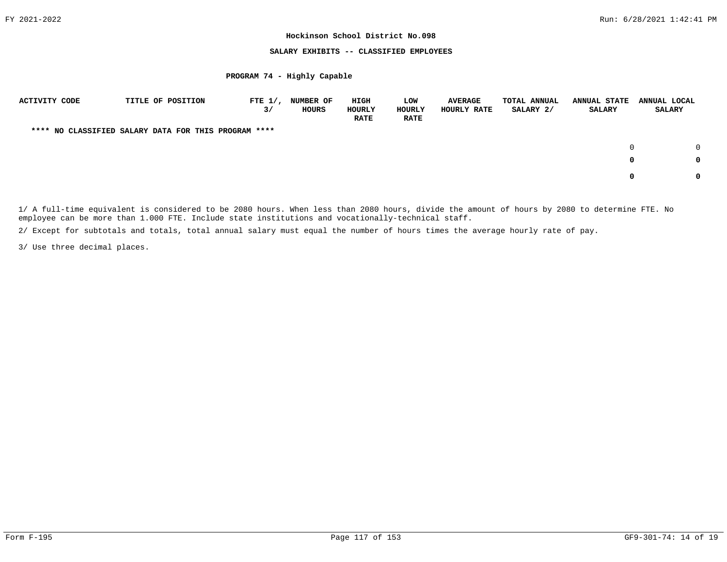**Hockinson School District No.098**

**SALARY EXHIBITS -- CLASSIFIED EMPLOYEES**

**PROGRAM 74 - Highly Capable**

| ACTIVITY CODE | TITLE OF POSITION | FTE 1/, 3/ | NUMBER OF HOURS | HIGH HOURLY RATE | LOW HOURLY RATE | AVERAGE HOURLY RATE | TOTAL ANNUAL SALARY 2/ | ANNUAL STATE SALARY | ANNUAL LOCAL SALARY |
|---|---|---|---|---|---|---|---|---|---|
| **** NO CLASSIFIED SALARY DATA FOR THIS PROGRAM **** | | | | | | | | | |
| | | | | | | | | 0 | 0 |
| | | | | | | | | **0** | **0** |
| | | | | | | | | **0** | **0** |

1/ A full-time equivalent is considered to be 2080 hours. When less than 2080 hours, divide the amount of hours by 2080 to determine FTE. No employee can be more than 1.000 FTE. Include state institutions and vocationally-technical staff.

2/ Except for subtotals and totals, total annual salary must equal the number of hours times the average hourly rate of pay.

3/ Use three decimal places.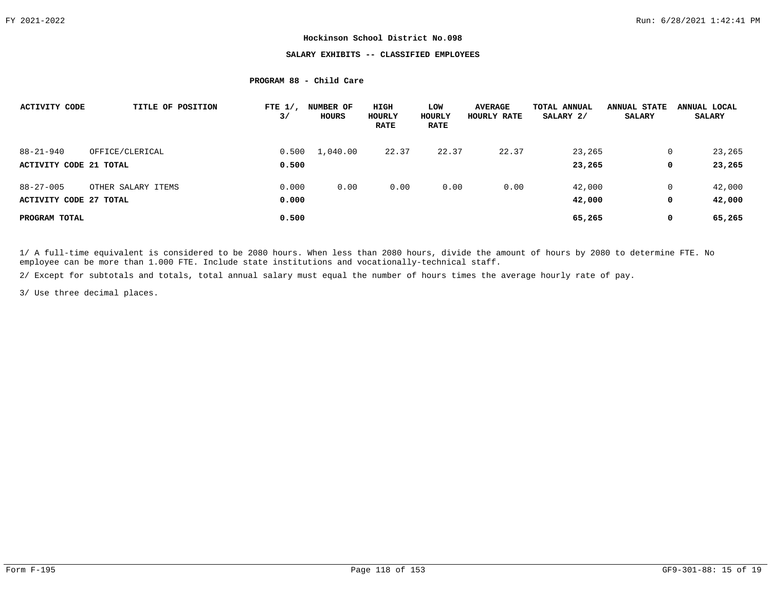**Hockinson School District No.098**

**SALARY EXHIBITS -- CLASSIFIED EMPLOYEES**

**PROGRAM 88 - Child Care**

| ACTIVITY CODE | TITLE OF POSITION | FTE 1/, 3/ | NUMBER OF HOURS | HIGH HOURLY RATE | LOW HOURLY RATE | AVERAGE HOURLY RATE | TOTAL ANNUAL SALARY 2/ | ANNUAL STATE SALARY | ANNUAL LOCAL SALARY |
|---|---|---|---|---|---|---|---|---|---|
| 88-21-940 | OFFICE/CLERICAL | 0.500 | 1,040.00 | 22.37 | 22.37 | 22.37 | 23,265 | 0 | 23,265 |
| **ACTIVITY CODE 21 TOTAL** | | **0.500** | | | | | **23,265** | **0** | **23,265** |
| 88-27-005 | OTHER SALARY ITEMS | 0.000 | 0.00 | 0.00 | 0.00 | 0.00 | 42,000 | 0 | 42,000 |
| **ACTIVITY CODE 27 TOTAL** | | **0.000** | | | | | **42,000** | **0** | **42,000** |
| **PROGRAM TOTAL** | | **0.500** | | | | | **65,265** | **0** | **65,265** |

1/ A full-time equivalent is considered to be 2080 hours. When less than 2080 hours, divide the amount of hours by 2080 to determine FTE. No employee can be more than 1.000 FTE. Include state institutions and vocationally-technical staff.

2/ Except for subtotals and totals, total annual salary must equal the number of hours times the average hourly rate of pay.

3/ Use three decimal places.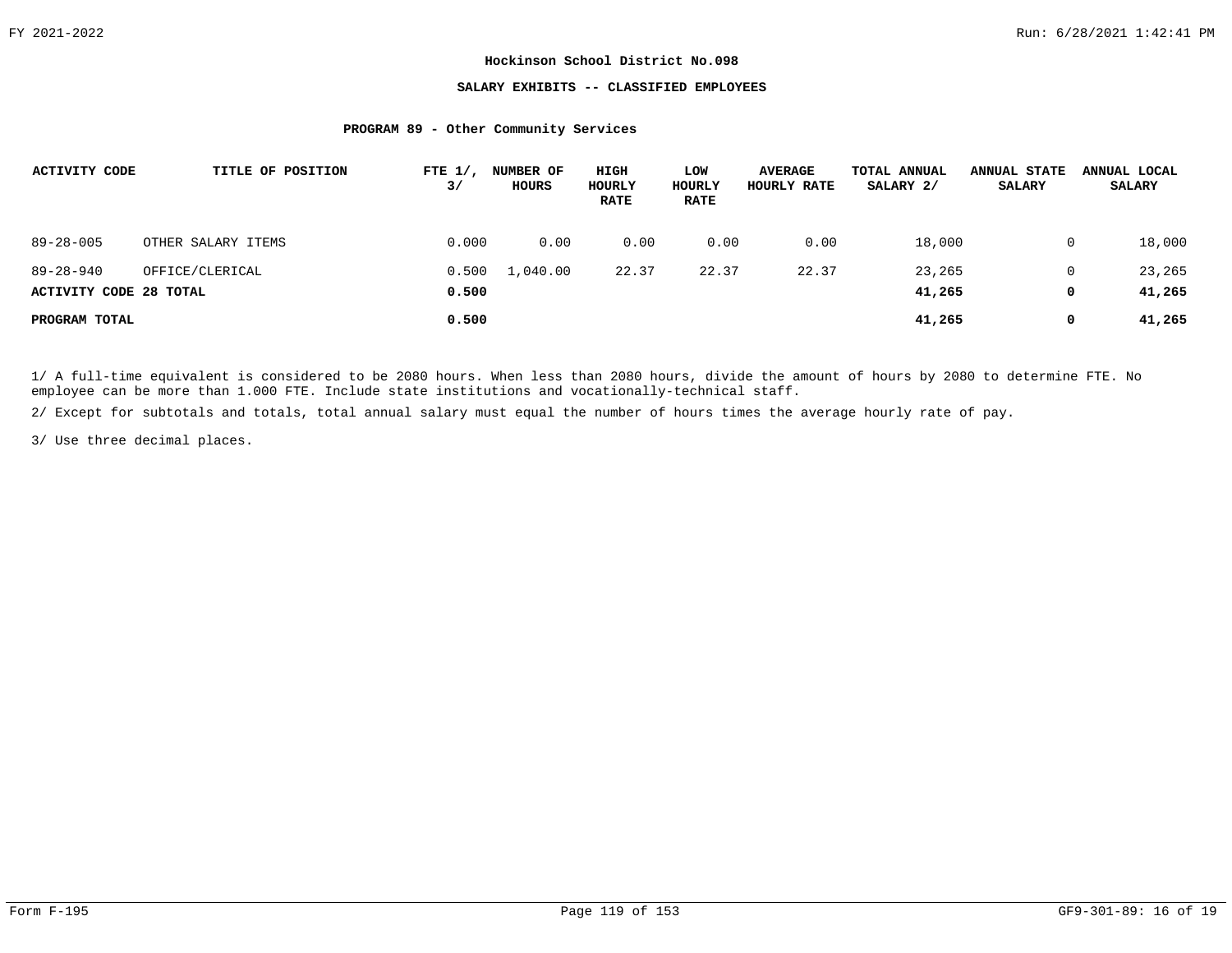# Hockinson School District No.098

## SALARY EXHIBITS -- CLASSIFIED EMPLOYEES

### PROGRAM 89 - Other Community Services

| ACTIVITY CODE | TITLE OF POSITION | FTE 1/, 3/ | NUMBER OF HOURS | HIGH HOURLY RATE | LOW HOURLY RATE | AVERAGE HOURLY RATE | TOTAL ANNUAL SALARY 2/ | ANNUAL STATE SALARY | ANNUAL LOCAL SALARY |
|---|---|---|---|---|---|---|---|---|---|
| 89-28-005 | OTHER SALARY ITEMS | 0.000 | 0.00 | 0.00 | 0.00 | 0.00 | 18,000 | 0 | 18,000 |
| 89-28-940 | OFFICE/CLERICAL | 0.500 | 1,040.00 | 22.37 | 22.37 | 22.37 | 23,265 | 0 | 23,265 |
| **ACTIVITY CODE 28 TOTAL** | | **0.500** | | | | | **41,265** | **0** | **41,265** |
| **PROGRAM TOTAL** | | **0.500** | | | | | **41,265** | **0** | **41,265** |

1/ A full-time equivalent is considered to be 2080 hours. When less than 2080 hours, divide the amount of hours by 2080 to determine FTE. No employee can be more than 1.000 FTE. Include state institutions and vocationally-technical staff.

2/ Except for subtotals and totals, total annual salary must equal the number of hours times the average hourly rate of pay.

3/ Use three decimal places.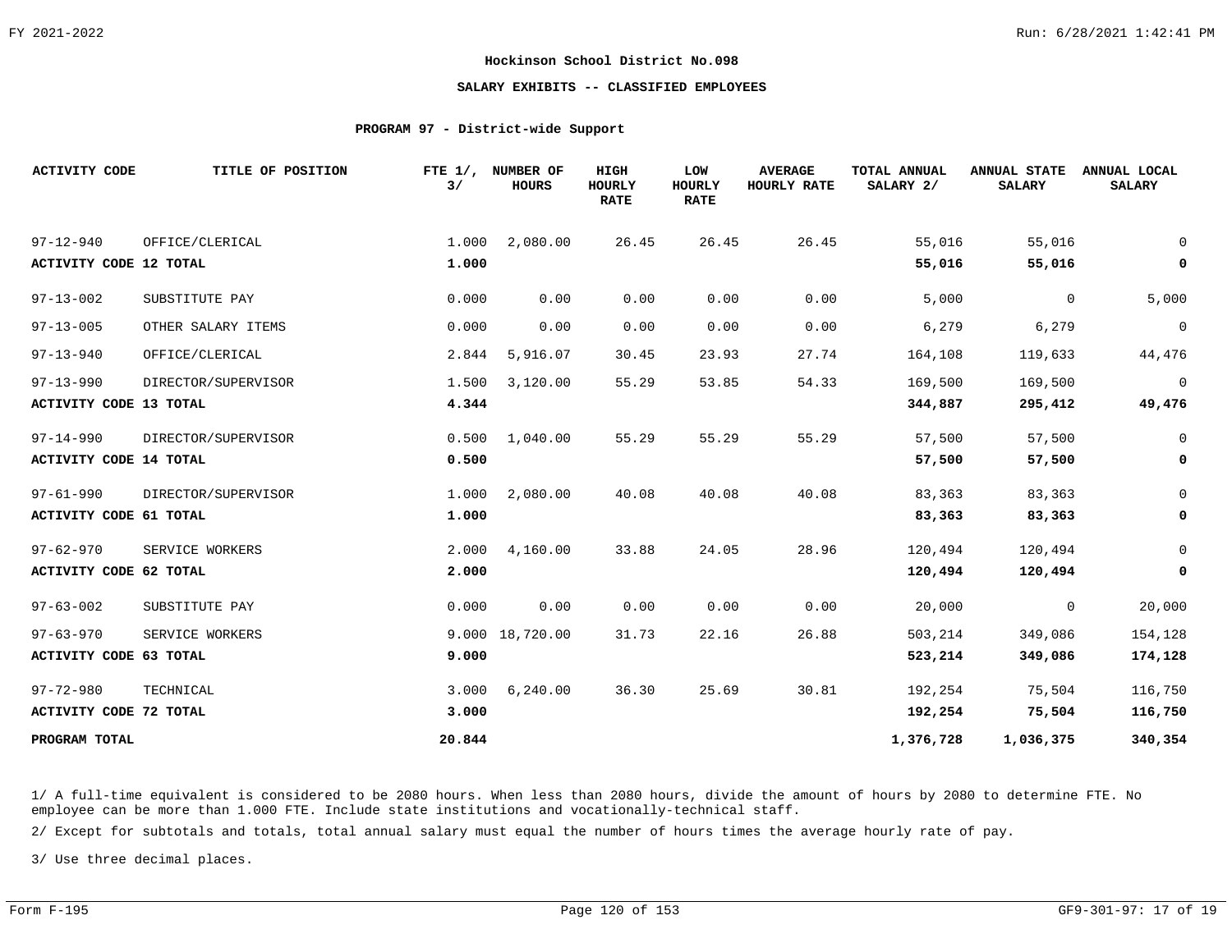Hockinson School District No.098

## SALARY EXHIBITS -- CLASSIFIED EMPLOYEES

### PROGRAM 97 - District-wide Support

| ACTIVITY CODE | TITLE OF POSITION | FTE 1/, 3/ | NUMBER OF HOURS | HIGH HOURLY RATE | LOW HOURLY RATE | AVERAGE HOURLY RATE | TOTAL ANNUAL SALARY 2/ | ANNUAL STATE SALARY | ANNUAL LOCAL SALARY |
|---|---|---|---|---|---|---|---|---|---|
| 97-12-940 | OFFICE/CLERICAL | 1.000 | 2,080.00 | 26.45 | 26.45 | 26.45 | 55,016 | 55,016 | 0 |
| **ACTIVITY CODE 12 TOTAL** | | **1.000** | | | | | **55,016** | **55,016** | **0** |
| 97-13-002 | SUBSTITUTE PAY | 0.000 | 0.00 | 0.00 | 0.00 | 0.00 | 5,000 | 0 | 5,000 |
| 97-13-005 | OTHER SALARY ITEMS | 0.000 | 0.00 | 0.00 | 0.00 | 0.00 | 6,279 | 6,279 | 0 |
| 97-13-940 | OFFICE/CLERICAL | 2.844 | 5,916.07 | 30.45 | 23.93 | 27.74 | 164,108 | 119,633 | 44,476 |
| 97-13-990 | DIRECTOR/SUPERVISOR | 1.500 | 3,120.00 | 55.29 | 53.85 | 54.33 | 169,500 | 169,500 | 0 |
| **ACTIVITY CODE 13 TOTAL** | | **4.344** | | | | | **344,887** | **295,412** | **49,476** |
| 97-14-990 | DIRECTOR/SUPERVISOR | 0.500 | 1,040.00 | 55.29 | 55.29 | 55.29 | 57,500 | 57,500 | 0 |
| **ACTIVITY CODE 14 TOTAL** | | **0.500** | | | | | **57,500** | **57,500** | **0** |
| 97-61-990 | DIRECTOR/SUPERVISOR | 1.000 | 2,080.00 | 40.08 | 40.08 | 40.08 | 83,363 | 83,363 | 0 |
| **ACTIVITY CODE 61 TOTAL** | | **1.000** | | | | | **83,363** | **83,363** | **0** |
| 97-62-970 | SERVICE WORKERS | 2.000 | 4,160.00 | 33.88 | 24.05 | 28.96 | 120,494 | 120,494 | 0 |
| **ACTIVITY CODE 62 TOTAL** | | **2.000** | | | | | **120,494** | **120,494** | **0** |
| 97-63-002 | SUBSTITUTE PAY | 0.000 | 0.00 | 0.00 | 0.00 | 0.00 | 20,000 | 0 | 20,000 |
| 97-63-970 | SERVICE WORKERS | 9.000 | 18,720.00 | 31.73 | 22.16 | 26.88 | 503,214 | 349,086 | 154,128 |
| **ACTIVITY CODE 63 TOTAL** | | **9.000** | | | | | **523,214** | **349,086** | **174,128** |
| 97-72-980 | TECHNICAL | 3.000 | 6,240.00 | 36.30 | 25.69 | 30.81 | 192,254 | 75,504 | 116,750 |
| **ACTIVITY CODE 72 TOTAL** | | **3.000** | | | | | **192,254** | **75,504** | **116,750** |
| **PROGRAM TOTAL** | | **20.844** | | | | | **1,376,728** | **1,036,375** | **340,354** |

1/ A full-time equivalent is considered to be 2080 hours. When less than 2080 hours, divide the amount of hours by 2080 to determine FTE. No employee can be more than 1.000 FTE. Include state institutions and vocationally-technical staff.

2/ Except for subtotals and totals, total annual salary must equal the number of hours times the average hourly rate of pay.

3/ Use three decimal places.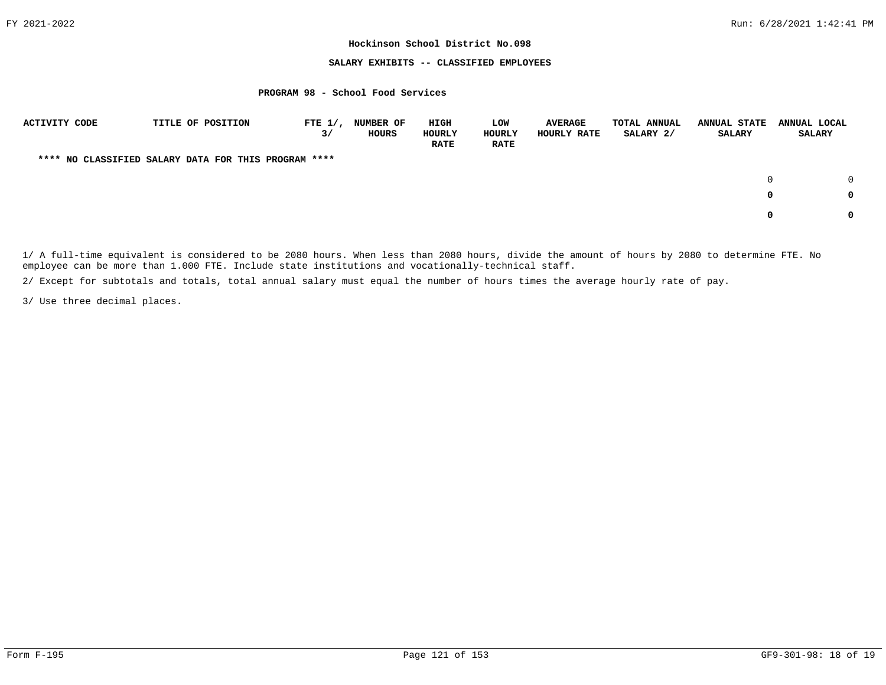**Hockinson School District No.098**

**SALARY EXHIBITS -- CLASSIFIED EMPLOYEES**

**PROGRAM 98 - School Food Services**

| ACTIVITY CODE | TITLE OF POSITION | FTE 1/, 3/ | NUMBER OF HOURS | HIGH HOURLY RATE | LOW HOURLY RATE | AVERAGE HOURLY RATE | TOTAL ANNUAL SALARY 2/ | ANNUAL STATE SALARY | ANNUAL LOCAL SALARY |
|---|---|---|---|---|---|---|---|---|---|
| **** NO CLASSIFIED SALARY DATA FOR THIS PROGRAM **** | | | | | | | | | |
| | | | | | | | | 0 | 0 |
| | | | | | | | | **0** | **0** |
| | | | | | | | | **0** | **0** |

1/ A full-time equivalent is considered to be 2080 hours. When less than 2080 hours, divide the amount of hours by 2080 to determine FTE. No employee can be more than 1.000 FTE. Include state institutions and vocationally-technical staff.

2/ Except for subtotals and totals, total annual salary must equal the number of hours times the average hourly rate of pay.

3/ Use three decimal places.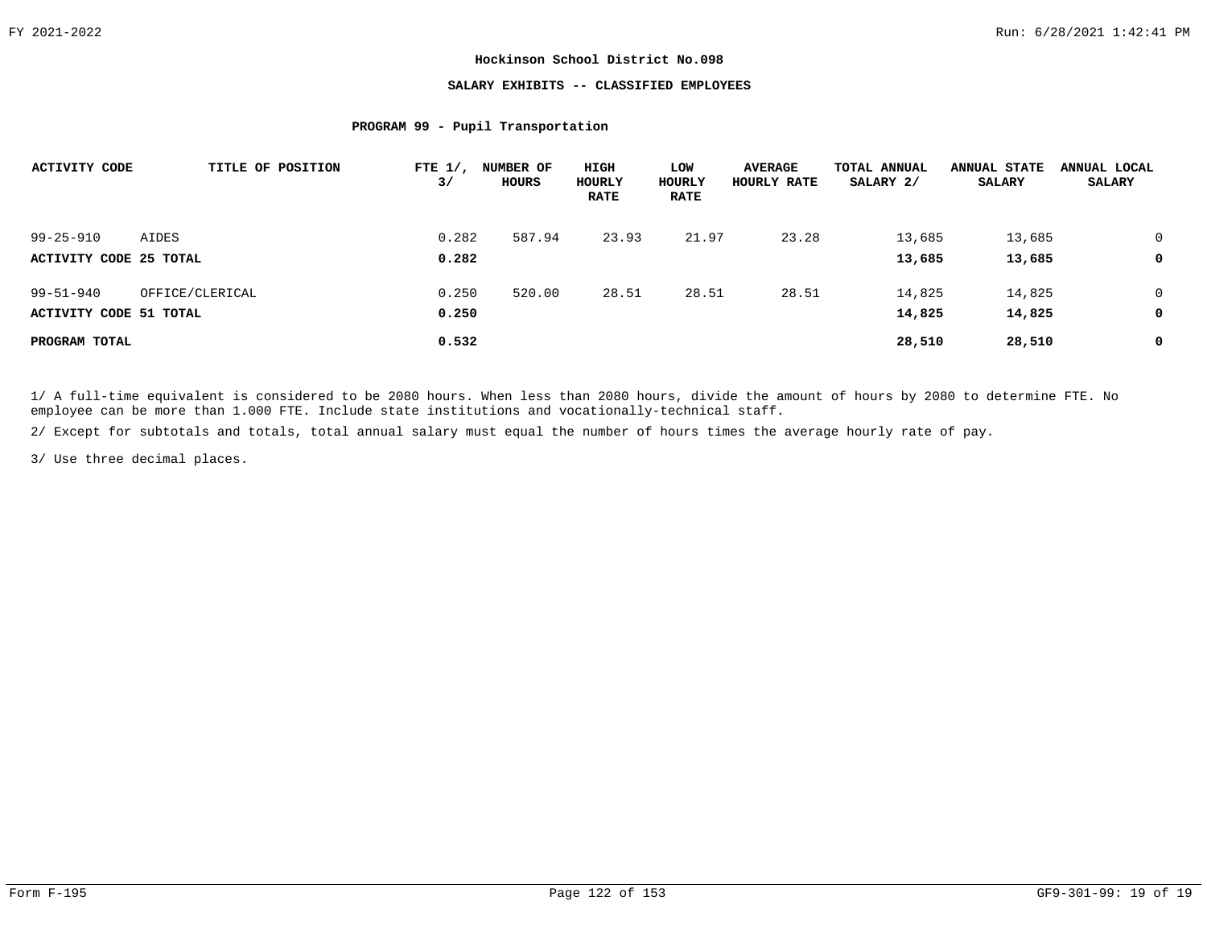# Hockinson School District No.098

## SALARY EXHIBITS -- CLASSIFIED EMPLOYEES

### PROGRAM 99 - Pupil Transportation

| ACTIVITY CODE | TITLE OF POSITION | FTE 1/, 3/ | NUMBER OF HOURS | HIGH HOURLY RATE | LOW HOURLY RATE | AVERAGE HOURLY RATE | TOTAL ANNUAL SALARY 2/ | ANNUAL STATE SALARY | ANNUAL LOCAL SALARY |
|---|---|---|---|---|---|---|---|---|---|
| 99-25-910 | AIDES | 0.282 | 587.94 | 23.93 | 21.97 | 23.28 | 13,685 | 13,685 | 0 |
| **ACTIVITY CODE 25 TOTAL** | | **0.282** | | | | | **13,685** | **13,685** | **0** |
| 99-51-940 | OFFICE/CLERICAL | 0.250 | 520.00 | 28.51 | 28.51 | 28.51 | 14,825 | 14,825 | 0 |
| **ACTIVITY CODE 51 TOTAL** | | **0.250** | | | | | **14,825** | **14,825** | **0** |
| **PROGRAM TOTAL** | | **0.532** | | | | | **28,510** | **28,510** | **0** |

1/ A full-time equivalent is considered to be 2080 hours. When less than 2080 hours, divide the amount of hours by 2080 to determine FTE. No employee can be more than 1.000 FTE. Include state institutions and vocationally-technical staff.

2/ Except for subtotals and totals, total annual salary must equal the number of hours times the average hourly rate of pay.

3/ Use three decimal places.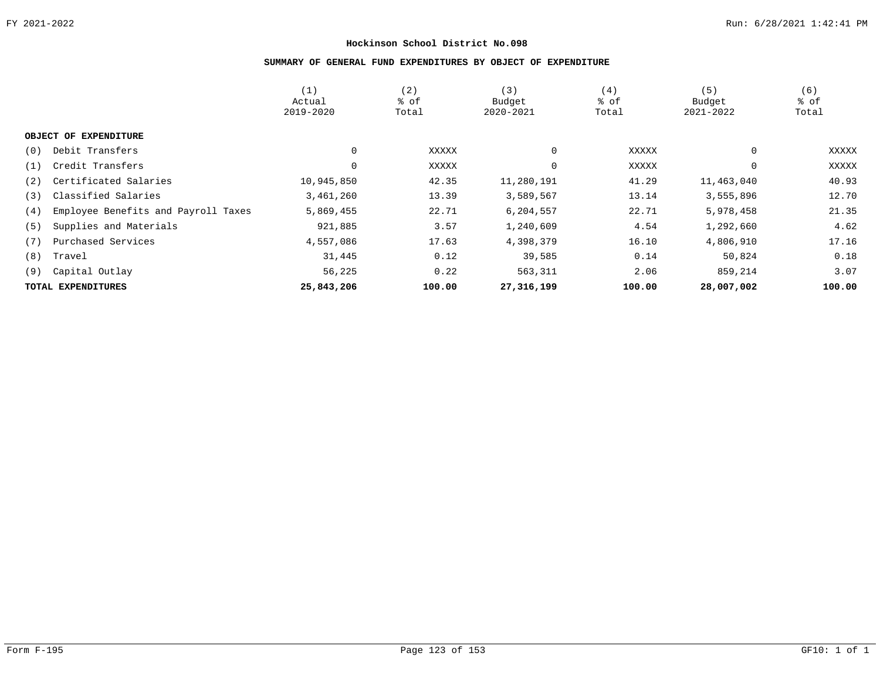# Hockinson School District No.098

## SUMMARY OF GENERAL FUND EXPENDITURES BY OBJECT OF EXPENDITURE

| | (1) Actual 2019-2020 | (2) % of Total | (3) Budget 2020-2021 | (4) % of Total | (5) Budget 2021-2022 | (6) % of Total |
|---|---|---|---|---|---|---|
| **OBJECT OF EXPENDITURE** | | | | | | |
| (0) Debit Transfers | 0 | XXXXX | 0 | XXXXX | 0 | XXXXX |
| (1) Credit Transfers | 0 | XXXXX | 0 | XXXXX | 0 | XXXXX |
| (2) Certificated Salaries | 10,945,850 | 42.35 | 11,280,191 | 41.29 | 11,463,040 | 40.93 |
| (3) Classified Salaries | 3,461,260 | 13.39 | 3,589,567 | 13.14 | 3,555,896 | 12.70 |
| (4) Employee Benefits and Payroll Taxes | 5,869,455 | 22.71 | 6,204,557 | 22.71 | 5,978,458 | 21.35 |
| (5) Supplies and Materials | 921,885 | 3.57 | 1,240,609 | 4.54 | 1,292,660 | 4.62 |
| (7) Purchased Services | 4,557,086 | 17.63 | 4,398,379 | 16.10 | 4,806,910 | 17.16 |
| (8) Travel | 31,445 | 0.12 | 39,585 | 0.14 | 50,824 | 0.18 |
| (9) Capital Outlay | 56,225 | 0.22 | 563,311 | 2.06 | 859,214 | 3.07 |
| **TOTAL EXPENDITURES** | **25,843,206** | **100.00** | **27,316,199** | **100.00** | **28,007,002** | **100.00** |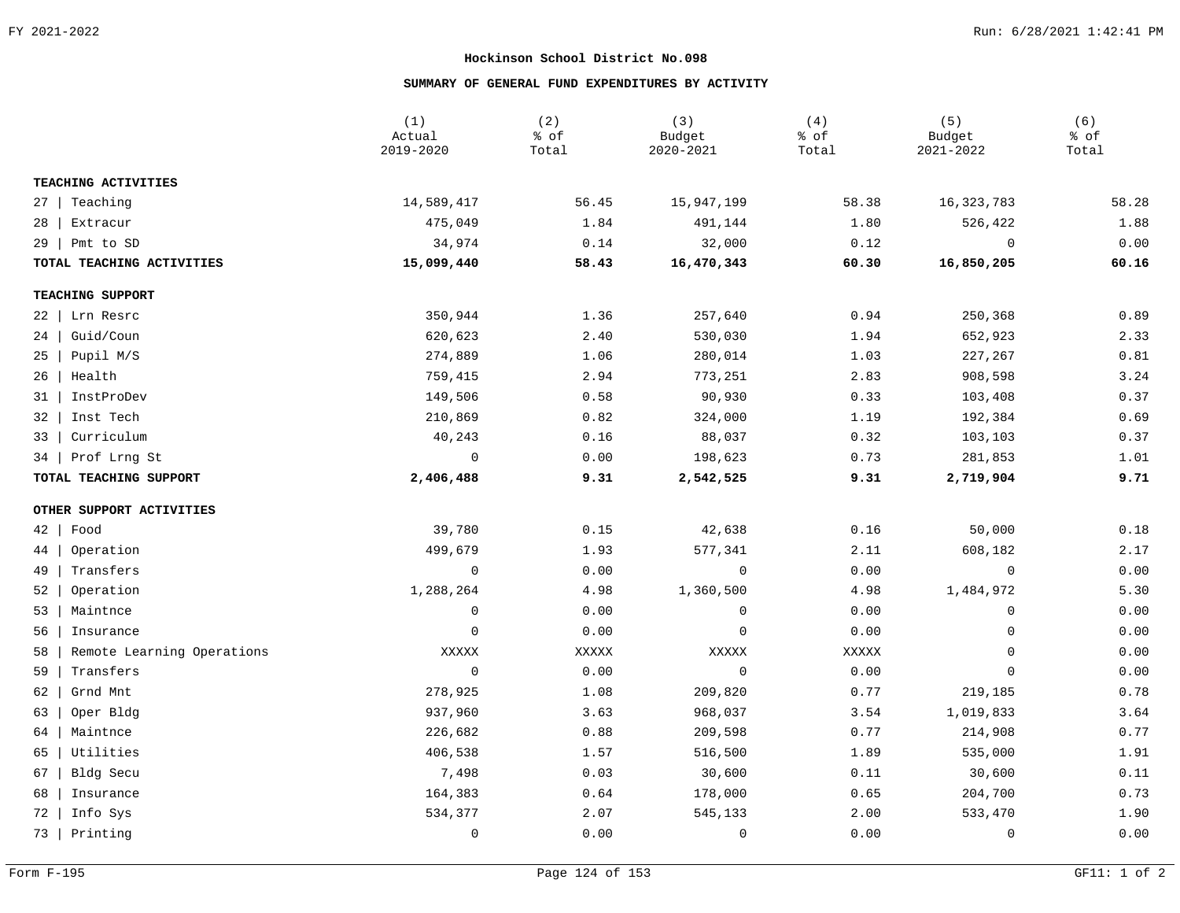## Hockinson School District No.098

### SUMMARY OF GENERAL FUND EXPENDITURES BY ACTIVITY

| | (1) Actual 2019-2020 | (2) % of Total | (3) Budget 2020-2021 | (4) % of Total | (5) Budget 2021-2022 | (6) % of Total |
|---|---|---|---|---|---|---|
| **TEACHING ACTIVITIES** | | | | | | |
| 27 \| Teaching | 14,589,417 | 56.45 | 15,947,199 | 58.38 | 16,323,783 | 58.28 |
| 28 \| Extracur | 475,049 | 1.84 | 491,144 | 1.80 | 526,422 | 1.88 |
| 29 \| Pmt to SD | 34,974 | 0.14 | 32,000 | 0.12 | 0 | 0.00 |
| **TOTAL TEACHING ACTIVITIES** | **15,099,440** | **58.43** | **16,470,343** | **60.30** | **16,850,205** | **60.16** |
| **TEACHING SUPPORT** | | | | | | |
| 22 \| Lrn Resrc | 350,944 | 1.36 | 257,640 | 0.94 | 250,368 | 0.89 |
| 24 \| Guid/Coun | 620,623 | 2.40 | 530,030 | 1.94 | 652,923 | 2.33 |
| 25 \| Pupil M/S | 274,889 | 1.06 | 280,014 | 1.03 | 227,267 | 0.81 |
| 26 \| Health | 759,415 | 2.94 | 773,251 | 2.83 | 908,598 | 3.24 |
| 31 \| InstProDev | 149,506 | 0.58 | 90,930 | 0.33 | 103,408 | 0.37 |
| 32 \| Inst Tech | 210,869 | 0.82 | 324,000 | 1.19 | 192,384 | 0.69 |
| 33 \| Curriculum | 40,243 | 0.16 | 88,037 | 0.32 | 103,103 | 0.37 |
| 34 \| Prof Lrng St | 0 | 0.00 | 198,623 | 0.73 | 281,853 | 1.01 |
| **TOTAL TEACHING SUPPORT** | **2,406,488** | **9.31** | **2,542,525** | **9.31** | **2,719,904** | **9.71** |
| **OTHER SUPPORT ACTIVITIES** | | | | | | |
| 42 \| Food | 39,780 | 0.15 | 42,638 | 0.16 | 50,000 | 0.18 |
| 44 \| Operation | 499,679 | 1.93 | 577,341 | 2.11 | 608,182 | 2.17 |
| 49 \| Transfers | 0 | 0.00 | 0 | 0.00 | 0 | 0.00 |
| 52 \| Operation | 1,288,264 | 4.98 | 1,360,500 | 4.98 | 1,484,972 | 5.30 |
| 53 \| Maintnce | 0 | 0.00 | 0 | 0.00 | 0 | 0.00 |
| 56 \| Insurance | 0 | 0.00 | 0 | 0.00 | 0 | 0.00 |
| 58 \| Remote Learning Operations | XXXXX | XXXXX | XXXXX | XXXXX | 0 | 0.00 |
| 59 \| Transfers | 0 | 0.00 | 0 | 0.00 | 0 | 0.00 |
| 62 \| Grnd Mnt | 278,925 | 1.08 | 209,820 | 0.77 | 219,185 | 0.78 |
| 63 \| Oper Bldg | 937,960 | 3.63 | 968,037 | 3.54 | 1,019,833 | 3.64 |
| 64 \| Maintnce | 226,682 | 0.88 | 209,598 | 0.77 | 214,908 | 0.77 |
| 65 \| Utilities | 406,538 | 1.57 | 516,500 | 1.89 | 535,000 | 1.91 |
| 67 \| Bldg Secu | 7,498 | 0.03 | 30,600 | 0.11 | 30,600 | 0.11 |
| 68 \| Insurance | 164,383 | 0.64 | 178,000 | 0.65 | 204,700 | 0.73 |
| 72 \| Info Sys | 534,377 | 2.07 | 545,133 | 2.00 | 533,470 | 1.90 |
| 73 \| Printing | 0 | 0.00 | 0 | 0.00 | 0 | 0.00 |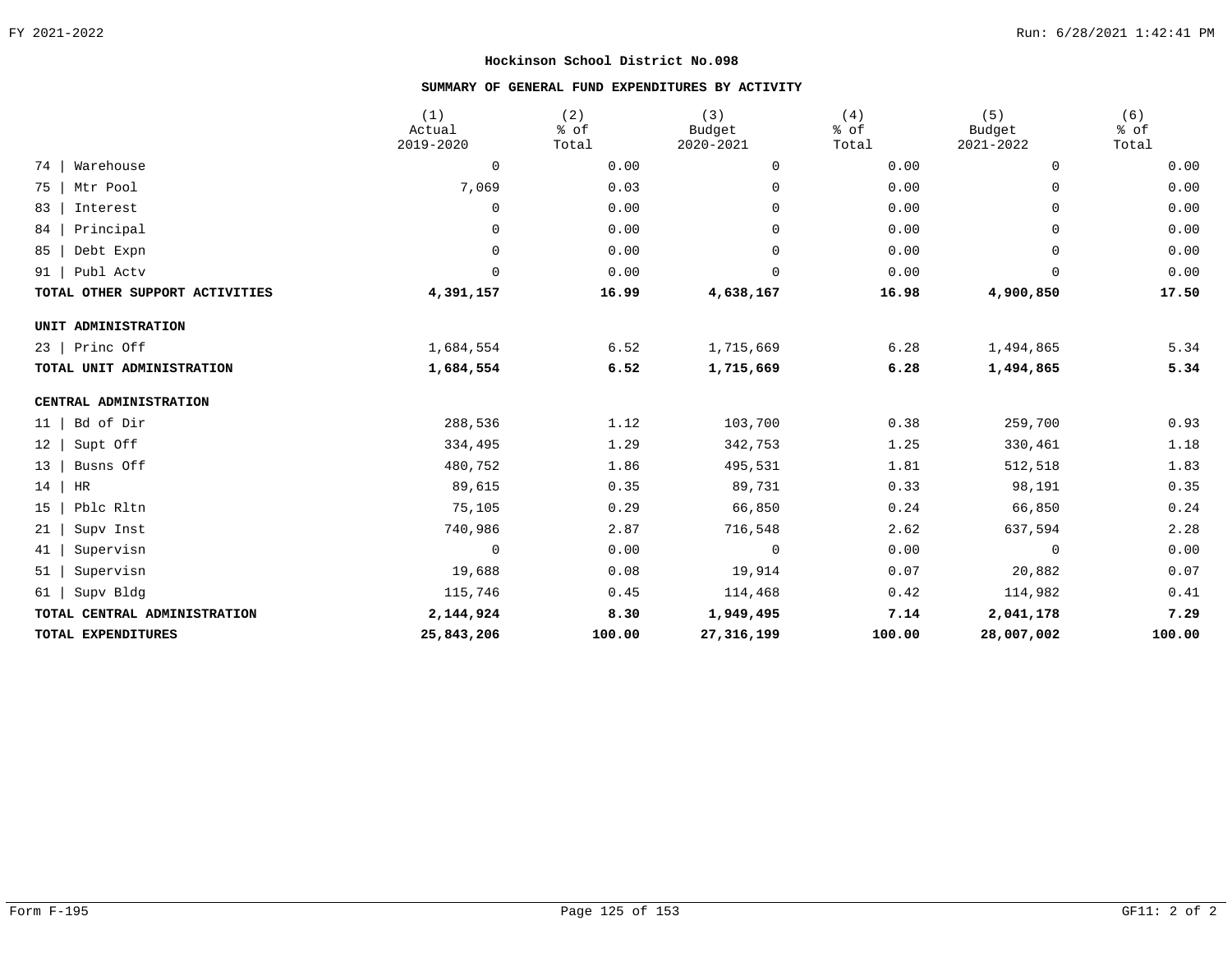**Hockinson School District No.098**

**SUMMARY OF GENERAL FUND EXPENDITURES BY ACTIVITY**

| | (1) Actual 2019-2020 | (2) % of Total | (3) Budget 2020-2021 | (4) % of Total | (5) Budget 2021-2022 | (6) % of Total |
|---|---|---|---|---|---|---|
| 74 \| Warehouse | 0 | 0.00 | 0 | 0.00 | 0 | 0.00 |
| 75 \| Mtr Pool | 7,069 | 0.03 | 0 | 0.00 | 0 | 0.00 |
| 83 \| Interest | 0 | 0.00 | 0 | 0.00 | 0 | 0.00 |
| 84 \| Principal | 0 | 0.00 | 0 | 0.00 | 0 | 0.00 |
| 85 \| Debt Expn | 0 | 0.00 | 0 | 0.00 | 0 | 0.00 |
| 91 \| Publ Actv | 0 | 0.00 | 0 | 0.00 | 0 | 0.00 |
| **TOTAL OTHER SUPPORT ACTIVITIES** | **4,391,157** | **16.99** | **4,638,167** | **16.98** | **4,900,850** | **17.50** |
| **UNIT ADMINISTRATION** | | | | | | |
| 23 \| Princ Off | 1,684,554 | 6.52 | 1,715,669 | 6.28 | 1,494,865 | 5.34 |
| **TOTAL UNIT ADMINISTRATION** | **1,684,554** | **6.52** | **1,715,669** | **6.28** | **1,494,865** | **5.34** |
| **CENTRAL ADMINISTRATION** | | | | | | |
| 11 \| Bd of Dir | 288,536 | 1.12 | 103,700 | 0.38 | 259,700 | 0.93 |
| 12 \| Supt Off | 334,495 | 1.29 | 342,753 | 1.25 | 330,461 | 1.18 |
| 13 \| Busns Off | 480,752 | 1.86 | 495,531 | 1.81 | 512,518 | 1.83 |
| 14 \| HR | 89,615 | 0.35 | 89,731 | 0.33 | 98,191 | 0.35 |
| 15 \| Pblc Rltn | 75,105 | 0.29 | 66,850 | 0.24 | 66,850 | 0.24 |
| 21 \| Supv Inst | 740,986 | 2.87 | 716,548 | 2.62 | 637,594 | 2.28 |
| 41 \| Supervsn | 0 | 0.00 | 0 | 0.00 | 0 | 0.00 |
| 51 \| Supervsn | 19,688 | 0.08 | 19,914 | 0.07 | 20,882 | 0.07 |
| 61 \| Supv Bldg | 115,746 | 0.45 | 114,468 | 0.42 | 114,982 | 0.41 |
| **TOTAL CENTRAL ADMINISTRATION** | **2,144,924** | **8.30** | **1,949,495** | **7.14** | **2,041,178** | **7.29** |
| **TOTAL EXPENDITURES** | **25,843,206** | **100.00** | **27,316,199** | **100.00** | **28,007,002** | **100.00** |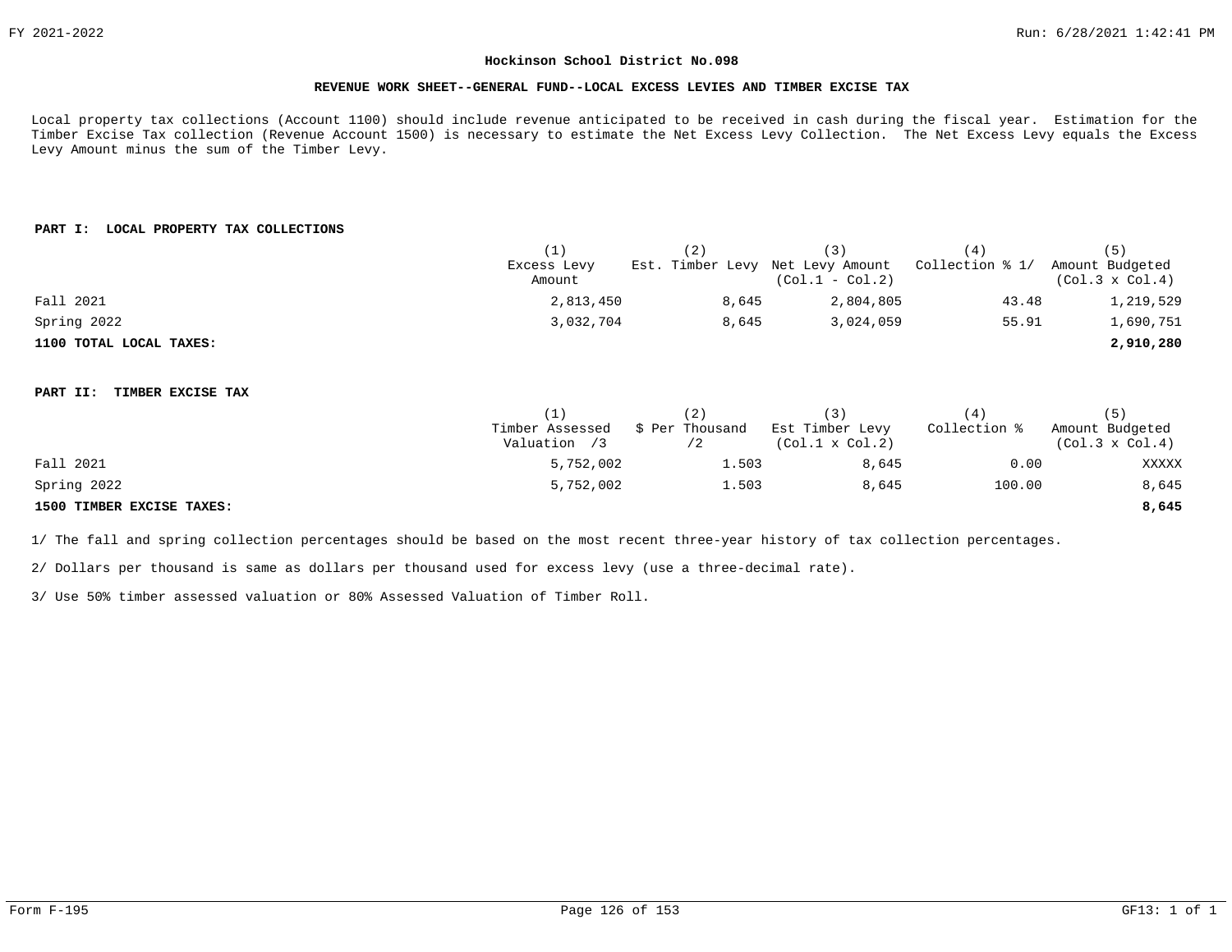# Hockinson School District No.098

## REVENUE WORK SHEET--GENERAL FUND--LOCAL EXCESS LEVIES AND TIMBER EXCISE TAX

Local property tax collections (Account 1100) should include revenue anticipated to be received in cash during the fiscal year. Estimation for the Timber Excise Tax collection (Revenue Account 1500) is necessary to estimate the Net Excess Levy Collection. The Net Excess Levy equals the Excess Levy Amount minus the sum of the Timber Levy.

### PART I: LOCAL PROPERTY TAX COLLECTIONS

| | (1) Excess Levy Amount | (2) Est. Timber Levy | (3) Net Levy Amount (Col.1 - Col.2) | (4) Collection % 1/ | (5) Amount Budgeted (Col.3 x Col.4) |
|---|---|---|---|---|---|
| Fall 2021 | 2,813,450 | 8,645 | 2,804,805 | 43.48 | 1,219,529 |
| Spring 2022 | 3,032,704 | 8,645 | 3,024,059 | 55.91 | 1,690,751 |
| **1100 TOTAL LOCAL TAXES:** | | | | | **2,910,280** |

### PART II: TIMBER EXCISE TAX

| | (1) Timber Assessed Valuation /3 | (2) $ Per Thousand /2 | (3) Est Timber Levy (Col.1 x Col.2) | (4) Collection % | (5) Amount Budgeted (Col.3 x Col.4) |
|---|---|---|---|---|---|
| Fall 2021 | 5,752,002 | 1.503 | 8,645 | 0.00 | XXXXX |
| Spring 2022 | 5,752,002 | 1.503 | 8,645 | 100.00 | 8,645 |
| **1500 TIMBER EXCISE TAXES:** | | | | | **8,645** |

1/ The fall and spring collection percentages should be based on the most recent three-year history of tax collection percentages.

2/ Dollars per thousand is same as dollars per thousand used for excess levy (use a three-decimal rate).

3/ Use 50% timber assessed valuation or 80% Assessed Valuation of Timber Roll.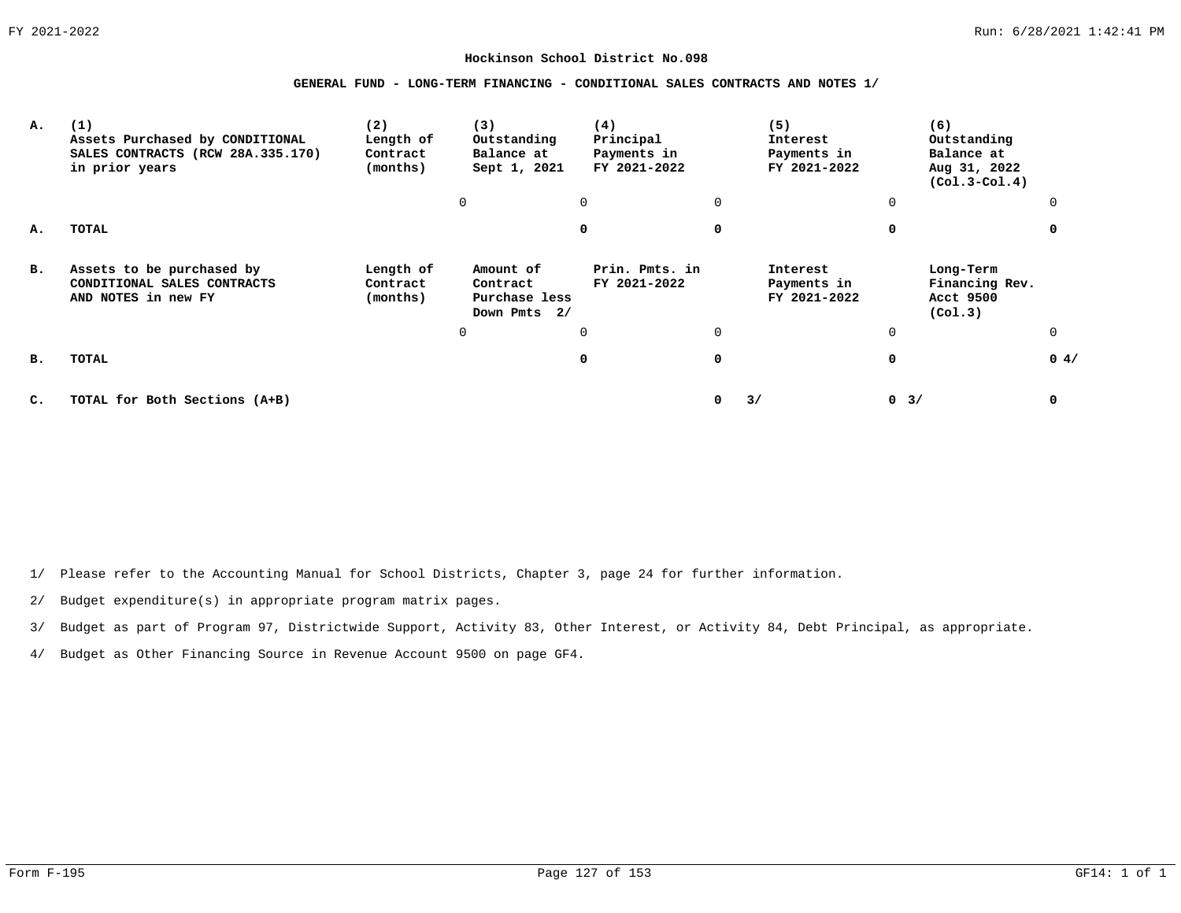**Hockinson School District No.098**

**GENERAL FUND - LONG-TERM FINANCING - CONDITIONAL SALES CONTRACTS AND NOTES 1/**

| | | | | | | |
|---|---|---|---|---|---|---|
| **A.** | **(1) Assets Purchased by CONDITIONAL SALES CONTRACTS (RCW 28A.335.170) in prior years** | **(2) Length of Contract (months)** | **(3) Outstanding Balance at Sept 1, 2021** | **(4) Principal Payments in FY 2021-2022** | **(5) Interest Payments in FY 2021-2022** | **(6) Outstanding Balance at Aug 31, 2022 (Col.3-Col.4)** |
| | | 0 | 0 | 0 | 0 | 0 |
| **A.** | **TOTAL** | | **0** | **0** | **0** | **0** |
| **B.** | **Assets to be purchased by CONDITIONAL SALES CONTRACTS AND NOTES in new FY** | **Length of Contract (months)** | **Amount of Contract Purchase less Down Pmts 2/** | **Prin. Pmts. in FY 2021-2022** | **Interest Payments in FY 2021-2022** | **Long-Term Financing Rev. Acct 9500 (Col.3)** |
| | | 0 | 0 | 0 | 0 | 0 |
| **B.** | **TOTAL** | | **0** | **0** | **0** | **0 4/** |
| **C.** | **TOTAL for Both Sections (A+B)** | | | **0 3/** | **0 3/** | **0** |

1/ Please refer to the Accounting Manual for School Districts, Chapter 3, page 24 for further information.

2/ Budget expenditure(s) in appropriate program matrix pages.

3/ Budget as part of Program 97, Districtwide Support, Activity 83, Other Interest, or Activity 84, Debt Principal, as appropriate.

4/ Budget as Other Financing Source in Revenue Account 9500 on page GF4.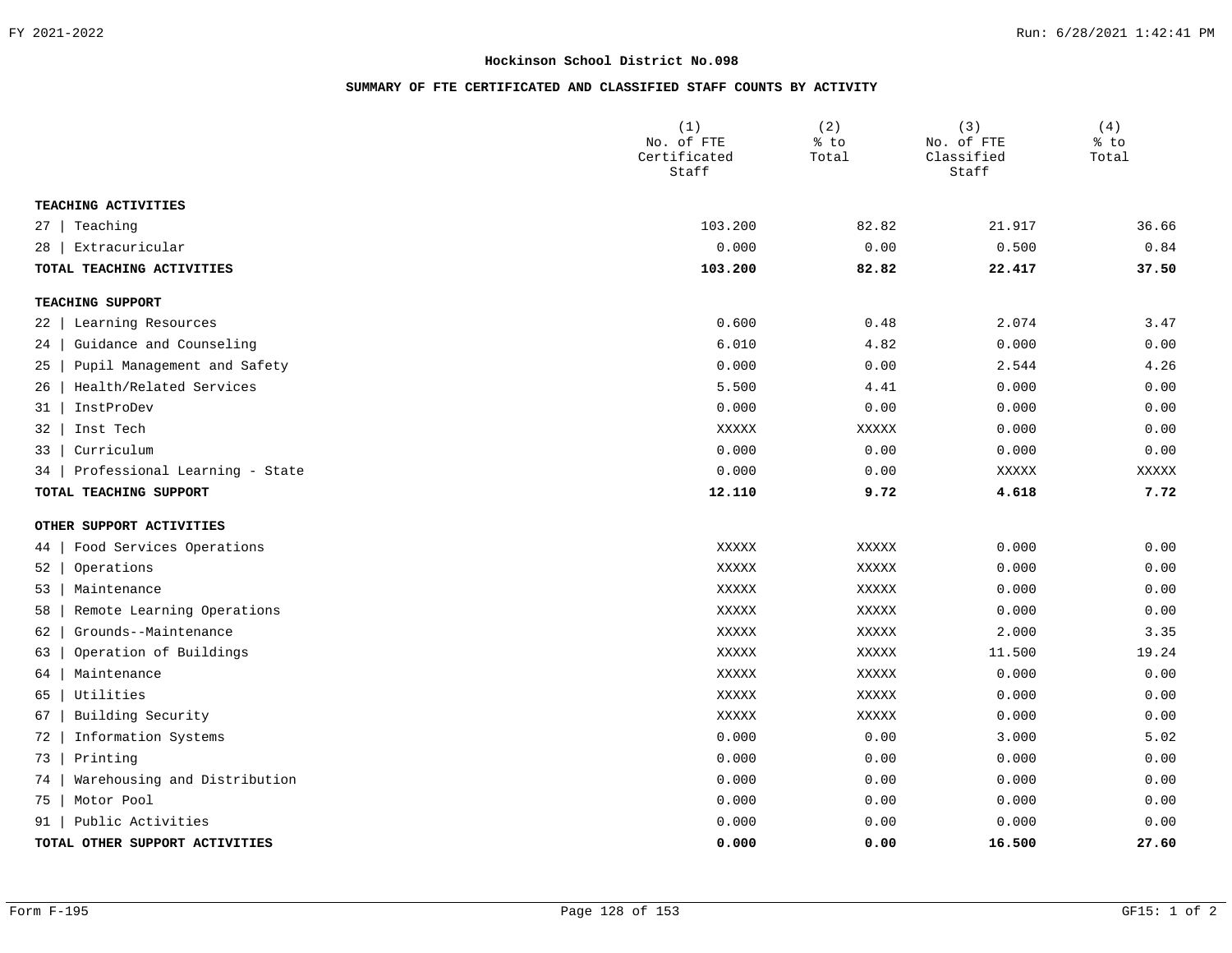**Hockinson School District No.098**

**SUMMARY OF FTE CERTIFICATED AND CLASSIFIED STAFF COUNTS BY ACTIVITY**

| | (1) No. of FTE Certificated Staff | (2) % to Total | (3) No. of FTE Classified Staff | (4) % to Total |
|---|---|---|---|---|
| **TEACHING ACTIVITIES** | | | | |
| 27 \| Teaching | 103.200 | 82.82 | 21.917 | 36.66 |
| 28 \| Extracuricular | 0.000 | 0.00 | 0.500 | 0.84 |
| **TOTAL TEACHING ACTIVITIES** | **103.200** | **82.82** | **22.417** | **37.50** |
| **TEACHING SUPPORT** | | | | |
| 22 \| Learning Resources | 0.600 | 0.48 | 2.074 | 3.47 |
| 24 \| Guidance and Counseling | 6.010 | 4.82 | 0.000 | 0.00 |
| 25 \| Pupil Management and Safety | 0.000 | 0.00 | 2.544 | 4.26 |
| 26 \| Health/Related Services | 5.500 | 4.41 | 0.000 | 0.00 |
| 31 \| InstProDev | 0.000 | 0.00 | 0.000 | 0.00 |
| 32 \| Inst Tech | XXXXX | XXXXX | 0.000 | 0.00 |
| 33 \| Curriculum | 0.000 | 0.00 | 0.000 | 0.00 |
| 34 \| Professional Learning - State | 0.000 | 0.00 | XXXXX | XXXXX |
| **TOTAL TEACHING SUPPORT** | **12.110** | **9.72** | **4.618** | **7.72** |
| **OTHER SUPPORT ACTIVITIES** | | | | |
| 44 \| Food Services Operations | XXXXX | XXXXX | 0.000 | 0.00 |
| 52 \| Operations | XXXXX | XXXXX | 0.000 | 0.00 |
| 53 \| Maintenance | XXXXX | XXXXX | 0.000 | 0.00 |
| 58 \| Remote Learning Operations | XXXXX | XXXXX | 0.000 | 0.00 |
| 62 \| Grounds--Maintenance | XXXXX | XXXXX | 2.000 | 3.35 |
| 63 \| Operation of Buildings | XXXXX | XXXXX | 11.500 | 19.24 |
| 64 \| Maintenance | XXXXX | XXXXX | 0.000 | 0.00 |
| 65 \| Utilities | XXXXX | XXXXX | 0.000 | 0.00 |
| 67 \| Building Security | XXXXX | XXXXX | 0.000 | 0.00 |
| 72 \| Information Systems | 0.000 | 0.00 | 3.000 | 5.02 |
| 73 \| Printing | 0.000 | 0.00 | 0.000 | 0.00 |
| 74 \| Warehousing and Distribution | 0.000 | 0.00 | 0.000 | 0.00 |
| 75 \| Motor Pool | 0.000 | 0.00 | 0.000 | 0.00 |
| 91 \| Public Activities | 0.000 | 0.00 | 0.000 | 0.00 |
| **TOTAL OTHER SUPPORT ACTIVITIES** | **0.000** | **0.00** | **16.500** | **27.60** |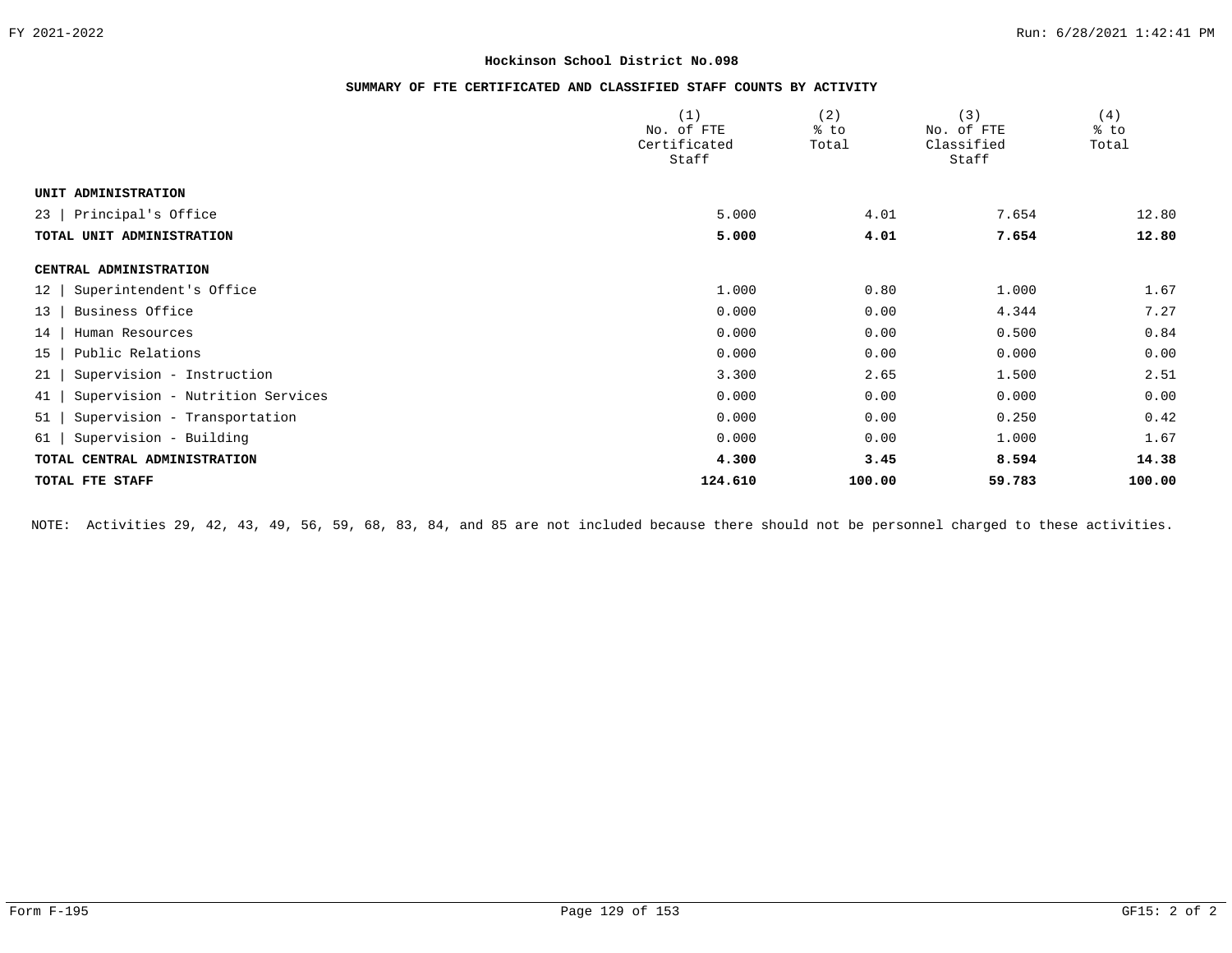**Hockinson School District No.098**

**SUMMARY OF FTE CERTIFICATED AND CLASSIFIED STAFF COUNTS BY ACTIVITY**

| | (1) No. of FTE Certificated Staff | (2) % to Total | (3) No. of FTE Classified Staff | (4) % to Total |
|---|---|---|---|---|
| **UNIT ADMINISTRATION** | | | | |
| 23 \| Principal's Office | 5.000 | 4.01 | 7.654 | 12.80 |
| **TOTAL UNIT ADMINISTRATION** | **5.000** | **4.01** | **7.654** | **12.80** |
| **CENTRAL ADMINISTRATION** | | | | |
| 12 \| Superintendent's Office | 1.000 | 0.80 | 1.000 | 1.67 |
| 13 \| Business Office | 0.000 | 0.00 | 4.344 | 7.27 |
| 14 \| Human Resources | 0.000 | 0.00 | 0.500 | 0.84 |
| 15 \| Public Relations | 0.000 | 0.00 | 0.000 | 0.00 |
| 21 \| Supervision - Instruction | 3.300 | 2.65 | 1.500 | 2.51 |
| 41 \| Supervision - Nutrition Services | 0.000 | 0.00 | 0.000 | 0.00 |
| 51 \| Supervision - Transportation | 0.000 | 0.00 | 0.250 | 0.42 |
| 61 \| Supervision - Building | 0.000 | 0.00 | 1.000 | 1.67 |
| **TOTAL CENTRAL ADMINISTRATION** | **4.300** | **3.45** | **8.594** | **14.38** |
| **TOTAL FTE STAFF** | **124.610** | **100.00** | **59.783** | **100.00** |

NOTE: Activities 29, 42, 43, 49, 56, 59, 68, 83, 84, and 85 are not included because there should not be personnel charged to these activities.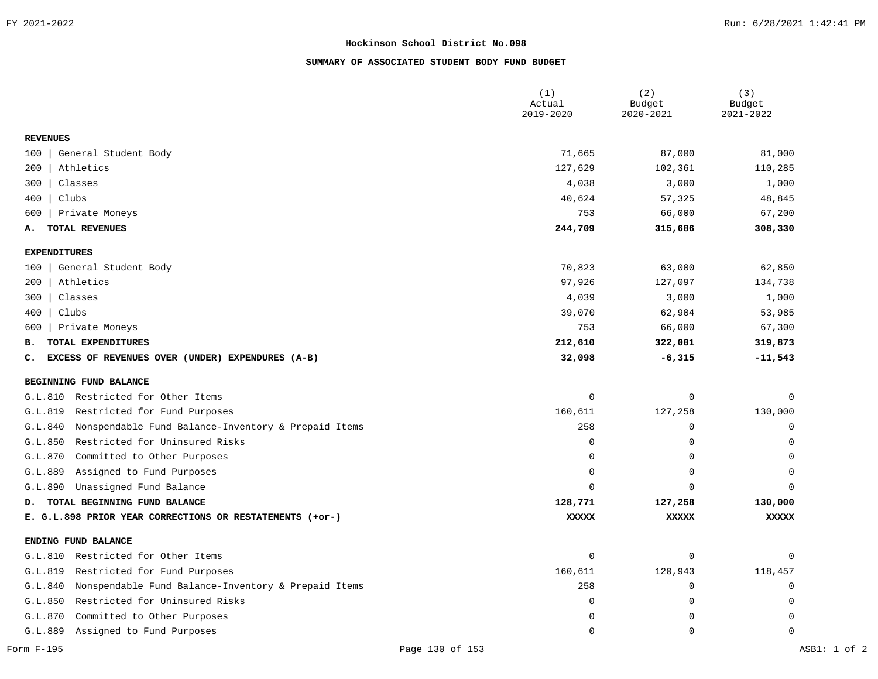**Hockinson School District No.098**

**SUMMARY OF ASSOCIATED STUDENT BODY FUND BUDGET**

| | (1) Actual 2019-2020 | (2) Budget 2020-2021 | (3) Budget 2021-2022 |
|---|---|---|---|
| **REVENUES** | | | |
| 100 \| General Student Body | 71,665 | 87,000 | 81,000 |
| 200 \| Athletics | 127,629 | 102,361 | 110,285 |
| 300 \| Classes | 4,038 | 3,000 | 1,000 |
| 400 \| Clubs | 40,624 | 57,325 | 48,845 |
| 600 \| Private Moneys | 753 | 66,000 | 67,200 |
| **A. TOTAL REVENUES** | **244,709** | **315,686** | **308,330** |
| **EXPENDITURES** | | | |
| 100 \| General Student Body | 70,823 | 63,000 | 62,850 |
| 200 \| Athletics | 97,926 | 127,097 | 134,738 |
| 300 \| Classes | 4,039 | 3,000 | 1,000 |
| 400 \| Clubs | 39,070 | 62,904 | 53,985 |
| 600 \| Private Moneys | 753 | 66,000 | 67,300 |
| **B. TOTAL EXPENDITURES** | **212,610** | **322,001** | **319,873** |
| **C. EXCESS OF REVENUES OVER (UNDER) EXPENDURES (A-B)** | **32,098** | **-6,315** | **-11,543** |
| **BEGINNING FUND BALANCE** | | | |
| G.L.810 Restricted for Other Items | 0 | 0 | 0 |
| G.L.819 Restricted for Fund Purposes | 160,611 | 127,258 | 130,000 |
| G.L.840 Nonspendable Fund Balance-Inventory & Prepaid Items | 258 | 0 | 0 |
| G.L.850 Restricted for Uninsured Risks | 0 | 0 | 0 |
| G.L.870 Committed to Other Purposes | 0 | 0 | 0 |
| G.L.889 Assigned to Fund Purposes | 0 | 0 | 0 |
| G.L.890 Unassigned Fund Balance | 0 | 0 | 0 |
| **D. TOTAL BEGINNING FUND BALANCE** | **128,771** | **127,258** | **130,000** |
| **E. G.L.898 PRIOR YEAR CORRECTIONS OR RESTATEMENTS (+or-)** | **XXXXX** | **XXXXX** | **XXXXX** |
| **ENDING FUND BALANCE** | | | |
| G.L.810 Restricted for Other Items | 0 | 0 | 0 |
| G.L.819 Restricted for Fund Purposes | 160,611 | 120,943 | 118,457 |
| G.L.840 Nonspendable Fund Balance-Inventory & Prepaid Items | 258 | 0 | 0 |
| G.L.850 Restricted for Uninsured Risks | 0 | 0 | 0 |
| G.L.870 Committed to Other Purposes | 0 | 0 | 0 |
| G.L.889 Assigned to Fund Purposes | 0 | 0 | 0 |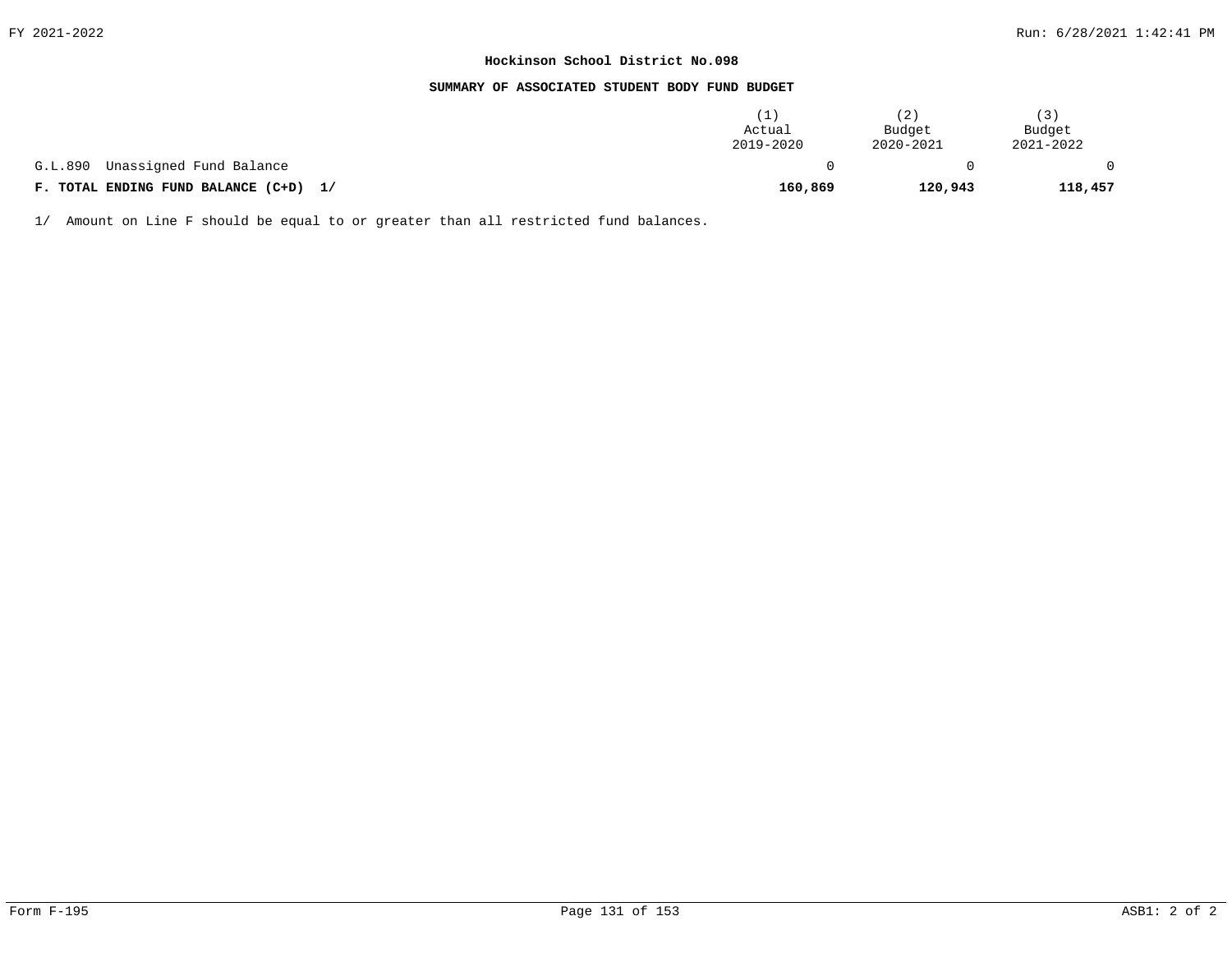**Hockinson School District No.098**

**SUMMARY OF ASSOCIATED STUDENT BODY FUND BUDGET**

| | (1) Actual 2019-2020 | (2) Budget 2020-2021 | (3) Budget 2021-2022 |
|---|---|---|---|
| G.L.890 Unassigned Fund Balance | 0 | 0 | 0 |
| **F. TOTAL ENDING FUND BALANCE (C+D) 1/** | **160,869** | **120,943** | **118,457** |

1/ Amount on Line F should be equal to or greater than all restricted fund balances.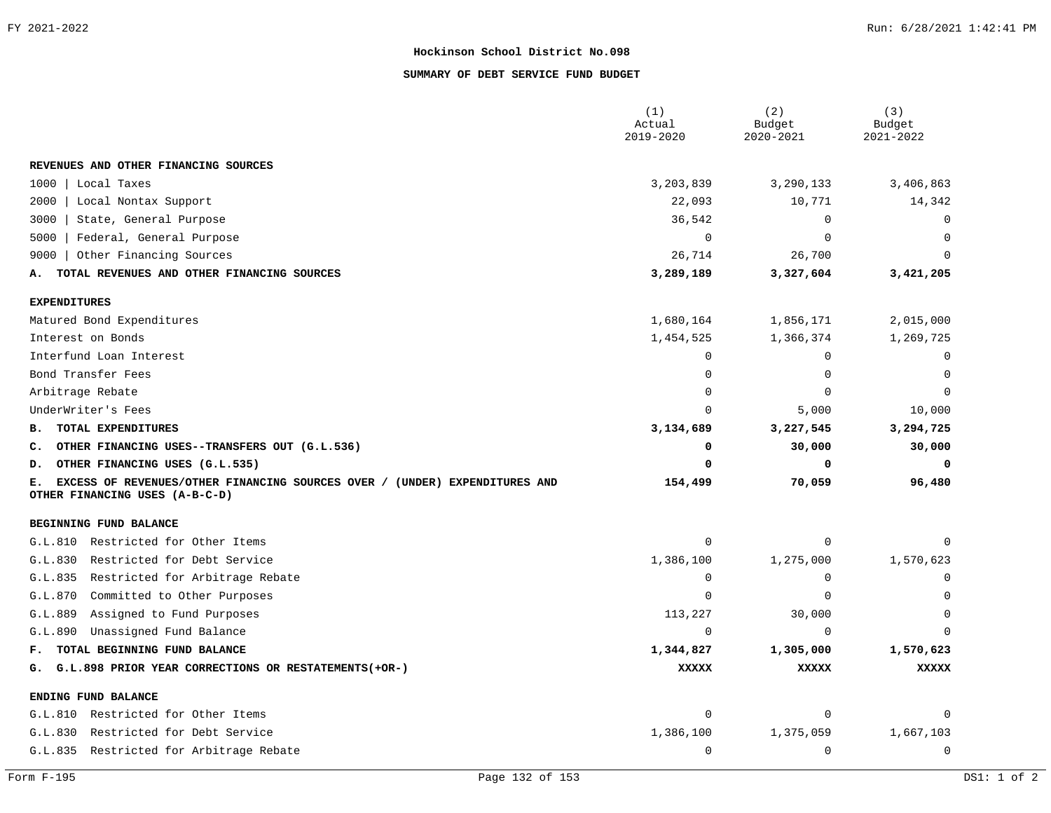# Hockinson School District No.098

## SUMMARY OF DEBT SERVICE FUND BUDGET

| | (1) Actual 2019-2020 | (2) Budget 2020-2021 | (3) Budget 2021-2022 |
|---|---|---|---|
| **REVENUES AND OTHER FINANCING SOURCES** | | | |
| 1000 \| Local Taxes | 3,203,839 | 3,290,133 | 3,406,863 |
| 2000 \| Local Nontax Support | 22,093 | 10,771 | 14,342 |
| 3000 \| State, General Purpose | 36,542 | 0 | 0 |
| 5000 \| Federal, General Purpose | 0 | 0 | 0 |
| 9000 \| Other Financing Sources | 26,714 | 26,700 | 0 |
| **A. TOTAL REVENUES AND OTHER FINANCING SOURCES** | **3,289,189** | **3,327,604** | **3,421,205** |
| **EXPENDITURES** | | | |
| Matured Bond Expenditures | 1,680,164 | 1,856,171 | 2,015,000 |
| Interest on Bonds | 1,454,525 | 1,366,374 | 1,269,725 |
| Interfund Loan Interest | 0 | 0 | 0 |
| Bond Transfer Fees | 0 | 0 | 0 |
| Arbitrage Rebate | 0 | 0 | 0 |
| UnderWriter's Fees | 0 | 5,000 | 10,000 |
| **B. TOTAL EXPENDITURES** | **3,134,689** | **3,227,545** | **3,294,725** |
| **C. OTHER FINANCING USES--TRANSFERS OUT (G.L.536)** | **0** | **30,000** | **30,000** |
| **D. OTHER FINANCING USES (G.L.535)** | **0** | **0** | **0** |
| **E. EXCESS OF REVENUES/OTHER FINANCING SOURCES OVER / (UNDER) EXPENDITURES AND OTHER FINANCING USES (A-B-C-D)** | **154,499** | **70,059** | **96,480** |
| **BEGINNING FUND BALANCE** | | | |
| G.L.810 Restricted for Other Items | 0 | 0 | 0 |
| G.L.830 Restricted for Debt Service | 1,386,100 | 1,275,000 | 1,570,623 |
| G.L.835 Restricted for Arbitrage Rebate | 0 | 0 | 0 |
| G.L.870 Committed to Other Purposes | 0 | 0 | 0 |
| G.L.889 Assigned to Fund Purposes | 113,227 | 30,000 | 0 |
| G.L.890 Unassigned Fund Balance | 0 | 0 | 0 |
| **F. TOTAL BEGINNING FUND BALANCE** | **1,344,827** | **1,305,000** | **1,570,623** |
| **G. G.L.898 PRIOR YEAR CORRECTIONS OR RESTATEMENTS(+OR-)** | **XXXXX** | **XXXXX** | **XXXXX** |
| **ENDING FUND BALANCE** | | | |
| G.L.810 Restricted for Other Items | 0 | 0 | 0 |
| G.L.830 Restricted for Debt Service | 1,386,100 | 1,375,059 | 1,667,103 |
| G.L.835 Restricted for Arbitrage Rebate | 0 | 0 | 0 |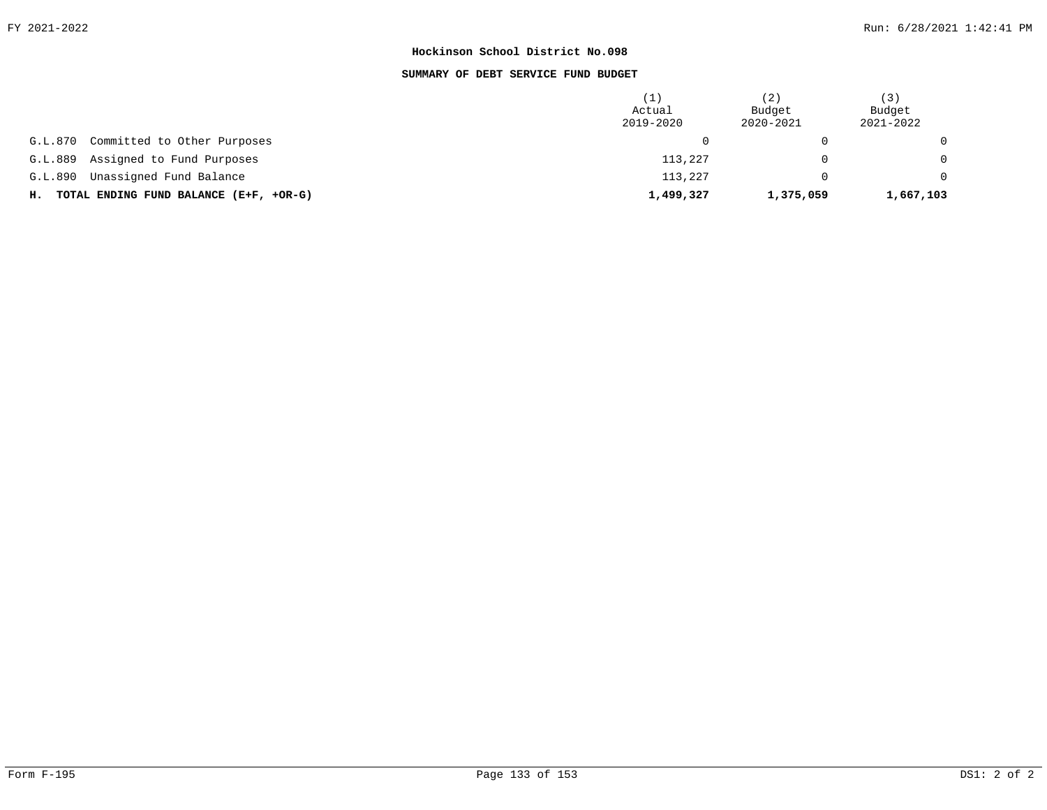**Hockinson School District No.098**

**SUMMARY OF DEBT SERVICE FUND BUDGET**

| | (1) Actual 2019-2020 | (2) Budget 2020-2021 | (3) Budget 2021-2022 |
|---|---|---|---|
| G.L.870 Committed to Other Purposes | 0 | 0 | 0 |
| G.L.889 Assigned to Fund Purposes | 113,227 | 0 | 0 |
| G.L.890 Unassigned Fund Balance | 113,227 | 0 | 0 |
| **H. TOTAL ENDING FUND BALANCE (E+F, +OR-G)** | **1,499,327** | **1,375,059** | **1,667,103** |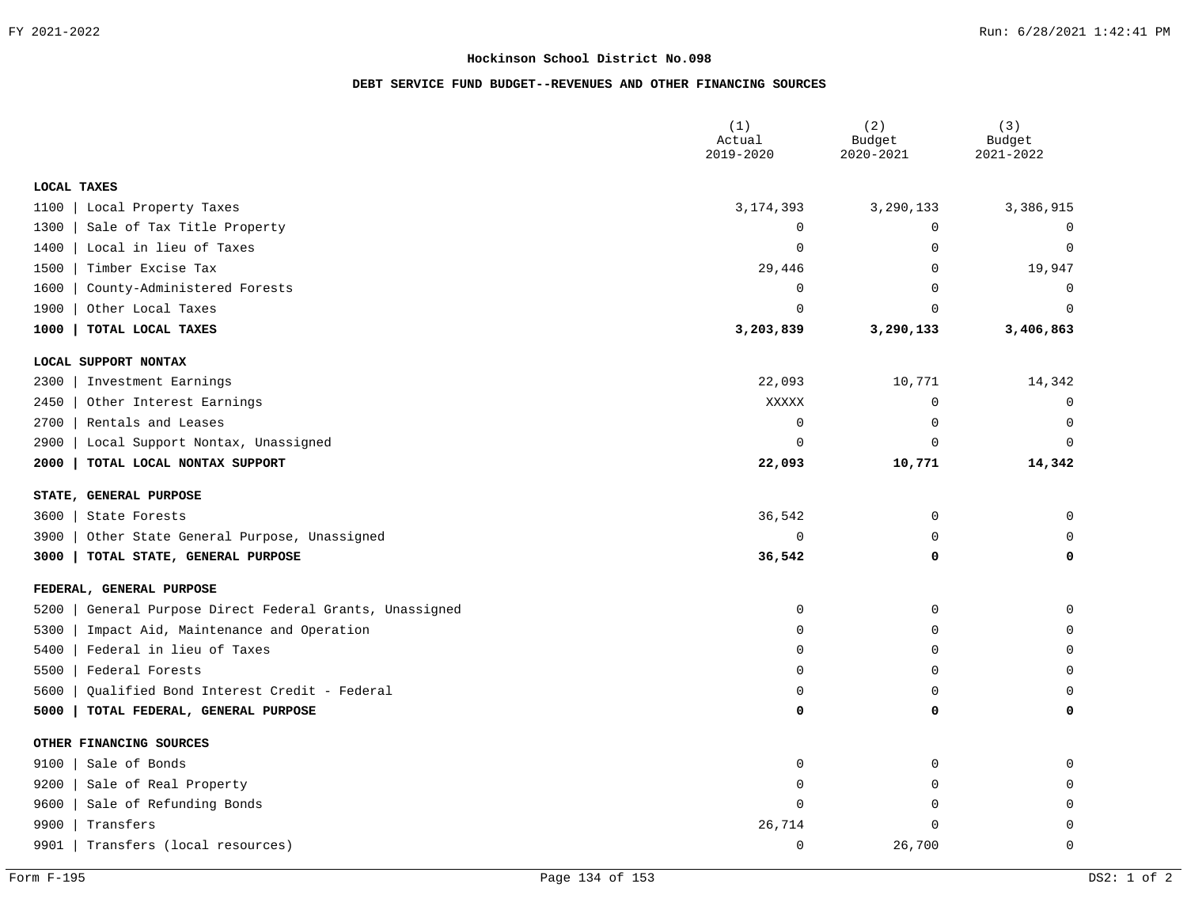**Hockinson School District No.098**

**DEBT SERVICE FUND BUDGET--REVENUES AND OTHER FINANCING SOURCES**

| | (1) Actual 2019-2020 | (2) Budget 2020-2021 | (3) Budget 2021-2022 |
|---|---|---|---|
| **LOCAL TAXES** | | | |
| 1100 \| Local Property Taxes | 3,174,393 | 3,290,133 | 3,386,915 |
| 1300 \| Sale of Tax Title Property | 0 | 0 | 0 |
| 1400 \| Local in lieu of Taxes | 0 | 0 | 0 |
| 1500 \| Timber Excise Tax | 29,446 | 0 | 19,947 |
| 1600 \| County-Administered Forests | 0 | 0 | 0 |
| 1900 \| Other Local Taxes | 0 | 0 | 0 |
| **1000 \| TOTAL LOCAL TAXES** | **3,203,839** | **3,290,133** | **3,406,863** |
| **LOCAL SUPPORT NONTAX** | | | |
| 2300 \| Investment Earnings | 22,093 | 10,771 | 14,342 |
| 2450 \| Other Interest Earnings | XXXXX | 0 | 0 |
| 2700 \| Rentals and Leases | 0 | 0 | 0 |
| 2900 \| Local Support Nontax, Unassigned | 0 | 0 | 0 |
| **2000 \| TOTAL LOCAL NONTAX SUPPORT** | **22,093** | **10,771** | **14,342** |
| **STATE, GENERAL PURPOSE** | | | |
| 3600 \| State Forests | 36,542 | 0 | 0 |
| 3900 \| Other State General Purpose, Unassigned | 0 | 0 | 0 |
| **3000 \| TOTAL STATE, GENERAL PURPOSE** | **36,542** | **0** | **0** |
| **FEDERAL, GENERAL PURPOSE** | | | |
| 5200 \| General Purpose Direct Federal Grants, Unassigned | 0 | 0 | 0 |
| 5300 \| Impact Aid, Maintenance and Operation | 0 | 0 | 0 |
| 5400 \| Federal in lieu of Taxes | 0 | 0 | 0 |
| 5500 \| Federal Forests | 0 | 0 | 0 |
| 5600 \| Qualified Bond Interest Credit - Federal | 0 | 0 | 0 |
| **5000 \| TOTAL FEDERAL, GENERAL PURPOSE** | **0** | **0** | **0** |
| **OTHER FINANCING SOURCES** | | | |
| 9100 \| Sale of Bonds | 0 | 0 | 0 |
| 9200 \| Sale of Real Property | 0 | 0 | 0 |
| 9600 \| Sale of Refunding Bonds | 0 | 0 | 0 |
| 9900 \| Transfers | 26,714 | 0 | 0 |
| 9901 \| Transfers (local resources) | 0 | 26,700 | 0 |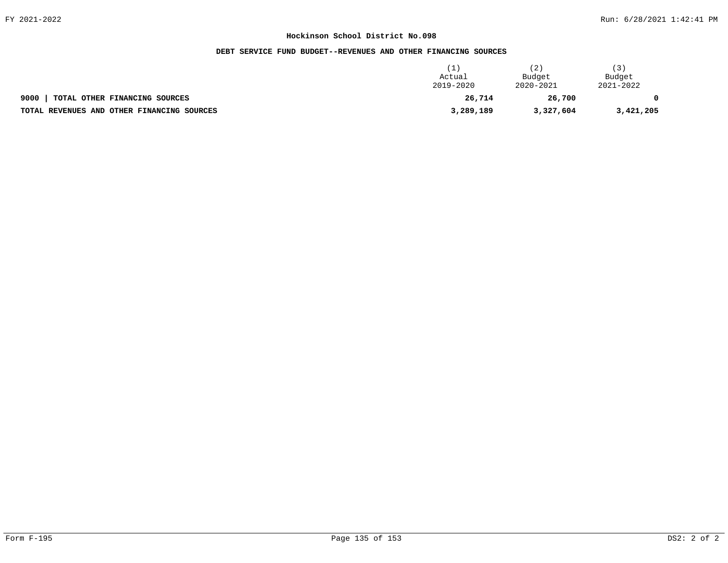**Hockinson School District No.098**

**DEBT SERVICE FUND BUDGET--REVENUES AND OTHER FINANCING SOURCES**

| | (1) Actual 2019-2020 | (2) Budget 2020-2021 | (3) Budget 2021-2022 |
|---|---|---|---|
| **9000 \| TOTAL OTHER FINANCING SOURCES** | **26,714** | **26,700** | **0** |
| **TOTAL REVENUES AND OTHER FINANCING SOURCES** | **3,289,189** | **3,327,604** | **3,421,205** |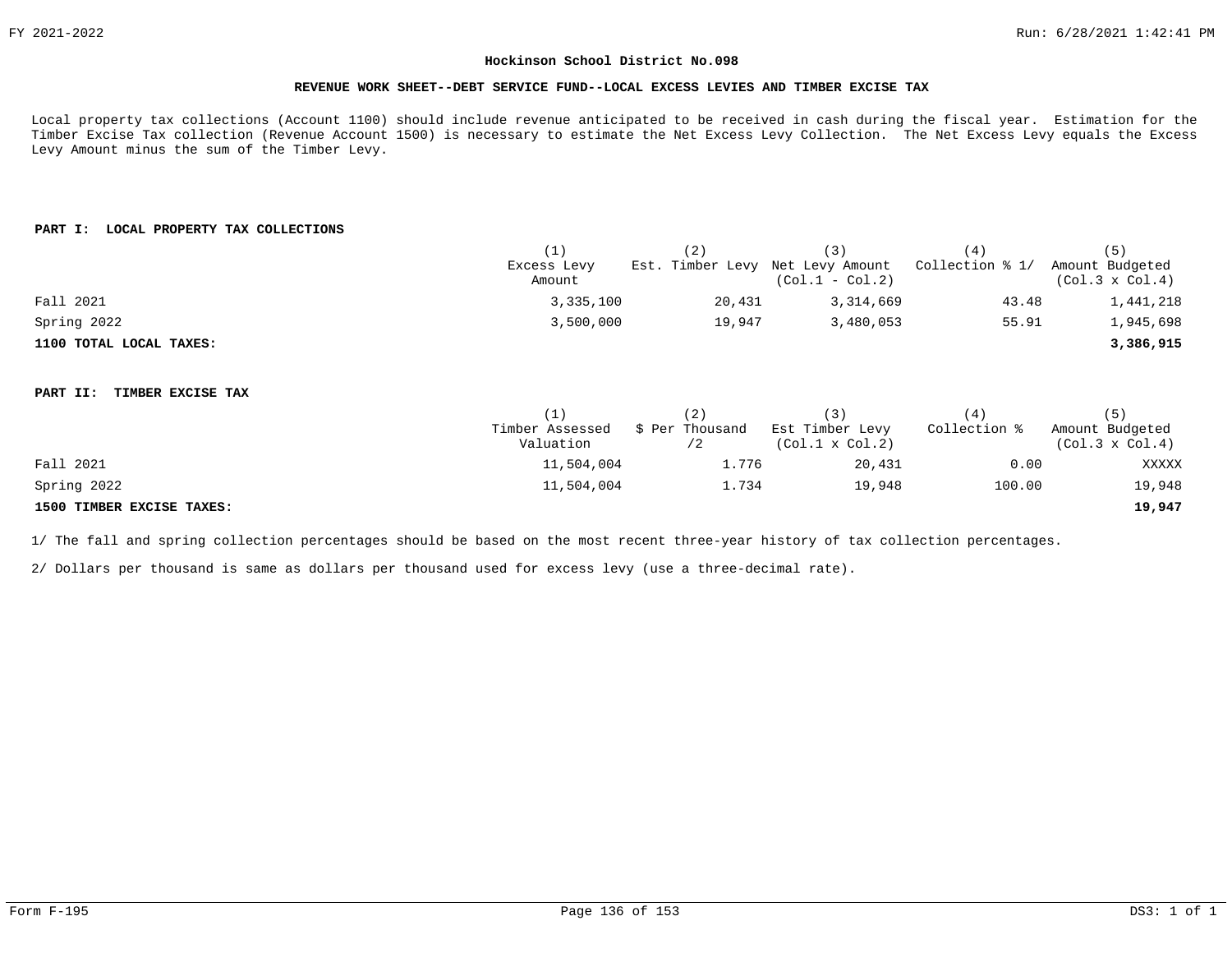# Hockinson School District No.098

## REVENUE WORK SHEET--DEBT SERVICE FUND--LOCAL EXCESS LEVIES AND TIMBER EXCISE TAX

Local property tax collections (Account 1100) should include revenue anticipated to be received in cash during the fiscal year. Estimation for the Timber Excise Tax collection (Revenue Account 1500) is necessary to estimate the Net Excess Levy Collection. The Net Excess Levy equals the Excess Levy Amount minus the sum of the Timber Levy.

### PART I: LOCAL PROPERTY TAX COLLECTIONS

| | (1) Excess Levy Amount | (2) Est. Timber Levy | (3) Net Levy Amount (Col.1 - Col.2) | (4) Collection % 1/ | (5) Amount Budgeted (Col.3 x Col.4) |
|---|---|---|---|---|---|
| Fall 2021 | 3,335,100 | 20,431 | 3,314,669 | 43.48 | 1,441,218 |
| Spring 2022 | 3,500,000 | 19,947 | 3,480,053 | 55.91 | 1,945,698 |
| **1100 TOTAL LOCAL TAXES:** | | | | | **3,386,915** |

### PART II: TIMBER EXCISE TAX

| | (1) Timber Assessed Valuation | (2) $ Per Thousand /2 | (3) Est Timber Levy (Col.1 x Col.2) | (4) Collection % | (5) Amount Budgeted (Col.3 x Col.4) |
|---|---|---|---|---|---|
| Fall 2021 | 11,504,004 | 1.776 | 20,431 | 0.00 | XXXXX |
| Spring 2022 | 11,504,004 | 1.734 | 19,948 | 100.00 | 19,948 |
| **1500 TIMBER EXCISE TAXES:** | | | | | **19,947** |

1/ The fall and spring collection percentages should be based on the most recent three-year history of tax collection percentages.

2/ Dollars per thousand is same as dollars per thousand used for excess levy (use a three-decimal rate).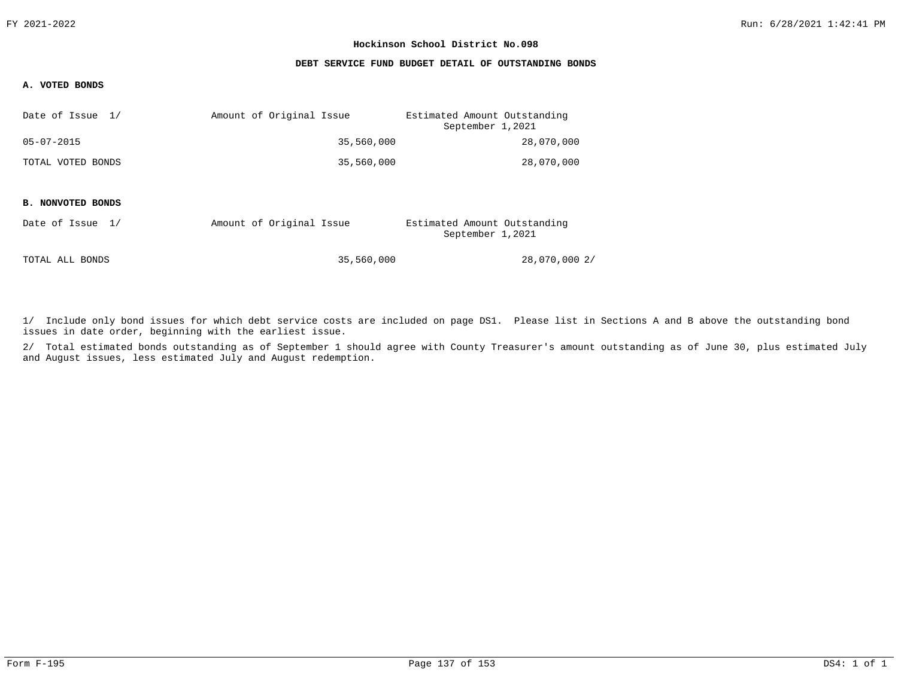**Hockinson School District No.098**

**DEBT SERVICE FUND BUDGET DETAIL OF OUTSTANDING BONDS**

**A. VOTED BONDS**

| Date of Issue 1/ | Amount of Original Issue | Estimated Amount Outstanding September 1,2021 |
|---|---|---|
| 05-07-2015 | 35,560,000 | 28,070,000 |
| TOTAL VOTED BONDS | 35,560,000 | 28,070,000 |

**B. NONVOTED BONDS**

| Date of Issue 1/ | Amount of Original Issue | Estimated Amount Outstanding September 1,2021 |
|---|---|---|
| TOTAL ALL BONDS | 35,560,000 | 28,070,000 2/ |

1/ Include only bond issues for which debt service costs are included on page DS1. Please list in Sections A and B above the outstanding bond issues in date order, beginning with the earliest issue.

2/ Total estimated bonds outstanding as of September 1 should agree with County Treasurer's amount outstanding as of June 30, plus estimated July and August issues, less estimated July and August redemption.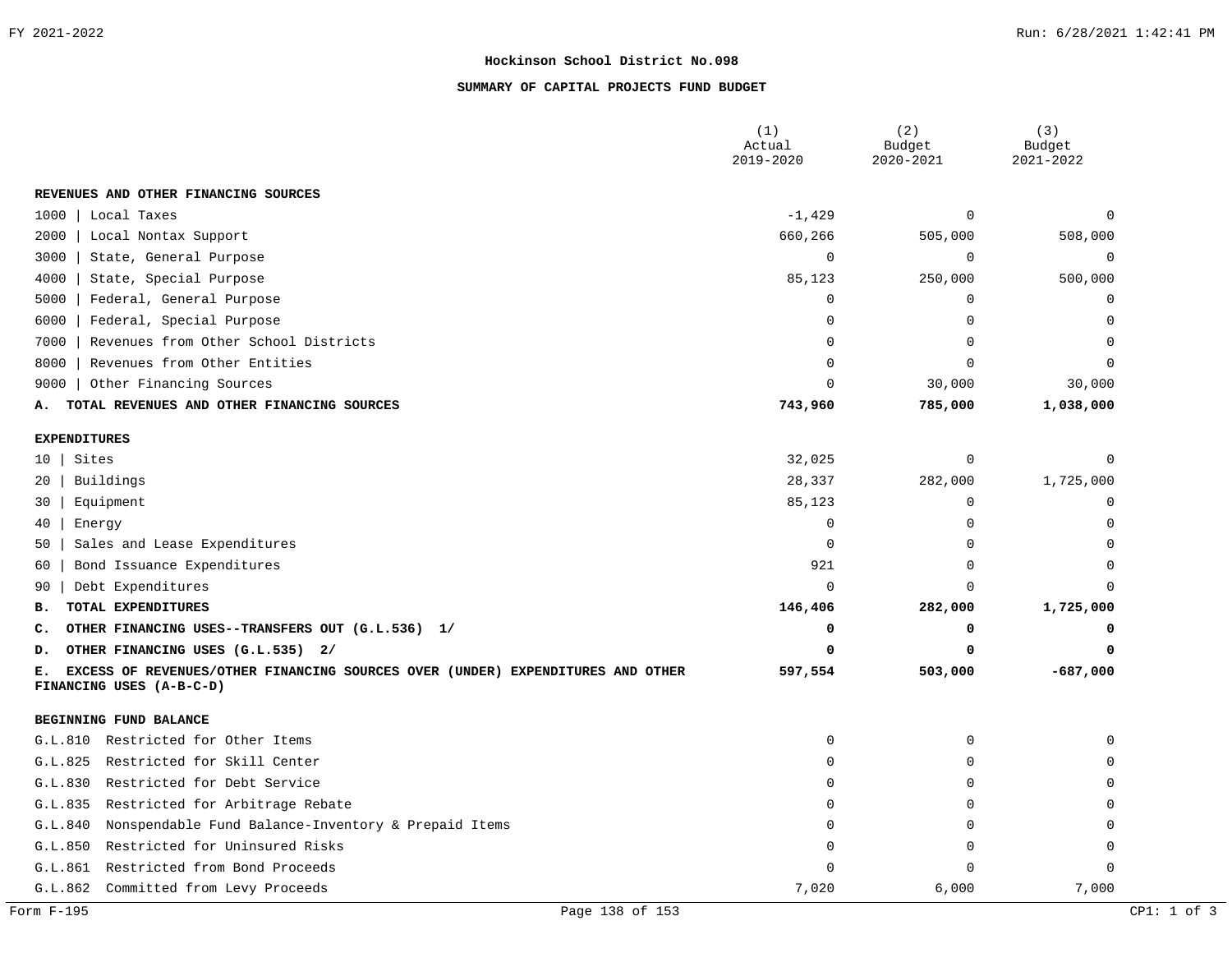## Hockinson School District No.098

### SUMMARY OF CAPITAL PROJECTS FUND BUDGET

| | (1) Actual 2019-2020 | (2) Budget 2020-2021 | (3) Budget 2021-2022 |
|---|---|---|---|
| **REVENUES AND OTHER FINANCING SOURCES** | | | |
| 1000 \| Local Taxes | -1,429 | 0 | 0 |
| 2000 \| Local Nontax Support | 660,266 | 505,000 | 508,000 |
| 3000 \| State, General Purpose | 0 | 0 | 0 |
| 4000 \| State, Special Purpose | 85,123 | 250,000 | 500,000 |
| 5000 \| Federal, General Purpose | 0 | 0 | 0 |
| 6000 \| Federal, Special Purpose | 0 | 0 | 0 |
| 7000 \| Revenues from Other School Districts | 0 | 0 | 0 |
| 8000 \| Revenues from Other Entities | 0 | 0 | 0 |
| 9000 \| Other Financing Sources | 0 | 30,000 | 30,000 |
| **A. TOTAL REVENUES AND OTHER FINANCING SOURCES** | **743,960** | **785,000** | **1,038,000** |
| **EXPENDITURES** | | | |
| 10 \| Sites | 32,025 | 0 | 0 |
| 20 \| Buildings | 28,337 | 282,000 | 1,725,000 |
| 30 \| Equipment | 85,123 | 0 | 0 |
| 40 \| Energy | 0 | 0 | 0 |
| 50 \| Sales and Lease Expenditures | 0 | 0 | 0 |
| 60 \| Bond Issuance Expenditures | 921 | 0 | 0 |
| 90 \| Debt Expenditures | 0 | 0 | 0 |
| **B. TOTAL EXPENDITURES** | **146,406** | **282,000** | **1,725,000** |
| **C. OTHER FINANCING USES--TRANSFERS OUT (G.L.536) 1/** | **0** | **0** | **0** |
| **D. OTHER FINANCING USES (G.L.535) 2/** | **0** | **0** | **0** |
| **E. EXCESS OF REVENUES/OTHER FINANCING SOURCES OVER (UNDER) EXPENDITURES AND OTHER FINANCING USES (A-B-C-D)** | **597,554** | **503,000** | **-687,000** |
| **BEGINNING FUND BALANCE** | | | |
| G.L.810 Restricted for Other Items | 0 | 0 | 0 |
| G.L.825 Restricted for Skill Center | 0 | 0 | 0 |
| G.L.830 Restricted for Debt Service | 0 | 0 | 0 |
| G.L.835 Restricted for Arbitrage Rebate | 0 | 0 | 0 |
| G.L.840 Nonspendable Fund Balance-Inventory & Prepaid Items | 0 | 0 | 0 |
| G.L.850 Restricted for Uninsured Risks | 0 | 0 | 0 |
| G.L.861 Restricted from Bond Proceeds | 0 | 0 | 0 |
| G.L.862 Committed from Levy Proceeds | 7,020 | 6,000 | 7,000 |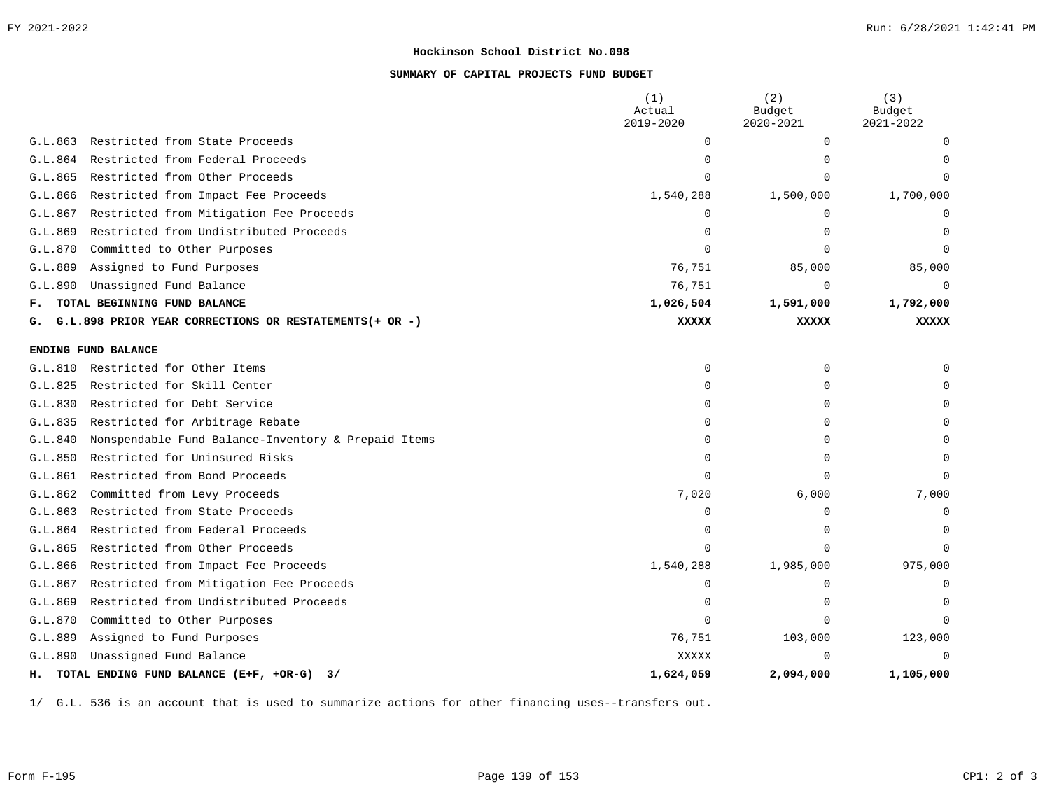## Hockinson School District No.098

### SUMMARY OF CAPITAL PROJECTS FUND BUDGET

| | (1) Actual 2019-2020 | (2) Budget 2020-2021 | (3) Budget 2021-2022 |
|---|---|---|---|
| G.L.863 Restricted from State Proceeds | 0 | 0 | 0 |
| G.L.864 Restricted from Federal Proceeds | 0 | 0 | 0 |
| G.L.865 Restricted from Other Proceeds | 0 | 0 | 0 |
| G.L.866 Restricted from Impact Fee Proceeds | 1,540,288 | 1,500,000 | 1,700,000 |
| G.L.867 Restricted from Mitigation Fee Proceeds | 0 | 0 | 0 |
| G.L.869 Restricted from Undistributed Proceeds | 0 | 0 | 0 |
| G.L.870 Committed to Other Purposes | 0 | 0 | 0 |
| G.L.889 Assigned to Fund Purposes | 76,751 | 85,000 | 85,000 |
| G.L.890 Unassigned Fund Balance | 76,751 | 0 | 0 |
| **F. TOTAL BEGINNING FUND BALANCE** | **1,026,504** | **1,591,000** | **1,792,000** |
| **G. G.L.898 PRIOR YEAR CORRECTIONS OR RESTATEMENTS(+ OR -)** | **XXXXX** | **XXXXX** | **XXXXX** |
| **ENDING FUND BALANCE** | | | |
| G.L.810 Restricted for Other Items | 0 | 0 | 0 |
| G.L.825 Restricted for Skill Center | 0 | 0 | 0 |
| G.L.830 Restricted for Debt Service | 0 | 0 | 0 |
| G.L.835 Restricted for Arbitrage Rebate | 0 | 0 | 0 |
| G.L.840 Nonspendable Fund Balance-Inventory & Prepaid Items | 0 | 0 | 0 |
| G.L.850 Restricted for Uninsured Risks | 0 | 0 | 0 |
| G.L.861 Restricted from Bond Proceeds | 0 | 0 | 0 |
| G.L.862 Committed from Levy Proceeds | 7,020 | 6,000 | 7,000 |
| G.L.863 Restricted from State Proceeds | 0 | 0 | 0 |
| G.L.864 Restricted from Federal Proceeds | 0 | 0 | 0 |
| G.L.865 Restricted from Other Proceeds | 0 | 0 | 0 |
| G.L.866 Restricted from Impact Fee Proceeds | 1,540,288 | 1,985,000 | 975,000 |
| G.L.867 Restricted from Mitigation Fee Proceeds | 0 | 0 | 0 |
| G.L.869 Restricted from Undistributed Proceeds | 0 | 0 | 0 |
| G.L.870 Committed to Other Purposes | 0 | 0 | 0 |
| G.L.889 Assigned to Fund Purposes | 76,751 | 103,000 | 123,000 |
| G.L.890 Unassigned Fund Balance | XXXXX | 0 | 0 |
| **H. TOTAL ENDING FUND BALANCE (E+F, +OR-G) 3/** | **1,624,059** | **2,094,000** | **1,105,000** |

1/ G.L. 536 is an account that is used to summarize actions for other financing uses--transfers out.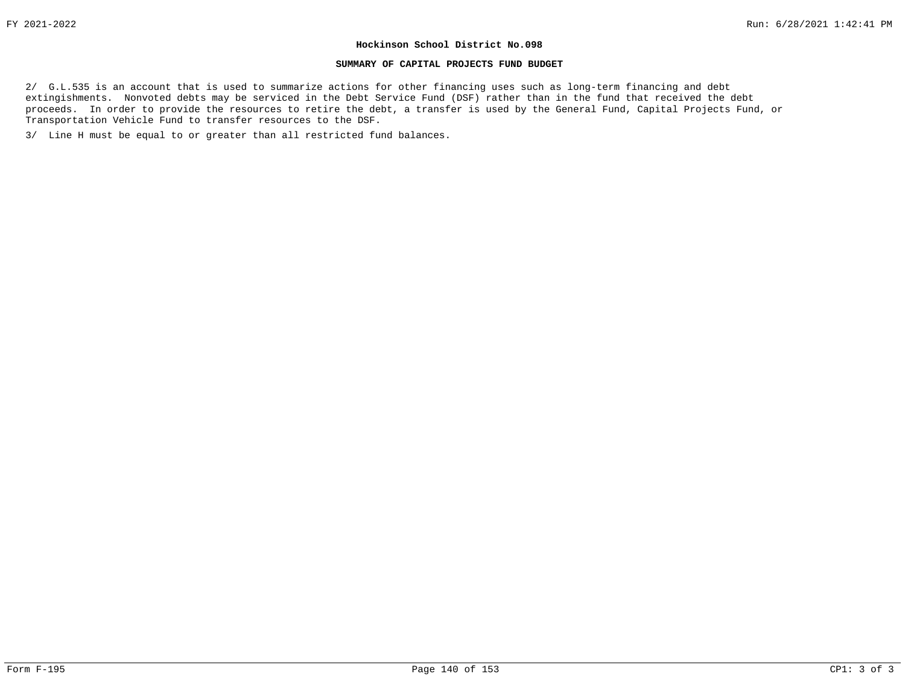**Hockinson School District No.098**

**SUMMARY OF CAPITAL PROJECTS FUND BUDGET**

2/ G.L.535 is an account that is used to summarize actions for other financing uses such as long-term financing and debt extingishments. Nonvoted debts may be serviced in the Debt Service Fund (DSF) rather than in the fund that received the debt proceeds. In order to provide the resources to retire the debt, a transfer is used by the General Fund, Capital Projects Fund, or Transportation Vehicle Fund to transfer resources to the DSF.

3/ Line H must be equal to or greater than all restricted fund balances.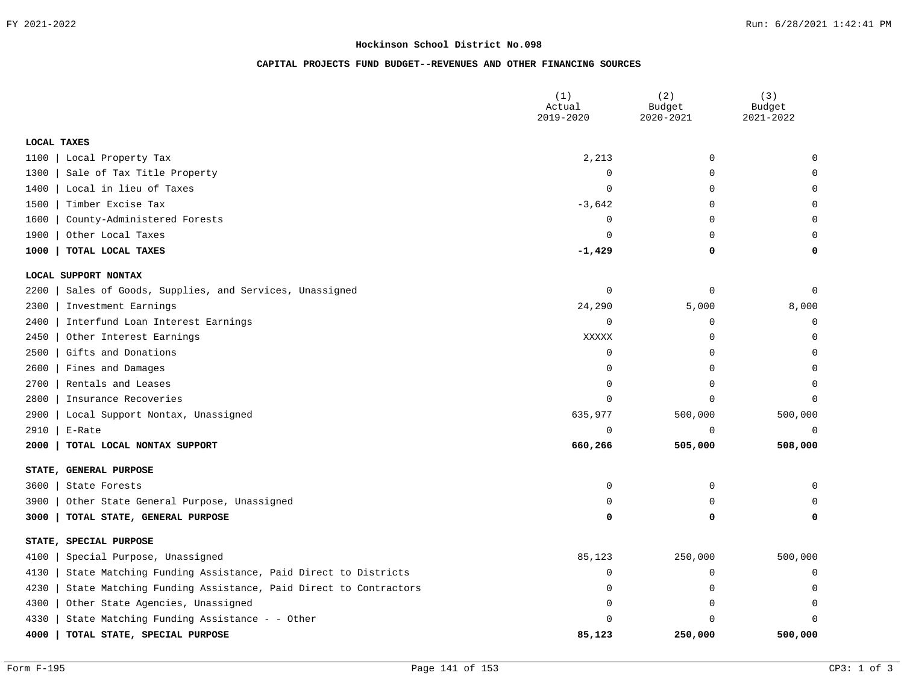## Hockinson School District No.098

### CAPITAL PROJECTS FUND BUDGET--REVENUES AND OTHER FINANCING SOURCES

| | (1) Actual 2019-2020 | (2) Budget 2020-2021 | (3) Budget 2021-2022 |
|---|---|---|---|
| **LOCAL TAXES** | | | |
| 1100 \| Local Property Tax | 2,213 | 0 | 0 |
| 1300 \| Sale of Tax Title Property | 0 | 0 | 0 |
| 1400 \| Local in lieu of Taxes | 0 | 0 | 0 |
| 1500 \| Timber Excise Tax | -3,642 | 0 | 0 |
| 1600 \| County-Administered Forests | 0 | 0 | 0 |
| 1900 \| Other Local Taxes | 0 | 0 | 0 |
| **1000 \| TOTAL LOCAL TAXES** | **-1,429** | **0** | **0** |
| **LOCAL SUPPORT NONTAX** | | | |
| 2200 \| Sales of Goods, Supplies, and Services, Unassigned | 0 | 0 | 0 |
| 2300 \| Investment Earnings | 24,290 | 5,000 | 8,000 |
| 2400 \| Interfund Loan Interest Earnings | 0 | 0 | 0 |
| 2450 \| Other Interest Earnings | XXXXX | 0 | 0 |
| 2500 \| Gifts and Donations | 0 | 0 | 0 |
| 2600 \| Fines and Damages | 0 | 0 | 0 |
| 2700 \| Rentals and Leases | 0 | 0 | 0 |
| 2800 \| Insurance Recoveries | 0 | 0 | 0 |
| 2900 \| Local Support Nontax, Unassigned | 635,977 | 500,000 | 500,000 |
| 2910 \| E-Rate | 0 | 0 | 0 |
| **2000 \| TOTAL LOCAL NONTAX SUPPORT** | **660,266** | **505,000** | **508,000** |
| **STATE, GENERAL PURPOSE** | | | |
| 3600 \| State Forests | 0 | 0 | 0 |
| 3900 \| Other State General Purpose, Unassigned | 0 | 0 | 0 |
| **3000 \| TOTAL STATE, GENERAL PURPOSE** | **0** | **0** | **0** |
| **STATE, SPECIAL PURPOSE** | | | |
| 4100 \| Special Purpose, Unassigned | 85,123 | 250,000 | 500,000 |
| 4130 \| State Matching Funding Assistance, Paid Direct to Districts | 0 | 0 | 0 |
| 4230 \| State Matching Funding Assistance, Paid Direct to Contractors | 0 | 0 | 0 |
| 4300 \| Other State Agencies, Unassigned | 0 | 0 | 0 |
| 4330 \| State Matching Funding Assistance - - Other | 0 | 0 | 0 |
| **4000 \| TOTAL STATE, SPECIAL PURPOSE** | **85,123** | **250,000** | **500,000** |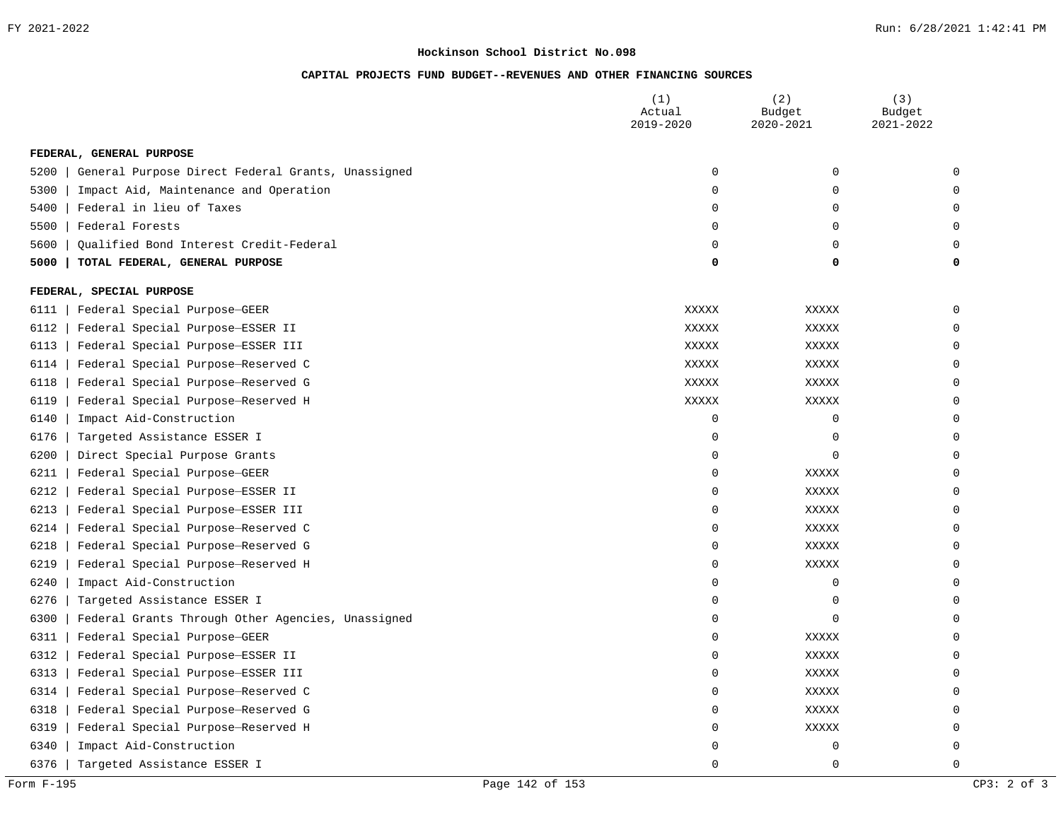## Hockinson School District No.098

### CAPITAL PROJECTS FUND BUDGET--REVENUES AND OTHER FINANCING SOURCES

| | (1) Actual 2019-2020 | (2) Budget 2020-2021 | (3) Budget 2021-2022 |
|---|---|---|---|
| **FEDERAL, GENERAL PURPOSE** | | | |
| 5200 \| General Purpose Direct Federal Grants, Unassigned | 0 | 0 | 0 |
| 5300 \| Impact Aid, Maintenance and Operation | 0 | 0 | 0 |
| 5400 \| Federal in lieu of Taxes | 0 | 0 | 0 |
| 5500 \| Federal Forests | 0 | 0 | 0 |
| 5600 \| Qualified Bond Interest Credit-Federal | 0 | 0 | 0 |
| **5000 \| TOTAL FEDERAL, GENERAL PURPOSE** | **0** | **0** | **0** |
| **FEDERAL, SPECIAL PURPOSE** | | | |
| 6111 \| Federal Special Purpose—GEER | XXXXX | XXXXX | 0 |
| 6112 \| Federal Special Purpose—ESSER II | XXXXX | XXXXX | 0 |
| 6113 \| Federal Special Purpose—ESSER III | XXXXX | XXXXX | 0 |
| 6114 \| Federal Special Purpose—Reserved C | XXXXX | XXXXX | 0 |
| 6118 \| Federal Special Purpose—Reserved G | XXXXX | XXXXX | 0 |
| 6119 \| Federal Special Purpose—Reserved H | XXXXX | XXXXX | 0 |
| 6140 \| Impact Aid-Construction | 0 | 0 | 0 |
| 6176 \| Targeted Assistance ESSER I | 0 | 0 | 0 |
| 6200 \| Direct Special Purpose Grants | 0 | 0 | 0 |
| 6211 \| Federal Special Purpose—GEER | 0 | XXXXX | 0 |
| 6212 \| Federal Special Purpose—ESSER II | 0 | XXXXX | 0 |
| 6213 \| Federal Special Purpose—ESSER III | 0 | XXXXX | 0 |
| 6214 \| Federal Special Purpose—Reserved C | 0 | XXXXX | 0 |
| 6218 \| Federal Special Purpose—Reserved G | 0 | XXXXX | 0 |
| 6219 \| Federal Special Purpose—Reserved H | 0 | XXXXX | 0 |
| 6240 \| Impact Aid-Construction | 0 | 0 | 0 |
| 6276 \| Targeted Assistance ESSER I | 0 | 0 | 0 |
| 6300 \| Federal Grants Through Other Agencies, Unassigned | 0 | 0 | 0 |
| 6311 \| Federal Special Purpose—GEER | 0 | XXXXX | 0 |
| 6312 \| Federal Special Purpose—ESSER II | 0 | XXXXX | 0 |
| 6313 \| Federal Special Purpose—ESSER III | 0 | XXXXX | 0 |
| 6314 \| Federal Special Purpose—Reserved C | 0 | XXXXX | 0 |
| 6318 \| Federal Special Purpose—Reserved G | 0 | XXXXX | 0 |
| 6319 \| Federal Special Purpose—Reserved H | 0 | XXXXX | 0 |
| 6340 \| Impact Aid-Construction | 0 | 0 | 0 |
| 6376 \| Targeted Assistance ESSER I | 0 | 0 | 0 |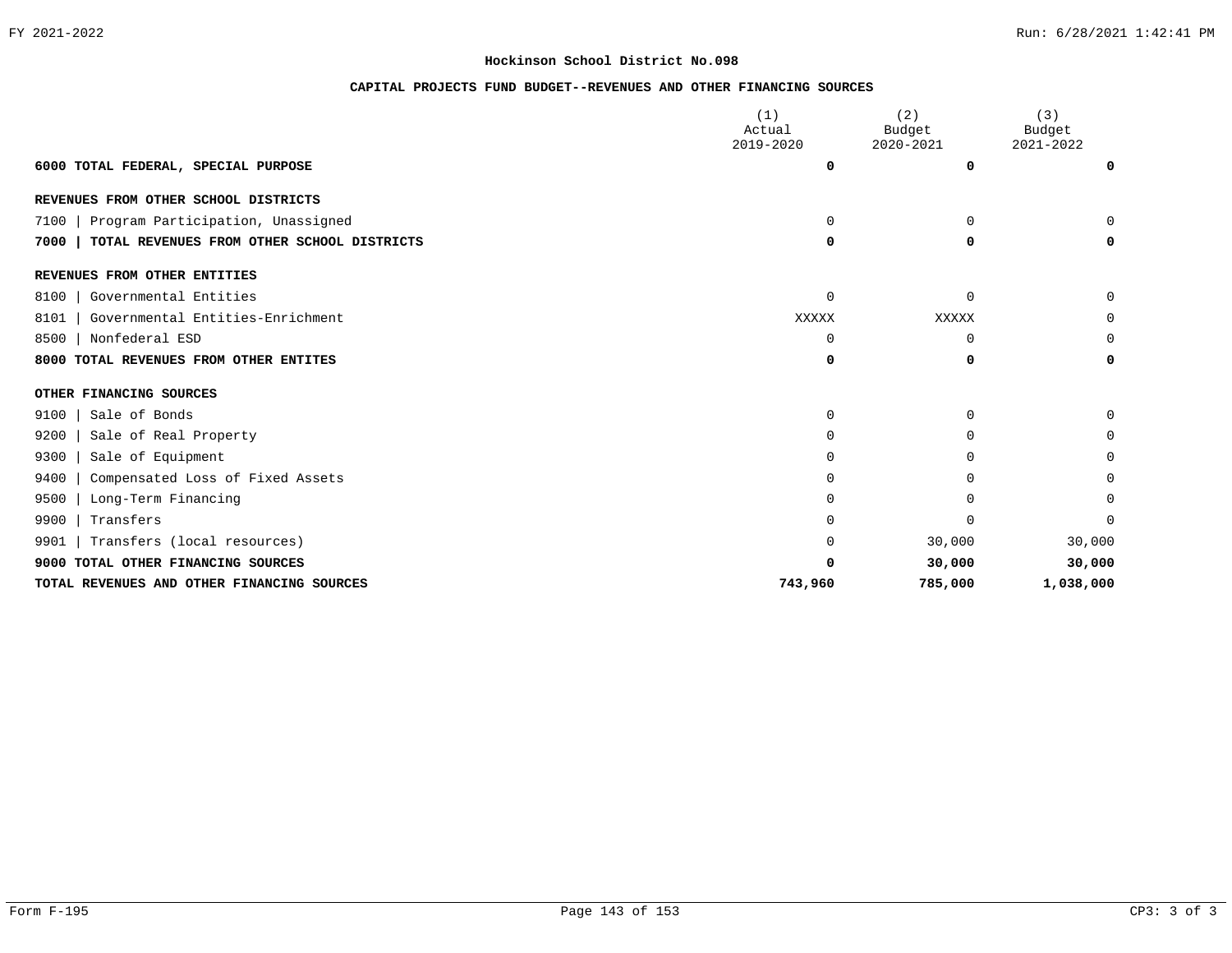**Hockinson School District No.098**

**CAPITAL PROJECTS FUND BUDGET--REVENUES AND OTHER FINANCING SOURCES**

| | (1) Actual 2019-2020 | (2) Budget 2020-2021 | (3) Budget 2021-2022 |
|---|---|---|---|
| **6000 TOTAL FEDERAL, SPECIAL PURPOSE** | **0** | **0** | **0** |
| **REVENUES FROM OTHER SCHOOL DISTRICTS** | | | |
| 7100 \| Program Participation, Unassigned | 0 | 0 | 0 |
| **7000 \| TOTAL REVENUES FROM OTHER SCHOOL DISTRICTS** | **0** | **0** | **0** |
| **REVENUES FROM OTHER ENTITIES** | | | |
| 8100 \| Governmental Entities | 0 | 0 | 0 |
| 8101 \| Governmental Entities-Enrichment | XXXXX | XXXXX | 0 |
| 8500 \| Nonfederal ESD | 0 | 0 | 0 |
| **8000 TOTAL REVENUES FROM OTHER ENTITES** | **0** | **0** | **0** |
| **OTHER FINANCING SOURCES** | | | |
| 9100 \| Sale of Bonds | 0 | 0 | 0 |
| 9200 \| Sale of Real Property | 0 | 0 | 0 |
| 9300 \| Sale of Equipment | 0 | 0 | 0 |
| 9400 \| Compensated Loss of Fixed Assets | 0 | 0 | 0 |
| 9500 \| Long-Term Financing | 0 | 0 | 0 |
| 9900 \| Transfers | 0 | 0 | 0 |
| 9901 \| Transfers (local resources) | 0 | 30,000 | 30,000 |
| **9000 TOTAL OTHER FINANCING SOURCES** | **0** | **30,000** | **30,000** |
| **TOTAL REVENUES AND OTHER FINANCING SOURCES** | **743,960** | **785,000** | **1,038,000** |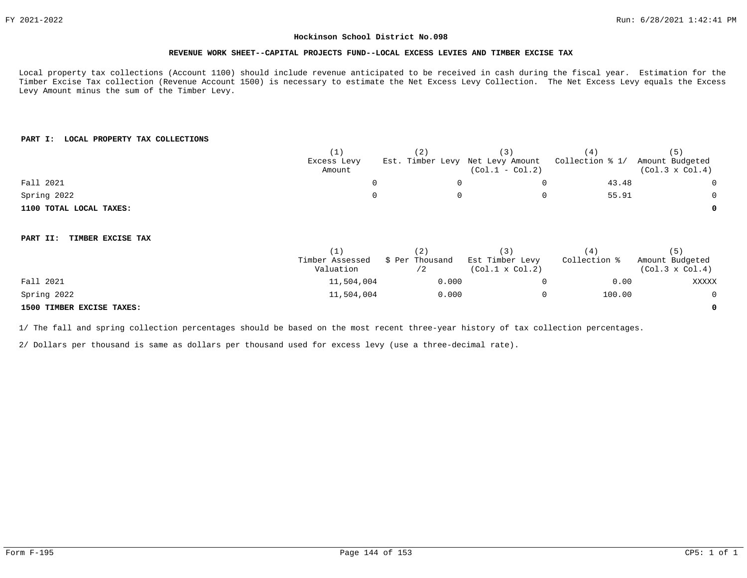# Hockinson School District No.098

## REVENUE WORK SHEET--CAPITAL PROJECTS FUND--LOCAL EXCESS LEVIES AND TIMBER EXCISE TAX

Local property tax collections (Account 1100) should include revenue anticipated to be received in cash during the fiscal year. Estimation for the Timber Excise Tax collection (Revenue Account 1500) is necessary to estimate the Net Excess Levy Collection. The Net Excess Levy equals the Excess Levy Amount minus the sum of the Timber Levy.

### PART I: LOCAL PROPERTY TAX COLLECTIONS

| | (1) Excess Levy Amount | (2) Est. Timber Levy | (3) Net Levy Amount (Col.1 - Col.2) | (4) Collection % 1/ | (5) Amount Budgeted (Col.3 x Col.4) |
|---|---|---|---|---|---|
| Fall 2021 | 0 | 0 | 0 | 43.48 | 0 |
| Spring 2022 | 0 | 0 | 0 | 55.91 | 0 |
| **1100 TOTAL LOCAL TAXES:** | | | | | **0** |

### PART II: TIMBER EXCISE TAX

| | (1) Timber Assessed Valuation | (2) $ Per Thousand /2 | (3) Est Timber Levy (Col.1 x Col.2) | (4) Collection % | (5) Amount Budgeted (Col.3 x Col.4) |
|---|---|---|---|---|---|
| Fall 2021 | 11,504,004 | 0.000 | 0 | 0.00 | XXXXX |
| Spring 2022 | 11,504,004 | 0.000 | 0 | 100.00 | 0 |
| **1500 TIMBER EXCISE TAXES:** | | | | | **0** |

1/ The fall and spring collection percentages should be based on the most recent three-year history of tax collection percentages.

2/ Dollars per thousand is same as dollars per thousand used for excess levy (use a three-decimal rate).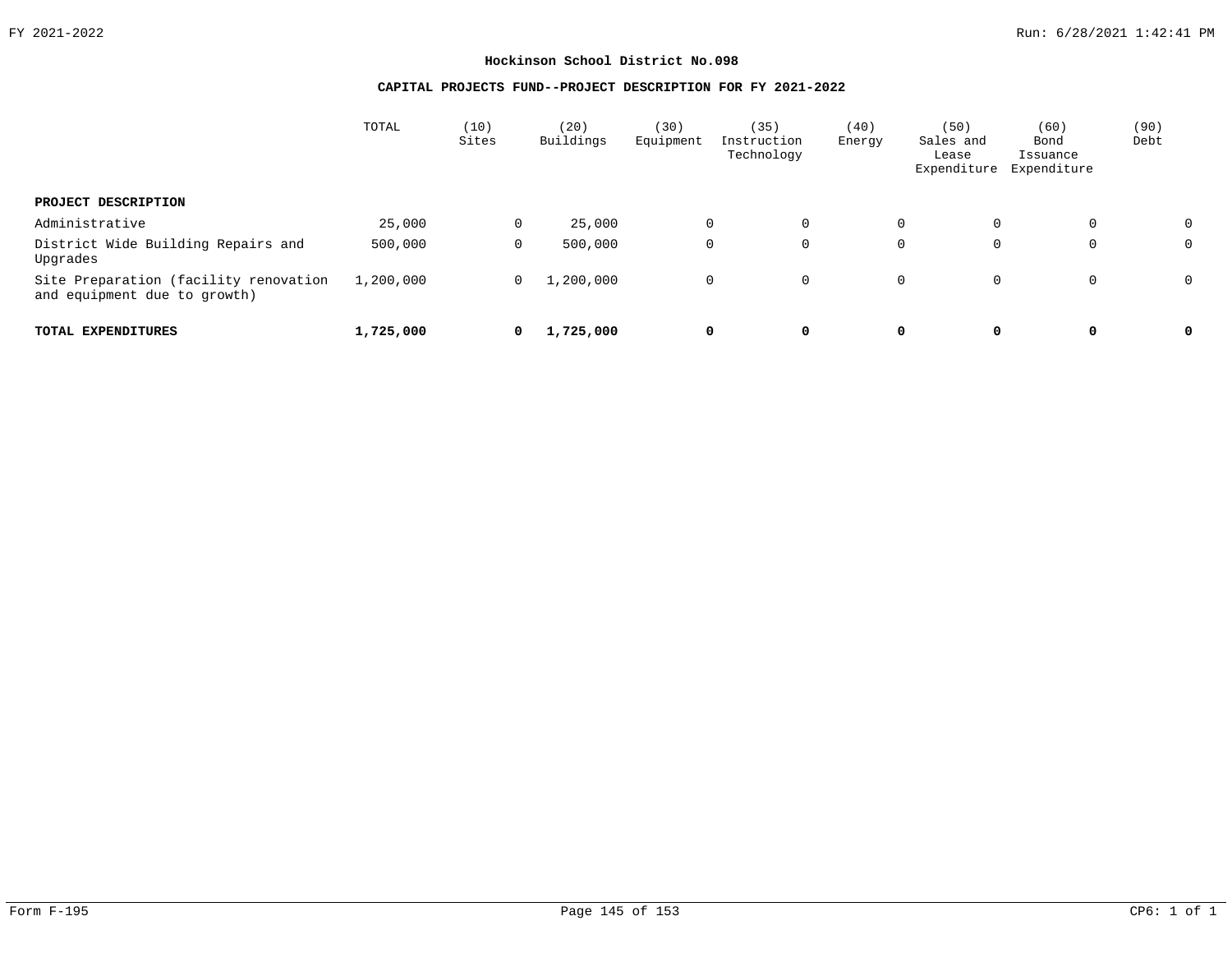# Hockinson School District No.098

## CAPITAL PROJECTS FUND--PROJECT DESCRIPTION FOR FY 2021-2022

| | TOTAL | (10) Sites | (20) Buildings | (30) Equipment | (35) Instruction Technology | (40) Energy | (50) Sales and Lease Expenditure | (60) Bond Issuance Expenditure | (90) Debt |
|---|---|---|---|---|---|---|---|---|---|
| **PROJECT DESCRIPTION** | | | | | | | | | |
| Administrative | 25,000 | 0 | 25,000 | 0 | 0 | 0 | 0 | 0 | 0 |
| District Wide Building Repairs and Upgrades | 500,000 | 0 | 500,000 | 0 | 0 | 0 | 0 | 0 | 0 |
| Site Preparation (facility renovation and equipment due to growth) | 1,200,000 | 0 | 1,200,000 | 0 | 0 | 0 | 0 | 0 | 0 |
| **TOTAL EXPENDITURES** | **1,725,000** | **0** | **1,725,000** | **0** | **0** | **0** | **0** | **0** | **0** |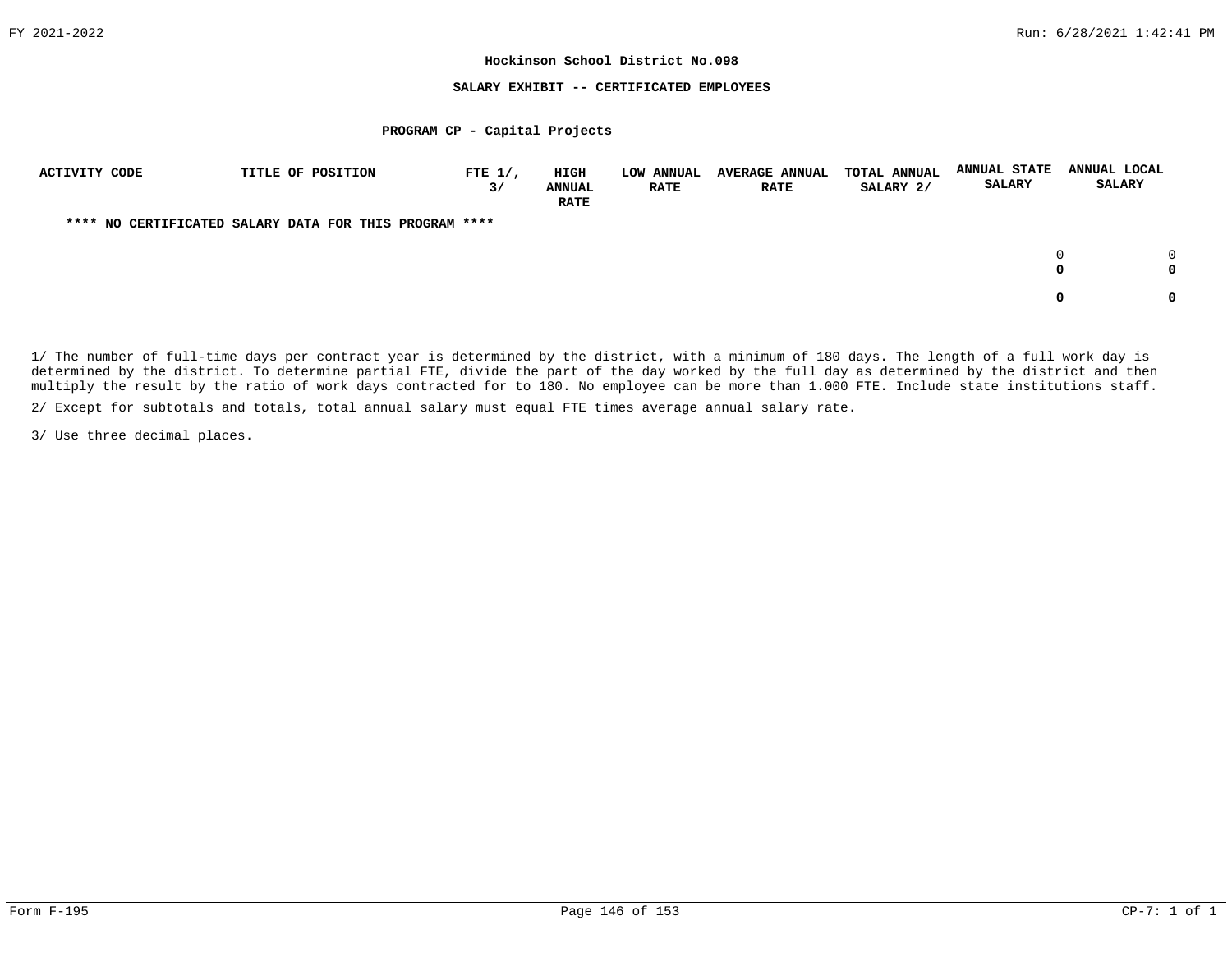**Hockinson School District No.098**

**SALARY EXHIBIT -- CERTIFICATED EMPLOYEES**

**PROGRAM CP - Capital Projects**

| ACTIVITY CODE | TITLE OF POSITION | FTE 1/, 3/ | HIGH ANNUAL RATE | LOW ANNUAL RATE | AVERAGE ANNUAL RATE | TOTAL ANNUAL SALARY 2/ | ANNUAL STATE SALARY | ANNUAL LOCAL SALARY |
|---|---|---|---|---|---|---|---|---|
| **\*\*\*\* NO CERTIFICATED SALARY DATA FOR THIS PROGRAM \*\*\*\*** | | | | | | | | |
| | | | | | | | 0 | 0 |
| | | | | | | | **0** | **0** |
| | | | | | | | **0** | **0** |

1/ The number of full-time days per contract year is determined by the district, with a minimum of 180 days. The length of a full work day is determined by the district. To determine partial FTE, divide the part of the day worked by the full day as determined by the district and then multiply the result by the ratio of work days contracted for to 180. No employee can be more than 1.000 FTE. Include state institutions staff.

2/ Except for subtotals and totals, total annual salary must equal FTE times average annual salary rate.

3/ Use three decimal places.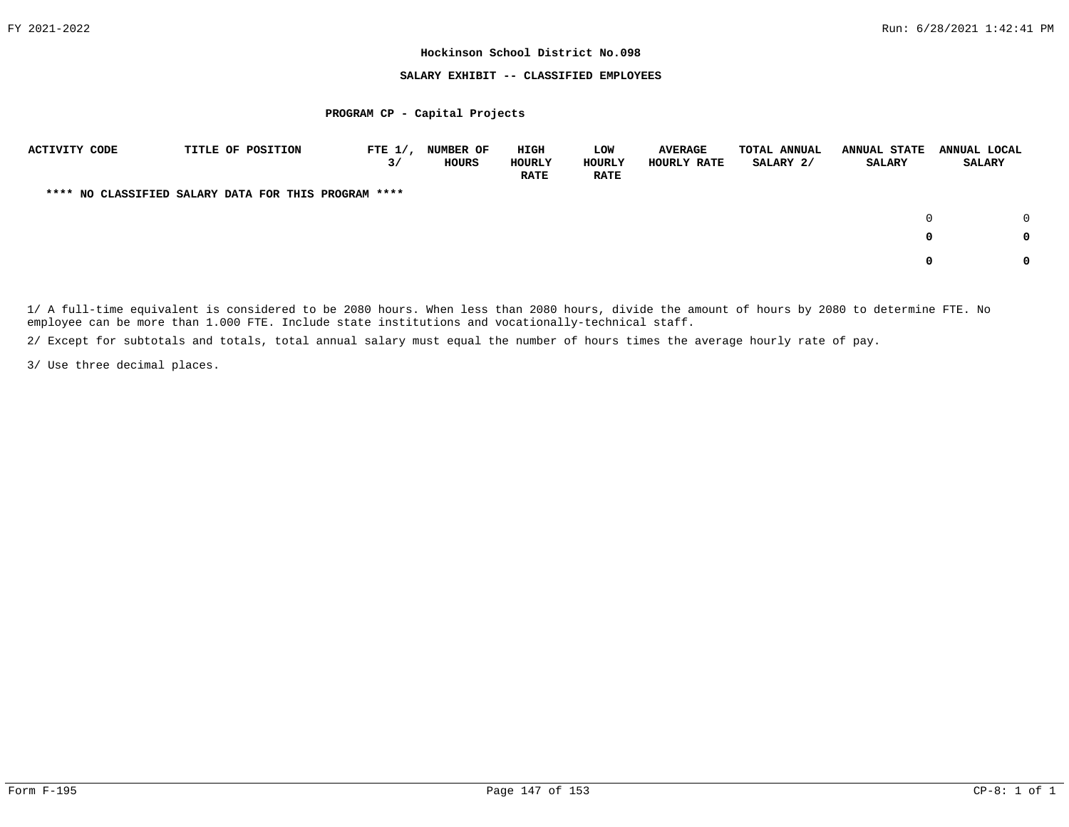**Hockinson School District No.098**

**SALARY EXHIBIT -- CLASSIFIED EMPLOYEES**

**PROGRAM CP - Capital Projects**

| ACTIVITY CODE | TITLE OF POSITION | FTE 1/, 3/ | NUMBER OF HOURS | HIGH HOURLY RATE | LOW HOURLY RATE | AVERAGE HOURLY RATE | TOTAL ANNUAL SALARY 2/ | ANNUAL STATE SALARY | ANNUAL LOCAL SALARY |
|---|---|---|---|---|---|---|---|---|---|
| **** NO CLASSIFIED SALARY DATA FOR THIS PROGRAM **** | | | | | | | | | |
| | | | | | | | | 0 | 0 |
| | | | | | | | | **0** | **0** |
| | | | | | | | | **0** | **0** |

1/ A full-time equivalent is considered to be 2080 hours. When less than 2080 hours, divide the amount of hours by 2080 to determine FTE. No employee can be more than 1.000 FTE. Include state institutions and vocationally-technical staff.

2/ Except for subtotals and totals, total annual salary must equal the number of hours times the average hourly rate of pay.

3/ Use three decimal places.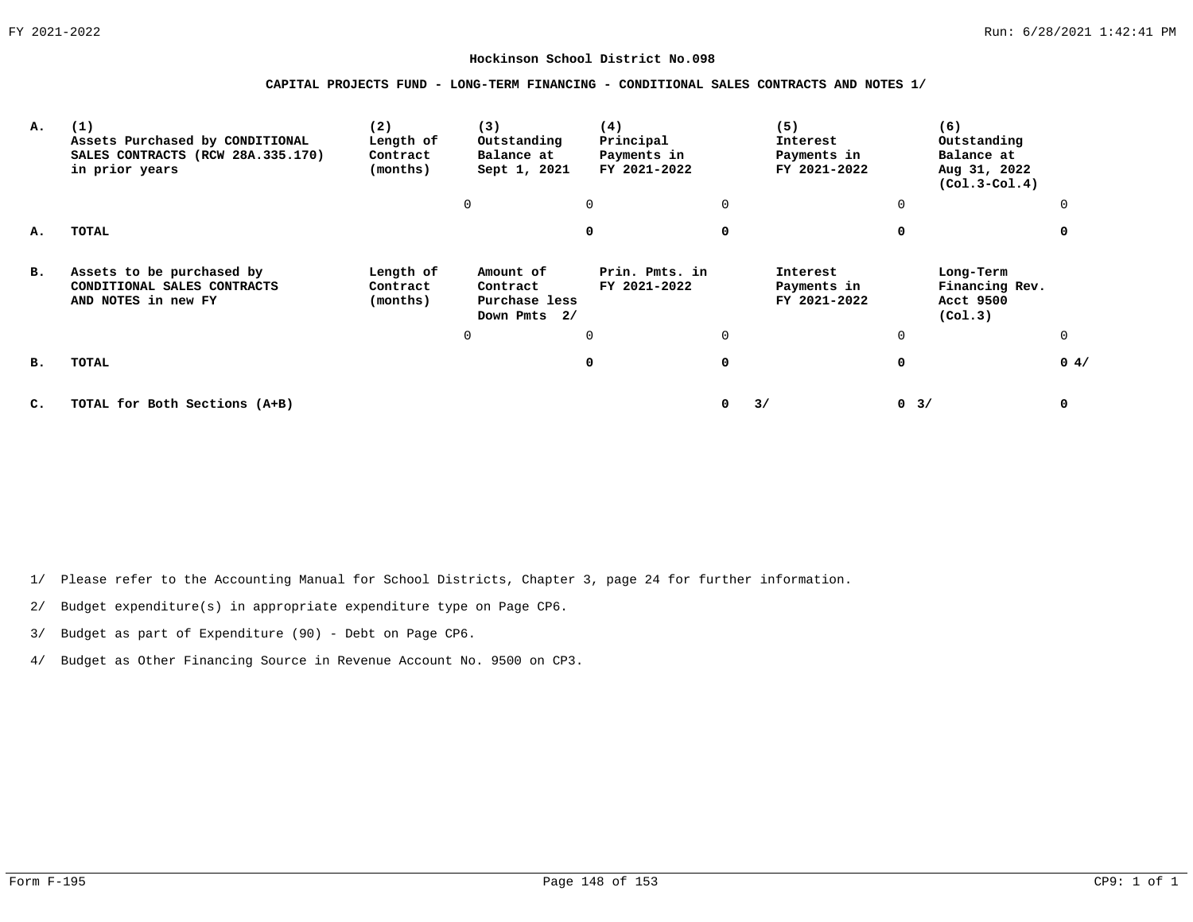**Hockinson School District No.098**

**CAPITAL PROJECTS FUND - LONG-TERM FINANCING - CONDITIONAL SALES CONTRACTS AND NOTES 1/**

| | (1) | (2) | (3) | (4) | (5) | (6) |
|---|---|---|---|---|---|---|
| **A.** | **Assets Purchased by CONDITIONAL SALES CONTRACTS (RCW 28A.335.170) in prior years** | **Length of Contract (months)** | **Outstanding Balance at Sept 1, 2021** | **Principal Payments in FY 2021-2022** | **Interest Payments in FY 2021-2022** | **Outstanding Balance at Aug 31, 2022 (Col.3-Col.4)** |
| | | 0 | 0 | 0 | 0 | 0 |
| **A.** | **TOTAL** | | **0** | **0** | **0** | **0** |
| **B.** | **Assets to be purchased by CONDITIONAL SALES CONTRACTS AND NOTES in new FY** | **Length of Contract (months)** | **Amount of Contract Purchase less Down Pmts 2/** | **Prin. Pmts. in FY 2021-2022** | **Interest Payments in FY 2021-2022** | **Long-Term Financing Rev. Acct 9500 (Col.3)** |
| | | 0 | 0 | 0 | 0 | 0 |
| **B.** | **TOTAL** | | **0** | **0** | **0** | **0 4/** |
| **C.** | **TOTAL for Both Sections (A+B)** | | | **0 3/** | **0 3/** | **0** |

1/ Please refer to the Accounting Manual for School Districts, Chapter 3, page 24 for further information.

2/ Budget expenditure(s) in appropriate expenditure type on Page CP6.

3/ Budget as part of Expenditure (90) - Debt on Page CP6.

4/ Budget as Other Financing Source in Revenue Account No. 9500 on CP3.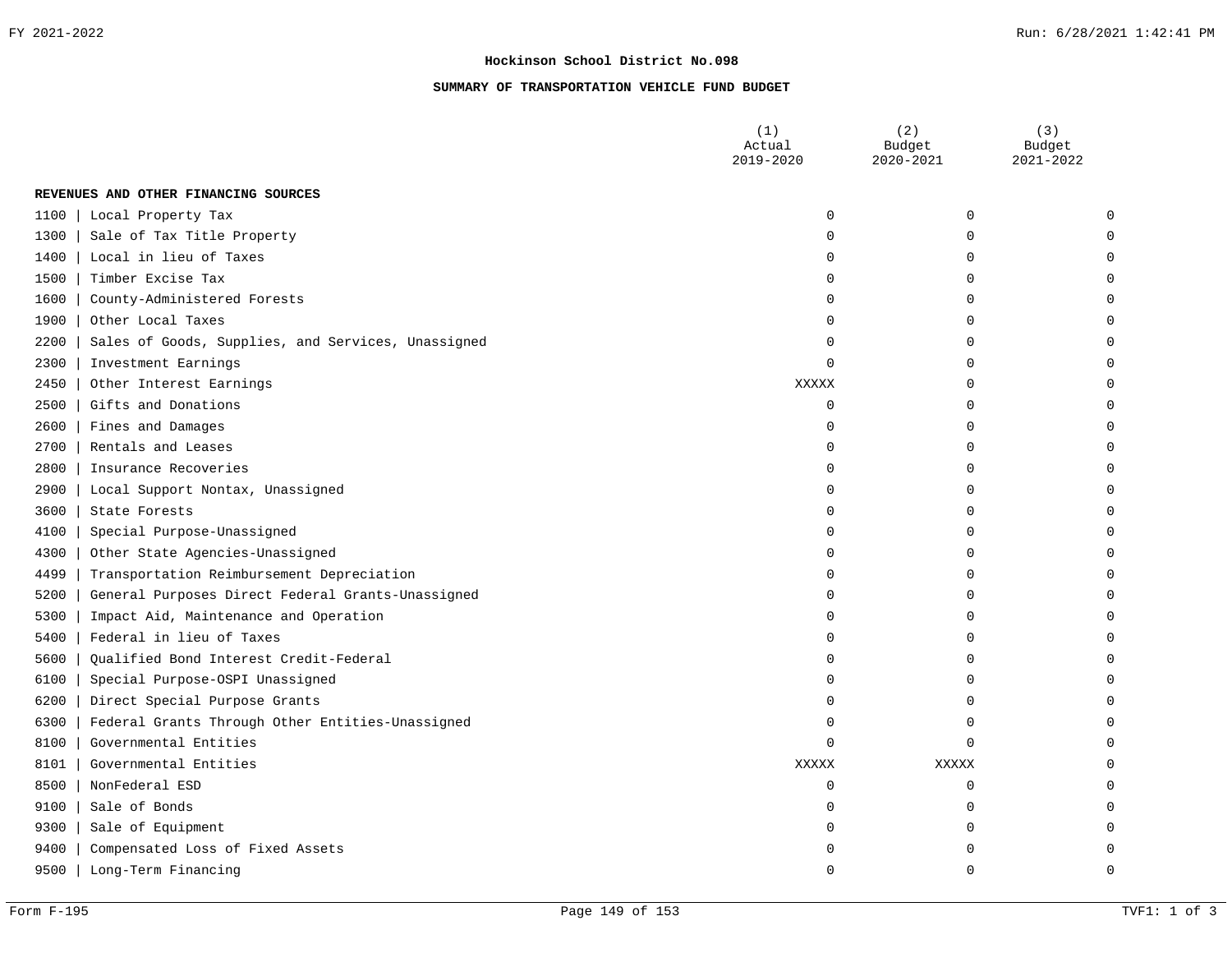**Hockinson School District No.098**

**SUMMARY OF TRANSPORTATION VEHICLE FUND BUDGET**

| | (1) Actual 2019-2020 | (2) Budget 2020-2021 | (3) Budget 2021-2022 |
|---|---|---|---|
| **REVENUES AND OTHER FINANCING SOURCES** | | | |
| 1100 \| Local Property Tax | 0 | 0 | 0 |
| 1300 \| Sale of Tax Title Property | 0 | 0 | 0 |
| 1400 \| Local in lieu of Taxes | 0 | 0 | 0 |
| 1500 \| Timber Excise Tax | 0 | 0 | 0 |
| 1600 \| County-Administered Forests | 0 | 0 | 0 |
| 1900 \| Other Local Taxes | 0 | 0 | 0 |
| 2200 \| Sales of Goods, Supplies, and Services, Unassigned | 0 | 0 | 0 |
| 2300 \| Investment Earnings | 0 | 0 | 0 |
| 2450 \| Other Interest Earnings | XXXXX | 0 | 0 |
| 2500 \| Gifts and Donations | 0 | 0 | 0 |
| 2600 \| Fines and Damages | 0 | 0 | 0 |
| 2700 \| Rentals and Leases | 0 | 0 | 0 |
| 2800 \| Insurance Recoveries | 0 | 0 | 0 |
| 2900 \| Local Support Nontax, Unassigned | 0 | 0 | 0 |
| 3600 \| State Forests | 0 | 0 | 0 |
| 4100 \| Special Purpose-Unassigned | 0 | 0 | 0 |
| 4300 \| Other State Agencies-Unassigned | 0 | 0 | 0 |
| 4499 \| Transportation Reimbursement Depreciation | 0 | 0 | 0 |
| 5200 \| General Purposes Direct Federal Grants-Unassigned | 0 | 0 | 0 |
| 5300 \| Impact Aid, Maintenance and Operation | 0 | 0 | 0 |
| 5400 \| Federal in lieu of Taxes | 0 | 0 | 0 |
| 5600 \| Qualified Bond Interest Credit-Federal | 0 | 0 | 0 |
| 6100 \| Special Purpose-OSPI Unassigned | 0 | 0 | 0 |
| 6200 \| Direct Special Purpose Grants | 0 | 0 | 0 |
| 6300 \| Federal Grants Through Other Entities-Unassigned | 0 | 0 | 0 |
| 8100 \| Governmental Entities | 0 | 0 | 0 |
| 8101 \| Governmental Entities | XXXXX | XXXXX | 0 |
| 8500 \| NonFederal ESD | 0 | 0 | 0 |
| 9100 \| Sale of Bonds | 0 | 0 | 0 |
| 9300 \| Sale of Equipment | 0 | 0 | 0 |
| 9400 \| Compensated Loss of Fixed Assets | 0 | 0 | 0 |
| 9500 \| Long-Term Financing | 0 | 0 | 0 |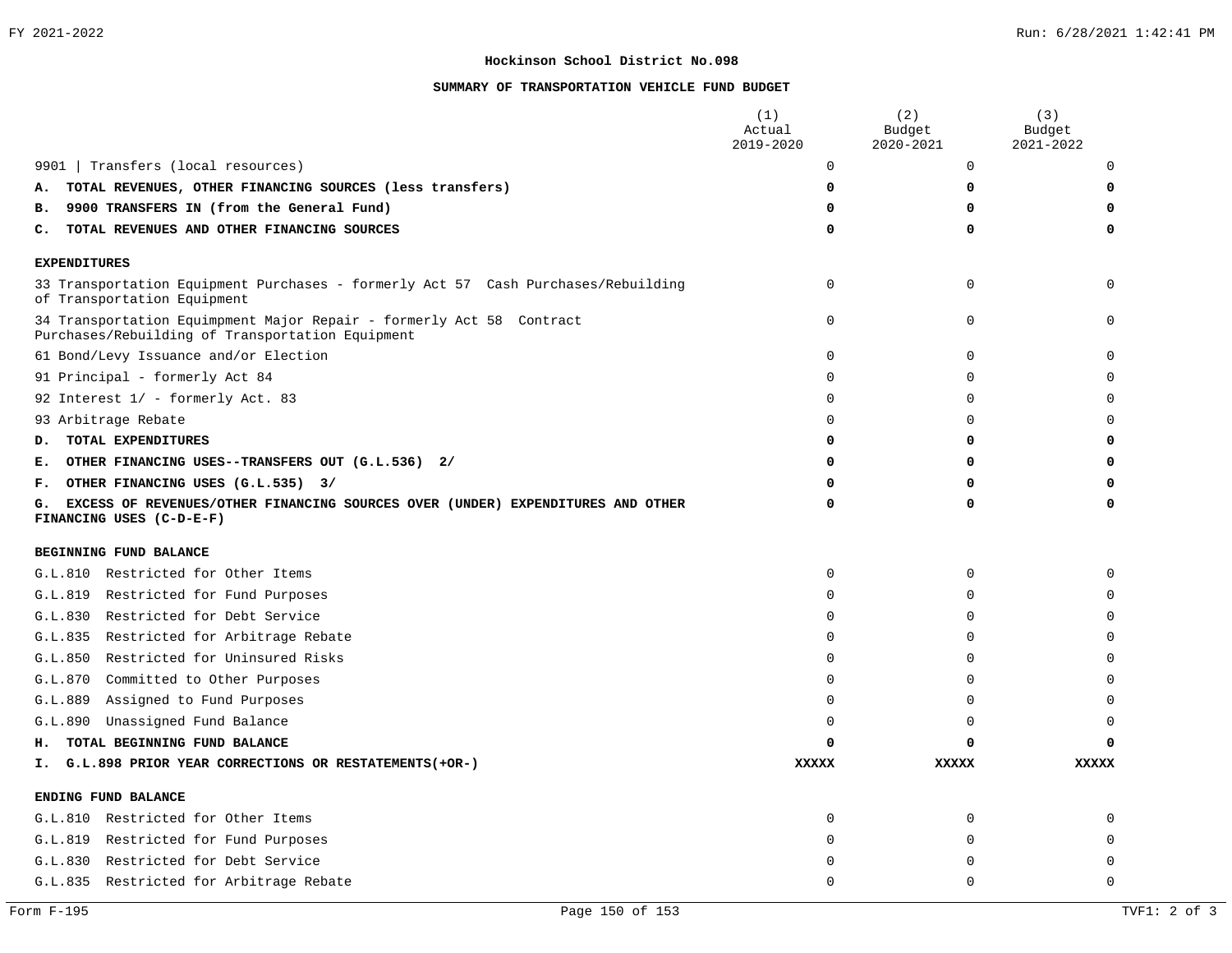**Hockinson School District No.098**

**SUMMARY OF TRANSPORTATION VEHICLE FUND BUDGET**

| | (1) Actual 2019-2020 | (2) Budget 2020-2021 | (3) Budget 2021-2022 |
|---|---|---|---|
| 9901 \| Transfers (local resources) | 0 | 0 | 0 |
| **A. TOTAL REVENUES, OTHER FINANCING SOURCES (less transfers)** | **0** | **0** | **0** |
| **B. 9900 TRANSFERS IN (from the General Fund)** | **0** | **0** | **0** |
| **C. TOTAL REVENUES AND OTHER FINANCING SOURCES** | **0** | **0** | **0** |
| **EXPENDITURES** | | | |
| 33 Transportation Equipment Purchases - formerly Act 57 Cash Purchases/Rebuilding of Transportation Equipment | 0 | 0 | 0 |
| 34 Transportation Equimpment Major Repair - formerly Act 58 Contract Purchases/Rebuilding of Transportation Equipment | 0 | 0 | 0 |
| 61 Bond/Levy Issuance and/or Election | 0 | 0 | 0 |
| 91 Principal - formerly Act 84 | 0 | 0 | 0 |
| 92 Interest 1/ - formerly Act. 83 | 0 | 0 | 0 |
| 93 Arbitrage Rebate | 0 | 0 | 0 |
| **D. TOTAL EXPENDITURES** | **0** | **0** | **0** |
| **E. OTHER FINANCING USES--TRANSFERS OUT (G.L.536) 2/** | **0** | **0** | **0** |
| **F. OTHER FINANCING USES (G.L.535) 3/** | **0** | **0** | **0** |
| **G. EXCESS OF REVENUES/OTHER FINANCING SOURCES OVER (UNDER) EXPENDITURES AND OTHER FINANCING USES (C-D-E-F)** | **0** | **0** | **0** |
| **BEGINNING FUND BALANCE** | | | |
| G.L.810 Restricted for Other Items | 0 | 0 | 0 |
| G.L.819 Restricted for Fund Purposes | 0 | 0 | 0 |
| G.L.830 Restricted for Debt Service | 0 | 0 | 0 |
| G.L.835 Restricted for Arbitrage Rebate | 0 | 0 | 0 |
| G.L.850 Restricted for Uninsured Risks | 0 | 0 | 0 |
| G.L.870 Committed to Other Purposes | 0 | 0 | 0 |
| G.L.889 Assigned to Fund Purposes | 0 | 0 | 0 |
| G.L.890 Unassigned Fund Balance | 0 | 0 | 0 |
| **H. TOTAL BEGINNING FUND BALANCE** | **0** | **0** | **0** |
| **I. G.L.898 PRIOR YEAR CORRECTIONS OR RESTATEMENTS(+OR-)** | **XXXXX** | **XXXXX** | **XXXXX** |
| **ENDING FUND BALANCE** | | | |
| G.L.810 Restricted for Other Items | 0 | 0 | 0 |
| G.L.819 Restricted for Fund Purposes | 0 | 0 | 0 |
| G.L.830 Restricted for Debt Service | 0 | 0 | 0 |
| G.L.835 Restricted for Arbitrage Rebate | 0 | 0 | 0 |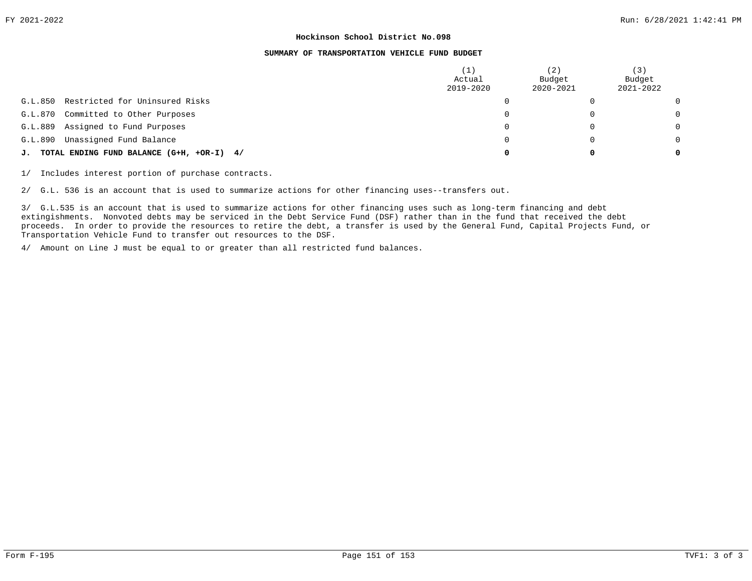**Hockinson School District No.098**

**SUMMARY OF TRANSPORTATION VEHICLE FUND BUDGET**

| | (1) Actual 2019-2020 | (2) Budget 2020-2021 | (3) Budget 2021-2022 |
|---|---|---|---|
| G.L.850 Restricted for Uninsured Risks | 0 | 0 | 0 |
| G.L.870 Committed to Other Purposes | 0 | 0 | 0 |
| G.L.889 Assigned to Fund Purposes | 0 | 0 | 0 |
| G.L.890 Unassigned Fund Balance | 0 | 0 | 0 |
| **J. TOTAL ENDING FUND BALANCE (G+H, +OR-I) 4/** | **0** | **0** | **0** |

1/ Includes interest portion of purchase contracts.

2/ G.L. 536 is an account that is used to summarize actions for other financing uses--transfers out.

3/ G.L.535 is an account that is used to summarize actions for other financing uses such as long-term financing and debt extingishments. Nonvoted debts may be serviced in the Debt Service Fund (DSF) rather than in the fund that received the debt proceeds. In order to provide the resources to retire the debt, a transfer is used by the General Fund, Capital Projects Fund, or Transportation Vehicle Fund to transfer out resources to the DSF.

4/ Amount on Line J must be equal to or greater than all restricted fund balances.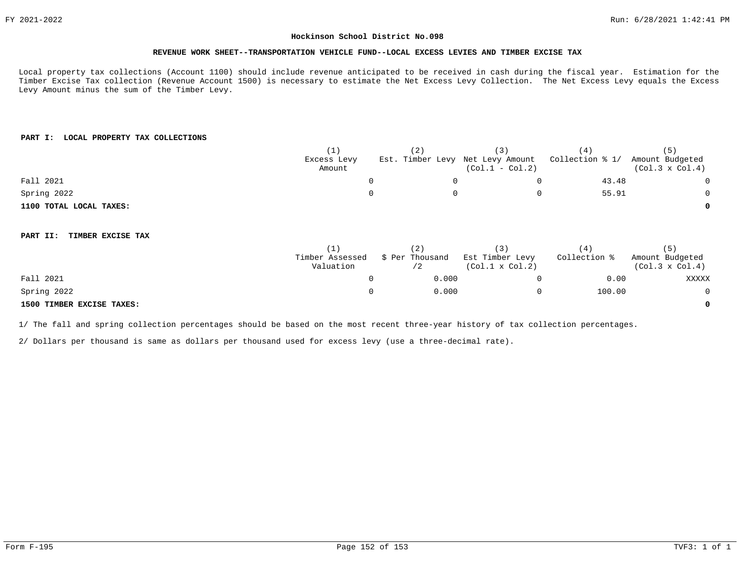# Hockinson School District No.098

## REVENUE WORK SHEET--TRANSPORTATION VEHICLE FUND--LOCAL EXCESS LEVIES AND TIMBER EXCISE TAX

Local property tax collections (Account 1100) should include revenue anticipated to be received in cash during the fiscal year. Estimation for the Timber Excise Tax collection (Revenue Account 1500) is necessary to estimate the Net Excess Levy Collection. The Net Excess Levy equals the Excess Levy Amount minus the sum of the Timber Levy.

### PART I: LOCAL PROPERTY TAX COLLECTIONS

| | (1) Excess Levy Amount | (2) Est. Timber Levy | (3) Net Levy Amount (Col.1 - Col.2) | (4) Collection % 1/ | (5) Amount Budgeted (Col.3 x Col.4) |
|---|---|---|---|---|---|
| Fall 2021 | 0 | 0 | 0 | 43.48 | 0 |
| Spring 2022 | 0 | 0 | 0 | 55.91 | 0 |
| **1100 TOTAL LOCAL TAXES:** | | | | | **0** |

### PART II: TIMBER EXCISE TAX

| | (1) Timber Assessed Valuation | (2) $ Per Thousand /2 | (3) Est Timber Levy (Col.1 x Col.2) | (4) Collection % | (5) Amount Budgeted (Col.3 x Col.4) |
|---|---|---|---|---|---|
| Fall 2021 | 0 | 0.000 | 0 | 0.00 | XXXXX |
| Spring 2022 | 0 | 0.000 | 0 | 100.00 | 0 |
| **1500 TIMBER EXCISE TAXES:** | | | | | **0** |

1/ The fall and spring collection percentages should be based on the most recent three-year history of tax collection percentages.

2/ Dollars per thousand is same as dollars per thousand used for excess levy (use a three-decimal rate).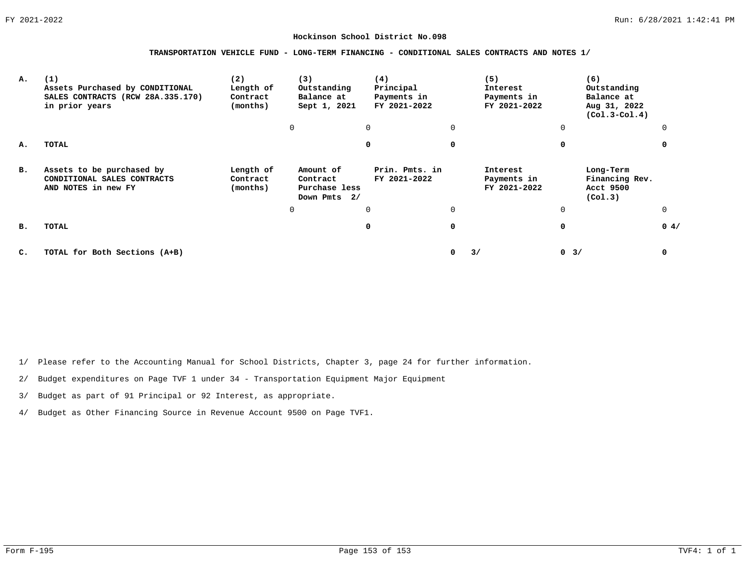### Hockinson School District No.098

#### TRANSPORTATION VEHICLE FUND - LONG-TERM FINANCING - CONDITIONAL SALES CONTRACTS AND NOTES 1/

| | (1) Assets Purchased by CONDITIONAL SALES CONTRACTS (RCW 28A.335.170) in prior years | (2) Length of Contract (months) | (3) Outstanding Balance at Sept 1, 2021 | (4) Principal Payments in FY 2021-2022 | (5) Interest Payments in FY 2021-2022 | (6) Outstanding Balance at Aug 31, 2022 (Col.3-Col.4) |
|---|---|---|---|---|---|---|
| | | 0 | 0 | 0 | 0 | 0 |
| **A.** | **TOTAL** | | **0** | **0** | **0** | **0** |

| | Assets to be purchased by CONDITIONAL SALES CONTRACTS AND NOTES in new FY | Length of Contract (months) | Amount of Contract Purchase less Down Pmts 2/ | Prin. Pmts. in FY 2021-2022 | Interest Payments in FY 2021-2022 | Long-Term Financing Rev. Acct 9500 (Col.3) |
|---|---|---|---|---|---|---|
| | | 0 | 0 | 0 | 0 | 0 |
| **B.** | **TOTAL** | | **0** | **0** | **0** | **0 4/** |
| **C.** | **TOTAL for Both Sections (A+B)** | | | **0 3/** | **0 3/** | **0** |

1/ Please refer to the Accounting Manual for School Districts, Chapter 3, page 24 for further information.

2/ Budget expenditures on Page TVF 1 under 34 - Transportation Equipment Major Equipment

3/ Budget as part of 91 Principal or 92 Interest, as appropriate.

4/ Budget as Other Financing Source in Revenue Account 9500 on Page TVF1.